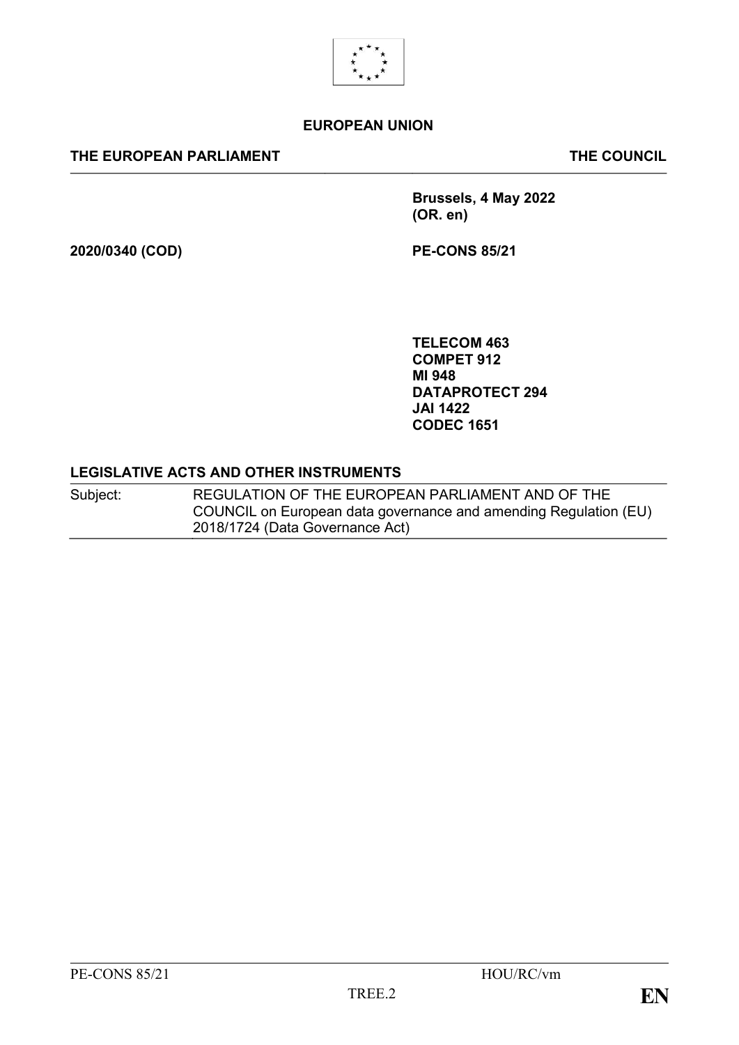**EUROPEAN UNION**

**THE EUROPEAN PARLIAMENT** | **THE COUNCIL**

**Brussels, 4 May 2022**
**(OR. en)**

**2020/0340 (COD)**

**PE-CONS 85/21**

**TELECOM 463**
**COMPET 912**
**MI 948**
**DATAPROTECT 294**
**JAI 1422**
**CODEC 1651**

**LEGISLATIVE ACTS AND OTHER INSTRUMENTS**

| | |
|---|---|
| Subject: | REGULATION OF THE EUROPEAN PARLIAMENT AND OF THE COUNCIL on European data governance and amending Regulation (EU) 2018/1724 (Data Governance Act) |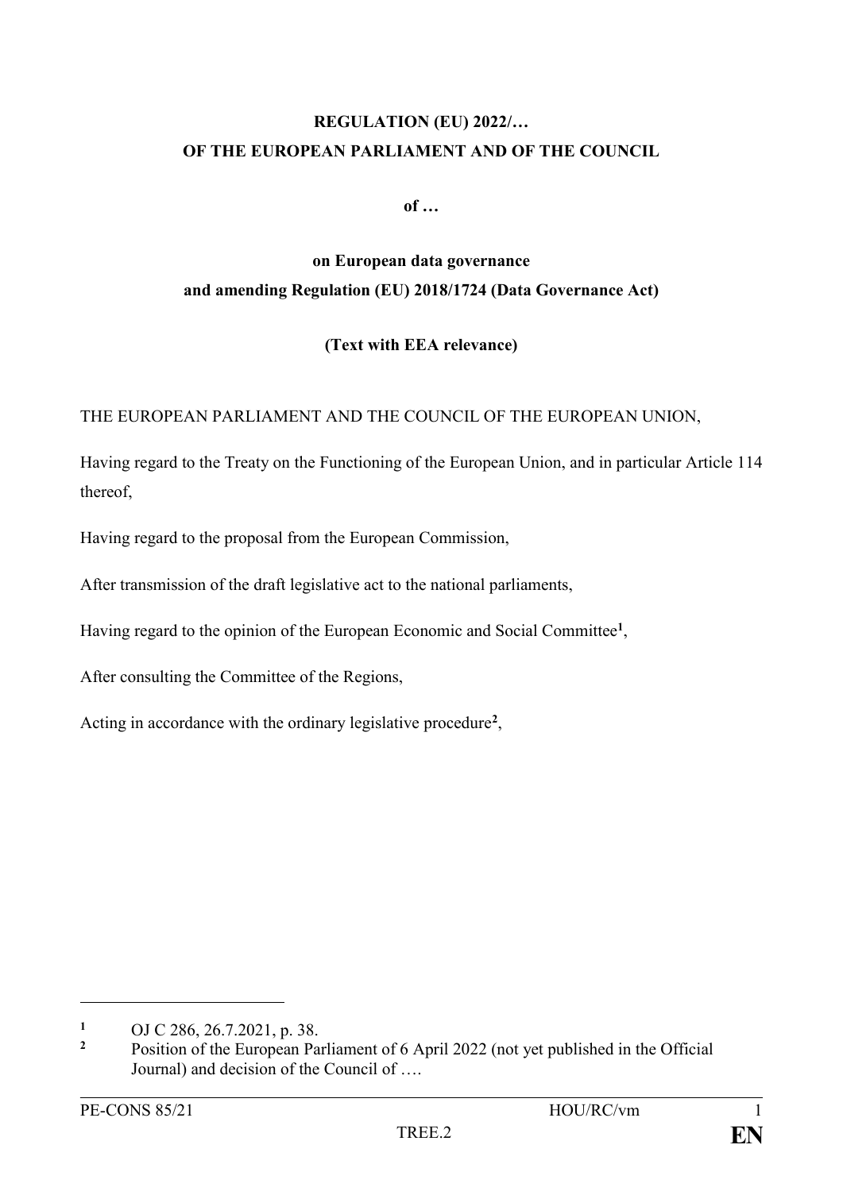**REGULATION (EU) 2022/…**
**OF THE EUROPEAN PARLIAMENT AND OF THE COUNCIL**

**of …**

**on European data governance**
**and amending Regulation (EU) 2018/1724 (Data Governance Act)**

**(Text with EEA relevance)**

THE EUROPEAN PARLIAMENT AND THE COUNCIL OF THE EUROPEAN UNION,

Having regard to the Treaty on the Functioning of the European Union, and in particular Article 114 thereof,

Having regard to the proposal from the European Commission,

After transmission of the draft legislative act to the national parliaments,

Having regard to the opinion of the European Economic and Social Committee[1],

After consulting the Committee of the Regions,

Acting in accordance with the ordinary legislative procedure[2],

---

[1] OJ C 286, 26.7.2021, p. 38.

[2] Position of the European Parliament of 6 April 2022 (not yet published in the Official Journal) and decision of the Council of ….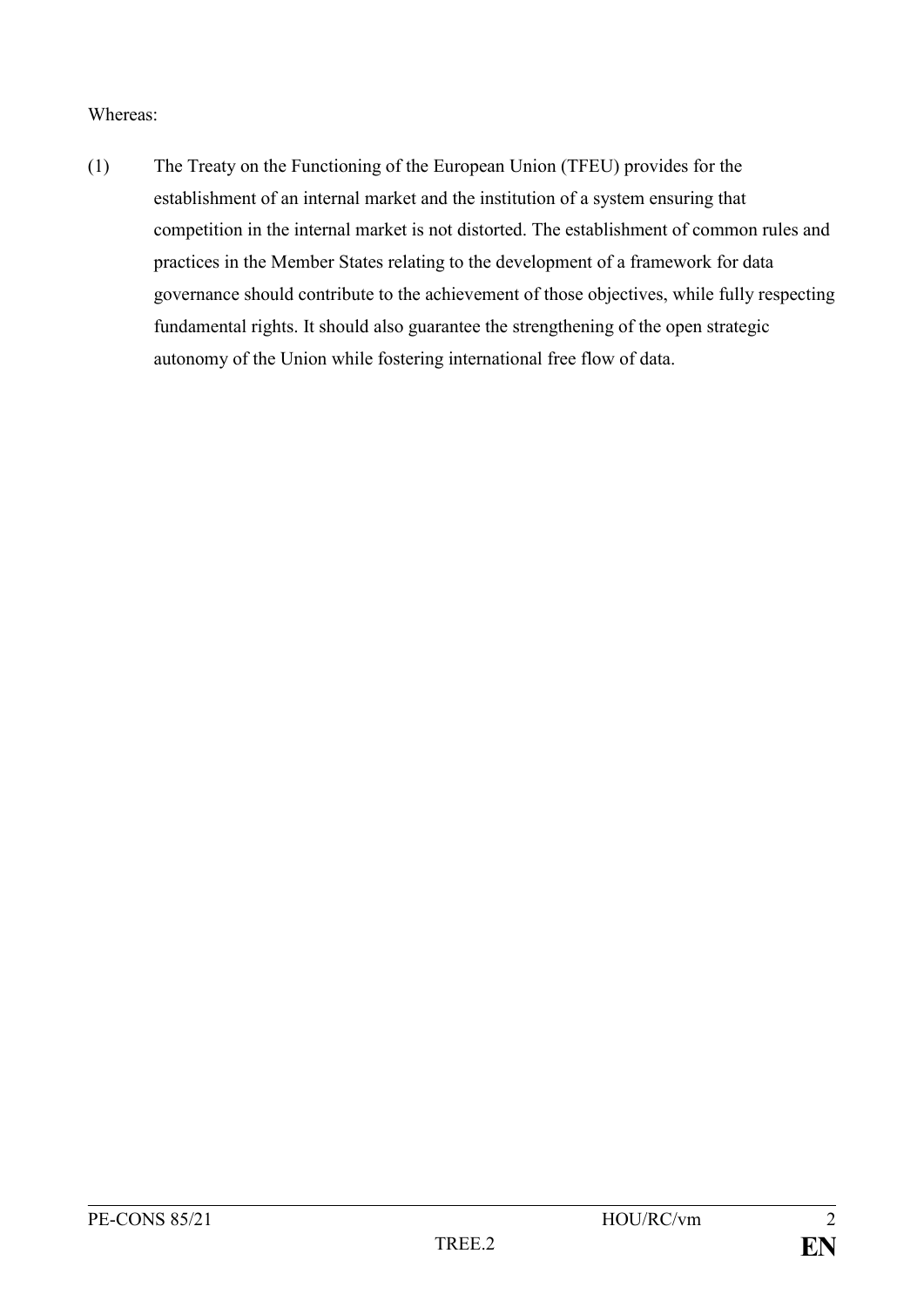Whereas:

(1) The Treaty on the Functioning of the European Union (TFEU) provides for the establishment of an internal market and the institution of a system ensuring that competition in the internal market is not distorted. The establishment of common rules and practices in the Member States relating to the development of a framework for data governance should contribute to the achievement of those objectives, while fully respecting fundamental rights. It should also guarantee the strengthening of the open strategic autonomy of the Union while fostering international free flow of data.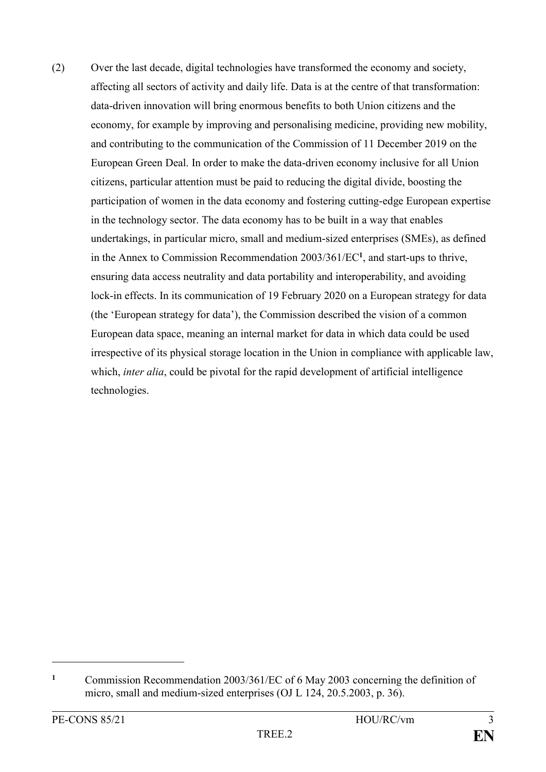(2) Over the last decade, digital technologies have transformed the economy and society, affecting all sectors of activity and daily life. Data is at the centre of that transformation: data-driven innovation will bring enormous benefits to both Union citizens and the economy, for example by improving and personalising medicine, providing new mobility, and contributing to the communication of the Commission of 11 December 2019 on the European Green Deal. In order to make the data-driven economy inclusive for all Union citizens, particular attention must be paid to reducing the digital divide, boosting the participation of women in the data economy and fostering cutting-edge European expertise in the technology sector. The data economy has to be built in a way that enables undertakings, in particular micro, small and medium-sized enterprises (SMEs), as defined in the Annex to Commission Recommendation 2003/361/EC[1], and start-ups to thrive, ensuring data access neutrality and data portability and interoperability, and avoiding lock-in effects. In its communication of 19 February 2020 on a European strategy for data (the 'European strategy for data'), the Commission described the vision of a common European data space, meaning an internal market for data in which data could be used irrespective of its physical storage location in the Union in compliance with applicable law, which, *inter alia*, could be pivotal for the rapid development of artificial intelligence technologies.

---

[1] Commission Recommendation 2003/361/EC of 6 May 2003 concerning the definition of micro, small and medium-sized enterprises (OJ L 124, 20.5.2003, p. 36).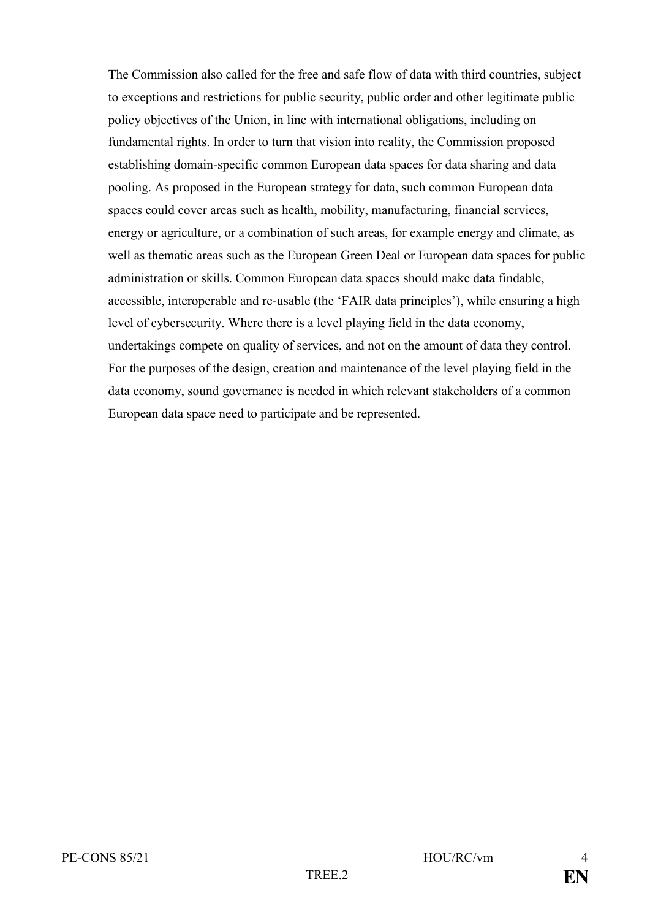The Commission also called for the free and safe flow of data with third countries, subject to exceptions and restrictions for public security, public order and other legitimate public policy objectives of the Union, in line with international obligations, including on fundamental rights. In order to turn that vision into reality, the Commission proposed establishing domain-specific common European data spaces for data sharing and data pooling. As proposed in the European strategy for data, such common European data spaces could cover areas such as health, mobility, manufacturing, financial services, energy or agriculture, or a combination of such areas, for example energy and climate, as well as thematic areas such as the European Green Deal or European data spaces for public administration or skills. Common European data spaces should make data findable, accessible, interoperable and re-usable (the 'FAIR data principles'), while ensuring a high level of cybersecurity. Where there is a level playing field in the data economy, undertakings compete on quality of services, and not on the amount of data they control. For the purposes of the design, creation and maintenance of the level playing field in the data economy, sound governance is needed in which relevant stakeholders of a common European data space need to participate and be represented.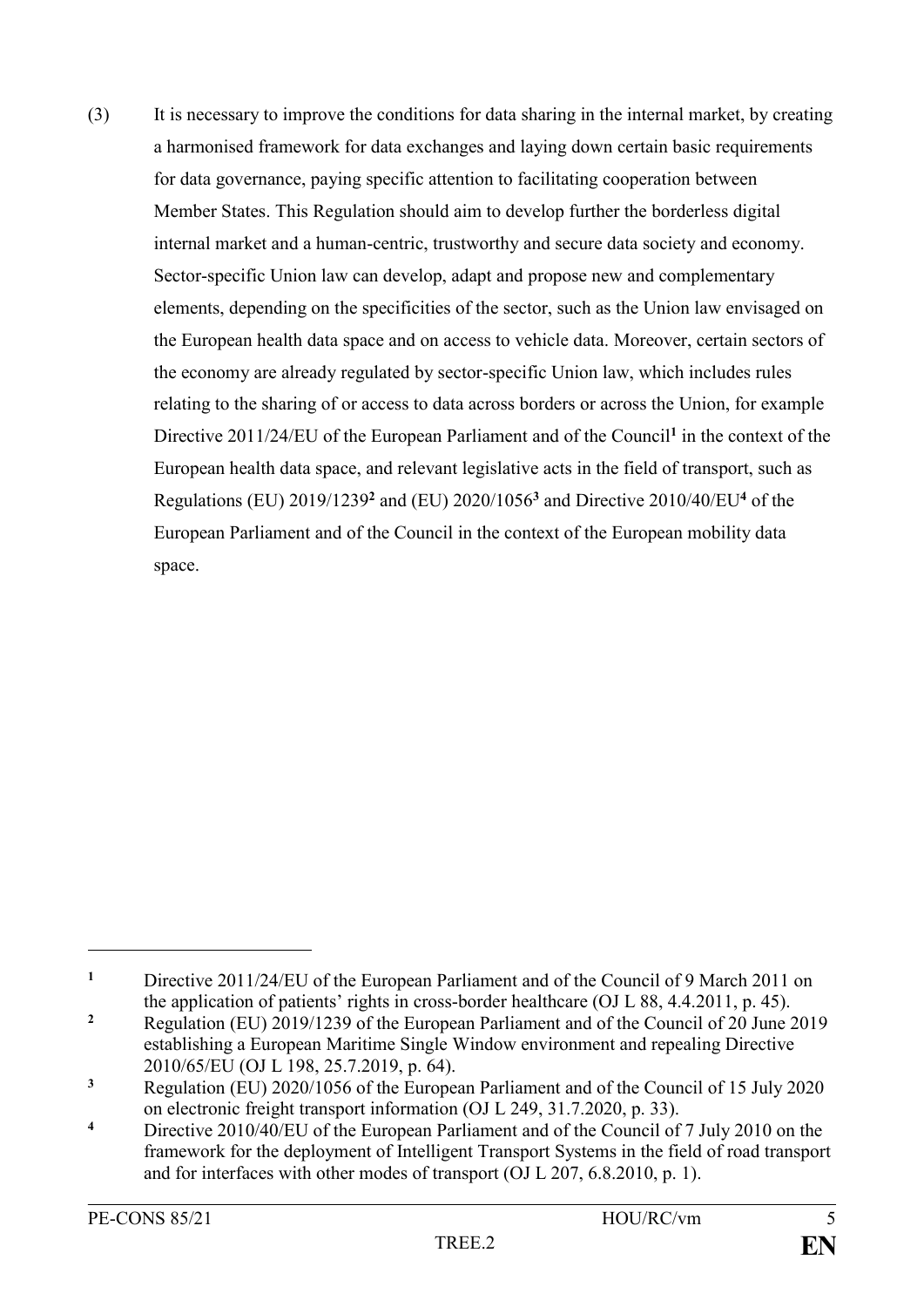(3) It is necessary to improve the conditions for data sharing in the internal market, by creating a harmonised framework for data exchanges and laying down certain basic requirements for data governance, paying specific attention to facilitating cooperation between Member States. This Regulation should aim to develop further the borderless digital internal market and a human-centric, trustworthy and secure data society and economy. Sector-specific Union law can develop, adapt and propose new and complementary elements, depending on the specificities of the sector, such as the Union law envisaged on the European health data space and on access to vehicle data. Moreover, certain sectors of the economy are already regulated by sector-specific Union law, which includes rules relating to the sharing of or access to data across borders or across the Union, for example Directive 2011/24/EU of the European Parliament and of the Council[1] in the context of the European health data space, and relevant legislative acts in the field of transport, such as Regulations (EU) 2019/1239[2] and (EU) 2020/1056[3] and Directive 2010/40/EU[4] of the European Parliament and of the Council in the context of the European mobility data space.

---

[1] Directive 2011/24/EU of the European Parliament and of the Council of 9 March 2011 on the application of patients' rights in cross-border healthcare (OJ L 88, 4.4.2011, p. 45).

[2] Regulation (EU) 2019/1239 of the European Parliament and of the Council of 20 June 2019 establishing a European Maritime Single Window environment and repealing Directive 2010/65/EU (OJ L 198, 25.7.2019, p. 64).

[3] Regulation (EU) 2020/1056 of the European Parliament and of the Council of 15 July 2020 on electronic freight transport information (OJ L 249, 31.7.2020, p. 33).

[4] Directive 2010/40/EU of the European Parliament and of the Council of 7 July 2010 on the framework for the deployment of Intelligent Transport Systems in the field of road transport and for interfaces with other modes of transport (OJ L 207, 6.8.2010, p. 1).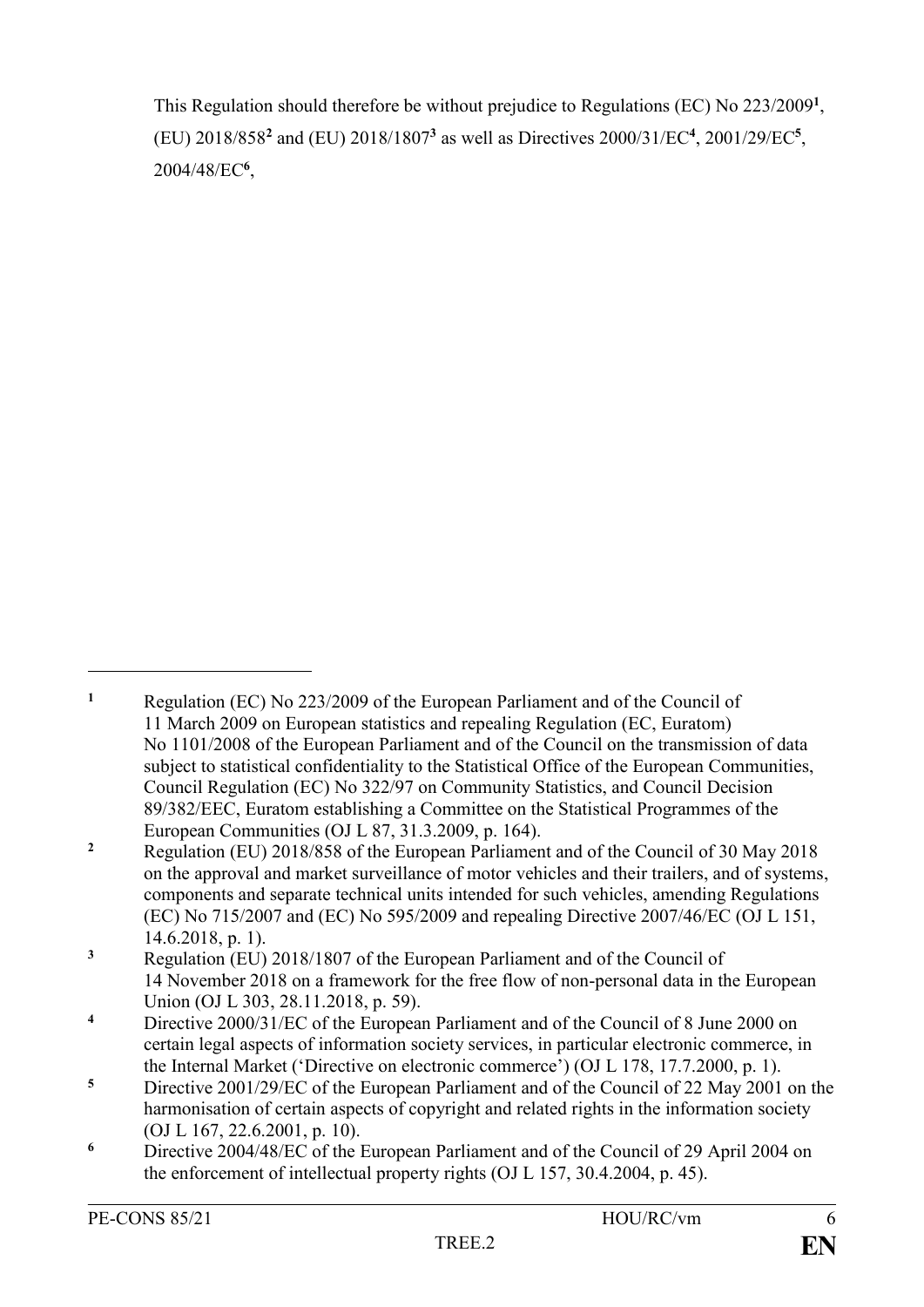This Regulation should therefore be without prejudice to Regulations (EC) No 223/2009[1], (EU) 2018/858[2] and (EU) 2018/1807[3] as well as Directives 2000/31/EC[4], 2001/29/EC[5], 2004/48/EC[6],

---

[1] Regulation (EC) No 223/2009 of the European Parliament and of the Council of 11 March 2009 on European statistics and repealing Regulation (EC, Euratom) No 1101/2008 of the European Parliament and of the Council on the transmission of data subject to statistical confidentiality to the Statistical Office of the European Communities, Council Regulation (EC) No 322/97 on Community Statistics, and Council Decision 89/382/EEC, Euratom establishing a Committee on the Statistical Programmes of the European Communities (OJ L 87, 31.3.2009, p. 164).

[2] Regulation (EU) 2018/858 of the European Parliament and of the Council of 30 May 2018 on the approval and market surveillance of motor vehicles and their trailers, and of systems, components and separate technical units intended for such vehicles, amending Regulations (EC) No 715/2007 and (EC) No 595/2009 and repealing Directive 2007/46/EC (OJ L 151, 14.6.2018, p. 1).

[3] Regulation (EU) 2018/1807 of the European Parliament and of the Council of 14 November 2018 on a framework for the free flow of non-personal data in the European Union (OJ L 303, 28.11.2018, p. 59).

[4] Directive 2000/31/EC of the European Parliament and of the Council of 8 June 2000 on certain legal aspects of information society services, in particular electronic commerce, in the Internal Market ('Directive on electronic commerce') (OJ L 178, 17.7.2000, p. 1).

[5] Directive 2001/29/EC of the European Parliament and of the Council of 22 May 2001 on the harmonisation of certain aspects of copyright and related rights in the information society (OJ L 167, 22.6.2001, p. 10).

[6] Directive 2004/48/EC of the European Parliament and of the Council of 29 April 2004 on the enforcement of intellectual property rights (OJ L 157, 30.4.2004, p. 45).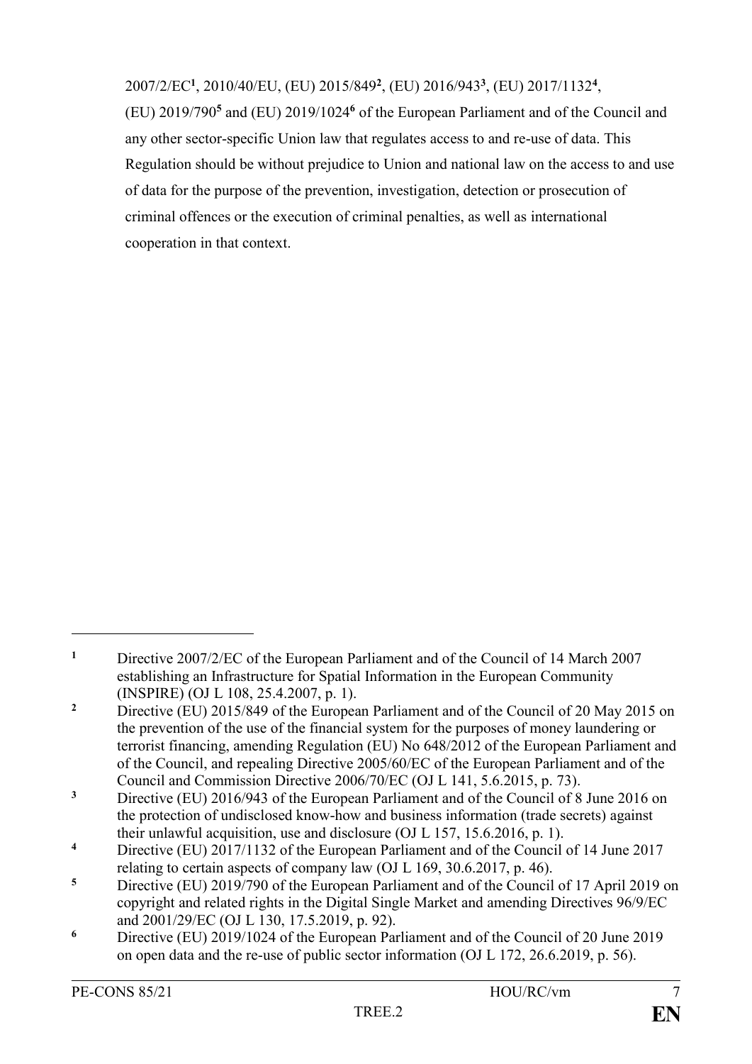2007/2/EC[1], 2010/40/EU, (EU) 2015/849[2], (EU) 2016/943[3], (EU) 2017/1132[4], (EU) 2019/790[5] and (EU) 2019/1024[6] of the European Parliament and of the Council and any other sector-specific Union law that regulates access to and re-use of data. This Regulation should be without prejudice to Union and national law on the access to and use of data for the purpose of the prevention, investigation, detection or prosecution of criminal offences or the execution of criminal penalties, as well as international cooperation in that context.

---

[1] Directive 2007/2/EC of the European Parliament and of the Council of 14 March 2007 establishing an Infrastructure for Spatial Information in the European Community (INSPIRE) (OJ L 108, 25.4.2007, p. 1).

[2] Directive (EU) 2015/849 of the European Parliament and of the Council of 20 May 2015 on the prevention of the use of the financial system for the purposes of money laundering or terrorist financing, amending Regulation (EU) No 648/2012 of the European Parliament and of the Council, and repealing Directive 2005/60/EC of the European Parliament and of the Council and Commission Directive 2006/70/EC (OJ L 141, 5.6.2015, p. 73).

[3] Directive (EU) 2016/943 of the European Parliament and of the Council of 8 June 2016 on the protection of undisclosed know-how and business information (trade secrets) against their unlawful acquisition, use and disclosure (OJ L 157, 15.6.2016, p. 1).

[4] Directive (EU) 2017/1132 of the European Parliament and of the Council of 14 June 2017 relating to certain aspects of company law (OJ L 169, 30.6.2017, p. 46).

[5] Directive (EU) 2019/790 of the European Parliament and of the Council of 17 April 2019 on copyright and related rights in the Digital Single Market and amending Directives 96/9/EC and 2001/29/EC (OJ L 130, 17.5.2019, p. 92).

[6] Directive (EU) 2019/1024 of the European Parliament and of the Council of 20 June 2019 on open data and the re-use of public sector information (OJ L 172, 26.6.2019, p. 56).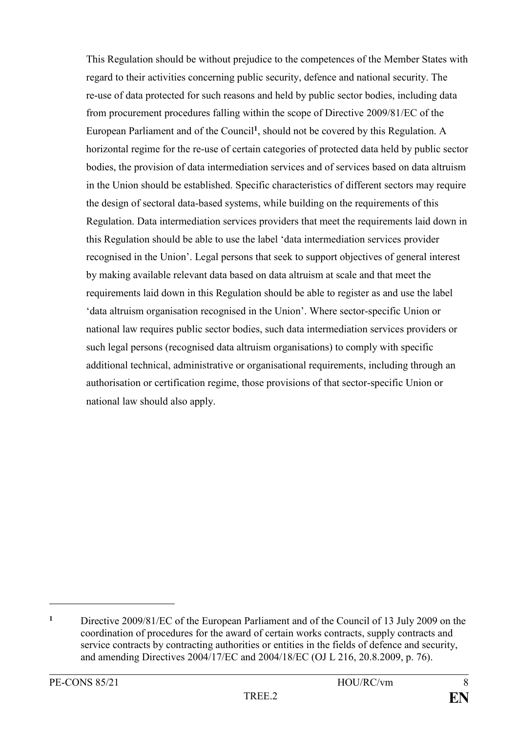This Regulation should be without prejudice to the competences of the Member States with regard to their activities concerning public security, defence and national security. The re-use of data protected for such reasons and held by public sector bodies, including data from procurement procedures falling within the scope of Directive 2009/81/EC of the European Parliament and of the Council[1], should not be covered by this Regulation. A horizontal regime for the re-use of certain categories of protected data held by public sector bodies, the provision of data intermediation services and of services based on data altruism in the Union should be established. Specific characteristics of different sectors may require the design of sectoral data-based systems, while building on the requirements of this Regulation. Data intermediation services providers that meet the requirements laid down in this Regulation should be able to use the label 'data intermediation services provider recognised in the Union'. Legal persons that seek to support objectives of general interest by making available relevant data based on data altruism at scale and that meet the requirements laid down in this Regulation should be able to register as and use the label 'data altruism organisation recognised in the Union'. Where sector-specific Union or national law requires public sector bodies, such data intermediation services providers or such legal persons (recognised data altruism organisations) to comply with specific additional technical, administrative or organisational requirements, including through an authorisation or certification regime, those provisions of that sector-specific Union or national law should also apply.

---

[1] Directive 2009/81/EC of the European Parliament and of the Council of 13 July 2009 on the coordination of procedures for the award of certain works contracts, supply contracts and service contracts by contracting authorities or entities in the fields of defence and security, and amending Directives 2004/17/EC and 2004/18/EC (OJ L 216, 20.8.2009, p. 76).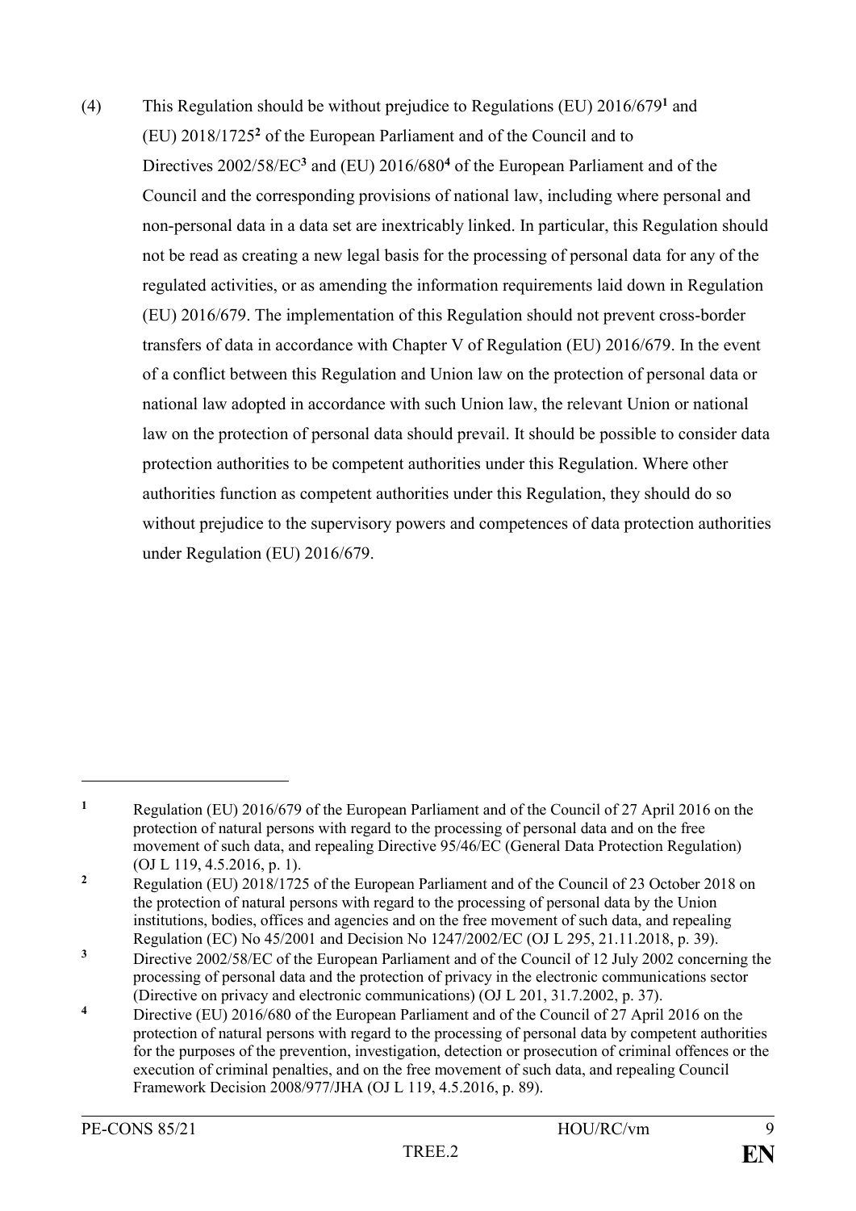(4) This Regulation should be without prejudice to Regulations (EU) 2016/679[1] and (EU) 2018/1725[2] of the European Parliament and of the Council and to Directives 2002/58/EC[3] and (EU) 2016/680[4] of the European Parliament and of the Council and the corresponding provisions of national law, including where personal and non-personal data in a data set are inextricably linked. In particular, this Regulation should not be read as creating a new legal basis for the processing of personal data for any of the regulated activities, or as amending the information requirements laid down in Regulation (EU) 2016/679. The implementation of this Regulation should not prevent cross-border transfers of data in accordance with Chapter V of Regulation (EU) 2016/679. In the event of a conflict between this Regulation and Union law on the protection of personal data or national law adopted in accordance with such Union law, the relevant Union or national law on the protection of personal data should prevail. It should be possible to consider data protection authorities to be competent authorities under this Regulation. Where other authorities function as competent authorities under this Regulation, they should do so without prejudice to the supervisory powers and competences of data protection authorities under Regulation (EU) 2016/679.

---

[1] Regulation (EU) 2016/679 of the European Parliament and of the Council of 27 April 2016 on the protection of natural persons with regard to the processing of personal data and on the free movement of such data, and repealing Directive 95/46/EC (General Data Protection Regulation) (OJ L 119, 4.5.2016, p. 1).

[2] Regulation (EU) 2018/1725 of the European Parliament and of the Council of 23 October 2018 on the protection of natural persons with regard to the processing of personal data by the Union institutions, bodies, offices and agencies and on the free movement of such data, and repealing Regulation (EC) No 45/2001 and Decision No 1247/2002/EC (OJ L 295, 21.11.2018, p. 39).

[3] Directive 2002/58/EC of the European Parliament and of the Council of 12 July 2002 concerning the processing of personal data and the protection of privacy in the electronic communications sector (Directive on privacy and electronic communications) (OJ L 201, 31.7.2002, p. 37).

[4] Directive (EU) 2016/680 of the European Parliament and of the Council of 27 April 2016 on the protection of natural persons with regard to the processing of personal data by competent authorities for the purposes of the prevention, investigation, detection or prosecution of criminal offences or the execution of criminal penalties, and on the free movement of such data, and repealing Council Framework Decision 2008/977/JHA (OJ L 119, 4.5.2016, p. 89).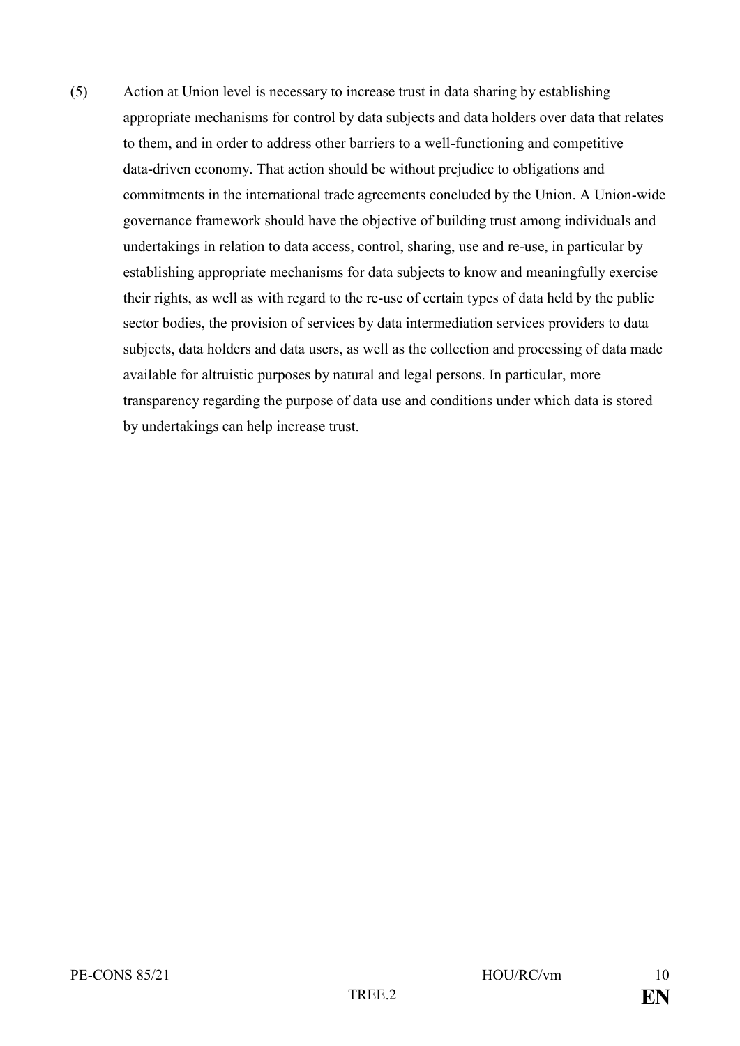(5) Action at Union level is necessary to increase trust in data sharing by establishing appropriate mechanisms for control by data subjects and data holders over data that relates to them, and in order to address other barriers to a well-functioning and competitive data-driven economy. That action should be without prejudice to obligations and commitments in the international trade agreements concluded by the Union. A Union-wide governance framework should have the objective of building trust among individuals and undertakings in relation to data access, control, sharing, use and re-use, in particular by establishing appropriate mechanisms for data subjects to know and meaningfully exercise their rights, as well as with regard to the re-use of certain types of data held by the public sector bodies, the provision of services by data intermediation services providers to data subjects, data holders and data users, as well as the collection and processing of data made available for altruistic purposes by natural and legal persons. In particular, more transparency regarding the purpose of data use and conditions under which data is stored by undertakings can help increase trust.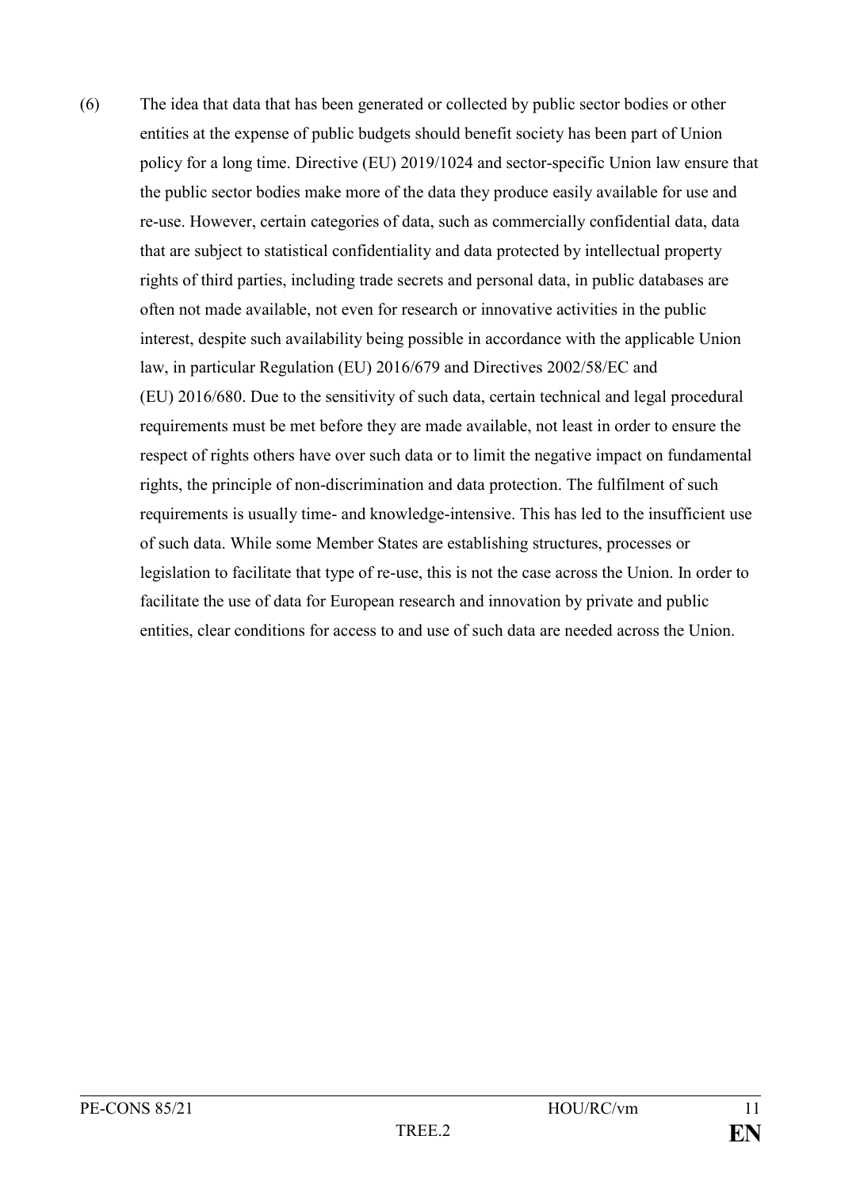(6) The idea that data that has been generated or collected by public sector bodies or other entities at the expense of public budgets should benefit society has been part of Union policy for a long time. Directive (EU) 2019/1024 and sector-specific Union law ensure that the public sector bodies make more of the data they produce easily available for use and re-use. However, certain categories of data, such as commercially confidential data, data that are subject to statistical confidentiality and data protected by intellectual property rights of third parties, including trade secrets and personal data, in public databases are often not made available, not even for research or innovative activities in the public interest, despite such availability being possible in accordance with the applicable Union law, in particular Regulation (EU) 2016/679 and Directives 2002/58/EC and (EU) 2016/680. Due to the sensitivity of such data, certain technical and legal procedural requirements must be met before they are made available, not least in order to ensure the respect of rights others have over such data or to limit the negative impact on fundamental rights, the principle of non-discrimination and data protection. The fulfilment of such requirements is usually time- and knowledge-intensive. This has led to the insufficient use of such data. While some Member States are establishing structures, processes or legislation to facilitate that type of re-use, this is not the case across the Union. In order to facilitate the use of data for European research and innovation by private and public entities, clear conditions for access to and use of such data are needed across the Union.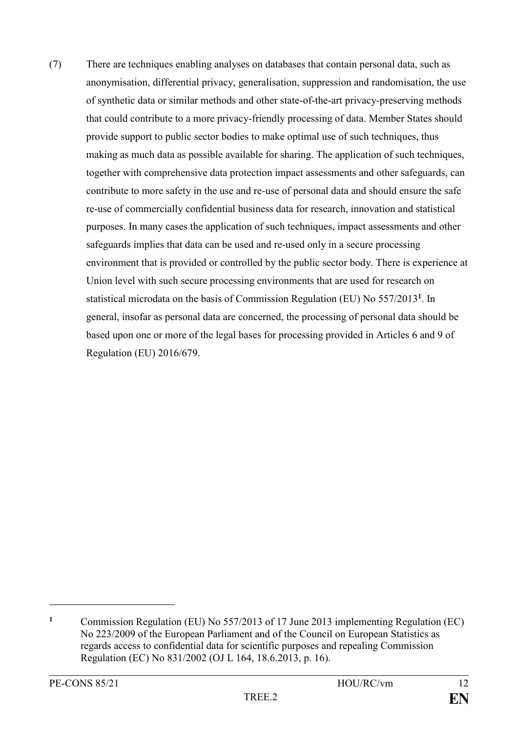(7) There are techniques enabling analyses on databases that contain personal data, such as anonymisation, differential privacy, generalisation, suppression and randomisation, the use of synthetic data or similar methods and other state-of-the-art privacy-preserving methods that could contribute to a more privacy-friendly processing of data. Member States should provide support to public sector bodies to make optimal use of such techniques, thus making as much data as possible available for sharing. The application of such techniques, together with comprehensive data protection impact assessments and other safeguards, can contribute to more safety in the use and re-use of personal data and should ensure the safe re-use of commercially confidential business data for research, innovation and statistical purposes. In many cases the application of such techniques, impact assessments and other safeguards implies that data can be used and re-used only in a secure processing environment that is provided or controlled by the public sector body. There is experience at Union level with such secure processing environments that are used for research on statistical microdata on the basis of Commission Regulation (EU) No 557/2013[1]. In general, insofar as personal data are concerned, the processing of personal data should be based upon one or more of the legal bases for processing provided in Articles 6 and 9 of Regulation (EU) 2016/679.

---

[1] Commission Regulation (EU) No 557/2013 of 17 June 2013 implementing Regulation (EC) No 223/2009 of the European Parliament and of the Council on European Statistics as regards access to confidential data for scientific purposes and repealing Commission Regulation (EC) No 831/2002 (OJ L 164, 18.6.2013, p. 16).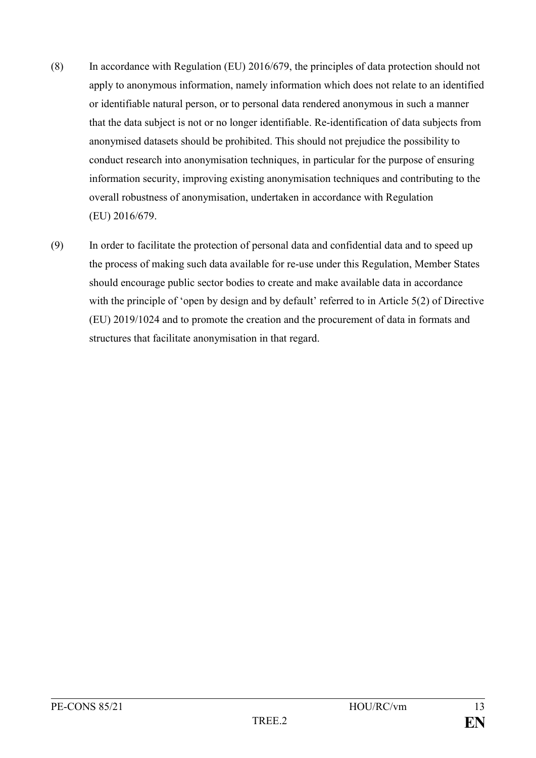(8) In accordance with Regulation (EU) 2016/679, the principles of data protection should not apply to anonymous information, namely information which does not relate to an identified or identifiable natural person, or to personal data rendered anonymous in such a manner that the data subject is not or no longer identifiable. Re-identification of data subjects from anonymised datasets should be prohibited. This should not prejudice the possibility to conduct research into anonymisation techniques, in particular for the purpose of ensuring information security, improving existing anonymisation techniques and contributing to the overall robustness of anonymisation, undertaken in accordance with Regulation (EU) 2016/679.

(9) In order to facilitate the protection of personal data and confidential data and to speed up the process of making such data available for re-use under this Regulation, Member States should encourage public sector bodies to create and make available data in accordance with the principle of 'open by design and by default' referred to in Article 5(2) of Directive (EU) 2019/1024 and to promote the creation and the procurement of data in formats and structures that facilitate anonymisation in that regard.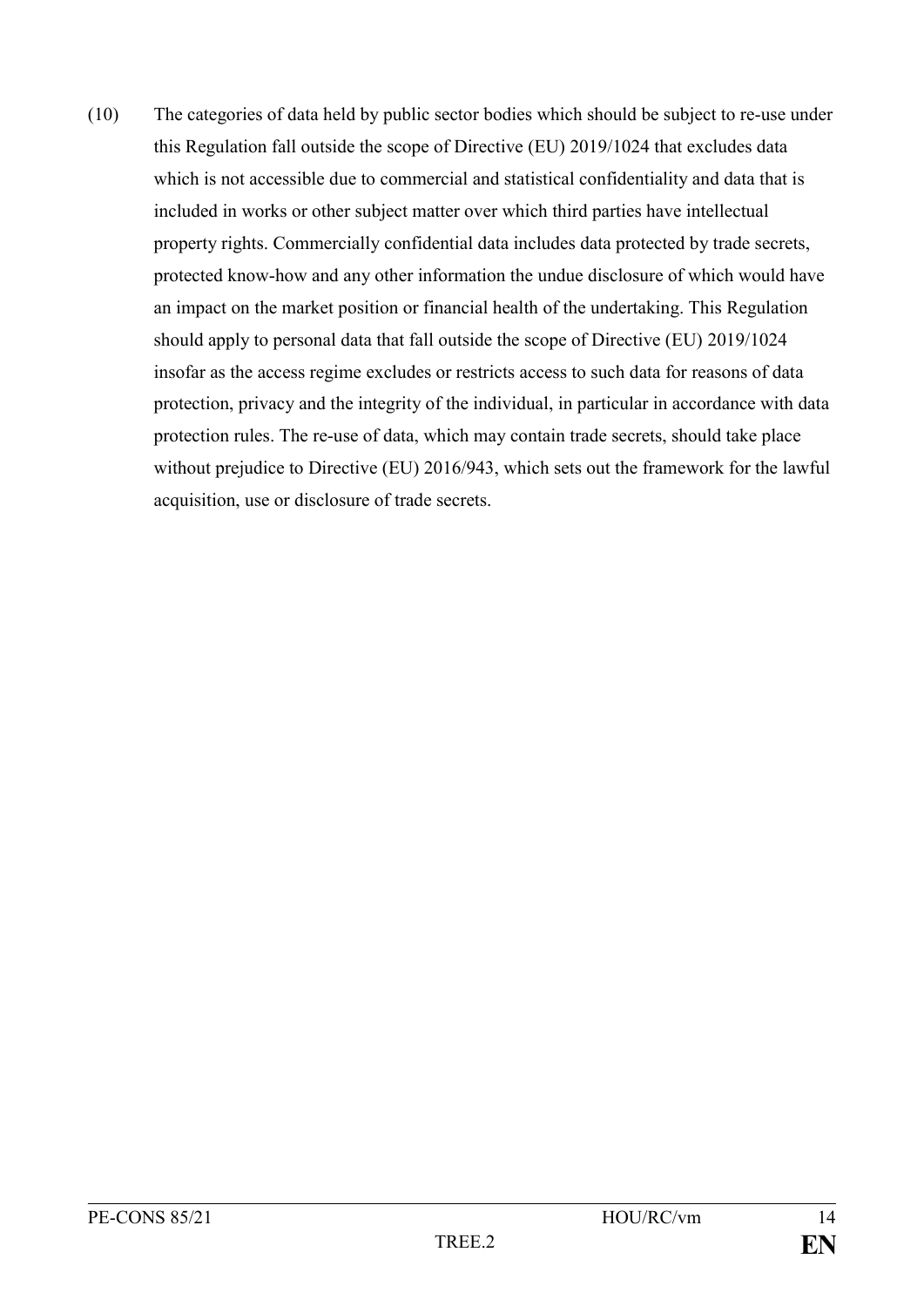(10) The categories of data held by public sector bodies which should be subject to re-use under this Regulation fall outside the scope of Directive (EU) 2019/1024 that excludes data which is not accessible due to commercial and statistical confidentiality and data that is included in works or other subject matter over which third parties have intellectual property rights. Commercially confidential data includes data protected by trade secrets, protected know-how and any other information the undue disclosure of which would have an impact on the market position or financial health of the undertaking. This Regulation should apply to personal data that fall outside the scope of Directive (EU) 2019/1024 insofar as the access regime excludes or restricts access to such data for reasons of data protection, privacy and the integrity of the individual, in particular in accordance with data protection rules. The re-use of data, which may contain trade secrets, should take place without prejudice to Directive (EU) 2016/943, which sets out the framework for the lawful acquisition, use or disclosure of trade secrets.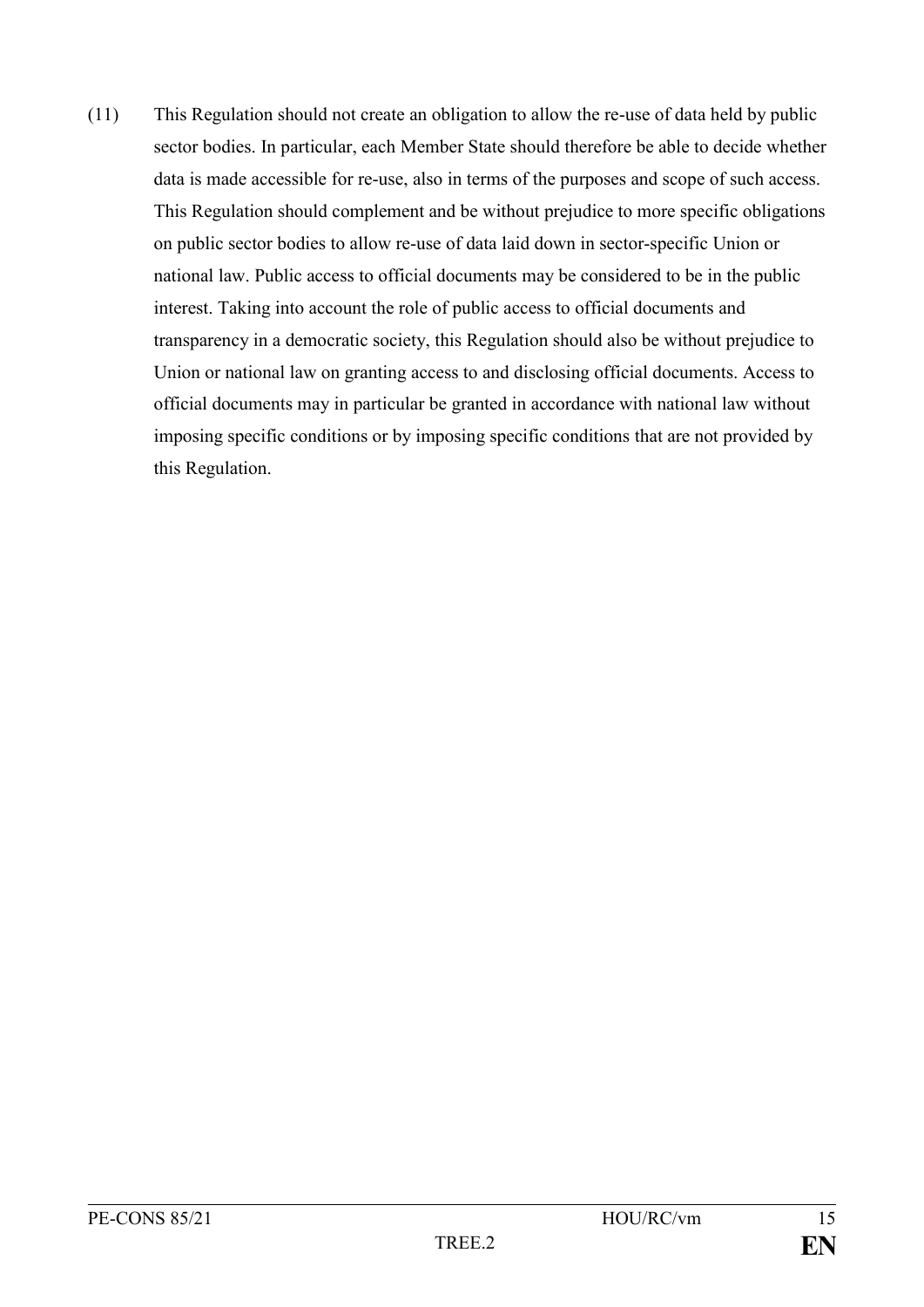(11) This Regulation should not create an obligation to allow the re-use of data held by public sector bodies. In particular, each Member State should therefore be able to decide whether data is made accessible for re-use, also in terms of the purposes and scope of such access. This Regulation should complement and be without prejudice to more specific obligations on public sector bodies to allow re-use of data laid down in sector-specific Union or national law. Public access to official documents may be considered to be in the public interest. Taking into account the role of public access to official documents and transparency in a democratic society, this Regulation should also be without prejudice to Union or national law on granting access to and disclosing official documents. Access to official documents may in particular be granted in accordance with national law without imposing specific conditions or by imposing specific conditions that are not provided by this Regulation.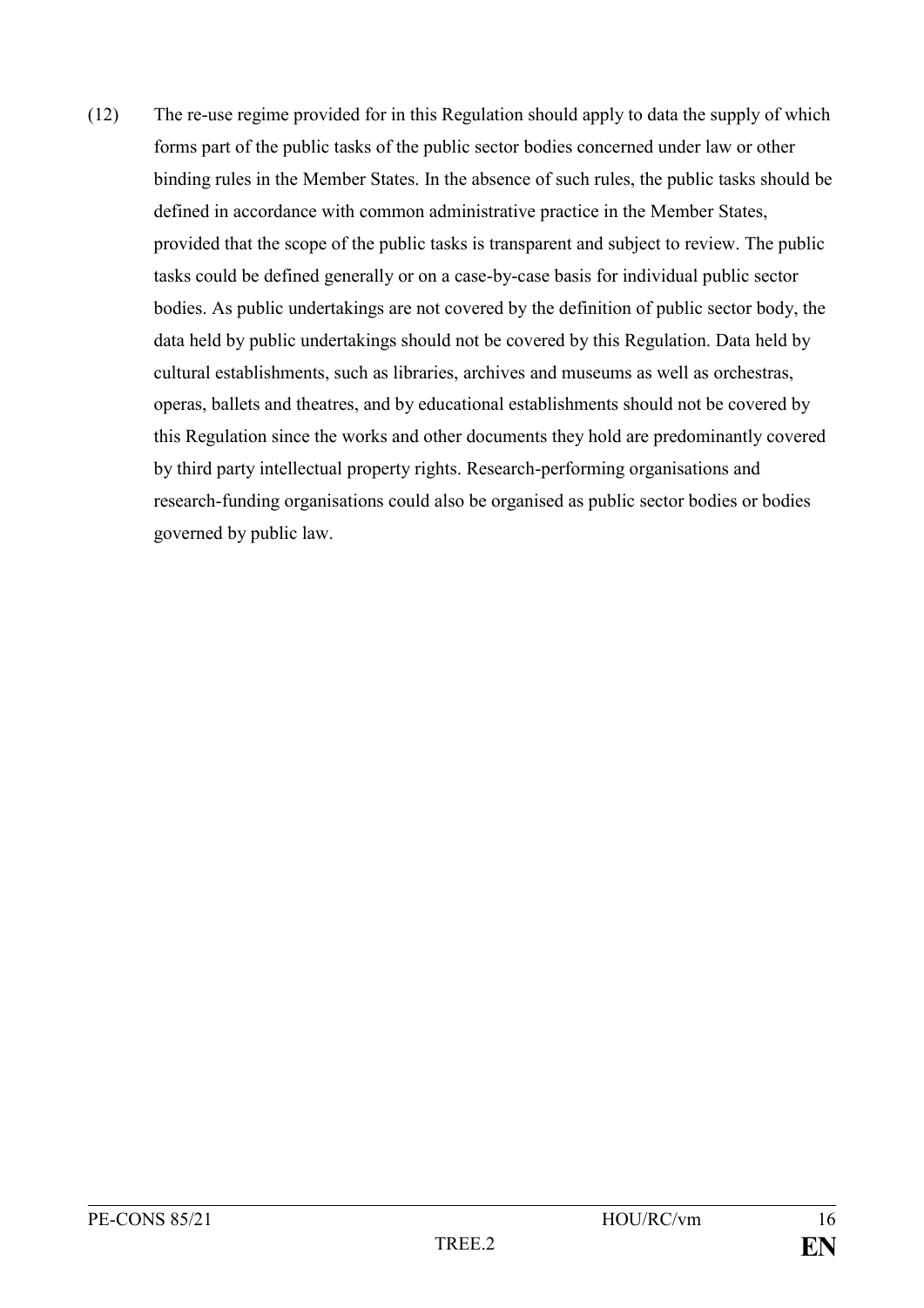(12) The re-use regime provided for in this Regulation should apply to data the supply of which forms part of the public tasks of the public sector bodies concerned under law or other binding rules in the Member States. In the absence of such rules, the public tasks should be defined in accordance with common administrative practice in the Member States, provided that the scope of the public tasks is transparent and subject to review. The public tasks could be defined generally or on a case-by-case basis for individual public sector bodies. As public undertakings are not covered by the definition of public sector body, the data held by public undertakings should not be covered by this Regulation. Data held by cultural establishments, such as libraries, archives and museums as well as orchestras, operas, ballets and theatres, and by educational establishments should not be covered by this Regulation since the works and other documents they hold are predominantly covered by third party intellectual property rights. Research-performing organisations and research-funding organisations could also be organised as public sector bodies or bodies governed by public law.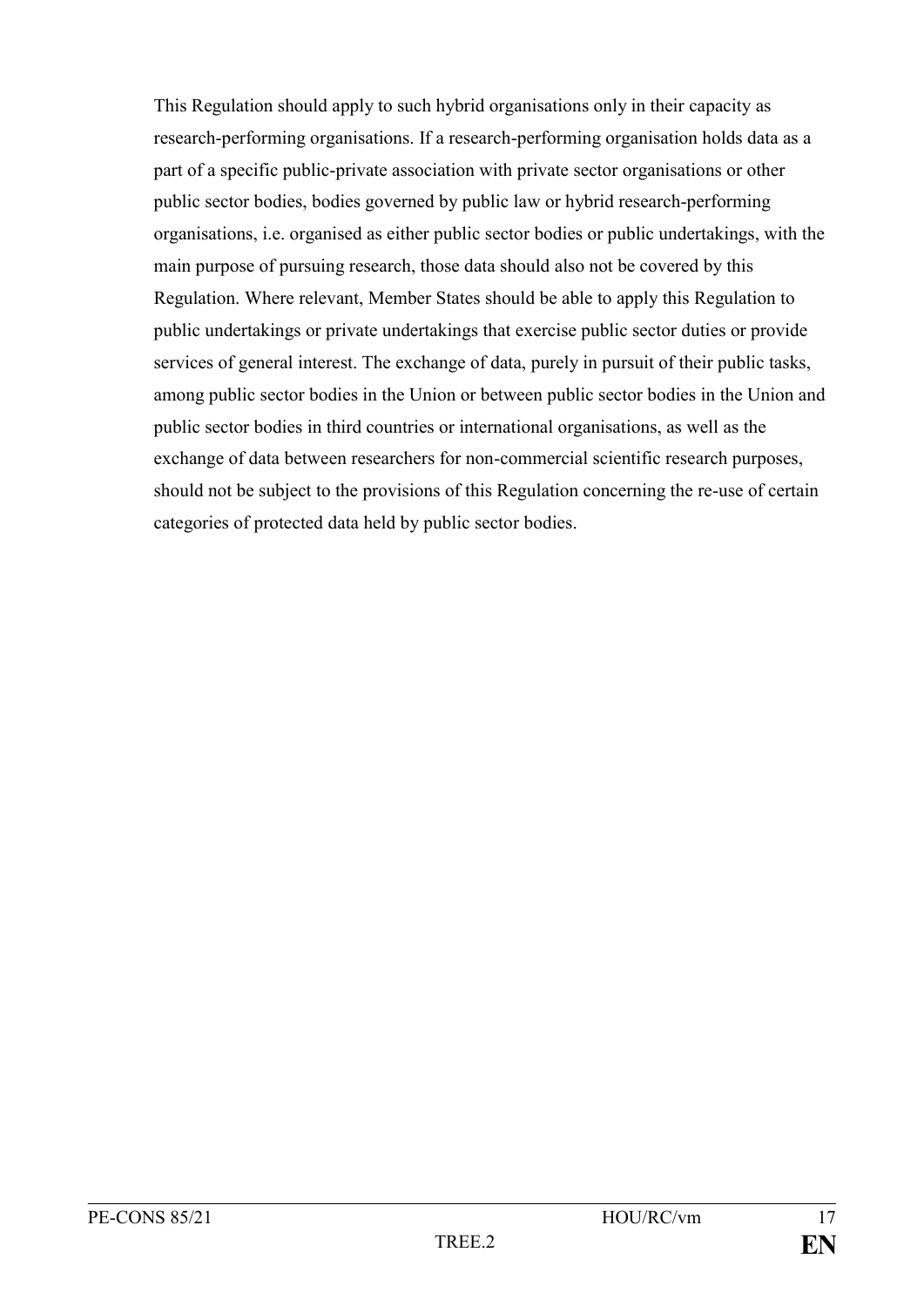This Regulation should apply to such hybrid organisations only in their capacity as research-performing organisations. If a research-performing organisation holds data as a part of a specific public-private association with private sector organisations or other public sector bodies, bodies governed by public law or hybrid research-performing organisations, i.e. organised as either public sector bodies or public undertakings, with the main purpose of pursuing research, those data should also not be covered by this Regulation. Where relevant, Member States should be able to apply this Regulation to public undertakings or private undertakings that exercise public sector duties or provide services of general interest. The exchange of data, purely in pursuit of their public tasks, among public sector bodies in the Union or between public sector bodies in the Union and public sector bodies in third countries or international organisations, as well as the exchange of data between researchers for non-commercial scientific research purposes, should not be subject to the provisions of this Regulation concerning the re-use of certain categories of protected data held by public sector bodies.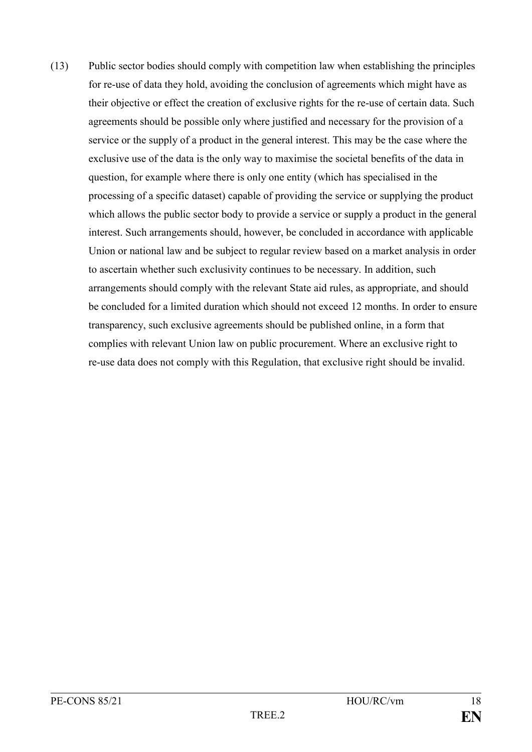(13) Public sector bodies should comply with competition law when establishing the principles for re-use of data they hold, avoiding the conclusion of agreements which might have as their objective or effect the creation of exclusive rights for the re-use of certain data. Such agreements should be possible only where justified and necessary for the provision of a service or the supply of a product in the general interest. This may be the case where the exclusive use of the data is the only way to maximise the societal benefits of the data in question, for example where there is only one entity (which has specialised in the processing of a specific dataset) capable of providing the service or supplying the product which allows the public sector body to provide a service or supply a product in the general interest. Such arrangements should, however, be concluded in accordance with applicable Union or national law and be subject to regular review based on a market analysis in order to ascertain whether such exclusivity continues to be necessary. In addition, such arrangements should comply with the relevant State aid rules, as appropriate, and should be concluded for a limited duration which should not exceed 12 months. In order to ensure transparency, such exclusive agreements should be published online, in a form that complies with relevant Union law on public procurement. Where an exclusive right to re-use data does not comply with this Regulation, that exclusive right should be invalid.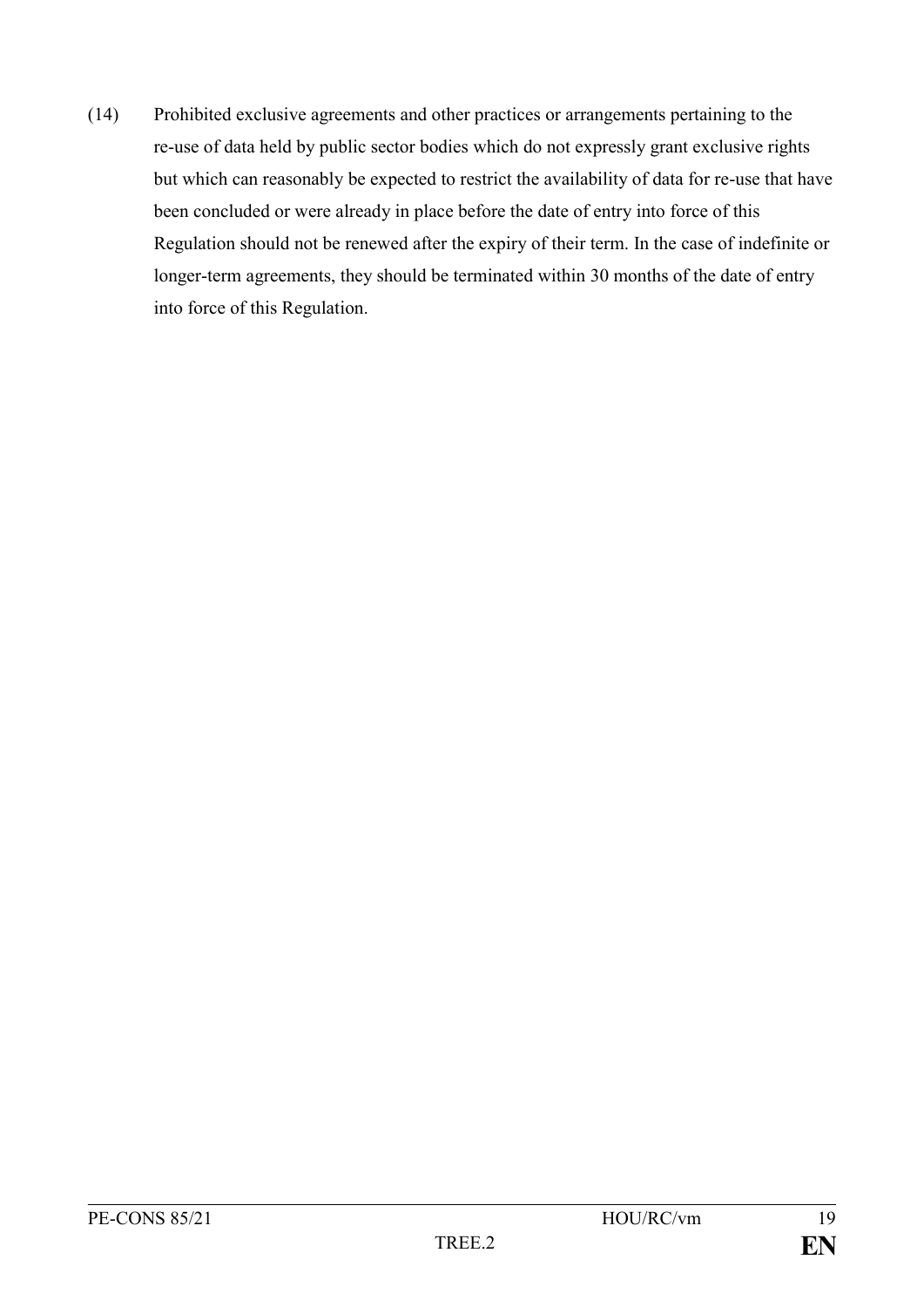(14) Prohibited exclusive agreements and other practices or arrangements pertaining to the re-use of data held by public sector bodies which do not expressly grant exclusive rights but which can reasonably be expected to restrict the availability of data for re-use that have been concluded or were already in place before the date of entry into force of this Regulation should not be renewed after the expiry of their term. In the case of indefinite or longer-term agreements, they should be terminated within 30 months of the date of entry into force of this Regulation.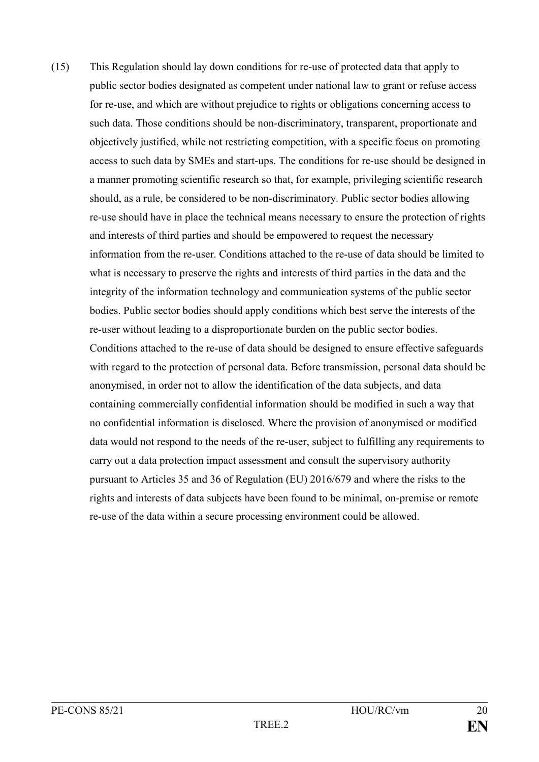(15) This Regulation should lay down conditions for re-use of protected data that apply to public sector bodies designated as competent under national law to grant or refuse access for re-use, and which are without prejudice to rights or obligations concerning access to such data. Those conditions should be non-discriminatory, transparent, proportionate and objectively justified, while not restricting competition, with a specific focus on promoting access to such data by SMEs and start-ups. The conditions for re-use should be designed in a manner promoting scientific research so that, for example, privileging scientific research should, as a rule, be considered to be non-discriminatory. Public sector bodies allowing re-use should have in place the technical means necessary to ensure the protection of rights and interests of third parties and should be empowered to request the necessary information from the re-user. Conditions attached to the re-use of data should be limited to what is necessary to preserve the rights and interests of third parties in the data and the integrity of the information technology and communication systems of the public sector bodies. Public sector bodies should apply conditions which best serve the interests of the re-user without leading to a disproportionate burden on the public sector bodies. Conditions attached to the re-use of data should be designed to ensure effective safeguards with regard to the protection of personal data. Before transmission, personal data should be anonymised, in order not to allow the identification of the data subjects, and data containing commercially confidential information should be modified in such a way that no confidential information is disclosed. Where the provision of anonymised or modified data would not respond to the needs of the re-user, subject to fulfilling any requirements to carry out a data protection impact assessment and consult the supervisory authority pursuant to Articles 35 and 36 of Regulation (EU) 2016/679 and where the risks to the rights and interests of data subjects have been found to be minimal, on-premise or remote re-use of the data within a secure processing environment could be allowed.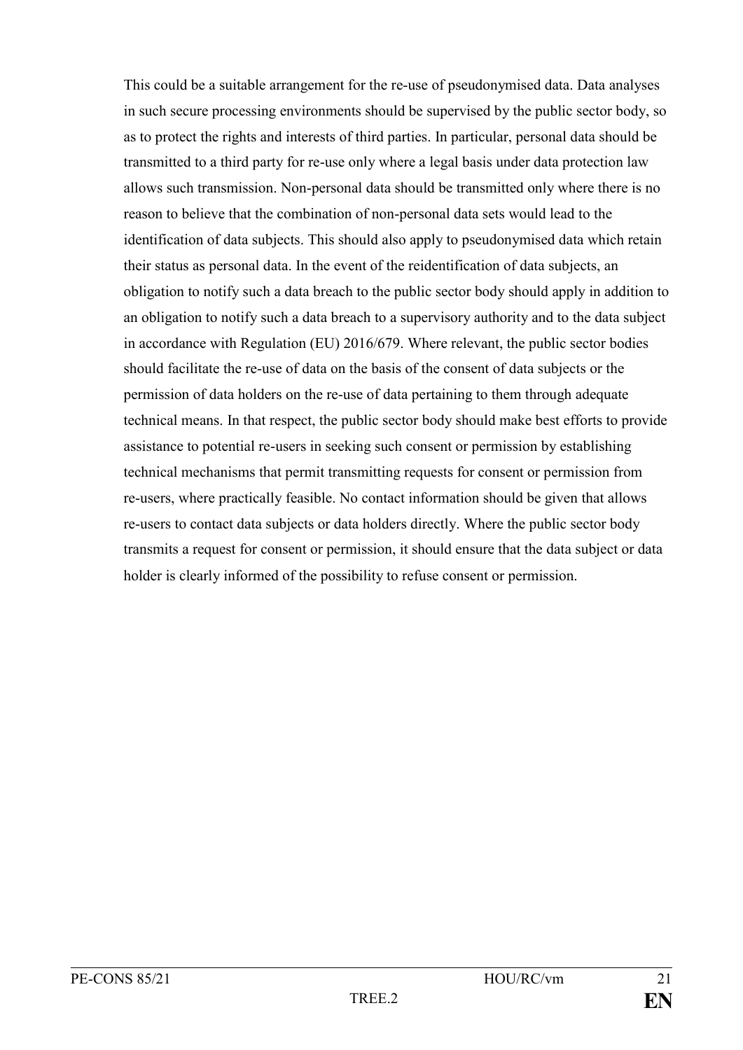This could be a suitable arrangement for the re-use of pseudonymised data. Data analyses in such secure processing environments should be supervised by the public sector body, so as to protect the rights and interests of third parties. In particular, personal data should be transmitted to a third party for re-use only where a legal basis under data protection law allows such transmission. Non-personal data should be transmitted only where there is no reason to believe that the combination of non-personal data sets would lead to the identification of data subjects. This should also apply to pseudonymised data which retain their status as personal data. In the event of the reidentification of data subjects, an obligation to notify such a data breach to the public sector body should apply in addition to an obligation to notify such a data breach to a supervisory authority and to the data subject in accordance with Regulation (EU) 2016/679. Where relevant, the public sector bodies should facilitate the re-use of data on the basis of the consent of data subjects or the permission of data holders on the re-use of data pertaining to them through adequate technical means. In that respect, the public sector body should make best efforts to provide assistance to potential re-users in seeking such consent or permission by establishing technical mechanisms that permit transmitting requests for consent or permission from re-users, where practically feasible. No contact information should be given that allows re-users to contact data subjects or data holders directly. Where the public sector body transmits a request for consent or permission, it should ensure that the data subject or data holder is clearly informed of the possibility to refuse consent or permission.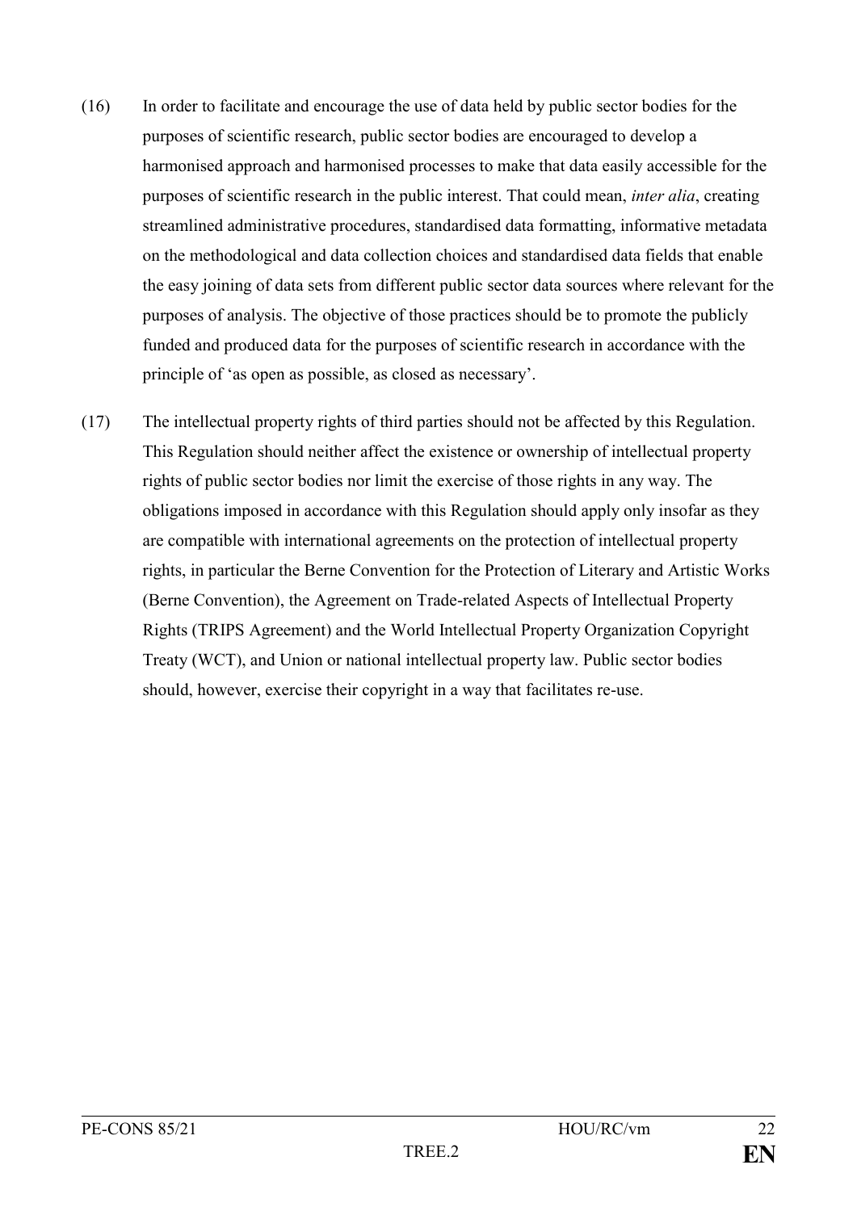(16) In order to facilitate and encourage the use of data held by public sector bodies for the purposes of scientific research, public sector bodies are encouraged to develop a harmonised approach and harmonised processes to make that data easily accessible for the purposes of scientific research in the public interest. That could mean, *inter alia*, creating streamlined administrative procedures, standardised data formatting, informative metadata on the methodological and data collection choices and standardised data fields that enable the easy joining of data sets from different public sector data sources where relevant for the purposes of analysis. The objective of those practices should be to promote the publicly funded and produced data for the purposes of scientific research in accordance with the principle of 'as open as possible, as closed as necessary'.

(17) The intellectual property rights of third parties should not be affected by this Regulation. This Regulation should neither affect the existence or ownership of intellectual property rights of public sector bodies nor limit the exercise of those rights in any way. The obligations imposed in accordance with this Regulation should apply only insofar as they are compatible with international agreements on the protection of intellectual property rights, in particular the Berne Convention for the Protection of Literary and Artistic Works (Berne Convention), the Agreement on Trade-related Aspects of Intellectual Property Rights (TRIPS Agreement) and the World Intellectual Property Organization Copyright Treaty (WCT), and Union or national intellectual property law. Public sector bodies should, however, exercise their copyright in a way that facilitates re-use.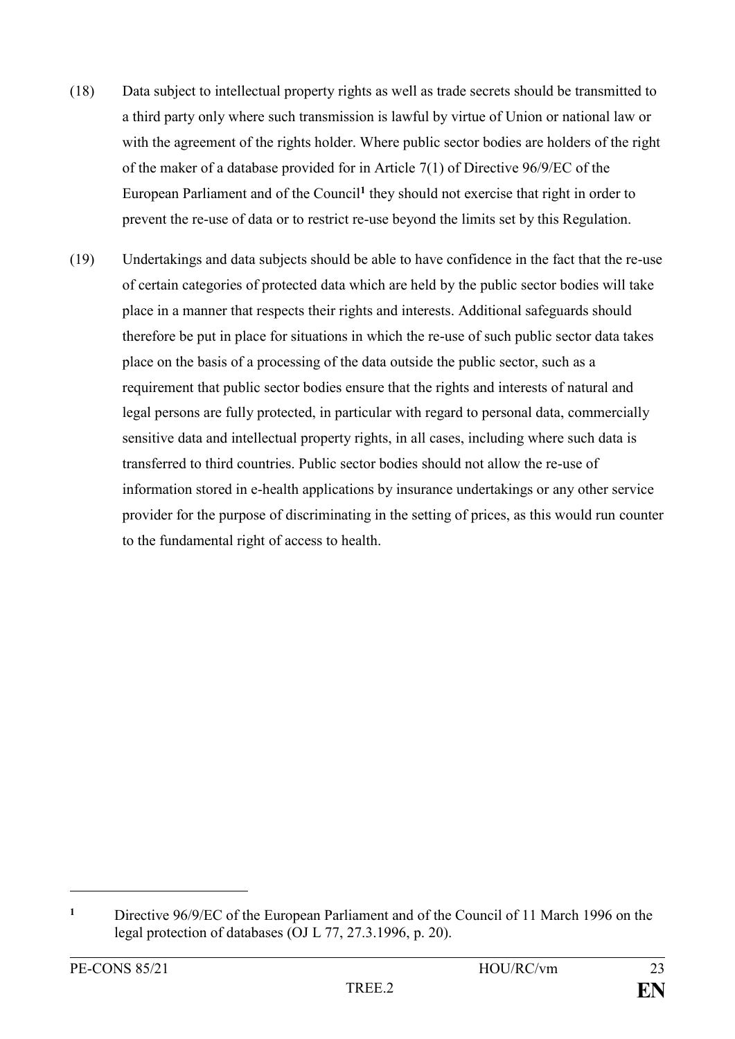(18) Data subject to intellectual property rights as well as trade secrets should be transmitted to a third party only where such transmission is lawful by virtue of Union or national law or with the agreement of the rights holder. Where public sector bodies are holders of the right of the maker of a database provided for in Article 7(1) of Directive 96/9/EC of the European Parliament and of the Council[1] they should not exercise that right in order to prevent the re-use of data or to restrict re-use beyond the limits set by this Regulation.

(19) Undertakings and data subjects should be able to have confidence in the fact that the re-use of certain categories of protected data which are held by the public sector bodies will take place in a manner that respects their rights and interests. Additional safeguards should therefore be put in place for situations in which the re-use of such public sector data takes place on the basis of a processing of the data outside the public sector, such as a requirement that public sector bodies ensure that the rights and interests of natural and legal persons are fully protected, in particular with regard to personal data, commercially sensitive data and intellectual property rights, in all cases, including where such data is transferred to third countries. Public sector bodies should not allow the re-use of information stored in e-health applications by insurance undertakings or any other service provider for the purpose of discriminating in the setting of prices, as this would run counter to the fundamental right of access to health.

---

[1] Directive 96/9/EC of the European Parliament and of the Council of 11 March 1996 on the legal protection of databases (OJ L 77, 27.3.1996, p. 20).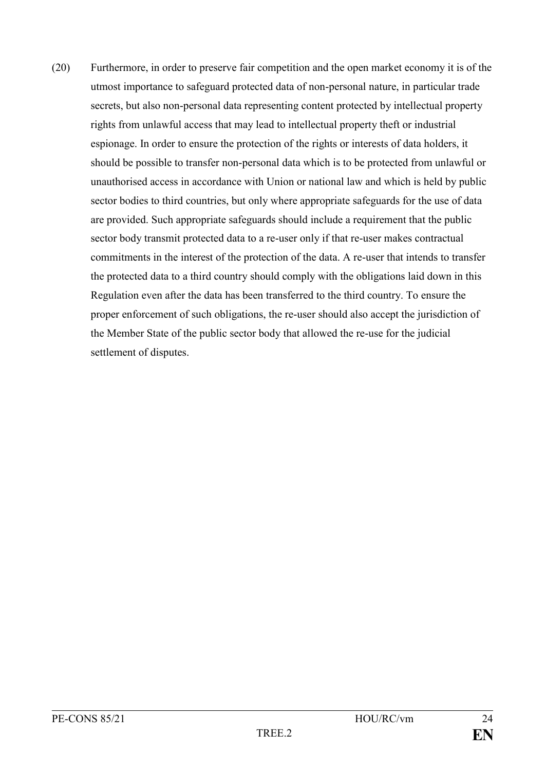(20) Furthermore, in order to preserve fair competition and the open market economy it is of the utmost importance to safeguard protected data of non-personal nature, in particular trade secrets, but also non-personal data representing content protected by intellectual property rights from unlawful access that may lead to intellectual property theft or industrial espionage. In order to ensure the protection of the rights or interests of data holders, it should be possible to transfer non-personal data which is to be protected from unlawful or unauthorised access in accordance with Union or national law and which is held by public sector bodies to third countries, but only where appropriate safeguards for the use of data are provided. Such appropriate safeguards should include a requirement that the public sector body transmit protected data to a re-user only if that re-user makes contractual commitments in the interest of the protection of the data. A re-user that intends to transfer the protected data to a third country should comply with the obligations laid down in this Regulation even after the data has been transferred to the third country. To ensure the proper enforcement of such obligations, the re-user should also accept the jurisdiction of the Member State of the public sector body that allowed the re-use for the judicial settlement of disputes.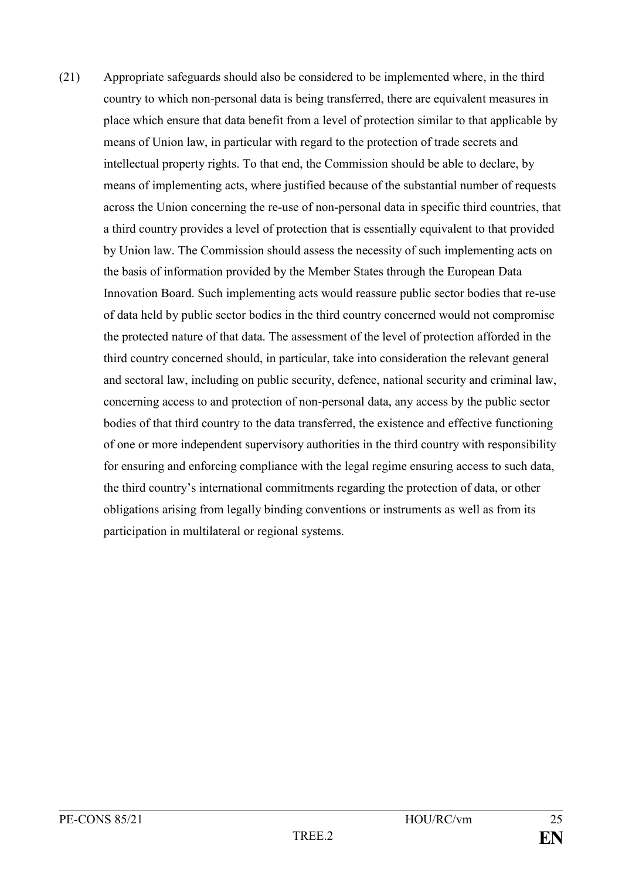(21) Appropriate safeguards should also be considered to be implemented where, in the third country to which non-personal data is being transferred, there are equivalent measures in place which ensure that data benefit from a level of protection similar to that applicable by means of Union law, in particular with regard to the protection of trade secrets and intellectual property rights. To that end, the Commission should be able to declare, by means of implementing acts, where justified because of the substantial number of requests across the Union concerning the re-use of non-personal data in specific third countries, that a third country provides a level of protection that is essentially equivalent to that provided by Union law. The Commission should assess the necessity of such implementing acts on the basis of information provided by the Member States through the European Data Innovation Board. Such implementing acts would reassure public sector bodies that re-use of data held by public sector bodies in the third country concerned would not compromise the protected nature of that data. The assessment of the level of protection afforded in the third country concerned should, in particular, take into consideration the relevant general and sectoral law, including on public security, defence, national security and criminal law, concerning access to and protection of non-personal data, any access by the public sector bodies of that third country to the data transferred, the existence and effective functioning of one or more independent supervisory authorities in the third country with responsibility for ensuring and enforcing compliance with the legal regime ensuring access to such data, the third country's international commitments regarding the protection of data, or other obligations arising from legally binding conventions or instruments as well as from its participation in multilateral or regional systems.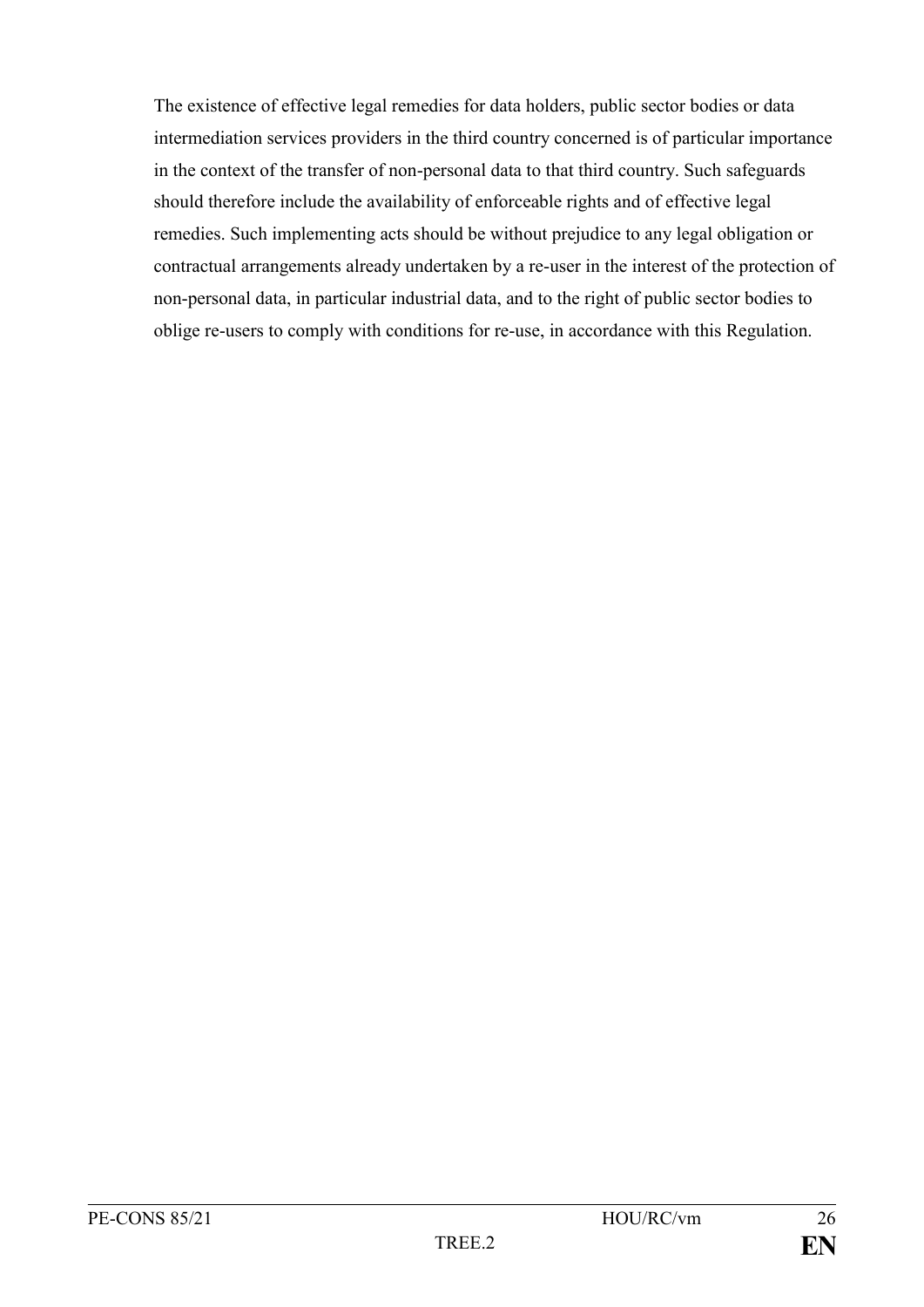The existence of effective legal remedies for data holders, public sector bodies or data intermediation services providers in the third country concerned is of particular importance in the context of the transfer of non-personal data to that third country. Such safeguards should therefore include the availability of enforceable rights and of effective legal remedies. Such implementing acts should be without prejudice to any legal obligation or contractual arrangements already undertaken by a re-user in the interest of the protection of non-personal data, in particular industrial data, and to the right of public sector bodies to oblige re-users to comply with conditions for re-use, in accordance with this Regulation.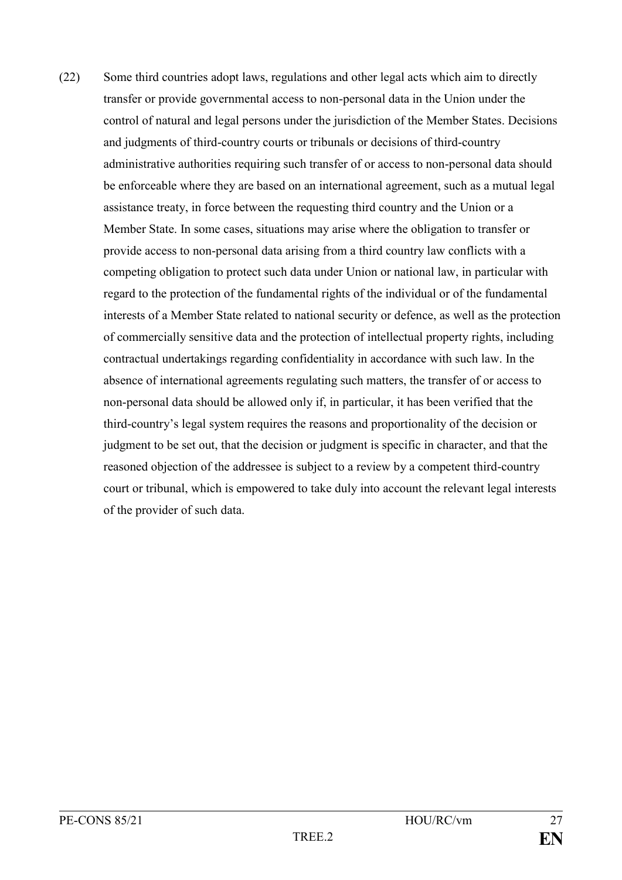(22) Some third countries adopt laws, regulations and other legal acts which aim to directly transfer or provide governmental access to non-personal data in the Union under the control of natural and legal persons under the jurisdiction of the Member States. Decisions and judgments of third-country courts or tribunals or decisions of third-country administrative authorities requiring such transfer of or access to non-personal data should be enforceable where they are based on an international agreement, such as a mutual legal assistance treaty, in force between the requesting third country and the Union or a Member State. In some cases, situations may arise where the obligation to transfer or provide access to non-personal data arising from a third country law conflicts with a competing obligation to protect such data under Union or national law, in particular with regard to the protection of the fundamental rights of the individual or of the fundamental interests of a Member State related to national security or defence, as well as the protection of commercially sensitive data and the protection of intellectual property rights, including contractual undertakings regarding confidentiality in accordance with such law. In the absence of international agreements regulating such matters, the transfer of or access to non-personal data should be allowed only if, in particular, it has been verified that the third-country's legal system requires the reasons and proportionality of the decision or judgment to be set out, that the decision or judgment is specific in character, and that the reasoned objection of the addressee is subject to a review by a competent third-country court or tribunal, which is empowered to take duly into account the relevant legal interests of the provider of such data.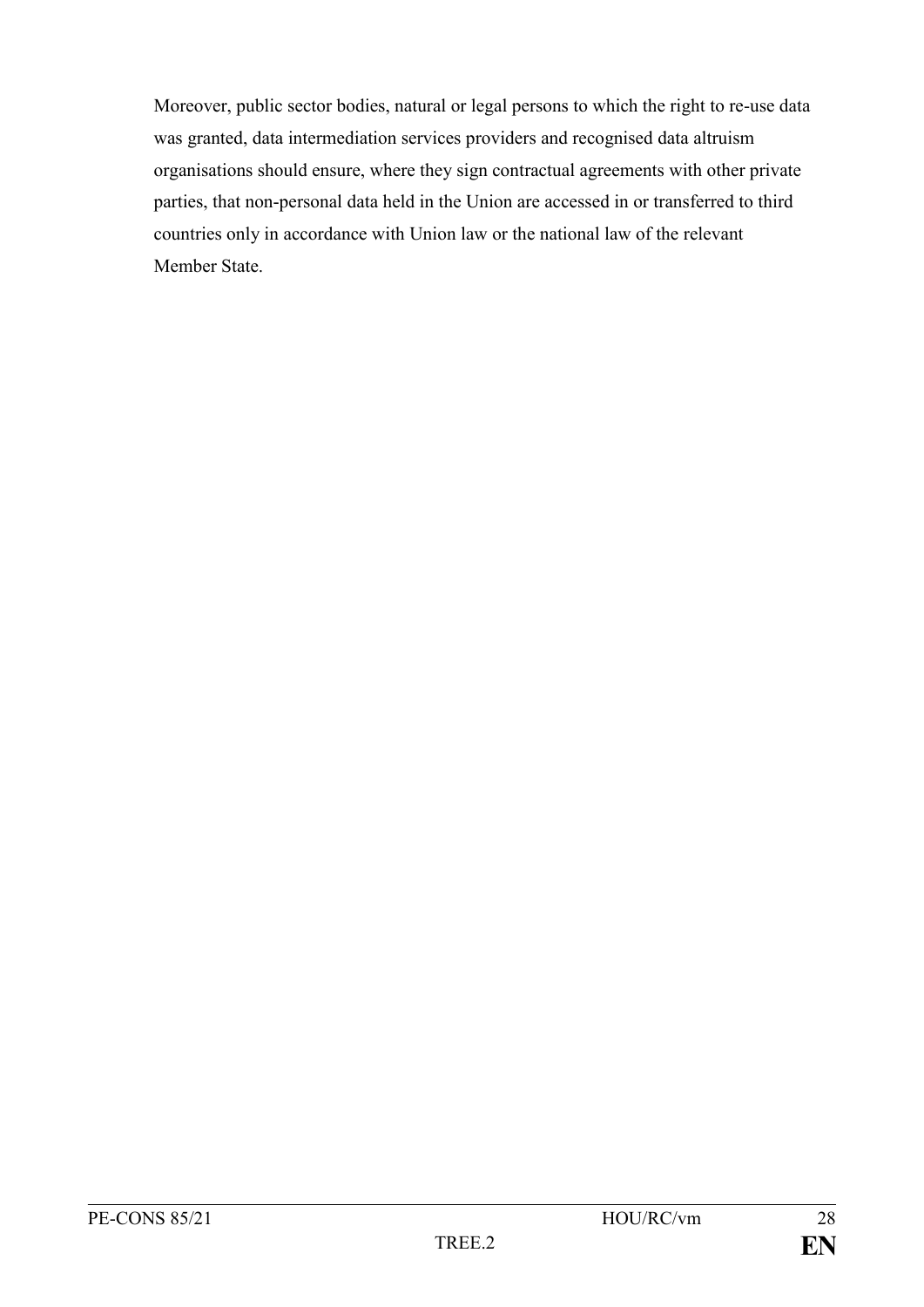Moreover, public sector bodies, natural or legal persons to which the right to re-use data was granted, data intermediation services providers and recognised data altruism organisations should ensure, where they sign contractual agreements with other private parties, that non-personal data held in the Union are accessed in or transferred to third countries only in accordance with Union law or the national law of the relevant Member State.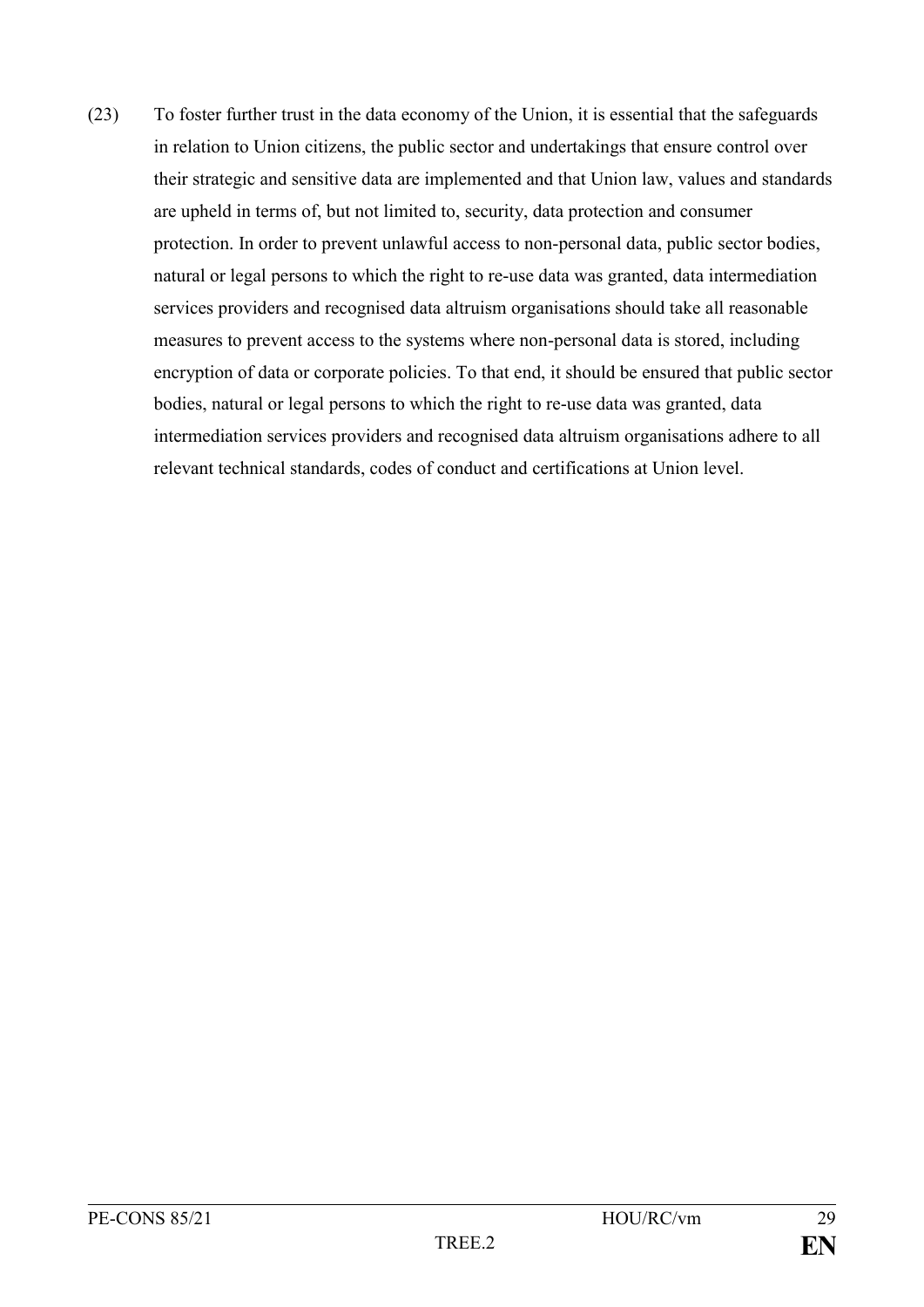(23) To foster further trust in the data economy of the Union, it is essential that the safeguards in relation to Union citizens, the public sector and undertakings that ensure control over their strategic and sensitive data are implemented and that Union law, values and standards are upheld in terms of, but not limited to, security, data protection and consumer protection. In order to prevent unlawful access to non-personal data, public sector bodies, natural or legal persons to which the right to re-use data was granted, data intermediation services providers and recognised data altruism organisations should take all reasonable measures to prevent access to the systems where non-personal data is stored, including encryption of data or corporate policies. To that end, it should be ensured that public sector bodies, natural or legal persons to which the right to re-use data was granted, data intermediation services providers and recognised data altruism organisations adhere to all relevant technical standards, codes of conduct and certifications at Union level.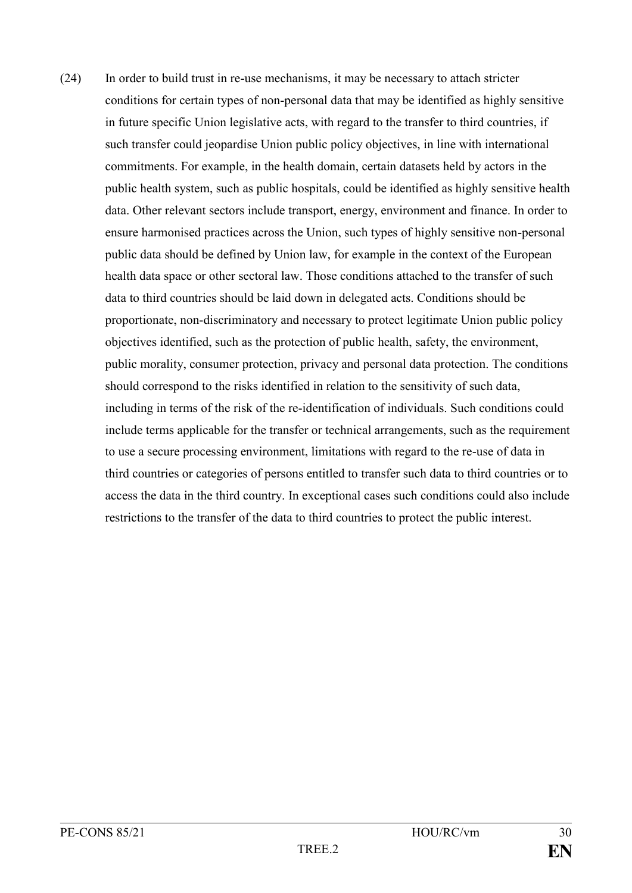(24) In order to build trust in re-use mechanisms, it may be necessary to attach stricter conditions for certain types of non-personal data that may be identified as highly sensitive in future specific Union legislative acts, with regard to the transfer to third countries, if such transfer could jeopardise Union public policy objectives, in line with international commitments. For example, in the health domain, certain datasets held by actors in the public health system, such as public hospitals, could be identified as highly sensitive health data. Other relevant sectors include transport, energy, environment and finance. In order to ensure harmonised practices across the Union, such types of highly sensitive non-personal public data should be defined by Union law, for example in the context of the European health data space or other sectoral law. Those conditions attached to the transfer of such data to third countries should be laid down in delegated acts. Conditions should be proportionate, non-discriminatory and necessary to protect legitimate Union public policy objectives identified, such as the protection of public health, safety, the environment, public morality, consumer protection, privacy and personal data protection. The conditions should correspond to the risks identified in relation to the sensitivity of such data, including in terms of the risk of the re-identification of individuals. Such conditions could include terms applicable for the transfer or technical arrangements, such as the requirement to use a secure processing environment, limitations with regard to the re-use of data in third countries or categories of persons entitled to transfer such data to third countries or to access the data in the third country. In exceptional cases such conditions could also include restrictions to the transfer of the data to third countries to protect the public interest.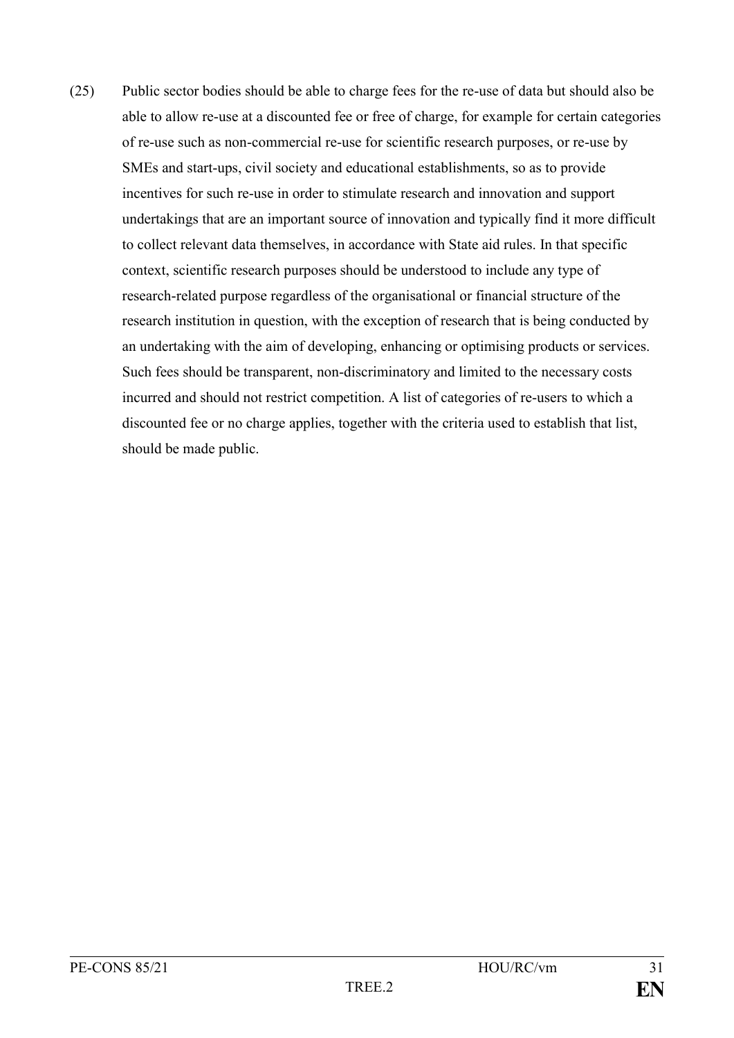(25) Public sector bodies should be able to charge fees for the re-use of data but should also be able to allow re-use at a discounted fee or free of charge, for example for certain categories of re-use such as non-commercial re-use for scientific research purposes, or re-use by SMEs and start-ups, civil society and educational establishments, so as to provide incentives for such re-use in order to stimulate research and innovation and support undertakings that are an important source of innovation and typically find it more difficult to collect relevant data themselves, in accordance with State aid rules. In that specific context, scientific research purposes should be understood to include any type of research-related purpose regardless of the organisational or financial structure of the research institution in question, with the exception of research that is being conducted by an undertaking with the aim of developing, enhancing or optimising products or services. Such fees should be transparent, non-discriminatory and limited to the necessary costs incurred and should not restrict competition. A list of categories of re-users to which a discounted fee or no charge applies, together with the criteria used to establish that list, should be made public.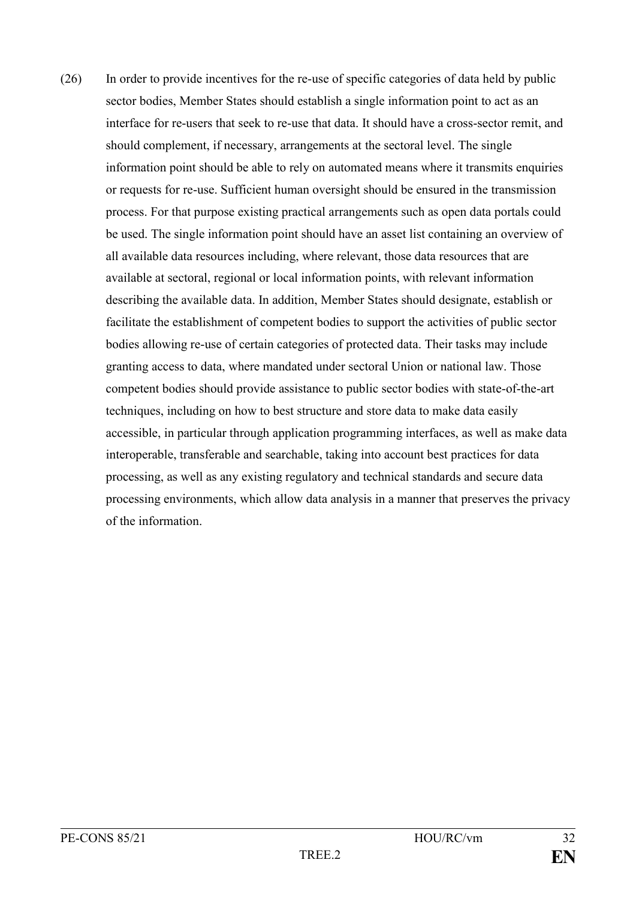(26) In order to provide incentives for the re-use of specific categories of data held by public sector bodies, Member States should establish a single information point to act as an interface for re-users that seek to re-use that data. It should have a cross-sector remit, and should complement, if necessary, arrangements at the sectoral level. The single information point should be able to rely on automated means where it transmits enquiries or requests for re-use. Sufficient human oversight should be ensured in the transmission process. For that purpose existing practical arrangements such as open data portals could be used. The single information point should have an asset list containing an overview of all available data resources including, where relevant, those data resources that are available at sectoral, regional or local information points, with relevant information describing the available data. In addition, Member States should designate, establish or facilitate the establishment of competent bodies to support the activities of public sector bodies allowing re-use of certain categories of protected data. Their tasks may include granting access to data, where mandated under sectoral Union or national law. Those competent bodies should provide assistance to public sector bodies with state-of-the-art techniques, including on how to best structure and store data to make data easily accessible, in particular through application programming interfaces, as well as make data interoperable, transferable and searchable, taking into account best practices for data processing, as well as any existing regulatory and technical standards and secure data processing environments, which allow data analysis in a manner that preserves the privacy of the information.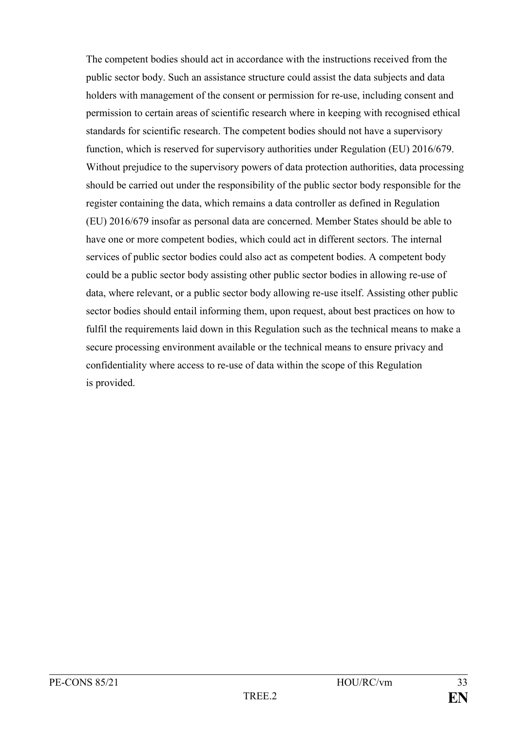The competent bodies should act in accordance with the instructions received from the public sector body. Such an assistance structure could assist the data subjects and data holders with management of the consent or permission for re-use, including consent and permission to certain areas of scientific research where in keeping with recognised ethical standards for scientific research. The competent bodies should not have a supervisory function, which is reserved for supervisory authorities under Regulation (EU) 2016/679. Without prejudice to the supervisory powers of data protection authorities, data processing should be carried out under the responsibility of the public sector body responsible for the register containing the data, which remains a data controller as defined in Regulation (EU) 2016/679 insofar as personal data are concerned. Member States should be able to have one or more competent bodies, which could act in different sectors. The internal services of public sector bodies could also act as competent bodies. A competent body could be a public sector body assisting other public sector bodies in allowing re-use of data, where relevant, or a public sector body allowing re-use itself. Assisting other public sector bodies should entail informing them, upon request, about best practices on how to fulfil the requirements laid down in this Regulation such as the technical means to make a secure processing environment available or the technical means to ensure privacy and confidentiality where access to re-use of data within the scope of this Regulation is provided.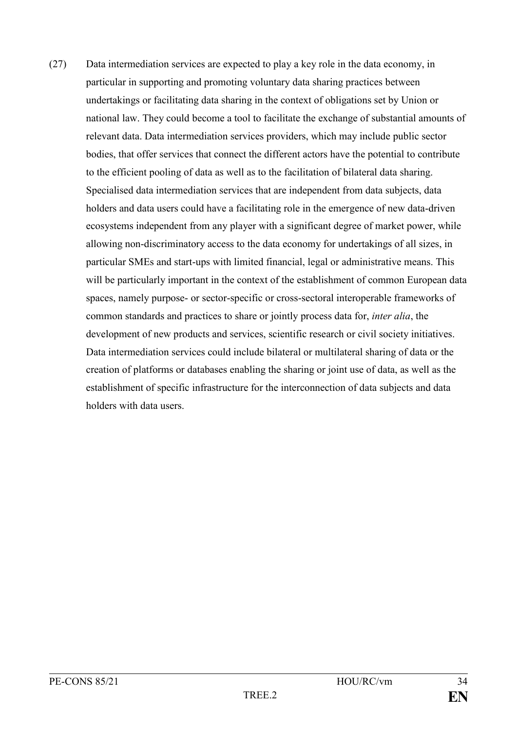(27) Data intermediation services are expected to play a key role in the data economy, in particular in supporting and promoting voluntary data sharing practices between undertakings or facilitating data sharing in the context of obligations set by Union or national law. They could become a tool to facilitate the exchange of substantial amounts of relevant data. Data intermediation services providers, which may include public sector bodies, that offer services that connect the different actors have the potential to contribute to the efficient pooling of data as well as to the facilitation of bilateral data sharing. Specialised data intermediation services that are independent from data subjects, data holders and data users could have a facilitating role in the emergence of new data-driven ecosystems independent from any player with a significant degree of market power, while allowing non-discriminatory access to the data economy for undertakings of all sizes, in particular SMEs and start-ups with limited financial, legal or administrative means. This will be particularly important in the context of the establishment of common European data spaces, namely purpose- or sector-specific or cross-sectoral interoperable frameworks of common standards and practices to share or jointly process data for, *inter alia*, the development of new products and services, scientific research or civil society initiatives. Data intermediation services could include bilateral or multilateral sharing of data or the creation of platforms or databases enabling the sharing or joint use of data, as well as the establishment of specific infrastructure for the interconnection of data subjects and data holders with data users.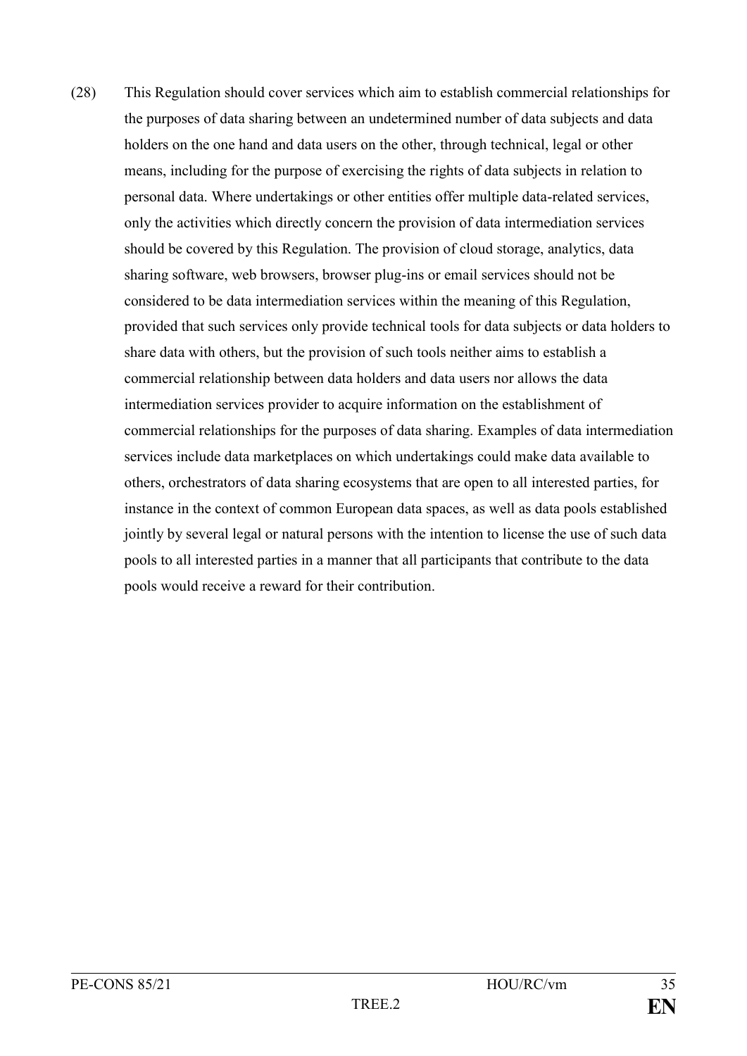(28) This Regulation should cover services which aim to establish commercial relationships for the purposes of data sharing between an undetermined number of data subjects and data holders on the one hand and data users on the other, through technical, legal or other means, including for the purpose of exercising the rights of data subjects in relation to personal data. Where undertakings or other entities offer multiple data-related services, only the activities which directly concern the provision of data intermediation services should be covered by this Regulation. The provision of cloud storage, analytics, data sharing software, web browsers, browser plug-ins or email services should not be considered to be data intermediation services within the meaning of this Regulation, provided that such services only provide technical tools for data subjects or data holders to share data with others, but the provision of such tools neither aims to establish a commercial relationship between data holders and data users nor allows the data intermediation services provider to acquire information on the establishment of commercial relationships for the purposes of data sharing. Examples of data intermediation services include data marketplaces on which undertakings could make data available to others, orchestrators of data sharing ecosystems that are open to all interested parties, for instance in the context of common European data spaces, as well as data pools established jointly by several legal or natural persons with the intention to license the use of such data pools to all interested parties in a manner that all participants that contribute to the data pools would receive a reward for their contribution.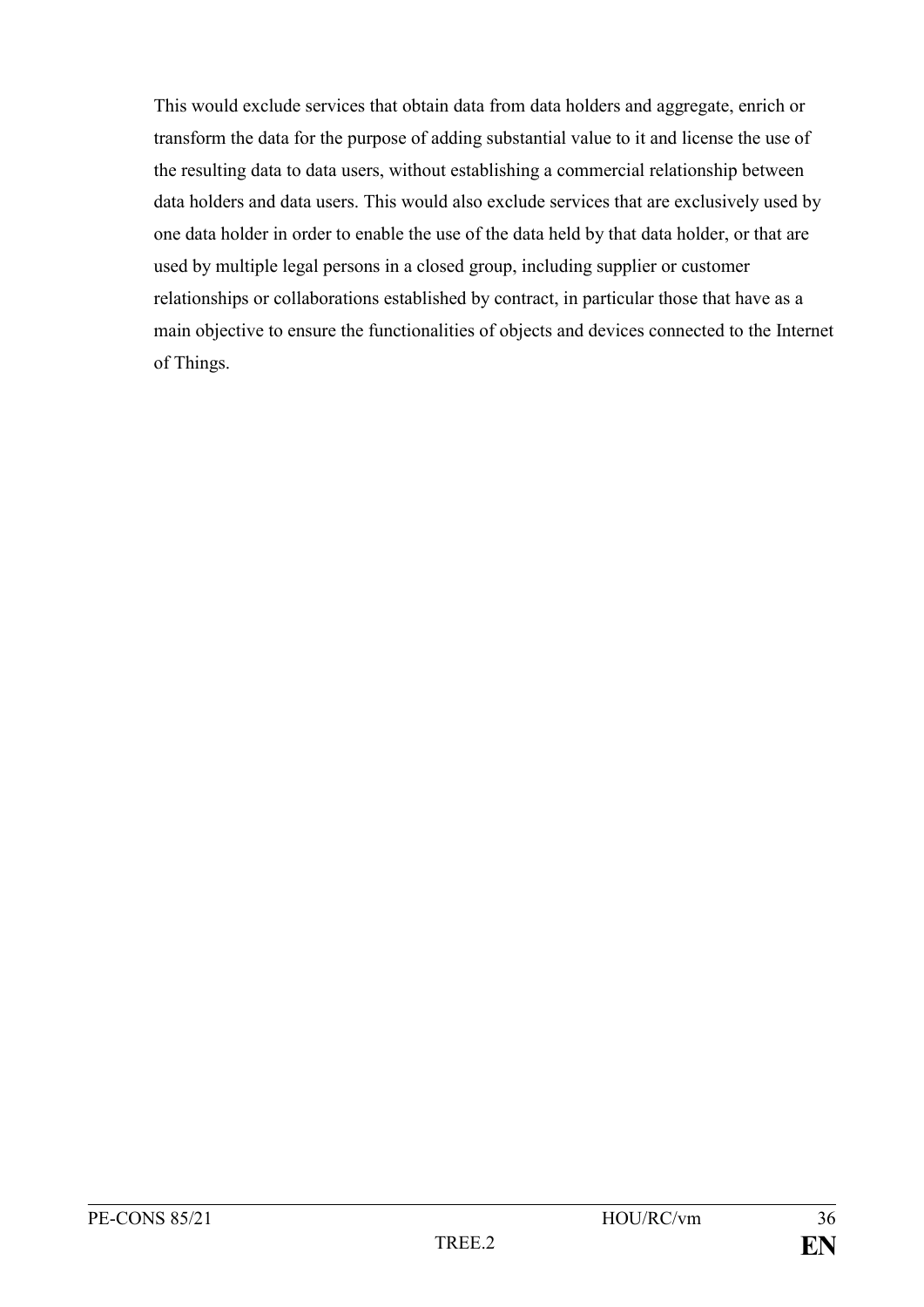This would exclude services that obtain data from data holders and aggregate, enrich or transform the data for the purpose of adding substantial value to it and license the use of the resulting data to data users, without establishing a commercial relationship between data holders and data users. This would also exclude services that are exclusively used by one data holder in order to enable the use of the data held by that data holder, or that are used by multiple legal persons in a closed group, including supplier or customer relationships or collaborations established by contract, in particular those that have as a main objective to ensure the functionalities of objects and devices connected to the Internet of Things.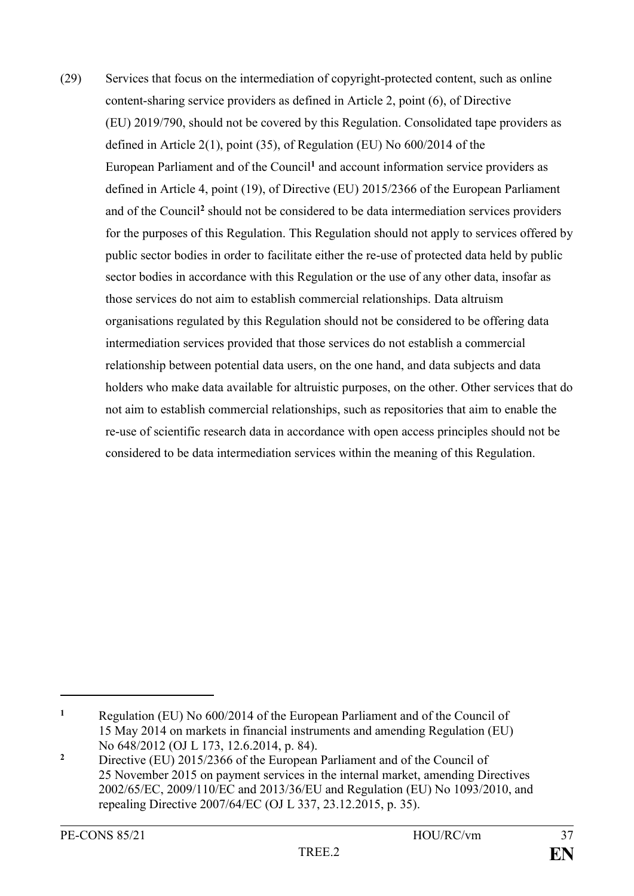(29) Services that focus on the intermediation of copyright-protected content, such as online content-sharing service providers as defined in Article 2, point (6), of Directive (EU) 2019/790, should not be covered by this Regulation. Consolidated tape providers as defined in Article 2(1), point (35), of Regulation (EU) No 600/2014 of the European Parliament and of the Council[1] and account information service providers as defined in Article 4, point (19), of Directive (EU) 2015/2366 of the European Parliament and of the Council[2] should not be considered to be data intermediation services providers for the purposes of this Regulation. This Regulation should not apply to services offered by public sector bodies in order to facilitate either the re-use of protected data held by public sector bodies in accordance with this Regulation or the use of any other data, insofar as those services do not aim to establish commercial relationships. Data altruism organisations regulated by this Regulation should not be considered to be offering data intermediation services provided that those services do not establish a commercial relationship between potential data users, on the one hand, and data subjects and data holders who make data available for altruistic purposes, on the other. Other services that do not aim to establish commercial relationships, such as repositories that aim to enable the re-use of scientific research data in accordance with open access principles should not be considered to be data intermediation services within the meaning of this Regulation.

---

[1] Regulation (EU) No 600/2014 of the European Parliament and of the Council of 15 May 2014 on markets in financial instruments and amending Regulation (EU) No 648/2012 (OJ L 173, 12.6.2014, p. 84).

[2] Directive (EU) 2015/2366 of the European Parliament and of the Council of 25 November 2015 on payment services in the internal market, amending Directives 2002/65/EC, 2009/110/EC and 2013/36/EU and Regulation (EU) No 1093/2010, and repealing Directive 2007/64/EC (OJ L 337, 23.12.2015, p. 35).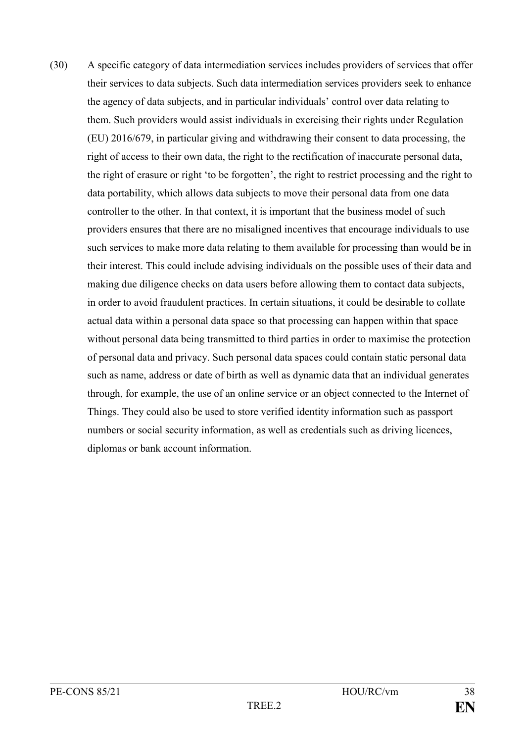(30) A specific category of data intermediation services includes providers of services that offer their services to data subjects. Such data intermediation services providers seek to enhance the agency of data subjects, and in particular individuals' control over data relating to them. Such providers would assist individuals in exercising their rights under Regulation (EU) 2016/679, in particular giving and withdrawing their consent to data processing, the right of access to their own data, the right to the rectification of inaccurate personal data, the right of erasure or right 'to be forgotten', the right to restrict processing and the right to data portability, which allows data subjects to move their personal data from one data controller to the other. In that context, it is important that the business model of such providers ensures that there are no misaligned incentives that encourage individuals to use such services to make more data relating to them available for processing than would be in their interest. This could include advising individuals on the possible uses of their data and making due diligence checks on data users before allowing them to contact data subjects, in order to avoid fraudulent practices. In certain situations, it could be desirable to collate actual data within a personal data space so that processing can happen within that space without personal data being transmitted to third parties in order to maximise the protection of personal data and privacy. Such personal data spaces could contain static personal data such as name, address or date of birth as well as dynamic data that an individual generates through, for example, the use of an online service or an object connected to the Internet of Things. They could also be used to store verified identity information such as passport numbers or social security information, as well as credentials such as driving licences, diplomas or bank account information.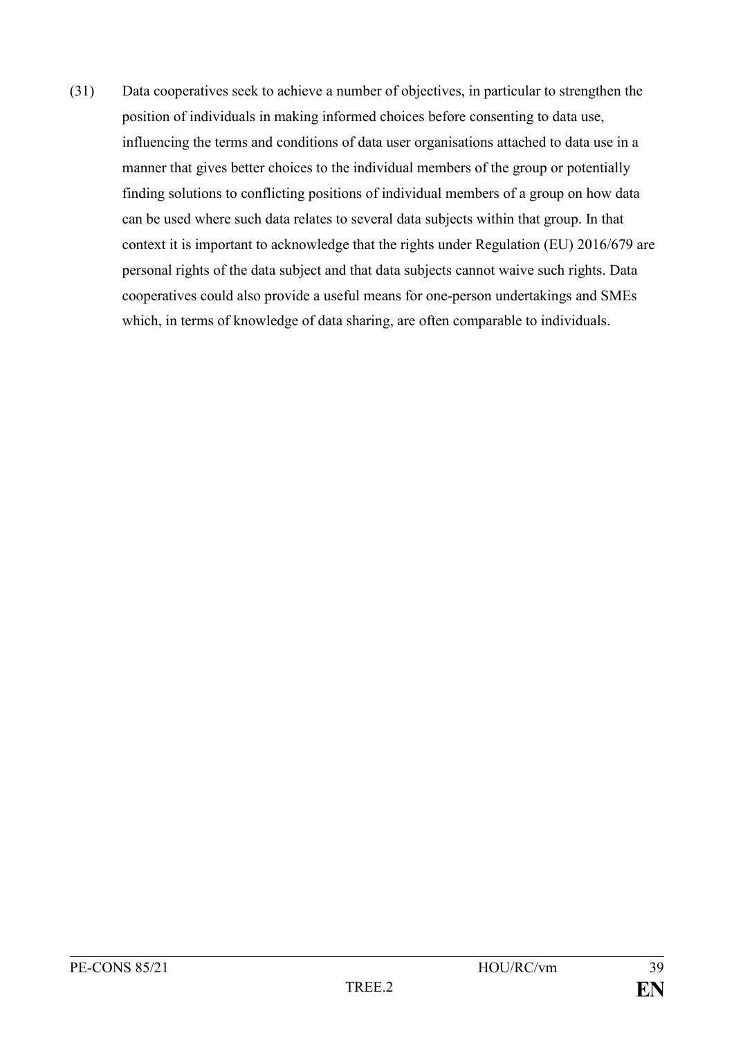(31) Data cooperatives seek to achieve a number of objectives, in particular to strengthen the position of individuals in making informed choices before consenting to data use, influencing the terms and conditions of data user organisations attached to data use in a manner that gives better choices to the individual members of the group or potentially finding solutions to conflicting positions of individual members of a group on how data can be used where such data relates to several data subjects within that group. In that context it is important to acknowledge that the rights under Regulation (EU) 2016/679 are personal rights of the data subject and that data subjects cannot waive such rights. Data cooperatives could also provide a useful means for one-person undertakings and SMEs which, in terms of knowledge of data sharing, are often comparable to individuals.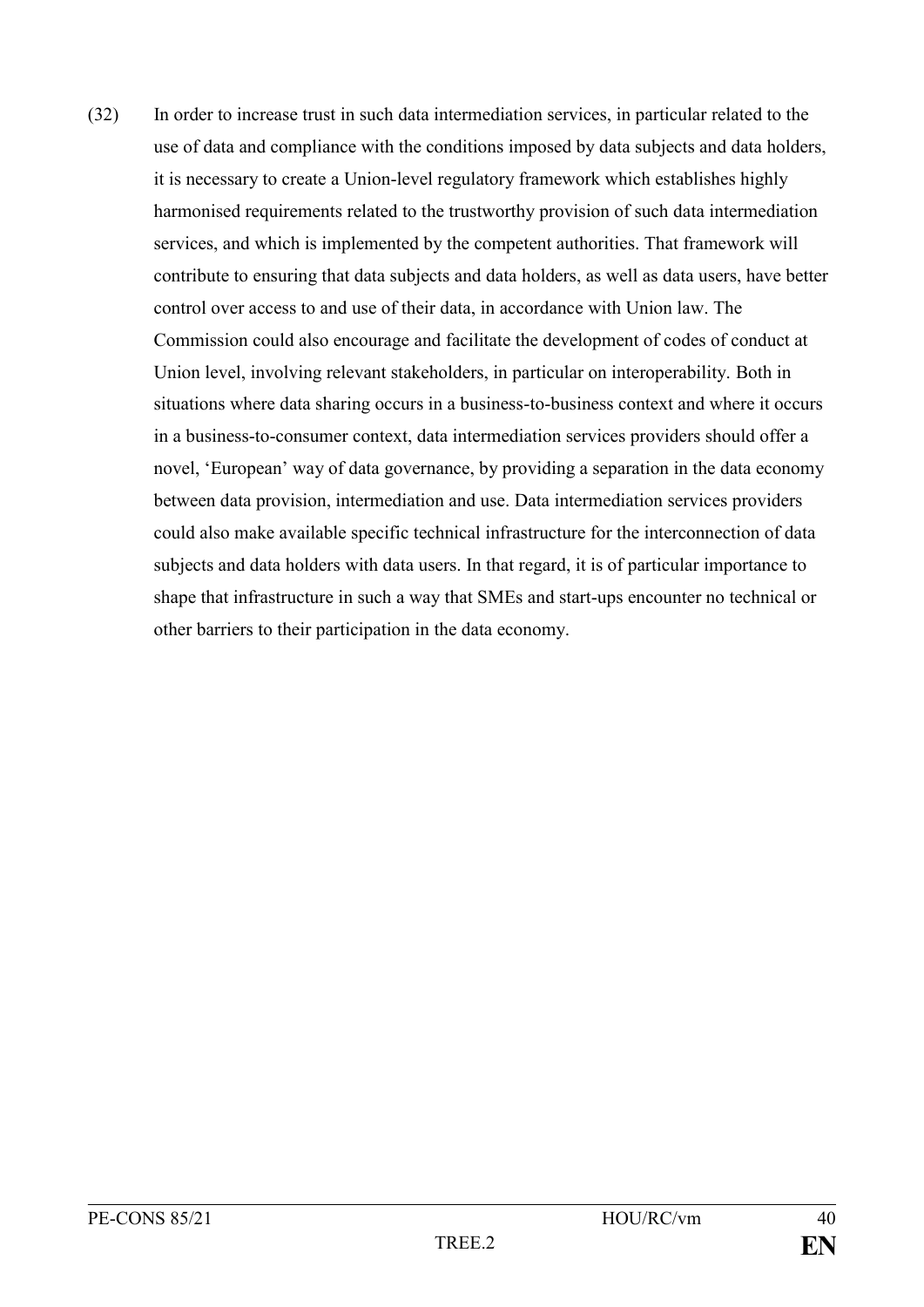(32) In order to increase trust in such data intermediation services, in particular related to the use of data and compliance with the conditions imposed by data subjects and data holders, it is necessary to create a Union-level regulatory framework which establishes highly harmonised requirements related to the trustworthy provision of such data intermediation services, and which is implemented by the competent authorities. That framework will contribute to ensuring that data subjects and data holders, as well as data users, have better control over access to and use of their data, in accordance with Union law. The Commission could also encourage and facilitate the development of codes of conduct at Union level, involving relevant stakeholders, in particular on interoperability. Both in situations where data sharing occurs in a business-to-business context and where it occurs in a business-to-consumer context, data intermediation services providers should offer a novel, 'European' way of data governance, by providing a separation in the data economy between data provision, intermediation and use. Data intermediation services providers could also make available specific technical infrastructure for the interconnection of data subjects and data holders with data users. In that regard, it is of particular importance to shape that infrastructure in such a way that SMEs and start-ups encounter no technical or other barriers to their participation in the data economy.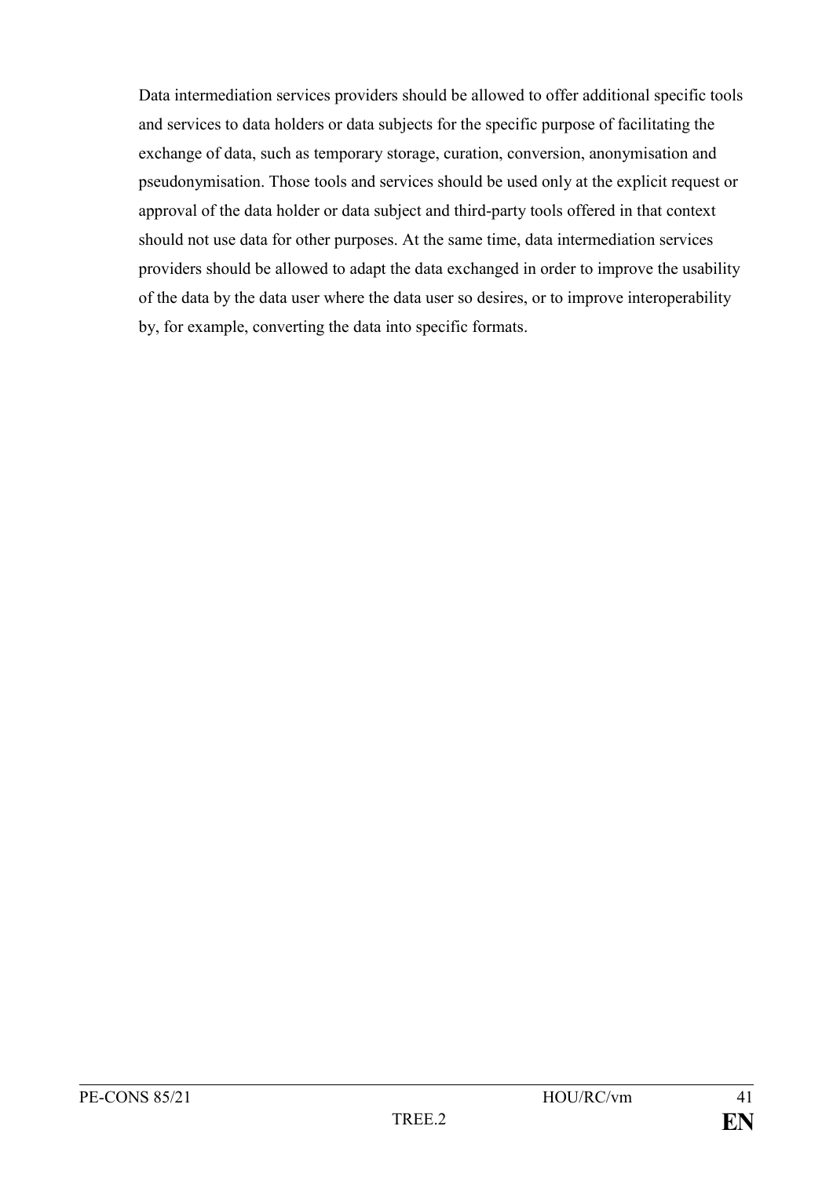Data intermediation services providers should be allowed to offer additional specific tools and services to data holders or data subjects for the specific purpose of facilitating the exchange of data, such as temporary storage, curation, conversion, anonymisation and pseudonymisation. Those tools and services should be used only at the explicit request or approval of the data holder or data subject and third-party tools offered in that context should not use data for other purposes. At the same time, data intermediation services providers should be allowed to adapt the data exchanged in order to improve the usability of the data by the data user where the data user so desires, or to improve interoperability by, for example, converting the data into specific formats.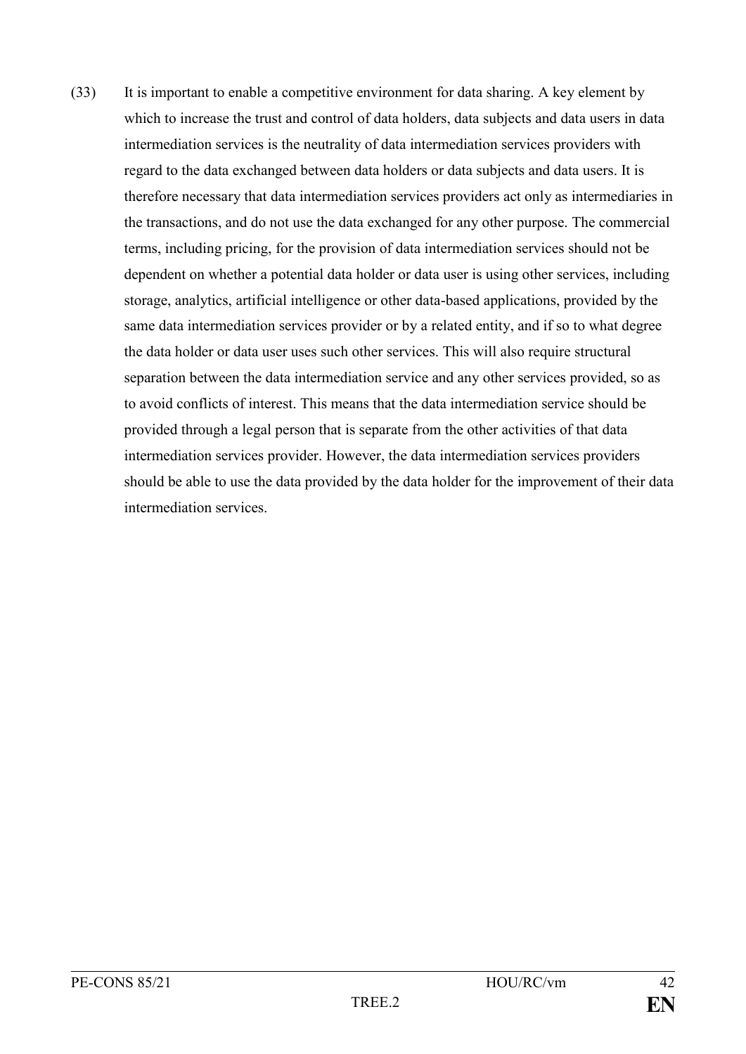(33) It is important to enable a competitive environment for data sharing. A key element by which to increase the trust and control of data holders, data subjects and data users in data intermediation services is the neutrality of data intermediation services providers with regard to the data exchanged between data holders or data subjects and data users. It is therefore necessary that data intermediation services providers act only as intermediaries in the transactions, and do not use the data exchanged for any other purpose. The commercial terms, including pricing, for the provision of data intermediation services should not be dependent on whether a potential data holder or data user is using other services, including storage, analytics, artificial intelligence or other data-based applications, provided by the same data intermediation services provider or by a related entity, and if so to what degree the data holder or data user uses such other services. This will also require structural separation between the data intermediation service and any other services provided, so as to avoid conflicts of interest. This means that the data intermediation service should be provided through a legal person that is separate from the other activities of that data intermediation services provider. However, the data intermediation services providers should be able to use the data provided by the data holder for the improvement of their data intermediation services.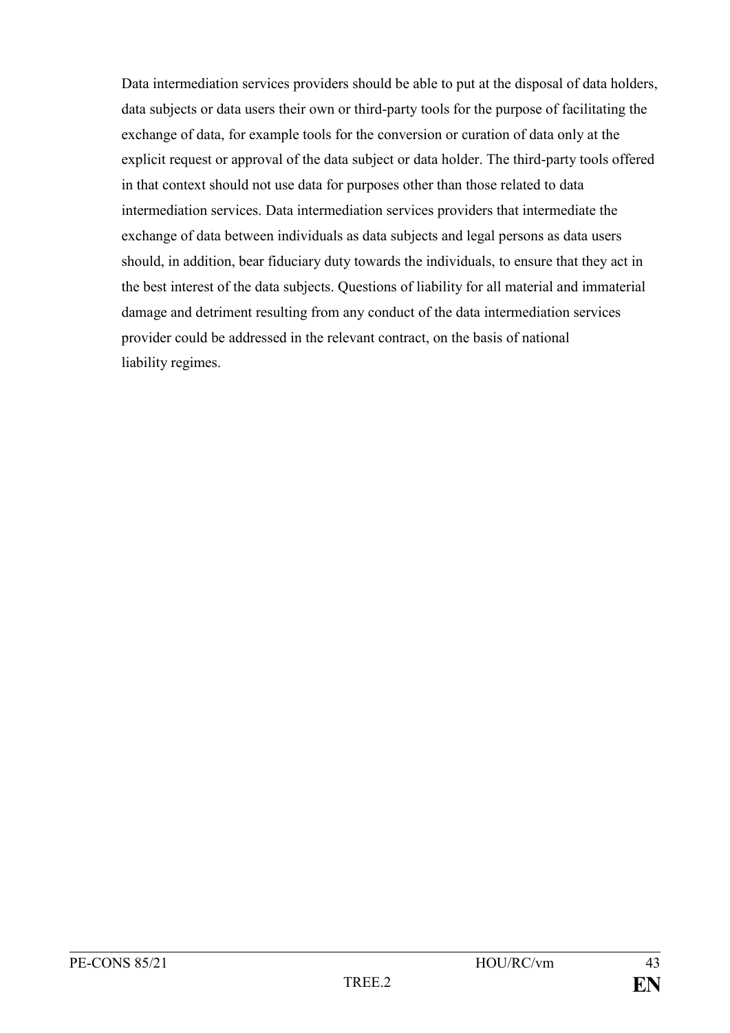Data intermediation services providers should be able to put at the disposal of data holders, data subjects or data users their own or third-party tools for the purpose of facilitating the exchange of data, for example tools for the conversion or curation of data only at the explicit request or approval of the data subject or data holder. The third-party tools offered in that context should not use data for purposes other than those related to data intermediation services. Data intermediation services providers that intermediate the exchange of data between individuals as data subjects and legal persons as data users should, in addition, bear fiduciary duty towards the individuals, to ensure that they act in the best interest of the data subjects. Questions of liability for all material and immaterial damage and detriment resulting from any conduct of the data intermediation services provider could be addressed in the relevant contract, on the basis of national liability regimes.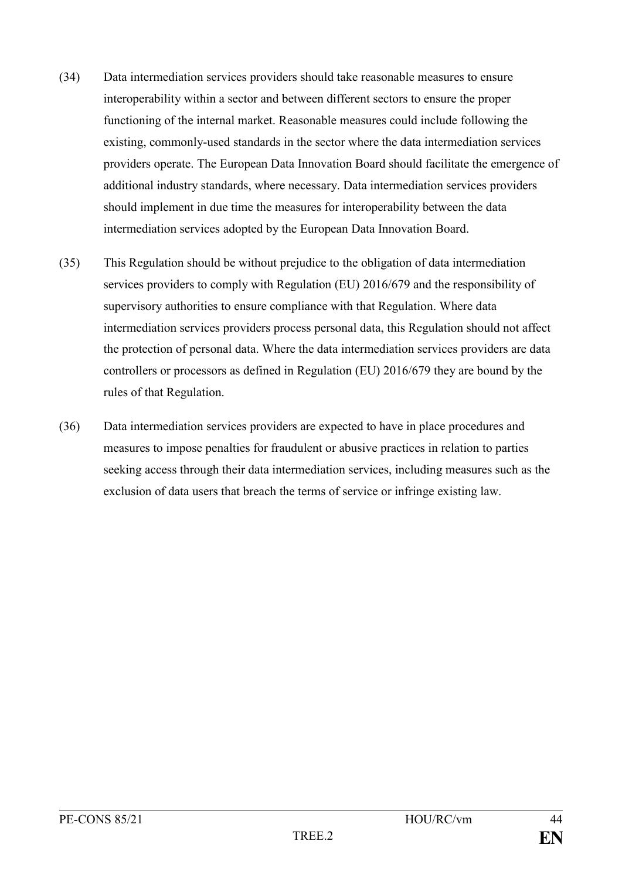(34) Data intermediation services providers should take reasonable measures to ensure interoperability within a sector and between different sectors to ensure the proper functioning of the internal market. Reasonable measures could include following the existing, commonly-used standards in the sector where the data intermediation services providers operate. The European Data Innovation Board should facilitate the emergence of additional industry standards, where necessary. Data intermediation services providers should implement in due time the measures for interoperability between the data intermediation services adopted by the European Data Innovation Board.

(35) This Regulation should be without prejudice to the obligation of data intermediation services providers to comply with Regulation (EU) 2016/679 and the responsibility of supervisory authorities to ensure compliance with that Regulation. Where data intermediation services providers process personal data, this Regulation should not affect the protection of personal data. Where the data intermediation services providers are data controllers or processors as defined in Regulation (EU) 2016/679 they are bound by the rules of that Regulation.

(36) Data intermediation services providers are expected to have in place procedures and measures to impose penalties for fraudulent or abusive practices in relation to parties seeking access through their data intermediation services, including measures such as the exclusion of data users that breach the terms of service or infringe existing law.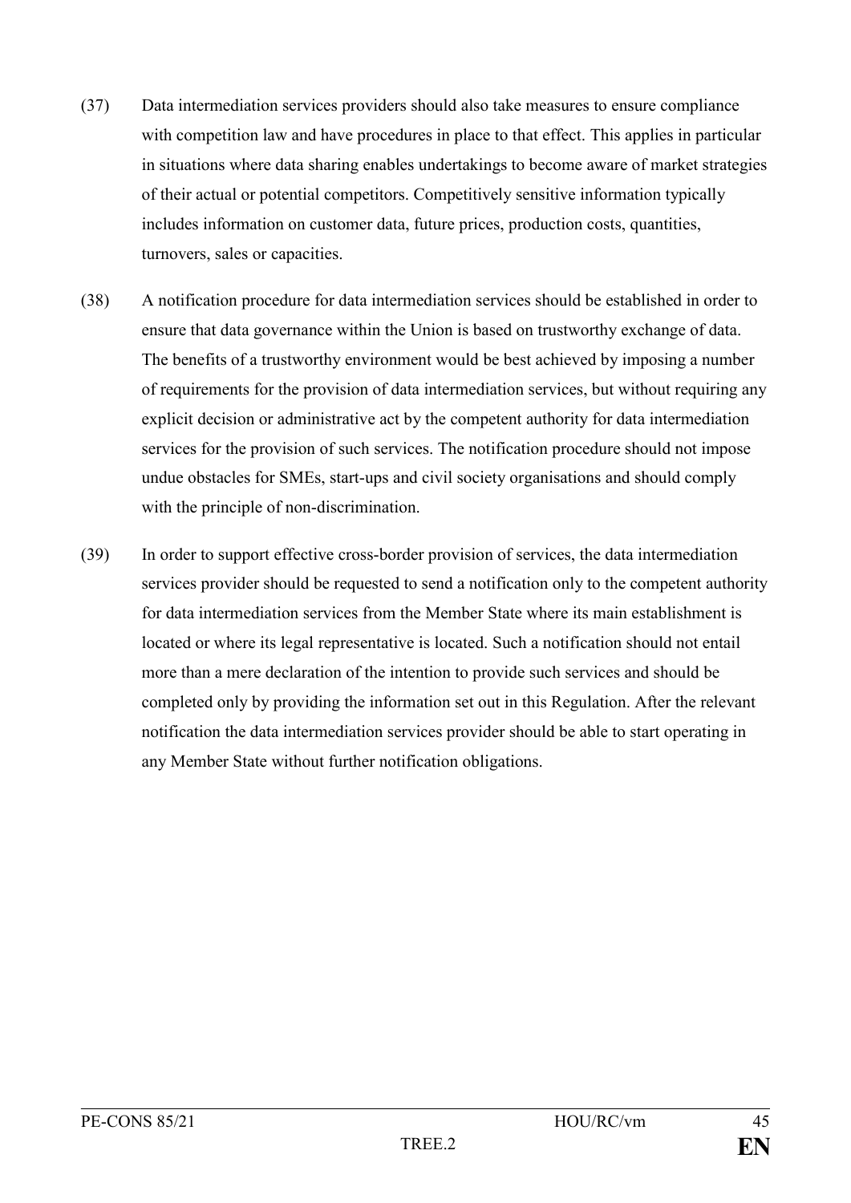(37) Data intermediation services providers should also take measures to ensure compliance with competition law and have procedures in place to that effect. This applies in particular in situations where data sharing enables undertakings to become aware of market strategies of their actual or potential competitors. Competitively sensitive information typically includes information on customer data, future prices, production costs, quantities, turnovers, sales or capacities.

(38) A notification procedure for data intermediation services should be established in order to ensure that data governance within the Union is based on trustworthy exchange of data. The benefits of a trustworthy environment would be best achieved by imposing a number of requirements for the provision of data intermediation services, but without requiring any explicit decision or administrative act by the competent authority for data intermediation services for the provision of such services. The notification procedure should not impose undue obstacles for SMEs, start-ups and civil society organisations and should comply with the principle of non-discrimination.

(39) In order to support effective cross-border provision of services, the data intermediation services provider should be requested to send a notification only to the competent authority for data intermediation services from the Member State where its main establishment is located or where its legal representative is located. Such a notification should not entail more than a mere declaration of the intention to provide such services and should be completed only by providing the information set out in this Regulation. After the relevant notification the data intermediation services provider should be able to start operating in any Member State without further notification obligations.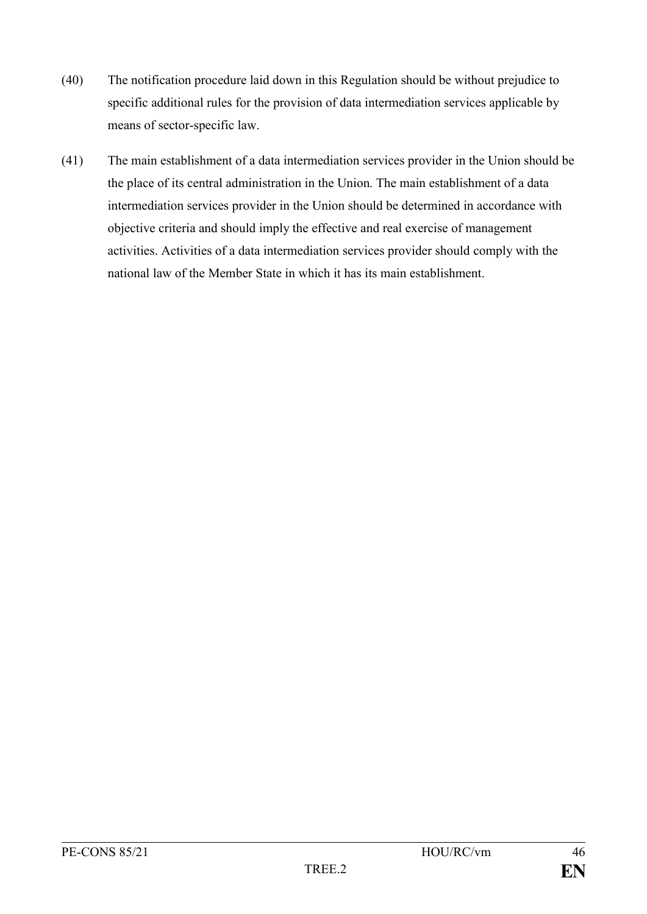(40) The notification procedure laid down in this Regulation should be without prejudice to specific additional rules for the provision of data intermediation services applicable by means of sector-specific law.

(41) The main establishment of a data intermediation services provider in the Union should be the place of its central administration in the Union. The main establishment of a data intermediation services provider in the Union should be determined in accordance with objective criteria and should imply the effective and real exercise of management activities. Activities of a data intermediation services provider should comply with the national law of the Member State in which it has its main establishment.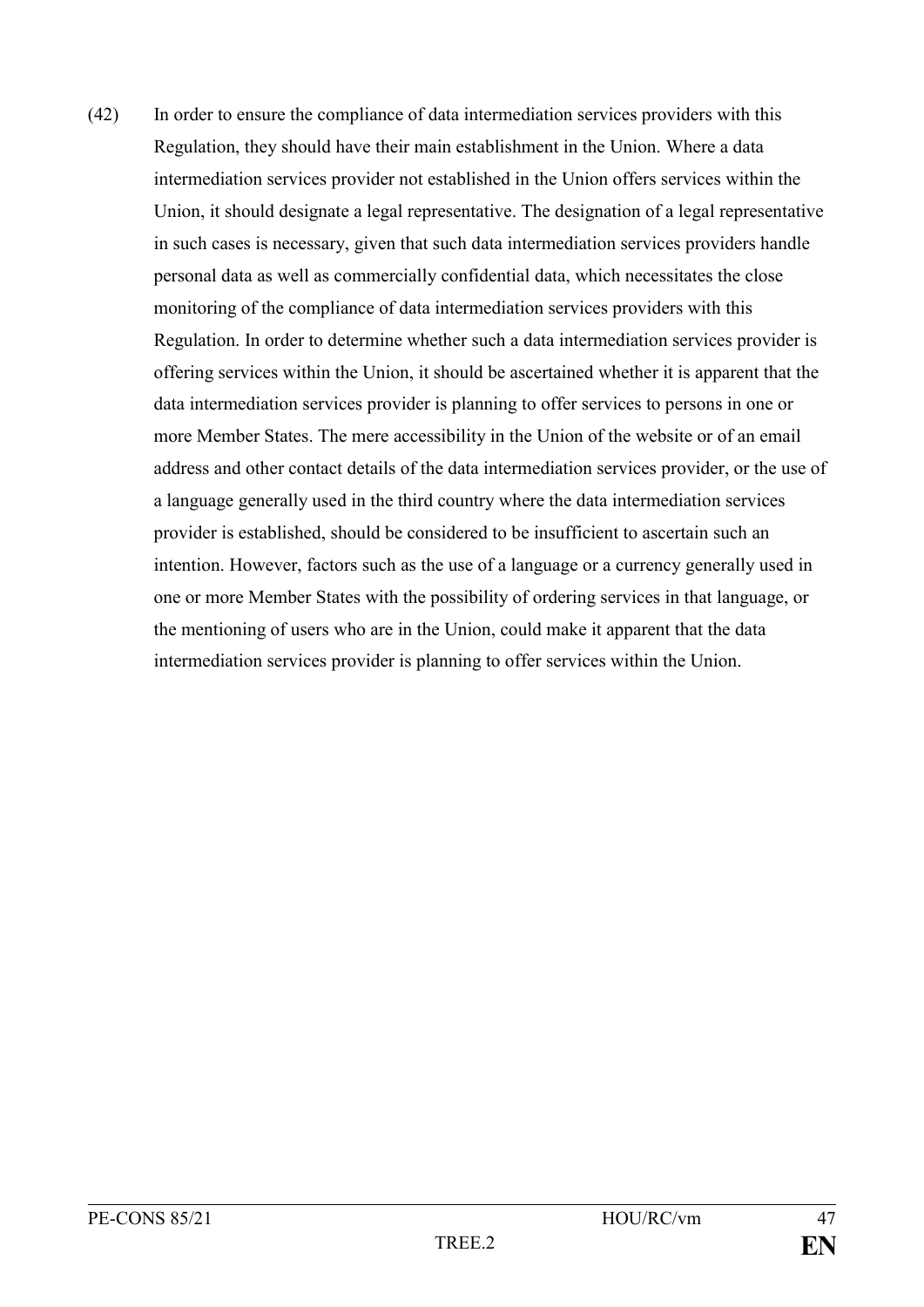(42) In order to ensure the compliance of data intermediation services providers with this Regulation, they should have their main establishment in the Union. Where a data intermediation services provider not established in the Union offers services within the Union, it should designate a legal representative. The designation of a legal representative in such cases is necessary, given that such data intermediation services providers handle personal data as well as commercially confidential data, which necessitates the close monitoring of the compliance of data intermediation services providers with this Regulation. In order to determine whether such a data intermediation services provider is offering services within the Union, it should be ascertained whether it is apparent that the data intermediation services provider is planning to offer services to persons in one or more Member States. The mere accessibility in the Union of the website or of an email address and other contact details of the data intermediation services provider, or the use of a language generally used in the third country where the data intermediation services provider is established, should be considered to be insufficient to ascertain such an intention. However, factors such as the use of a language or a currency generally used in one or more Member States with the possibility of ordering services in that language, or the mentioning of users who are in the Union, could make it apparent that the data intermediation services provider is planning to offer services within the Union.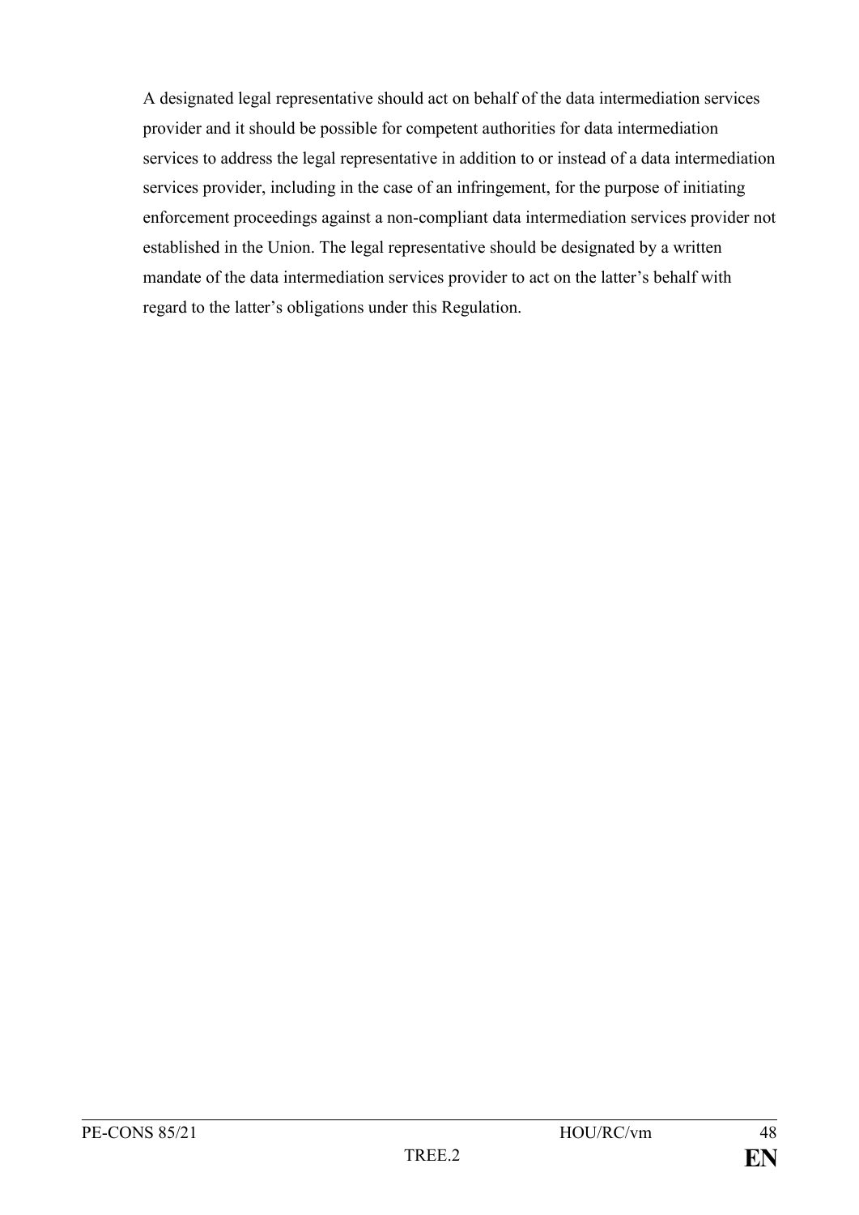A designated legal representative should act on behalf of the data intermediation services provider and it should be possible for competent authorities for data intermediation services to address the legal representative in addition to or instead of a data intermediation services provider, including in the case of an infringement, for the purpose of initiating enforcement proceedings against a non-compliant data intermediation services provider not established in the Union. The legal representative should be designated by a written mandate of the data intermediation services provider to act on the latter's behalf with regard to the latter's obligations under this Regulation.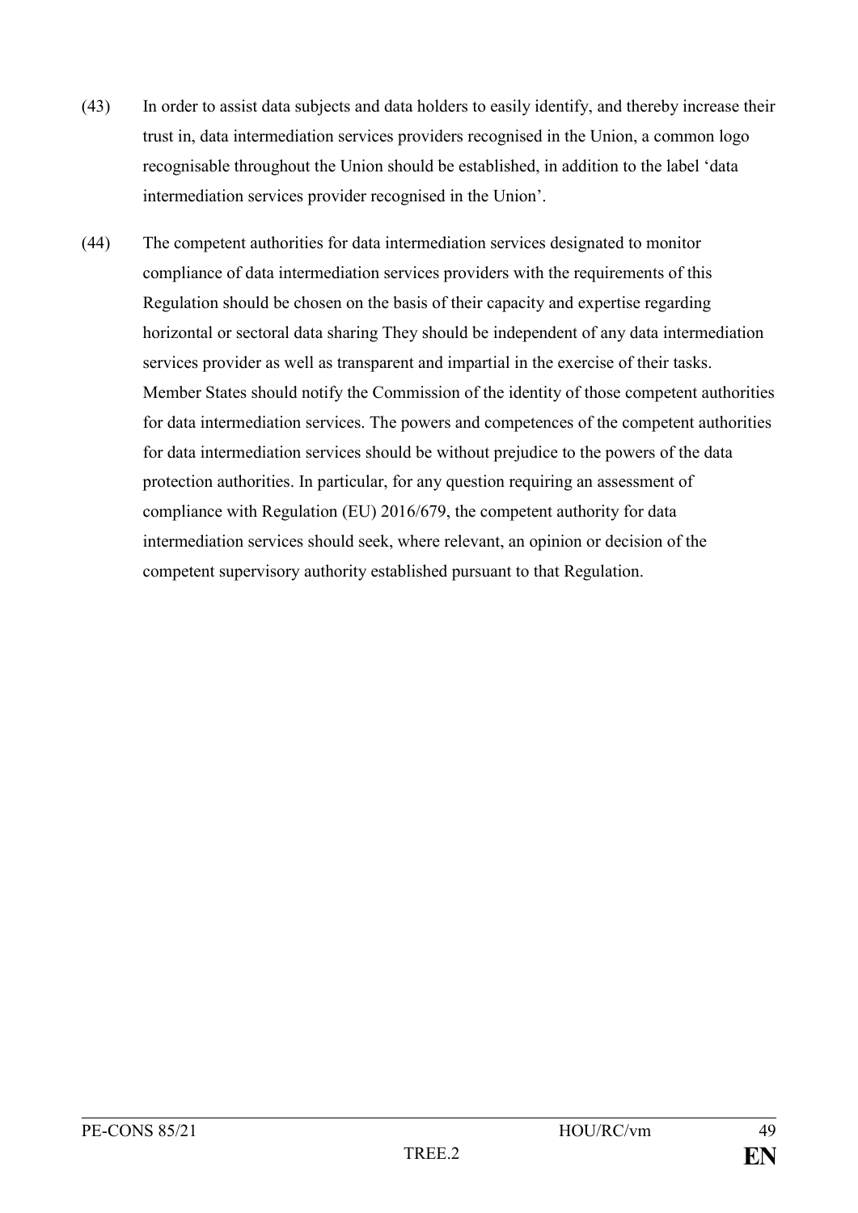(43) In order to assist data subjects and data holders to easily identify, and thereby increase their trust in, data intermediation services providers recognised in the Union, a common logo recognisable throughout the Union should be established, in addition to the label 'data intermediation services provider recognised in the Union'.

(44) The competent authorities for data intermediation services designated to monitor compliance of data intermediation services providers with the requirements of this Regulation should be chosen on the basis of their capacity and expertise regarding horizontal or sectoral data sharing They should be independent of any data intermediation services provider as well as transparent and impartial in the exercise of their tasks. Member States should notify the Commission of the identity of those competent authorities for data intermediation services. The powers and competences of the competent authorities for data intermediation services should be without prejudice to the powers of the data protection authorities. In particular, for any question requiring an assessment of compliance with Regulation (EU) 2016/679, the competent authority for data intermediation services should seek, where relevant, an opinion or decision of the competent supervisory authority established pursuant to that Regulation.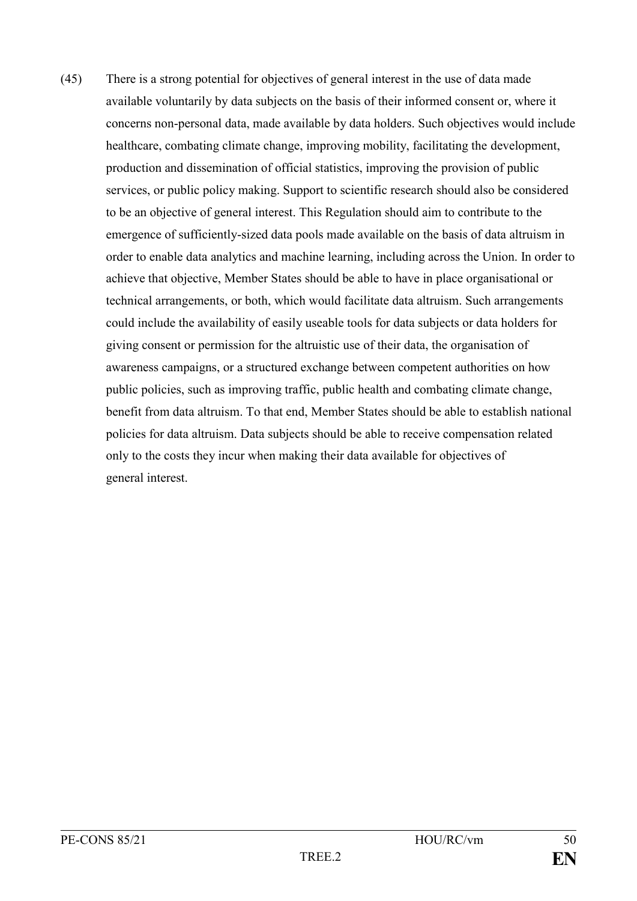(45) There is a strong potential for objectives of general interest in the use of data made available voluntarily by data subjects on the basis of their informed consent or, where it concerns non-personal data, made available by data holders. Such objectives would include healthcare, combating climate change, improving mobility, facilitating the development, production and dissemination of official statistics, improving the provision of public services, or public policy making. Support to scientific research should also be considered to be an objective of general interest. This Regulation should aim to contribute to the emergence of sufficiently-sized data pools made available on the basis of data altruism in order to enable data analytics and machine learning, including across the Union. In order to achieve that objective, Member States should be able to have in place organisational or technical arrangements, or both, which would facilitate data altruism. Such arrangements could include the availability of easily useable tools for data subjects or data holders for giving consent or permission for the altruistic use of their data, the organisation of awareness campaigns, or a structured exchange between competent authorities on how public policies, such as improving traffic, public health and combating climate change, benefit from data altruism. To that end, Member States should be able to establish national policies for data altruism. Data subjects should be able to receive compensation related only to the costs they incur when making their data available for objectives of general interest.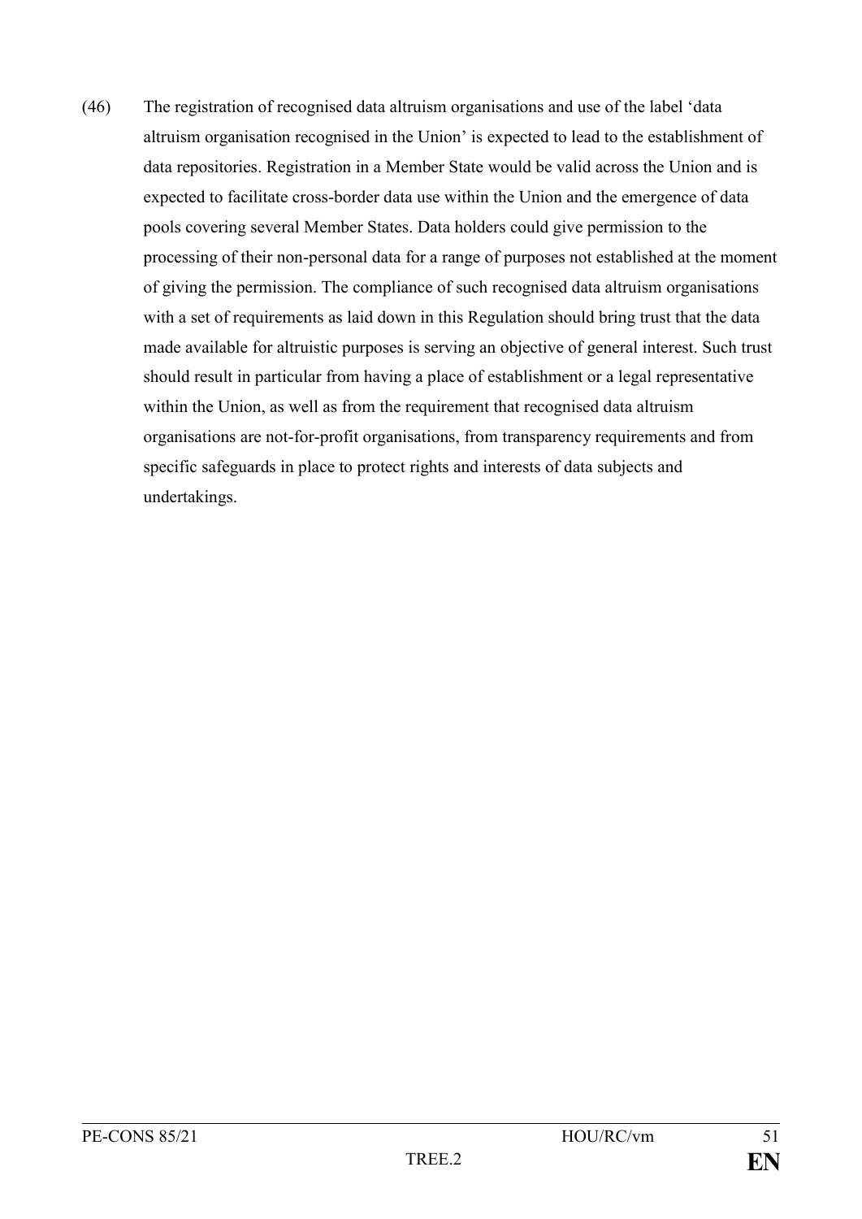(46) The registration of recognised data altruism organisations and use of the label 'data altruism organisation recognised in the Union' is expected to lead to the establishment of data repositories. Registration in a Member State would be valid across the Union and is expected to facilitate cross-border data use within the Union and the emergence of data pools covering several Member States. Data holders could give permission to the processing of their non-personal data for a range of purposes not established at the moment of giving the permission. The compliance of such recognised data altruism organisations with a set of requirements as laid down in this Regulation should bring trust that the data made available for altruistic purposes is serving an objective of general interest. Such trust should result in particular from having a place of establishment or a legal representative within the Union, as well as from the requirement that recognised data altruism organisations are not-for-profit organisations, from transparency requirements and from specific safeguards in place to protect rights and interests of data subjects and undertakings.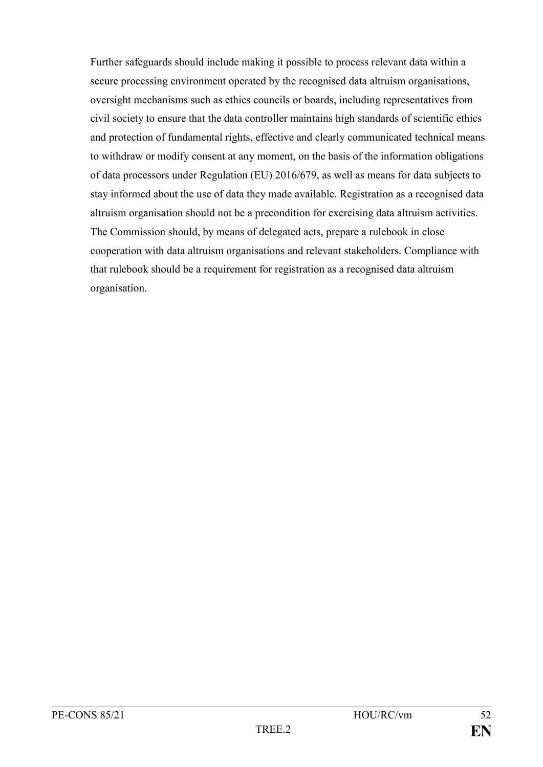Further safeguards should include making it possible to process relevant data within a secure processing environment operated by the recognised data altruism organisations, oversight mechanisms such as ethics councils or boards, including representatives from civil society to ensure that the data controller maintains high standards of scientific ethics and protection of fundamental rights, effective and clearly communicated technical means to withdraw or modify consent at any moment, on the basis of the information obligations of data processors under Regulation (EU) 2016/679, as well as means for data subjects to stay informed about the use of data they made available. Registration as a recognised data altruism organisation should not be a precondition for exercising data altruism activities. The Commission should, by means of delegated acts, prepare a rulebook in close cooperation with data altruism organisations and relevant stakeholders. Compliance with that rulebook should be a requirement for registration as a recognised data altruism organisation.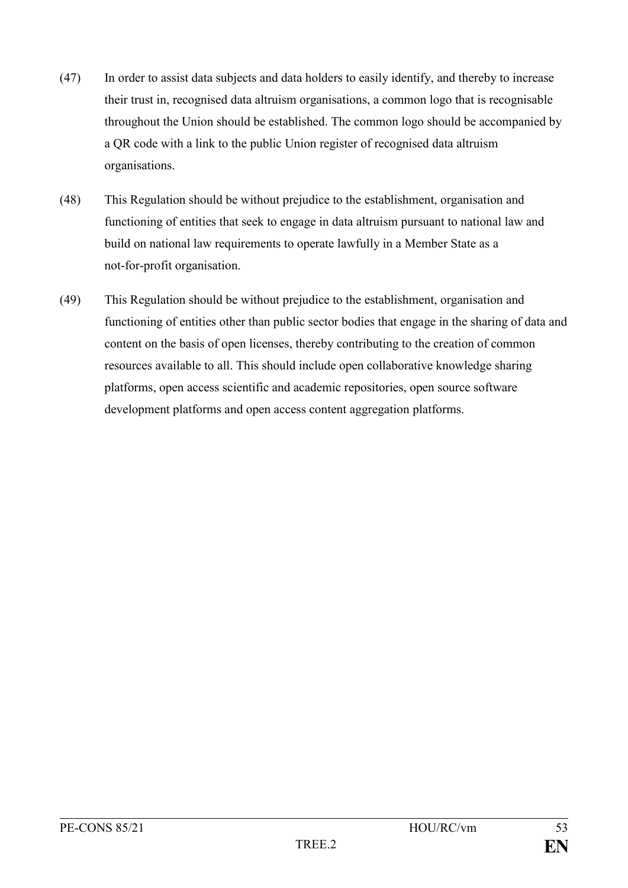(47) In order to assist data subjects and data holders to easily identify, and thereby to increase their trust in, recognised data altruism organisations, a common logo that is recognisable throughout the Union should be established. The common logo should be accompanied by a QR code with a link to the public Union register of recognised data altruism organisations.

(48) This Regulation should be without prejudice to the establishment, organisation and functioning of entities that seek to engage in data altruism pursuant to national law and build on national law requirements to operate lawfully in a Member State as a not-for-profit organisation.

(49) This Regulation should be without prejudice to the establishment, organisation and functioning of entities other than public sector bodies that engage in the sharing of data and content on the basis of open licenses, thereby contributing to the creation of common resources available to all. This should include open collaborative knowledge sharing platforms, open access scientific and academic repositories, open source software development platforms and open access content aggregation platforms.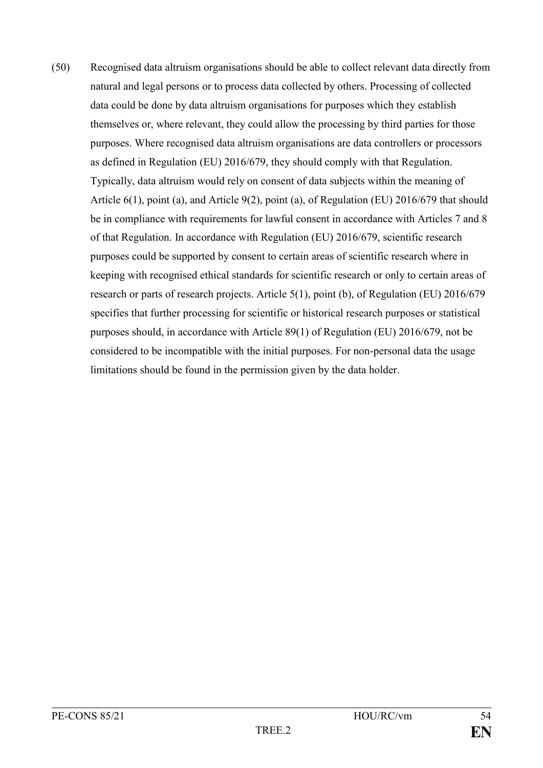(50) Recognised data altruism organisations should be able to collect relevant data directly from natural and legal persons or to process data collected by others. Processing of collected data could be done by data altruism organisations for purposes which they establish themselves or, where relevant, they could allow the processing by third parties for those purposes. Where recognised data altruism organisations are data controllers or processors as defined in Regulation (EU) 2016/679, they should comply with that Regulation. Typically, data altruism would rely on consent of data subjects within the meaning of Article 6(1), point (a), and Article 9(2), point (a), of Regulation (EU) 2016/679 that should be in compliance with requirements for lawful consent in accordance with Articles 7 and 8 of that Regulation. In accordance with Regulation (EU) 2016/679, scientific research purposes could be supported by consent to certain areas of scientific research where in keeping with recognised ethical standards for scientific research or only to certain areas of research or parts of research projects. Article 5(1), point (b), of Regulation (EU) 2016/679 specifies that further processing for scientific or historical research purposes or statistical purposes should, in accordance with Article 89(1) of Regulation (EU) 2016/679, not be considered to be incompatible with the initial purposes. For non-personal data the usage limitations should be found in the permission given by the data holder.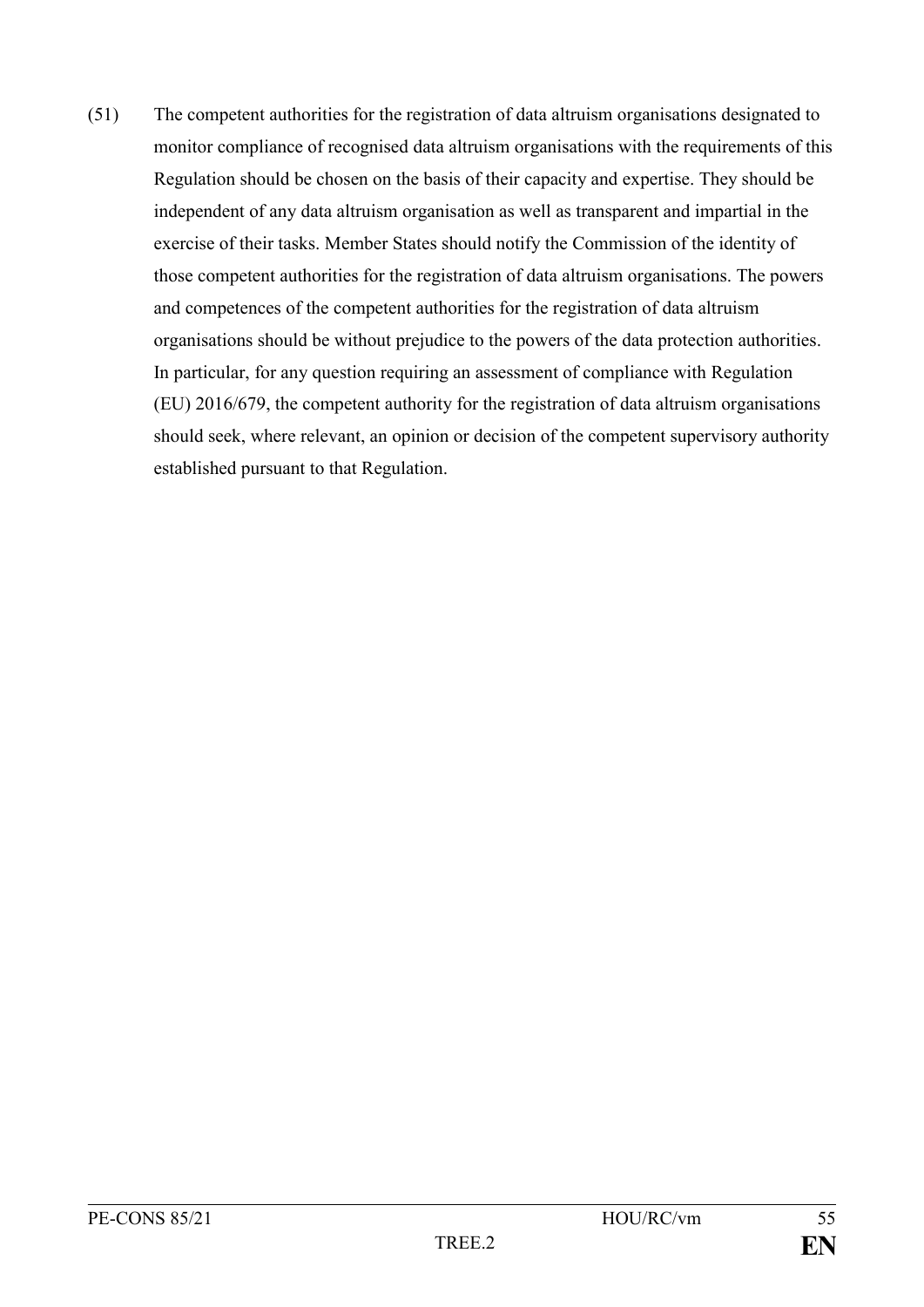(51) The competent authorities for the registration of data altruism organisations designated to monitor compliance of recognised data altruism organisations with the requirements of this Regulation should be chosen on the basis of their capacity and expertise. They should be independent of any data altruism organisation as well as transparent and impartial in the exercise of their tasks. Member States should notify the Commission of the identity of those competent authorities for the registration of data altruism organisations. The powers and competences of the competent authorities for the registration of data altruism organisations should be without prejudice to the powers of the data protection authorities. In particular, for any question requiring an assessment of compliance with Regulation (EU) 2016/679, the competent authority for the registration of data altruism organisations should seek, where relevant, an opinion or decision of the competent supervisory authority established pursuant to that Regulation.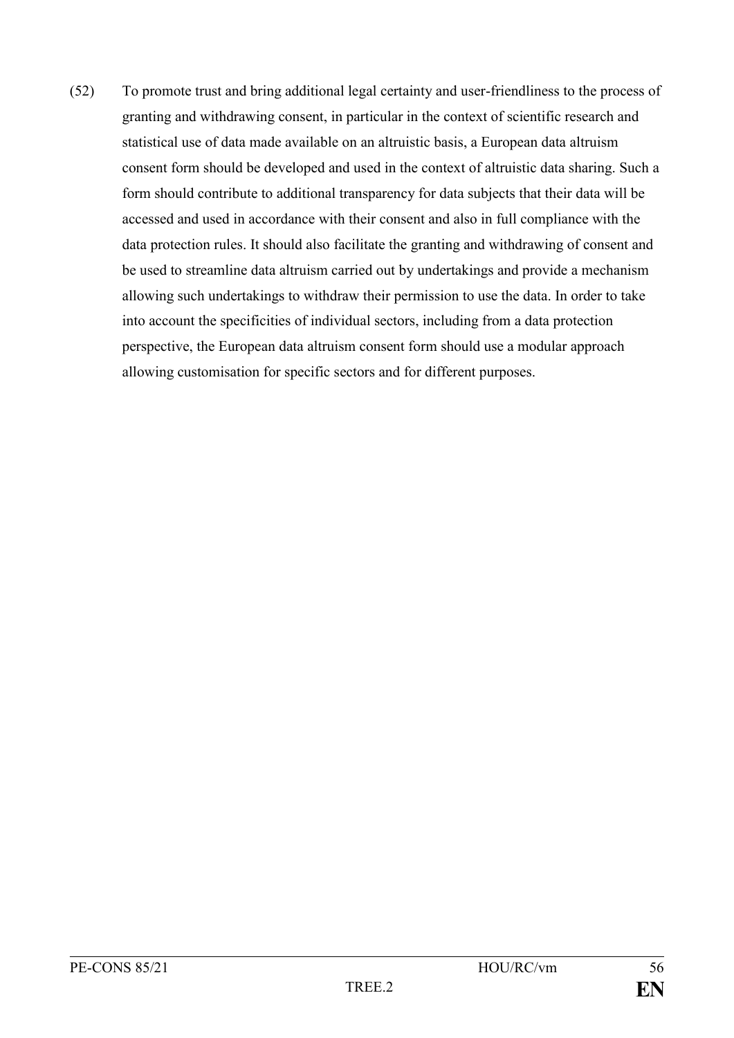(52) To promote trust and bring additional legal certainty and user-friendliness to the process of granting and withdrawing consent, in particular in the context of scientific research and statistical use of data made available on an altruistic basis, a European data altruism consent form should be developed and used in the context of altruistic data sharing. Such a form should contribute to additional transparency for data subjects that their data will be accessed and used in accordance with their consent and also in full compliance with the data protection rules. It should also facilitate the granting and withdrawing of consent and be used to streamline data altruism carried out by undertakings and provide a mechanism allowing such undertakings to withdraw their permission to use the data. In order to take into account the specificities of individual sectors, including from a data protection perspective, the European data altruism consent form should use a modular approach allowing customisation for specific sectors and for different purposes.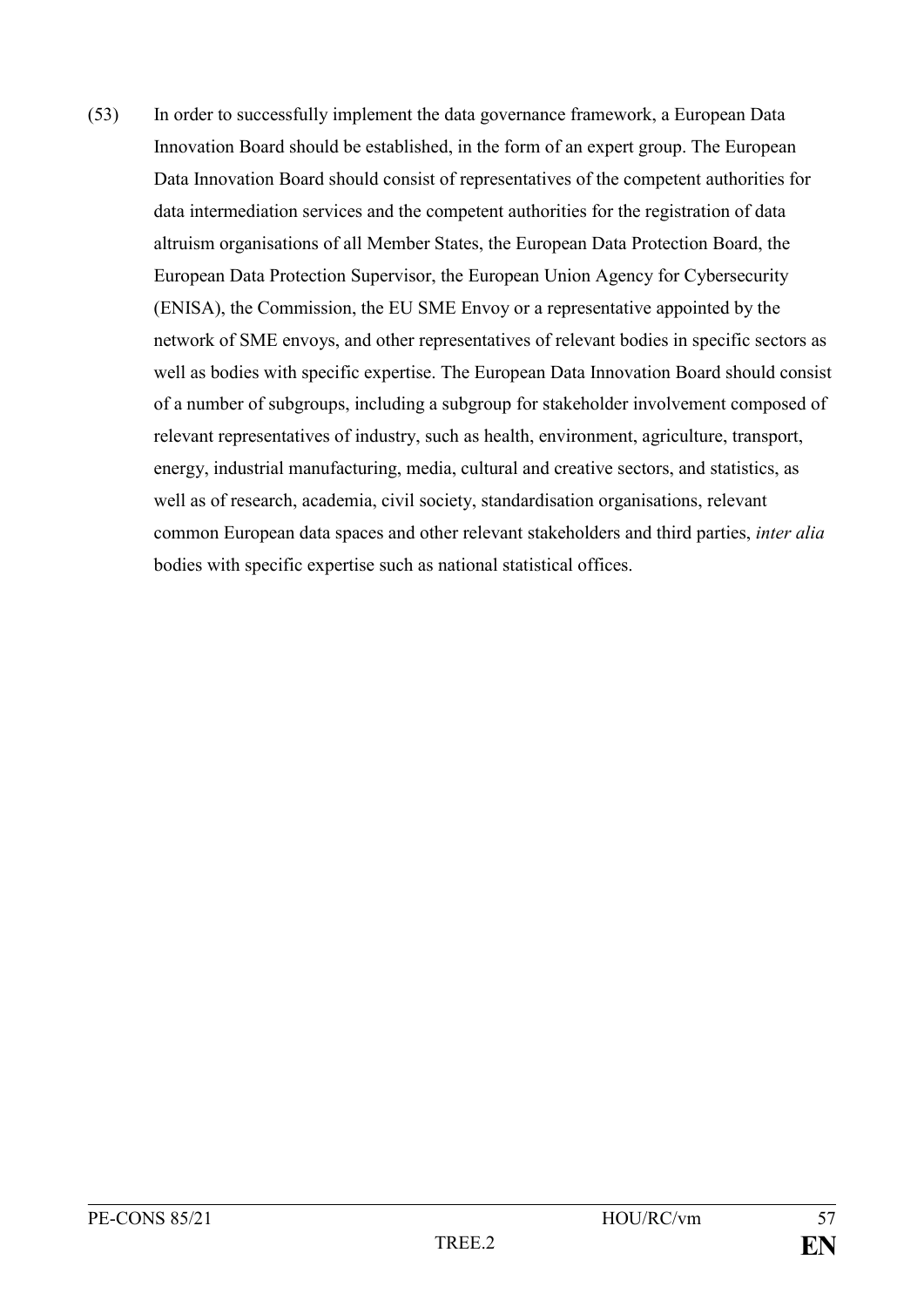(53) In order to successfully implement the data governance framework, a European Data Innovation Board should be established, in the form of an expert group. The European Data Innovation Board should consist of representatives of the competent authorities for data intermediation services and the competent authorities for the registration of data altruism organisations of all Member States, the European Data Protection Board, the European Data Protection Supervisor, the European Union Agency for Cybersecurity (ENISA), the Commission, the EU SME Envoy or a representative appointed by the network of SME envoys, and other representatives of relevant bodies in specific sectors as well as bodies with specific expertise. The European Data Innovation Board should consist of a number of subgroups, including a subgroup for stakeholder involvement composed of relevant representatives of industry, such as health, environment, agriculture, transport, energy, industrial manufacturing, media, cultural and creative sectors, and statistics, as well as of research, academia, civil society, standardisation organisations, relevant common European data spaces and other relevant stakeholders and third parties, *inter alia* bodies with specific expertise such as national statistical offices.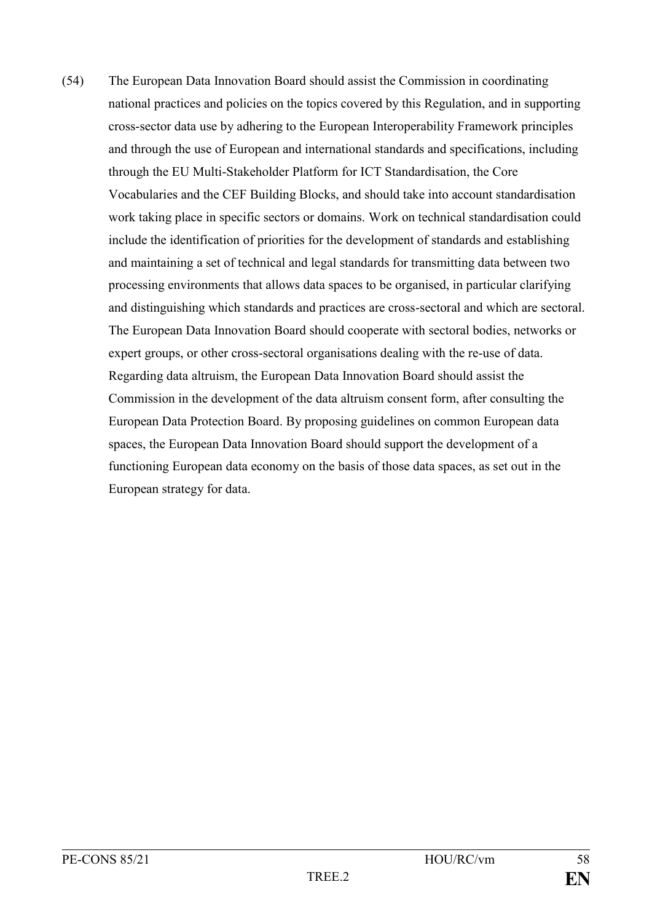(54) The European Data Innovation Board should assist the Commission in coordinating national practices and policies on the topics covered by this Regulation, and in supporting cross-sector data use by adhering to the European Interoperability Framework principles and through the use of European and international standards and specifications, including through the EU Multi-Stakeholder Platform for ICT Standardisation, the Core Vocabularies and the CEF Building Blocks, and should take into account standardisation work taking place in specific sectors or domains. Work on technical standardisation could include the identification of priorities for the development of standards and establishing and maintaining a set of technical and legal standards for transmitting data between two processing environments that allows data spaces to be organised, in particular clarifying and distinguishing which standards and practices are cross-sectoral and which are sectoral. The European Data Innovation Board should cooperate with sectoral bodies, networks or expert groups, or other cross-sectoral organisations dealing with the re-use of data. Regarding data altruism, the European Data Innovation Board should assist the Commission in the development of the data altruism consent form, after consulting the European Data Protection Board. By proposing guidelines on common European data spaces, the European Data Innovation Board should support the development of a functioning European data economy on the basis of those data spaces, as set out in the European strategy for data.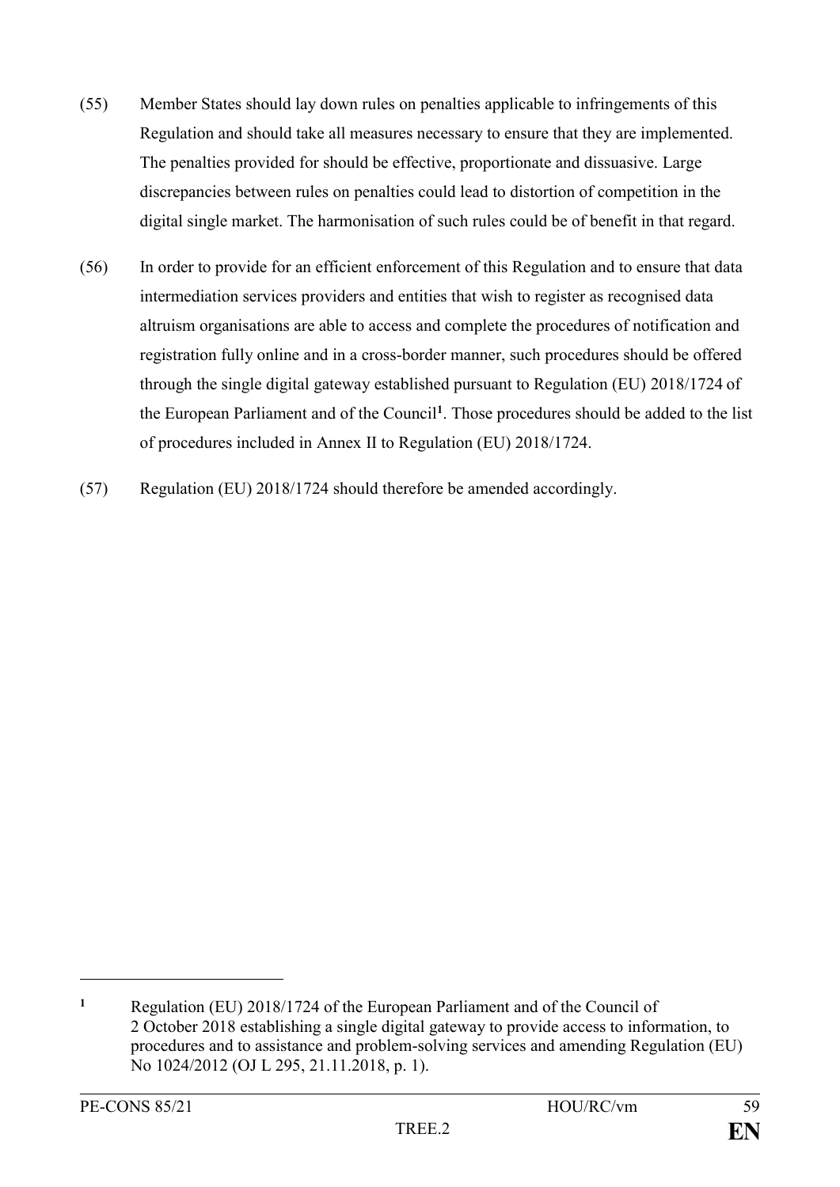(55) Member States should lay down rules on penalties applicable to infringements of this Regulation and should take all measures necessary to ensure that they are implemented. The penalties provided for should be effective, proportionate and dissuasive. Large discrepancies between rules on penalties could lead to distortion of competition in the digital single market. The harmonisation of such rules could be of benefit in that regard.

(56) In order to provide for an efficient enforcement of this Regulation and to ensure that data intermediation services providers and entities that wish to register as recognised data altruism organisations are able to access and complete the procedures of notification and registration fully online and in a cross-border manner, such procedures should be offered through the single digital gateway established pursuant to Regulation (EU) 2018/1724 of the European Parliament and of the Council[1]. Those procedures should be added to the list of procedures included in Annex II to Regulation (EU) 2018/1724.

(57) Regulation (EU) 2018/1724 should therefore be amended accordingly.

---

[1] Regulation (EU) 2018/1724 of the European Parliament and of the Council of 2 October 2018 establishing a single digital gateway to provide access to information, to procedures and to assistance and problem-solving services and amending Regulation (EU) No 1024/2012 (OJ L 295, 21.11.2018, p. 1).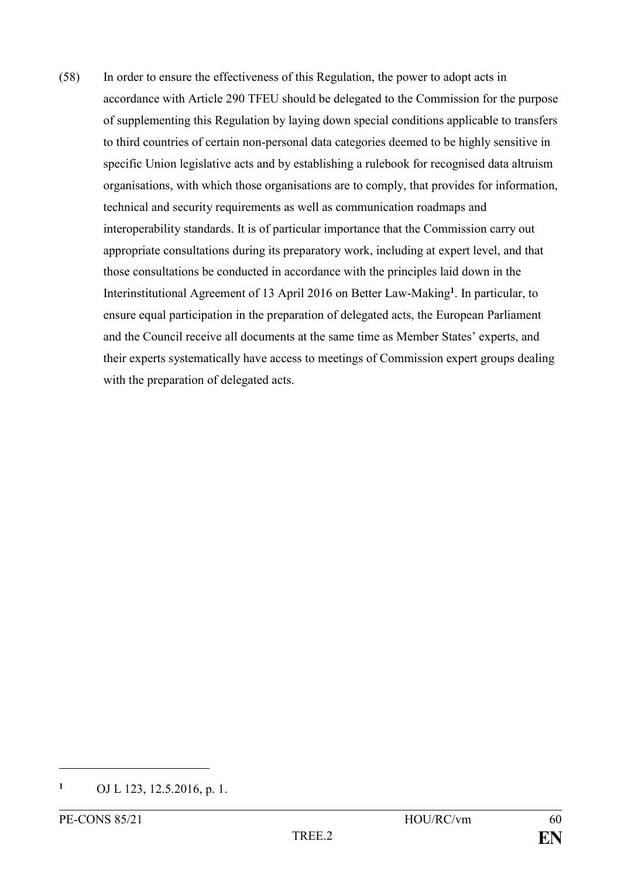(58) In order to ensure the effectiveness of this Regulation, the power to adopt acts in accordance with Article 290 TFEU should be delegated to the Commission for the purpose of supplementing this Regulation by laying down special conditions applicable to transfers to third countries of certain non-personal data categories deemed to be highly sensitive in specific Union legislative acts and by establishing a rulebook for recognised data altruism organisations, with which those organisations are to comply, that provides for information, technical and security requirements as well as communication roadmaps and interoperability standards. It is of particular importance that the Commission carry out appropriate consultations during its preparatory work, including at expert level, and that those consultations be conducted in accordance with the principles laid down in the Interinstitutional Agreement of 13 April 2016 on Better Law-Making[1]. In particular, to ensure equal participation in the preparation of delegated acts, the European Parliament and the Council receive all documents at the same time as Member States' experts, and their experts systematically have access to meetings of Commission expert groups dealing with the preparation of delegated acts.

---

[1] OJ L 123, 12.5.2016, p. 1.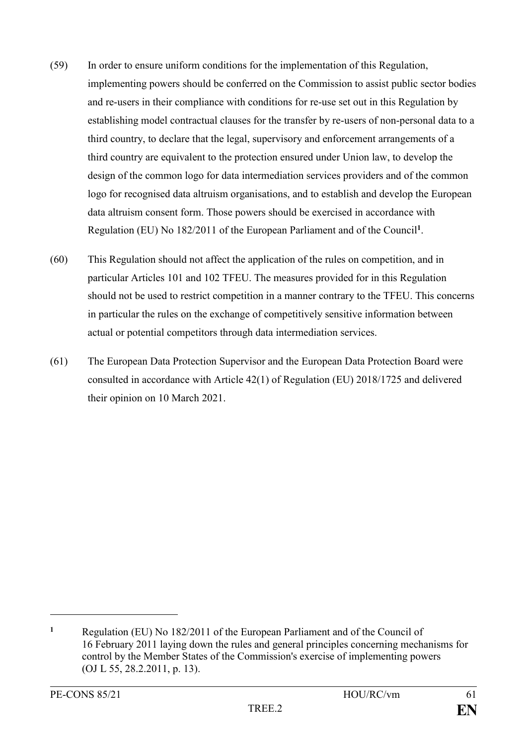(59) In order to ensure uniform conditions for the implementation of this Regulation, implementing powers should be conferred on the Commission to assist public sector bodies and re-users in their compliance with conditions for re-use set out in this Regulation by establishing model contractual clauses for the transfer by re-users of non-personal data to a third country, to declare that the legal, supervisory and enforcement arrangements of a third country are equivalent to the protection ensured under Union law, to develop the design of the common logo for data intermediation services providers and of the common logo for recognised data altruism organisations, and to establish and develop the European data altruism consent form. Those powers should be exercised in accordance with Regulation (EU) No 182/2011 of the European Parliament and of the Council[1].

(60) This Regulation should not affect the application of the rules on competition, and in particular Articles 101 and 102 TFEU. The measures provided for in this Regulation should not be used to restrict competition in a manner contrary to the TFEU. This concerns in particular the rules on the exchange of competitively sensitive information between actual or potential competitors through data intermediation services.

(61) The European Data Protection Supervisor and the European Data Protection Board were consulted in accordance with Article 42(1) of Regulation (EU) 2018/1725 and delivered their opinion on 10 March 2021.

---

[1] Regulation (EU) No 182/2011 of the European Parliament and of the Council of 16 February 2011 laying down the rules and general principles concerning mechanisms for control by the Member States of the Commission's exercise of implementing powers (OJ L 55, 28.2.2011, p. 13).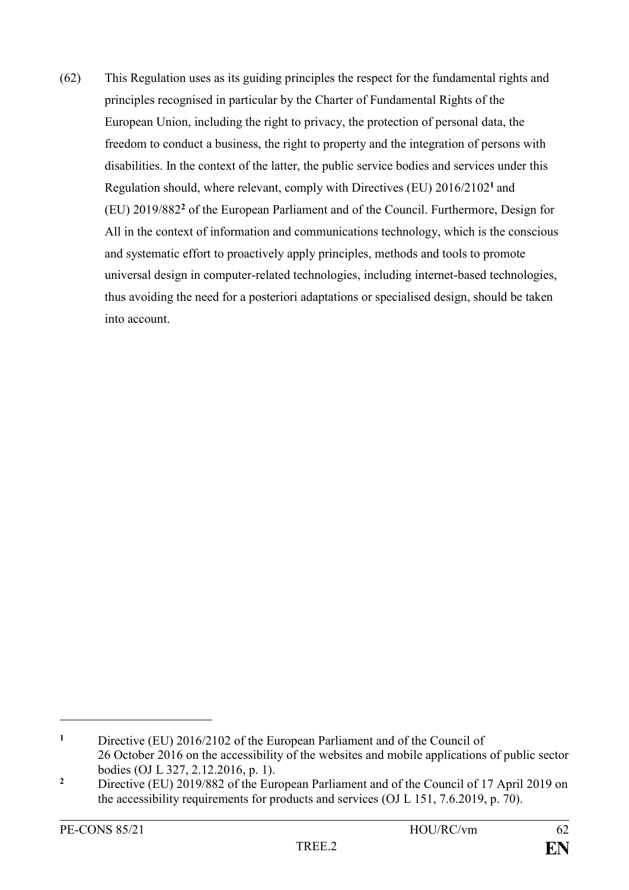(62) This Regulation uses as its guiding principles the respect for the fundamental rights and principles recognised in particular by the Charter of Fundamental Rights of the European Union, including the right to privacy, the protection of personal data, the freedom to conduct a business, the right to property and the integration of persons with disabilities. In the context of the latter, the public service bodies and services under this Regulation should, where relevant, comply with Directives (EU) 2016/2102[1] and (EU) 2019/882[2] of the European Parliament and of the Council. Furthermore, Design for All in the context of information and communications technology, which is the conscious and systematic effort to proactively apply principles, methods and tools to promote universal design in computer-related technologies, including internet-based technologies, thus avoiding the need for a posteriori adaptations or specialised design, should be taken into account.

---

[1] Directive (EU) 2016/2102 of the European Parliament and of the Council of 26 October 2016 on the accessibility of the websites and mobile applications of public sector bodies (OJ L 327, 2.12.2016, p. 1).

[2] Directive (EU) 2019/882 of the European Parliament and of the Council of 17 April 2019 on the accessibility requirements for products and services (OJ L 151, 7.6.2019, p. 70).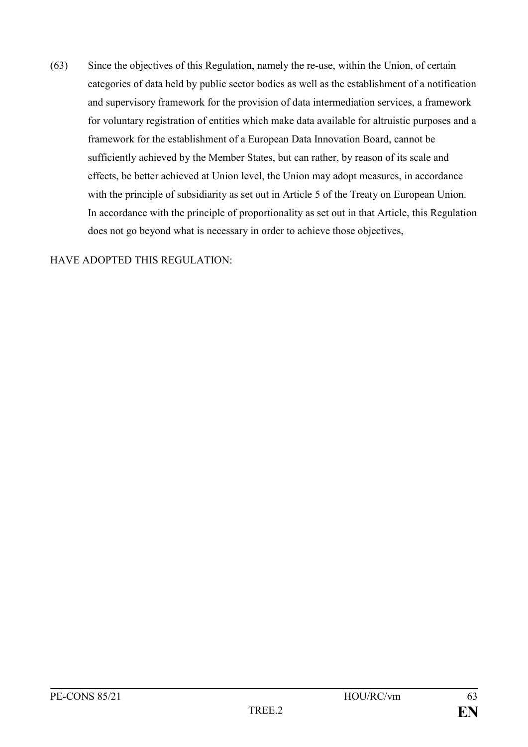(63) Since the objectives of this Regulation, namely the re-use, within the Union, of certain categories of data held by public sector bodies as well as the establishment of a notification and supervisory framework for the provision of data intermediation services, a framework for voluntary registration of entities which make data available for altruistic purposes and a framework for the establishment of a European Data Innovation Board, cannot be sufficiently achieved by the Member States, but can rather, by reason of its scale and effects, be better achieved at Union level, the Union may adopt measures, in accordance with the principle of subsidiarity as set out in Article 5 of the Treaty on European Union. In accordance with the principle of proportionality as set out in that Article, this Regulation does not go beyond what is necessary in order to achieve those objectives,

HAVE ADOPTED THIS REGULATION: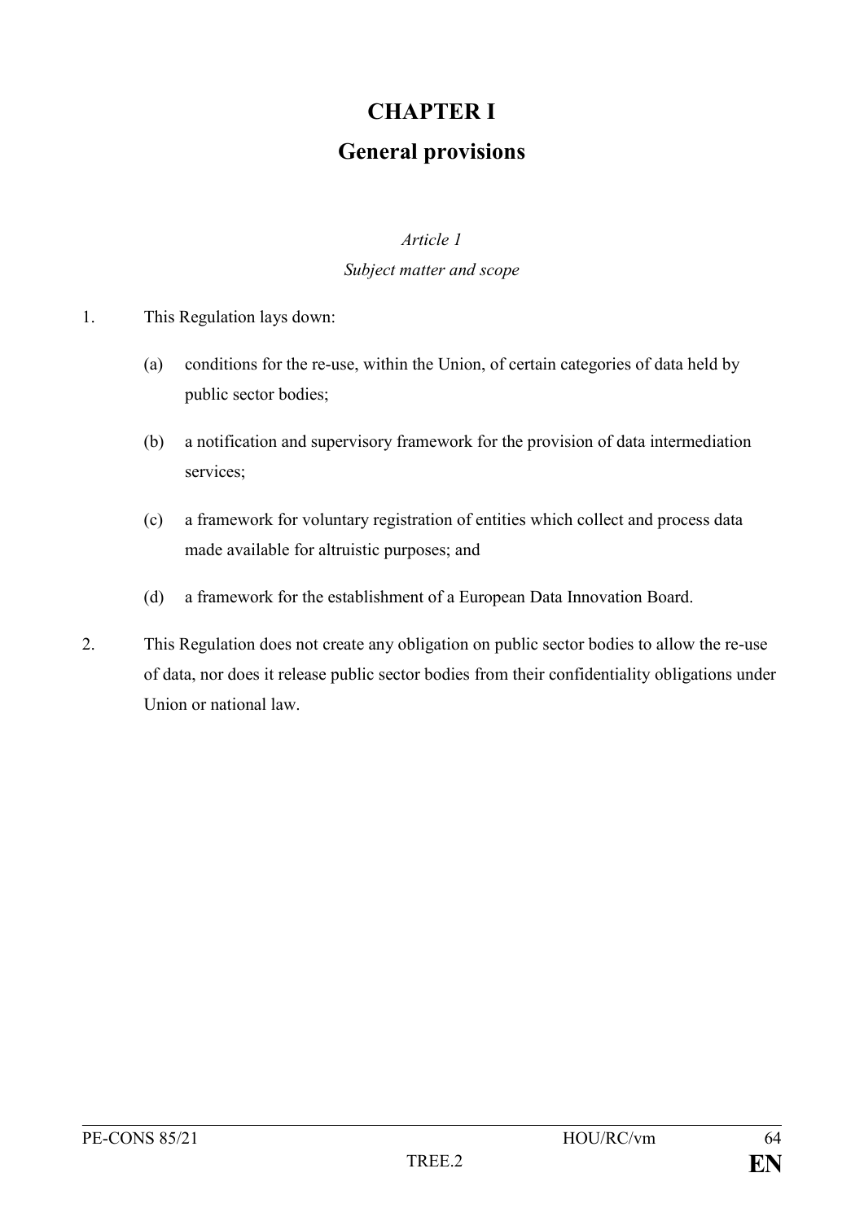# CHAPTER I

# General provisions

*Article 1*

*Subject matter and scope*

1. This Regulation lays down:

   (a) conditions for the re-use, within the Union, of certain categories of data held by public sector bodies;

   (b) a notification and supervisory framework for the provision of data intermediation services;

   (c) a framework for voluntary registration of entities which collect and process data made available for altruistic purposes; and

   (d) a framework for the establishment of a European Data Innovation Board.

2. This Regulation does not create any obligation on public sector bodies to allow the re-use of data, nor does it release public sector bodies from their confidentiality obligations under Union or national law.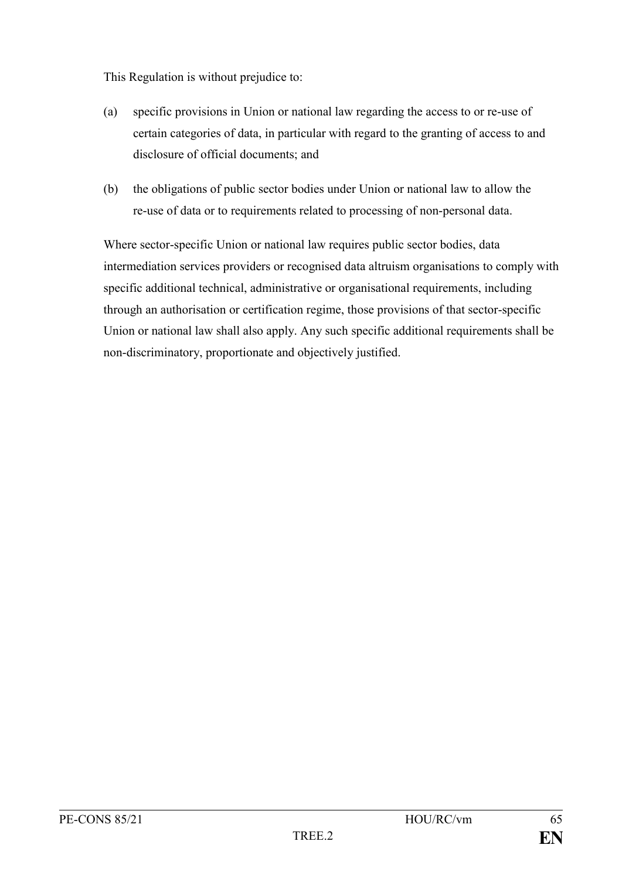This Regulation is without prejudice to:

(a) specific provisions in Union or national law regarding the access to or re-use of certain categories of data, in particular with regard to the granting of access to and disclosure of official documents; and

(b) the obligations of public sector bodies under Union or national law to allow the re-use of data or to requirements related to processing of non-personal data.

Where sector-specific Union or national law requires public sector bodies, data intermediation services providers or recognised data altruism organisations to comply with specific additional technical, administrative or organisational requirements, including through an authorisation or certification regime, those provisions of that sector-specific Union or national law shall also apply. Any such specific additional requirements shall be non-discriminatory, proportionate and objectively justified.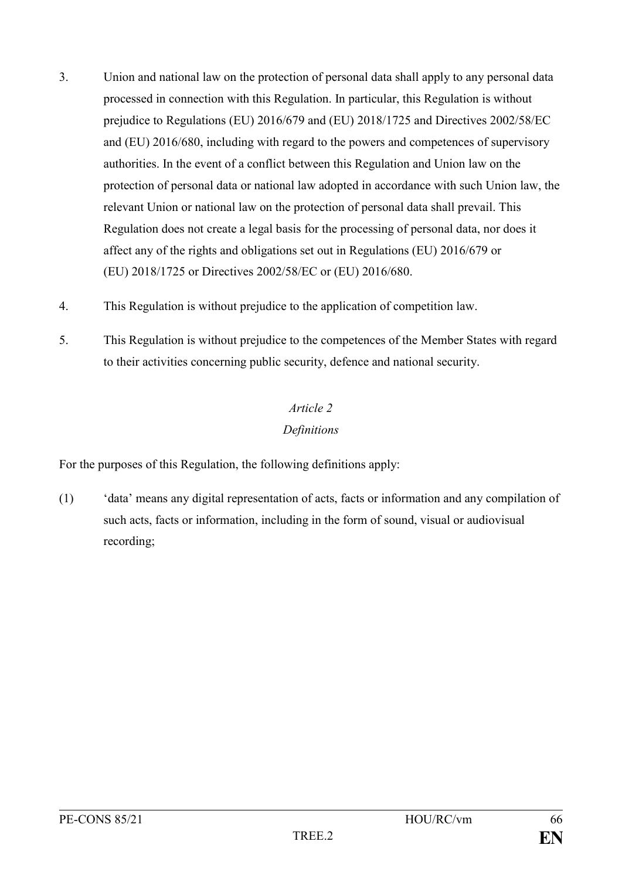3. Union and national law on the protection of personal data shall apply to any personal data processed in connection with this Regulation. In particular, this Regulation is without prejudice to Regulations (EU) 2016/679 and (EU) 2018/1725 and Directives 2002/58/EC and (EU) 2016/680, including with regard to the powers and competences of supervisory authorities. In the event of a conflict between this Regulation and Union law on the protection of personal data or national law adopted in accordance with such Union law, the relevant Union or national law on the protection of personal data shall prevail. This Regulation does not create a legal basis for the processing of personal data, nor does it affect any of the rights and obligations set out in Regulations (EU) 2016/679 or (EU) 2018/1725 or Directives 2002/58/EC or (EU) 2016/680.

4. This Regulation is without prejudice to the application of competition law.

5. This Regulation is without prejudice to the competences of the Member States with regard to their activities concerning public security, defence and national security.

*Article 2*

*Definitions*

For the purposes of this Regulation, the following definitions apply:

(1) 'data' means any digital representation of acts, facts or information and any compilation of such acts, facts or information, including in the form of sound, visual or audiovisual recording;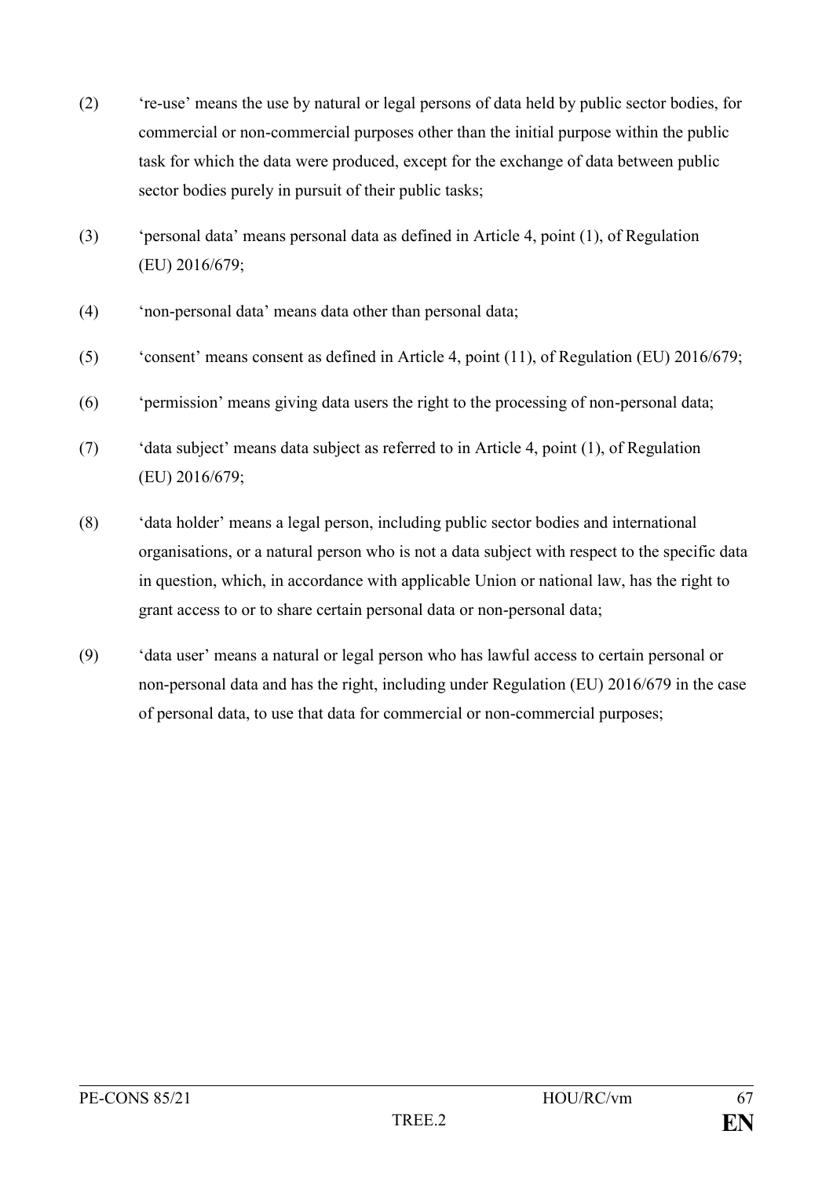(2) 're-use' means the use by natural or legal persons of data held by public sector bodies, for commercial or non-commercial purposes other than the initial purpose within the public task for which the data were produced, except for the exchange of data between public sector bodies purely in pursuit of their public tasks;

(3) 'personal data' means personal data as defined in Article 4, point (1), of Regulation (EU) 2016/679;

(4) 'non-personal data' means data other than personal data;

(5) 'consent' means consent as defined in Article 4, point (11), of Regulation (EU) 2016/679;

(6) 'permission' means giving data users the right to the processing of non-personal data;

(7) 'data subject' means data subject as referred to in Article 4, point (1), of Regulation (EU) 2016/679;

(8) 'data holder' means a legal person, including public sector bodies and international organisations, or a natural person who is not a data subject with respect to the specific data in question, which, in accordance with applicable Union or national law, has the right to grant access to or to share certain personal data or non-personal data;

(9) 'data user' means a natural or legal person who has lawful access to certain personal or non-personal data and has the right, including under Regulation (EU) 2016/679 in the case of personal data, to use that data for commercial or non-commercial purposes;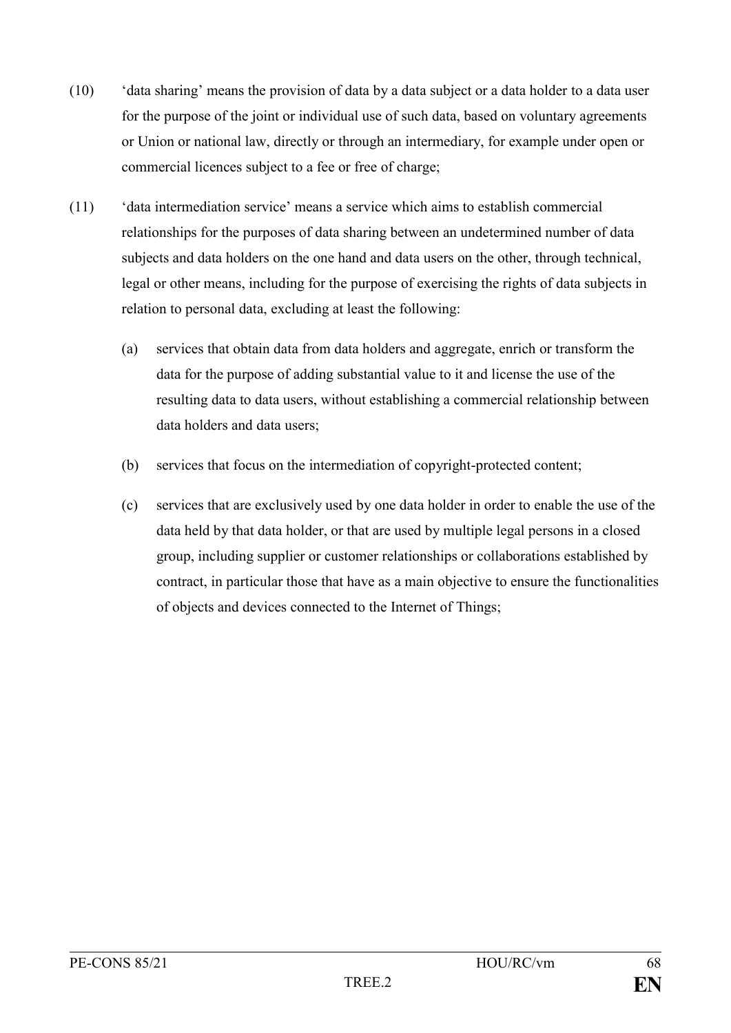(10) 'data sharing' means the provision of data by a data subject or a data holder to a data user for the purpose of the joint or individual use of such data, based on voluntary agreements or Union or national law, directly or through an intermediary, for example under open or commercial licences subject to a fee or free of charge;

(11) 'data intermediation service' means a service which aims to establish commercial relationships for the purposes of data sharing between an undetermined number of data subjects and data holders on the one hand and data users on the other, through technical, legal or other means, including for the purpose of exercising the rights of data subjects in relation to personal data, excluding at least the following:

  (a) services that obtain data from data holders and aggregate, enrich or transform the data for the purpose of adding substantial value to it and license the use of the resulting data to data users, without establishing a commercial relationship between data holders and data users;

  (b) services that focus on the intermediation of copyright-protected content;

  (c) services that are exclusively used by one data holder in order to enable the use of the data held by that data holder, or that are used by multiple legal persons in a closed group, including supplier or customer relationships or collaborations established by contract, in particular those that have as a main objective to ensure the functionalities of objects and devices connected to the Internet of Things;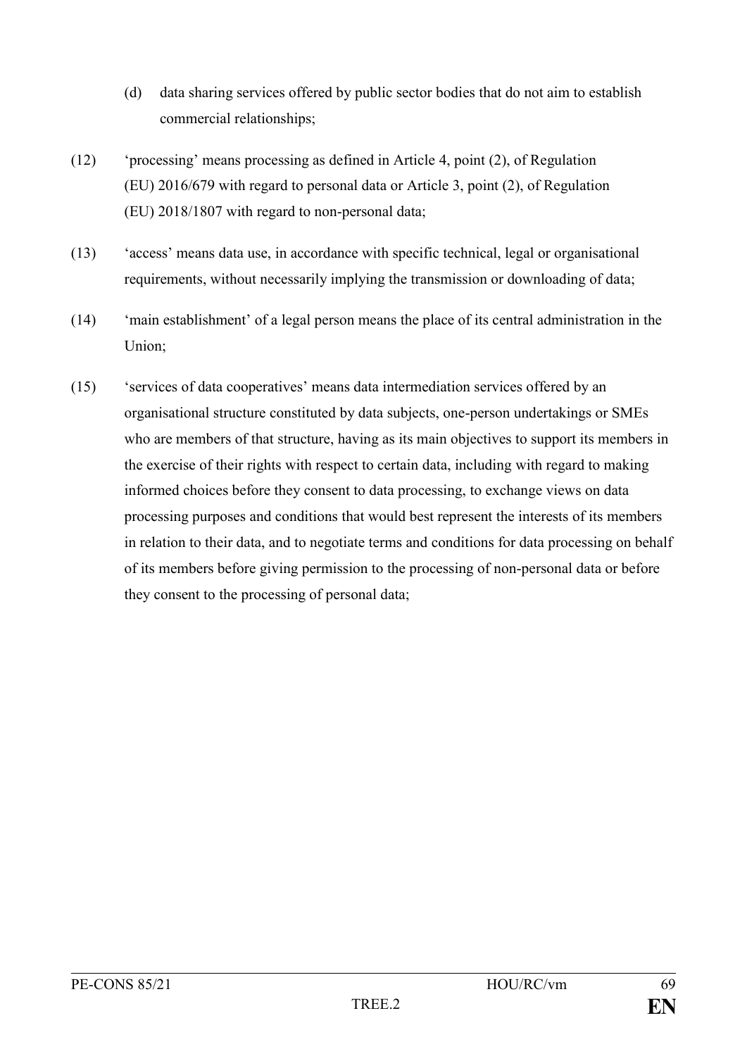(d) data sharing services offered by public sector bodies that do not aim to establish commercial relationships;

(12) 'processing' means processing as defined in Article 4, point (2), of Regulation (EU) 2016/679 with regard to personal data or Article 3, point (2), of Regulation (EU) 2018/1807 with regard to non-personal data;

(13) 'access' means data use, in accordance with specific technical, legal or organisational requirements, without necessarily implying the transmission or downloading of data;

(14) 'main establishment' of a legal person means the place of its central administration in the Union;

(15) 'services of data cooperatives' means data intermediation services offered by an organisational structure constituted by data subjects, one-person undertakings or SMEs who are members of that structure, having as its main objectives to support its members in the exercise of their rights with respect to certain data, including with regard to making informed choices before they consent to data processing, to exchange views on data processing purposes and conditions that would best represent the interests of its members in relation to their data, and to negotiate terms and conditions for data processing on behalf of its members before giving permission to the processing of non-personal data or before they consent to the processing of personal data;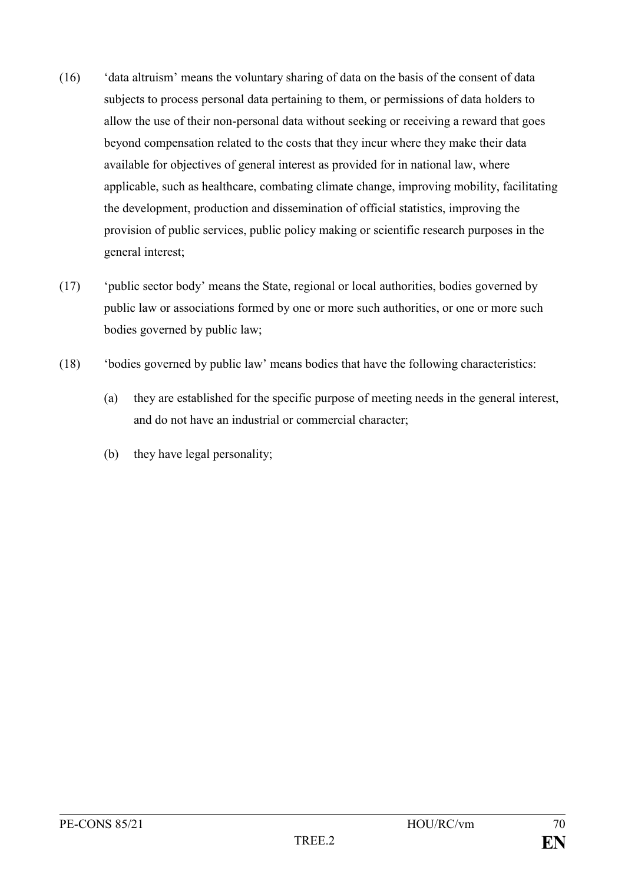(16) 'data altruism' means the voluntary sharing of data on the basis of the consent of data subjects to process personal data pertaining to them, or permissions of data holders to allow the use of their non-personal data without seeking or receiving a reward that goes beyond compensation related to the costs that they incur where they make their data available for objectives of general interest as provided for in national law, where applicable, such as healthcare, combating climate change, improving mobility, facilitating the development, production and dissemination of official statistics, improving the provision of public services, public policy making or scientific research purposes in the general interest;

(17) 'public sector body' means the State, regional or local authorities, bodies governed by public law or associations formed by one or more such authorities, or one or more such bodies governed by public law;

(18) 'bodies governed by public law' means bodies that have the following characteristics:

   (a) they are established for the specific purpose of meeting needs in the general interest, and do not have an industrial or commercial character;

   (b) they have legal personality;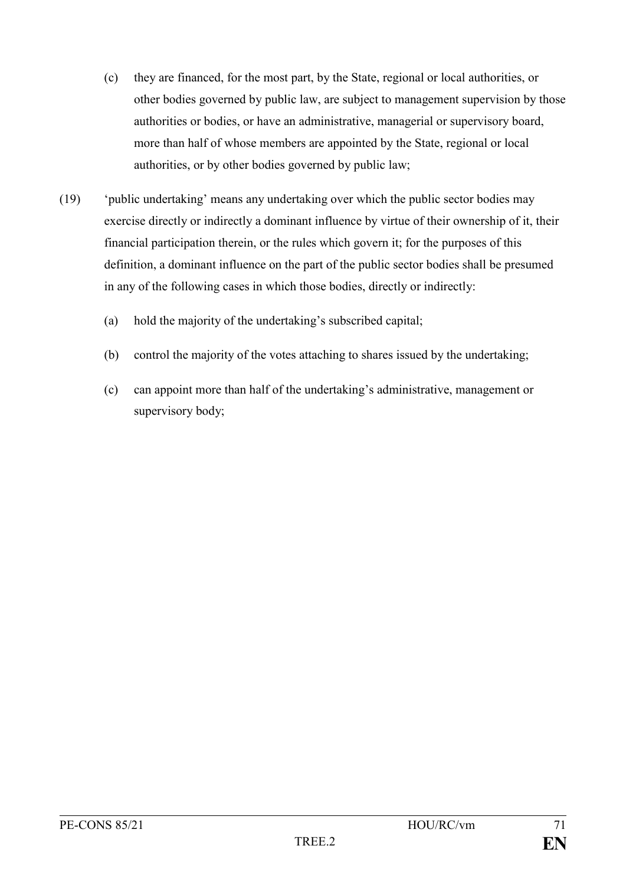(c) they are financed, for the most part, by the State, regional or local authorities, or other bodies governed by public law, are subject to management supervision by those authorities or bodies, or have an administrative, managerial or supervisory board, more than half of whose members are appointed by the State, regional or local authorities, or by other bodies governed by public law;

(19) 'public undertaking' means any undertaking over which the public sector bodies may exercise directly or indirectly a dominant influence by virtue of their ownership of it, their financial participation therein, or the rules which govern it; for the purposes of this definition, a dominant influence on the part of the public sector bodies shall be presumed in any of the following cases in which those bodies, directly or indirectly:

(a) hold the majority of the undertaking's subscribed capital;

(b) control the majority of the votes attaching to shares issued by the undertaking;

(c) can appoint more than half of the undertaking's administrative, management or supervisory body;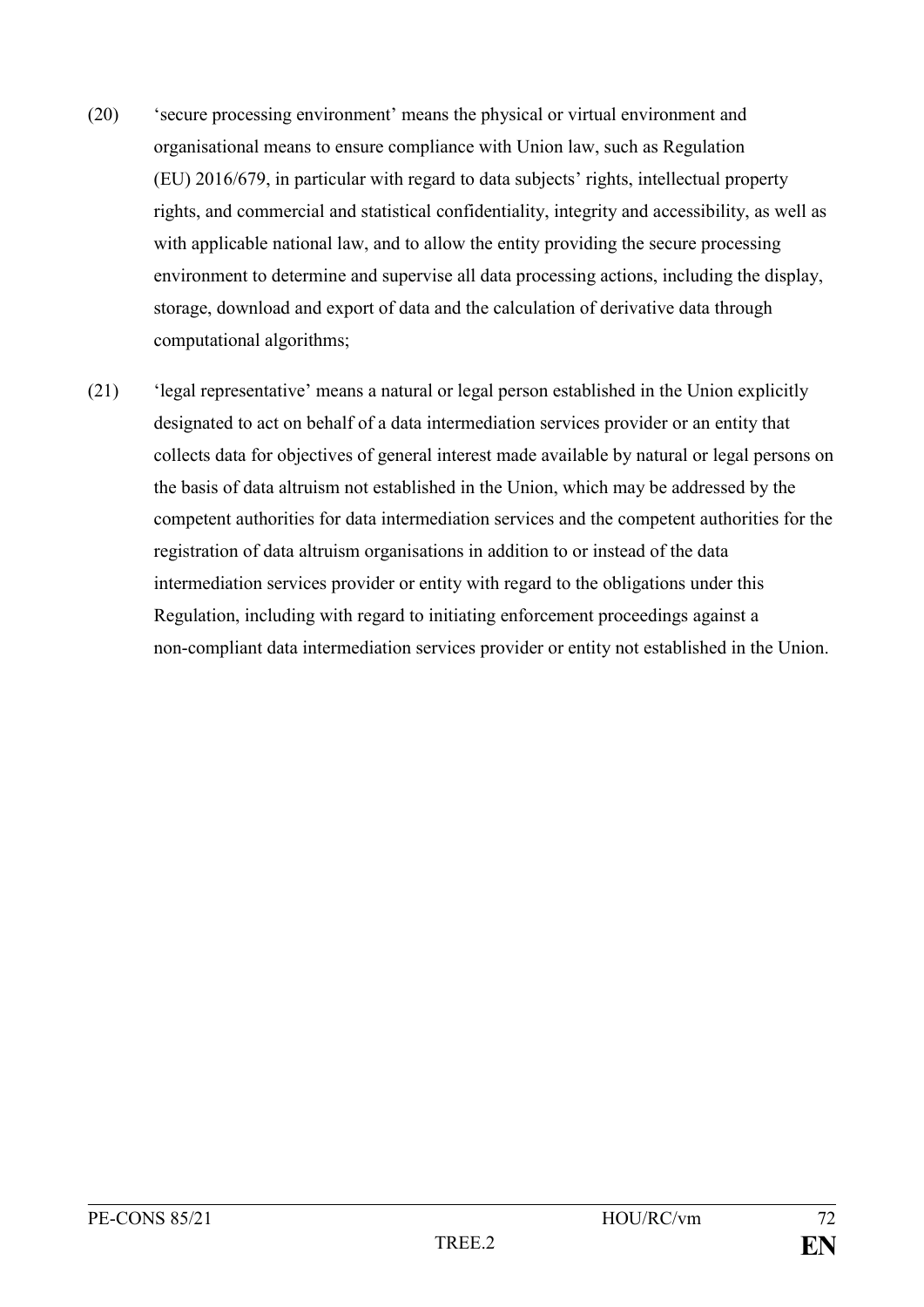(20) 'secure processing environment' means the physical or virtual environment and organisational means to ensure compliance with Union law, such as Regulation (EU) 2016/679, in particular with regard to data subjects' rights, intellectual property rights, and commercial and statistical confidentiality, integrity and accessibility, as well as with applicable national law, and to allow the entity providing the secure processing environment to determine and supervise all data processing actions, including the display, storage, download and export of data and the calculation of derivative data through computational algorithms;

(21) 'legal representative' means a natural or legal person established in the Union explicitly designated to act on behalf of a data intermediation services provider or an entity that collects data for objectives of general interest made available by natural or legal persons on the basis of data altruism not established in the Union, which may be addressed by the competent authorities for data intermediation services and the competent authorities for the registration of data altruism organisations in addition to or instead of the data intermediation services provider or entity with regard to the obligations under this Regulation, including with regard to initiating enforcement proceedings against a non-compliant data intermediation services provider or entity not established in the Union.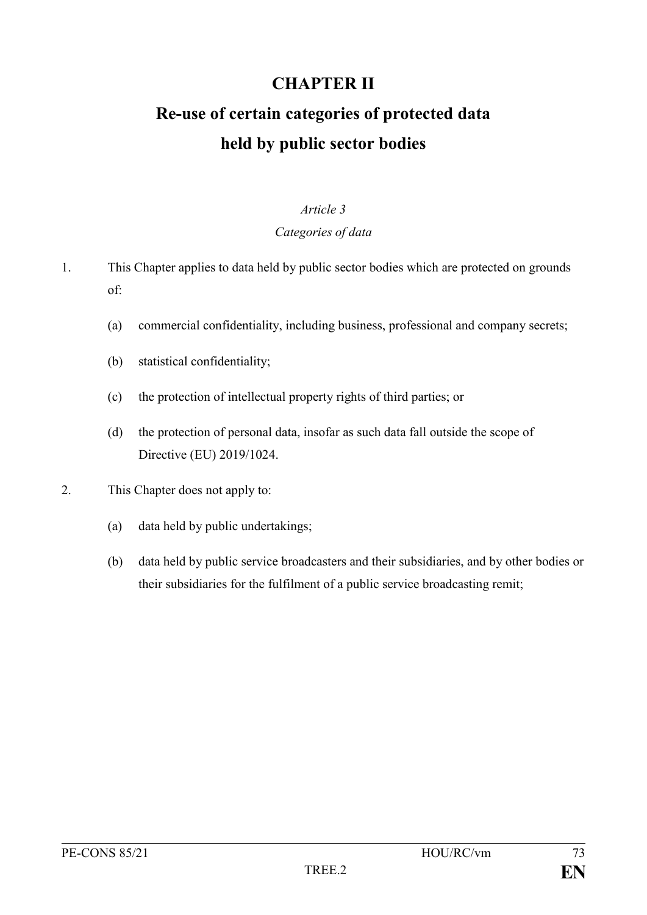# CHAPTER II

# Re-use of certain categories of protected data held by public sector bodies

*Article 3*

*Categories of data*

1. This Chapter applies to data held by public sector bodies which are protected on grounds of:

   (a) commercial confidentiality, including business, professional and company secrets;

   (b) statistical confidentiality;

   (c) the protection of intellectual property rights of third parties; or

   (d) the protection of personal data, insofar as such data fall outside the scope of Directive (EU) 2019/1024.

2. This Chapter does not apply to:

   (a) data held by public undertakings;

   (b) data held by public service broadcasters and their subsidiaries, and by other bodies or their subsidiaries for the fulfilment of a public service broadcasting remit;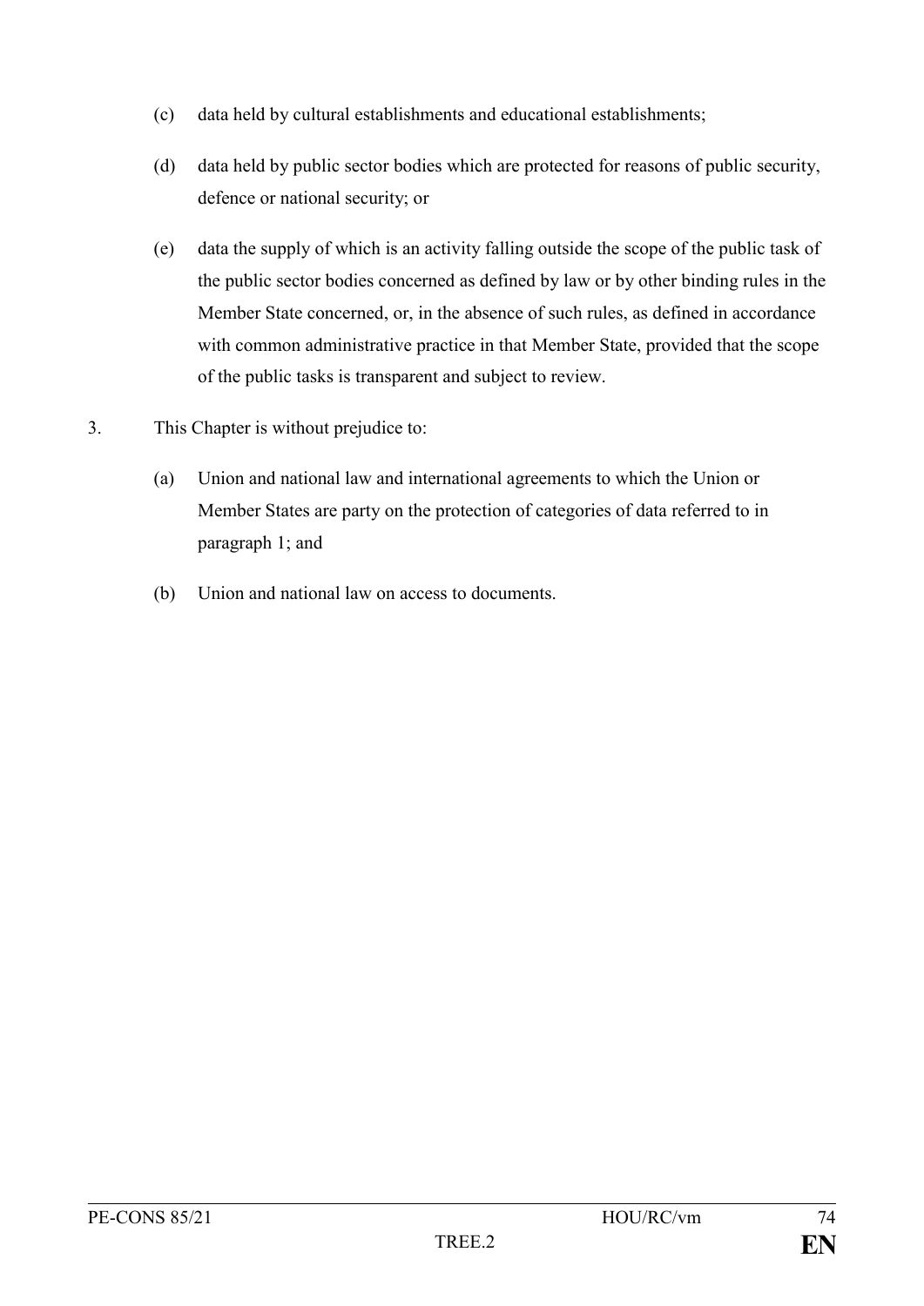(c) data held by cultural establishments and educational establishments;

(d) data held by public sector bodies which are protected for reasons of public security, defence or national security; or

(e) data the supply of which is an activity falling outside the scope of the public task of the public sector bodies concerned as defined by law or by other binding rules in the Member State concerned, or, in the absence of such rules, as defined in accordance with common administrative practice in that Member State, provided that the scope of the public tasks is transparent and subject to review.

3. This Chapter is without prejudice to:

(a) Union and national law and international agreements to which the Union or Member States are party on the protection of categories of data referred to in paragraph 1; and

(b) Union and national law on access to documents.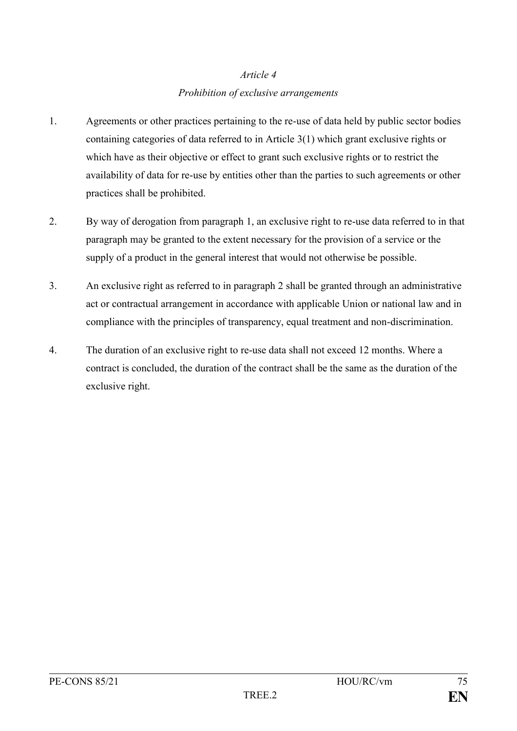*Article 4*

*Prohibition of exclusive arrangements*

1. Agreements or other practices pertaining to the re-use of data held by public sector bodies containing categories of data referred to in Article 3(1) which grant exclusive rights or which have as their objective or effect to grant such exclusive rights or to restrict the availability of data for re-use by entities other than the parties to such agreements or other practices shall be prohibited.

2. By way of derogation from paragraph 1, an exclusive right to re-use data referred to in that paragraph may be granted to the extent necessary for the provision of a service or the supply of a product in the general interest that would not otherwise be possible.

3. An exclusive right as referred to in paragraph 2 shall be granted through an administrative act or contractual arrangement in accordance with applicable Union or national law and in compliance with the principles of transparency, equal treatment and non-discrimination.

4. The duration of an exclusive right to re-use data shall not exceed 12 months. Where a contract is concluded, the duration of the contract shall be the same as the duration of the exclusive right.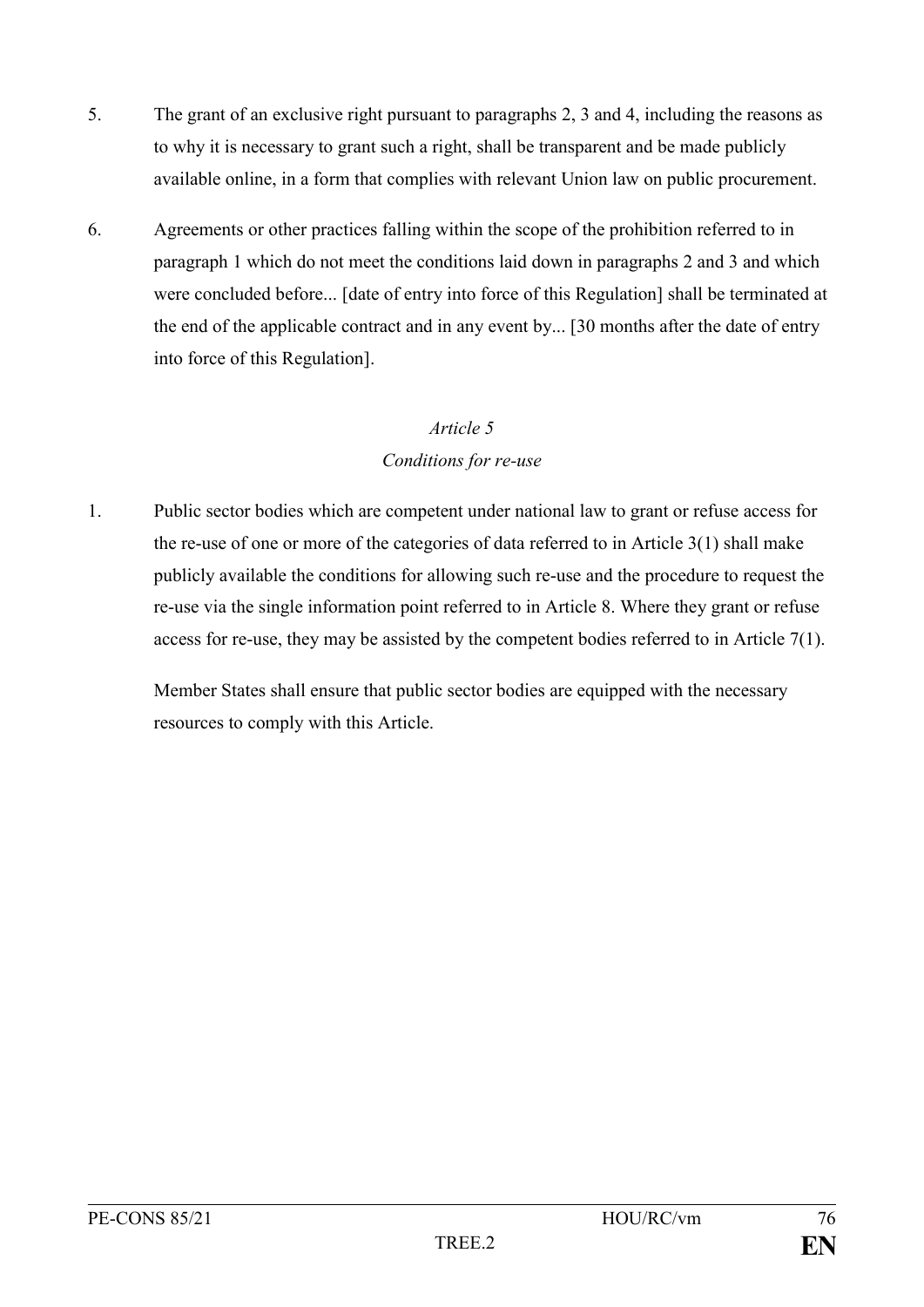5. The grant of an exclusive right pursuant to paragraphs 2, 3 and 4, including the reasons as to why it is necessary to grant such a right, shall be transparent and be made publicly available online, in a form that complies with relevant Union law on public procurement.

6. Agreements or other practices falling within the scope of the prohibition referred to in paragraph 1 which do not meet the conditions laid down in paragraphs 2 and 3 and which were concluded before... [date of entry into force of this Regulation] shall be terminated at the end of the applicable contract and in any event by... [30 months after the date of entry into force of this Regulation].

*Article 5*

*Conditions for re-use*

1. Public sector bodies which are competent under national law to grant or refuse access for the re-use of one or more of the categories of data referred to in Article 3(1) shall make publicly available the conditions for allowing such re-use and the procedure to request the re-use via the single information point referred to in Article 8. Where they grant or refuse access for re-use, they may be assisted by the competent bodies referred to in Article 7(1).

   Member States shall ensure that public sector bodies are equipped with the necessary resources to comply with this Article.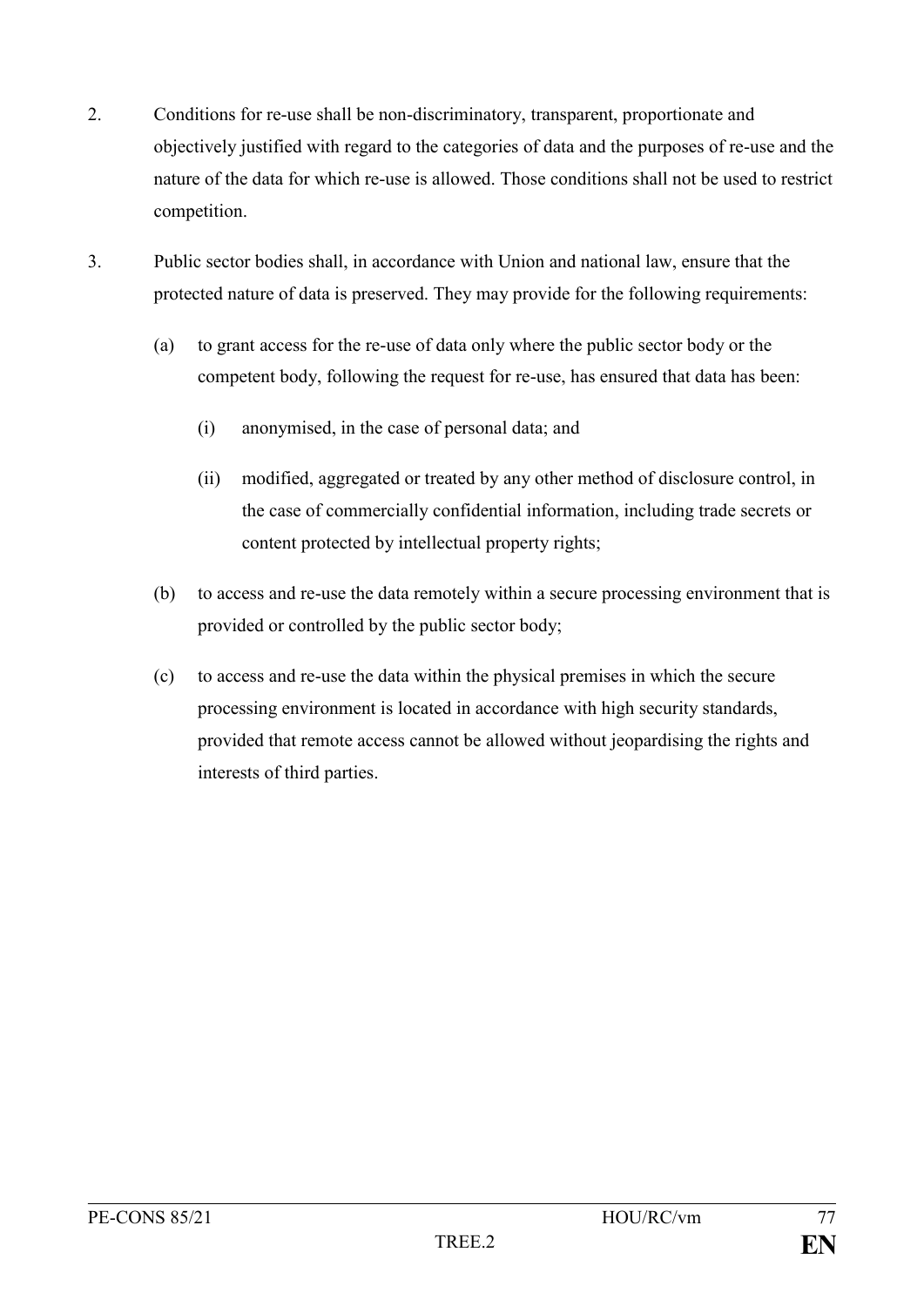2. Conditions for re-use shall be non-discriminatory, transparent, proportionate and objectively justified with regard to the categories of data and the purposes of re-use and the nature of the data for which re-use is allowed. Those conditions shall not be used to restrict competition.

3. Public sector bodies shall, in accordance with Union and national law, ensure that the protected nature of data is preserved. They may provide for the following requirements:

   (a) to grant access for the re-use of data only where the public sector body or the competent body, following the request for re-use, has ensured that data has been:

      (i) anonymised, in the case of personal data; and

      (ii) modified, aggregated or treated by any other method of disclosure control, in the case of commercially confidential information, including trade secrets or content protected by intellectual property rights;

   (b) to access and re-use the data remotely within a secure processing environment that is provided or controlled by the public sector body;

   (c) to access and re-use the data within the physical premises in which the secure processing environment is located in accordance with high security standards, provided that remote access cannot be allowed without jeopardising the rights and interests of third parties.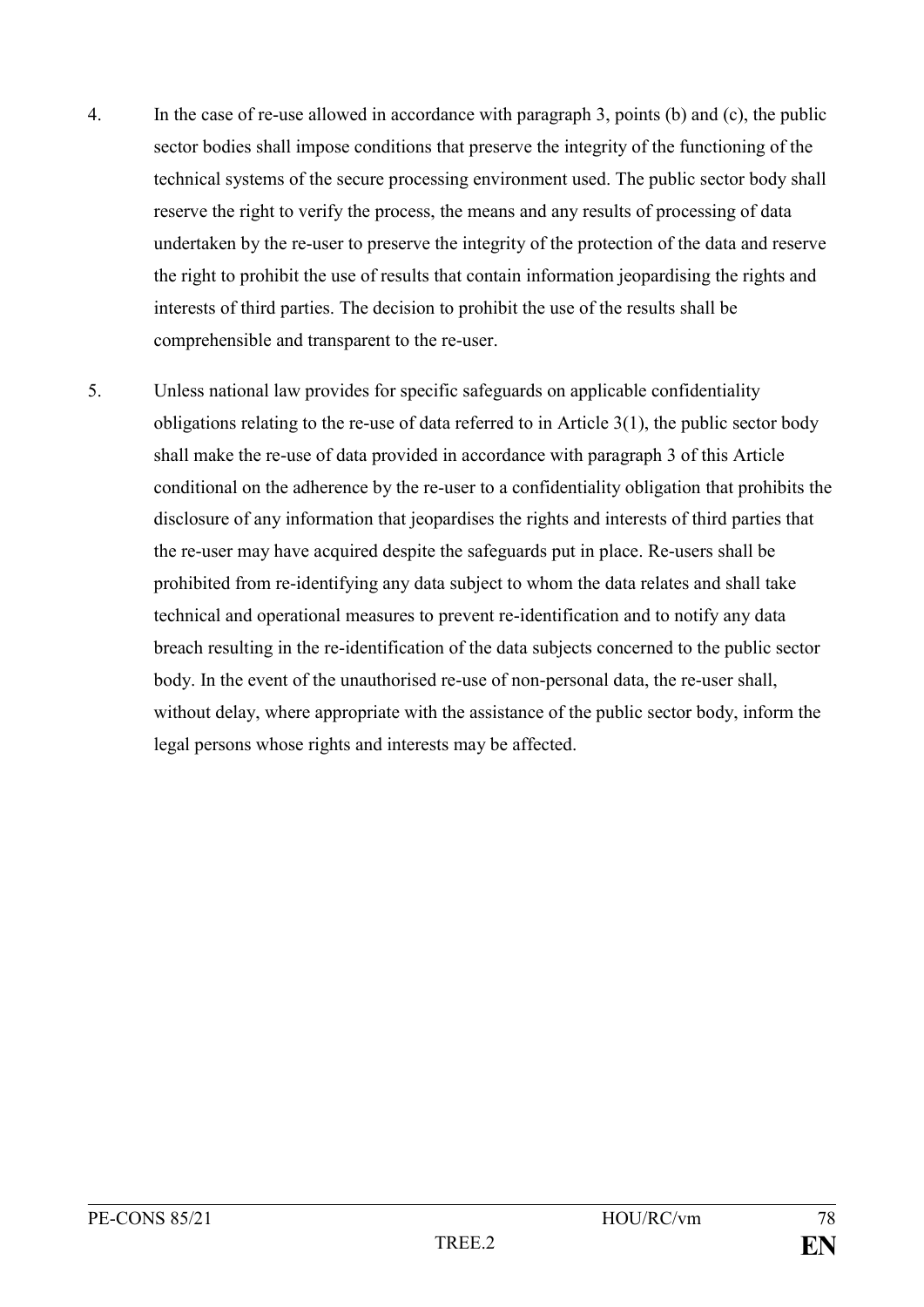4. In the case of re-use allowed in accordance with paragraph 3, points (b) and (c), the public sector bodies shall impose conditions that preserve the integrity of the functioning of the technical systems of the secure processing environment used. The public sector body shall reserve the right to verify the process, the means and any results of processing of data undertaken by the re-user to preserve the integrity of the protection of the data and reserve the right to prohibit the use of results that contain information jeopardising the rights and interests of third parties. The decision to prohibit the use of the results shall be comprehensible and transparent to the re-user.

5. Unless national law provides for specific safeguards on applicable confidentiality obligations relating to the re-use of data referred to in Article 3(1), the public sector body shall make the re-use of data provided in accordance with paragraph 3 of this Article conditional on the adherence by the re-user to a confidentiality obligation that prohibits the disclosure of any information that jeopardises the rights and interests of third parties that the re-user may have acquired despite the safeguards put in place. Re-users shall be prohibited from re-identifying any data subject to whom the data relates and shall take technical and operational measures to prevent re-identification and to notify any data breach resulting in the re-identification of the data subjects concerned to the public sector body. In the event of the unauthorised re-use of non-personal data, the re-user shall, without delay, where appropriate with the assistance of the public sector body, inform the legal persons whose rights and interests may be affected.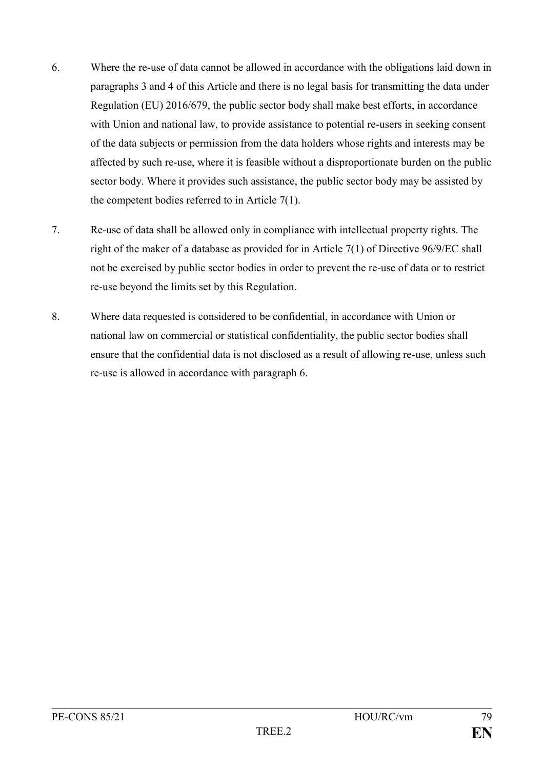6. Where the re-use of data cannot be allowed in accordance with the obligations laid down in paragraphs 3 and 4 of this Article and there is no legal basis for transmitting the data under Regulation (EU) 2016/679, the public sector body shall make best efforts, in accordance with Union and national law, to provide assistance to potential re-users in seeking consent of the data subjects or permission from the data holders whose rights and interests may be affected by such re-use, where it is feasible without a disproportionate burden on the public sector body. Where it provides such assistance, the public sector body may be assisted by the competent bodies referred to in Article 7(1).

7. Re-use of data shall be allowed only in compliance with intellectual property rights. The right of the maker of a database as provided for in Article 7(1) of Directive 96/9/EC shall not be exercised by public sector bodies in order to prevent the re-use of data or to restrict re-use beyond the limits set by this Regulation.

8. Where data requested is considered to be confidential, in accordance with Union or national law on commercial or statistical confidentiality, the public sector bodies shall ensure that the confidential data is not disclosed as a result of allowing re-use, unless such re-use is allowed in accordance with paragraph 6.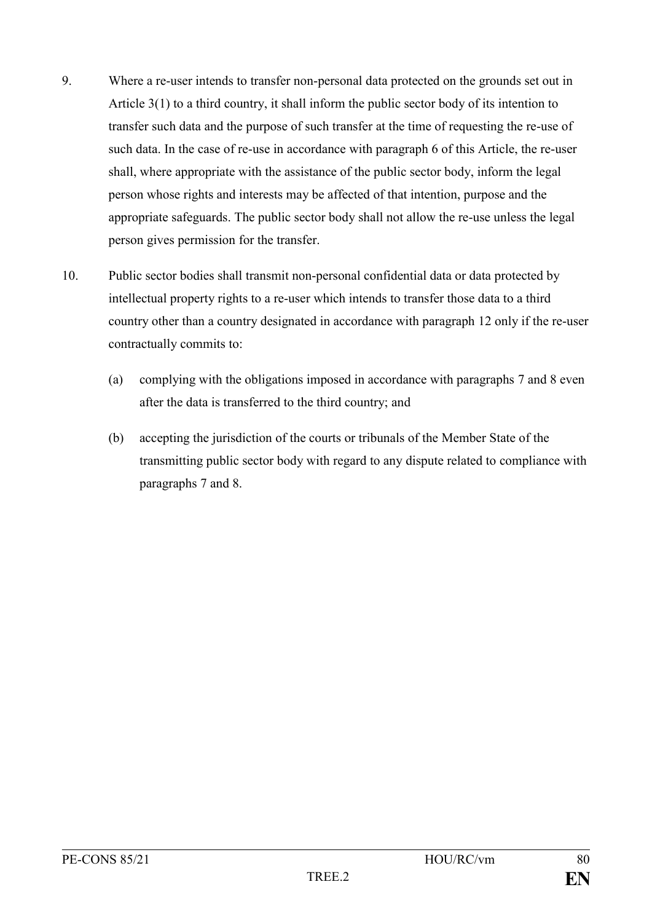9. Where a re-user intends to transfer non-personal data protected on the grounds set out in Article 3(1) to a third country, it shall inform the public sector body of its intention to transfer such data and the purpose of such transfer at the time of requesting the re-use of such data. In the case of re-use in accordance with paragraph 6 of this Article, the re-user shall, where appropriate with the assistance of the public sector body, inform the legal person whose rights and interests may be affected of that intention, purpose and the appropriate safeguards. The public sector body shall not allow the re-use unless the legal person gives permission for the transfer.

10. Public sector bodies shall transmit non-personal confidential data or data protected by intellectual property rights to a re-user which intends to transfer those data to a third country other than a country designated in accordance with paragraph 12 only if the re-user contractually commits to:

    (a) complying with the obligations imposed in accordance with paragraphs 7 and 8 even after the data is transferred to the third country; and

    (b) accepting the jurisdiction of the courts or tribunals of the Member State of the transmitting public sector body with regard to any dispute related to compliance with paragraphs 7 and 8.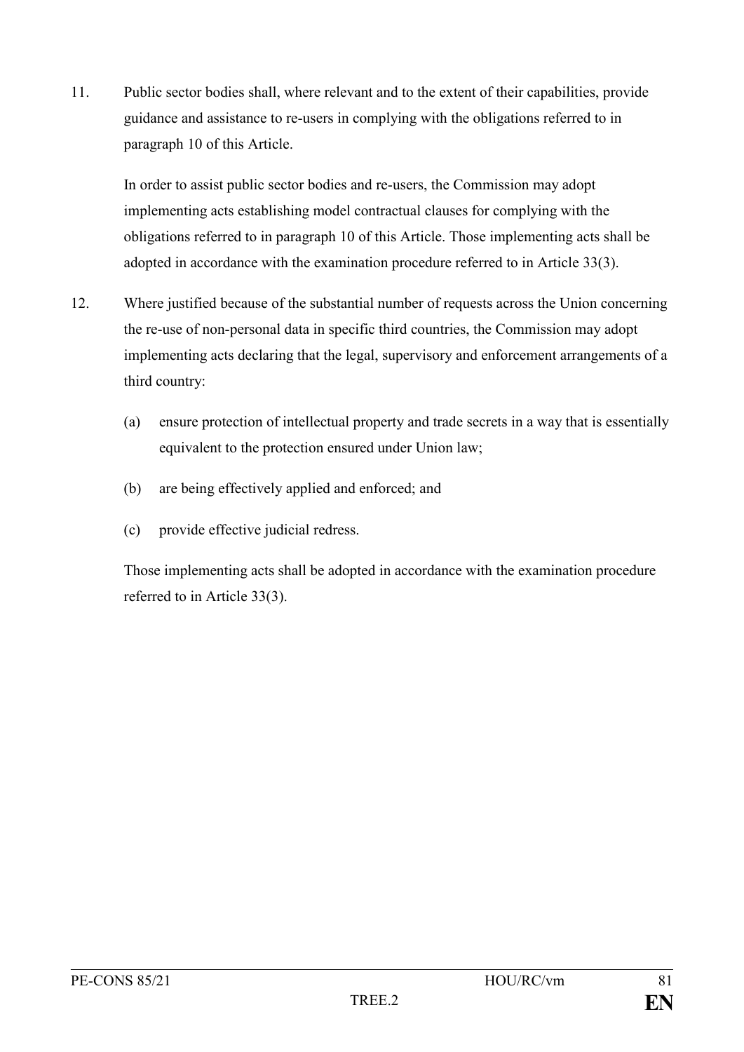11. Public sector bodies shall, where relevant and to the extent of their capabilities, provide guidance and assistance to re-users in complying with the obligations referred to in paragraph 10 of this Article.

    In order to assist public sector bodies and re-users, the Commission may adopt implementing acts establishing model contractual clauses for complying with the obligations referred to in paragraph 10 of this Article. Those implementing acts shall be adopted in accordance with the examination procedure referred to in Article 33(3).

12. Where justified because of the substantial number of requests across the Union concerning the re-use of non-personal data in specific third countries, the Commission may adopt implementing acts declaring that the legal, supervisory and enforcement arrangements of a third country:

    (a) ensure protection of intellectual property and trade secrets in a way that is essentially equivalent to the protection ensured under Union law;

    (b) are being effectively applied and enforced; and

    (c) provide effective judicial redress.

    Those implementing acts shall be adopted in accordance with the examination procedure referred to in Article 33(3).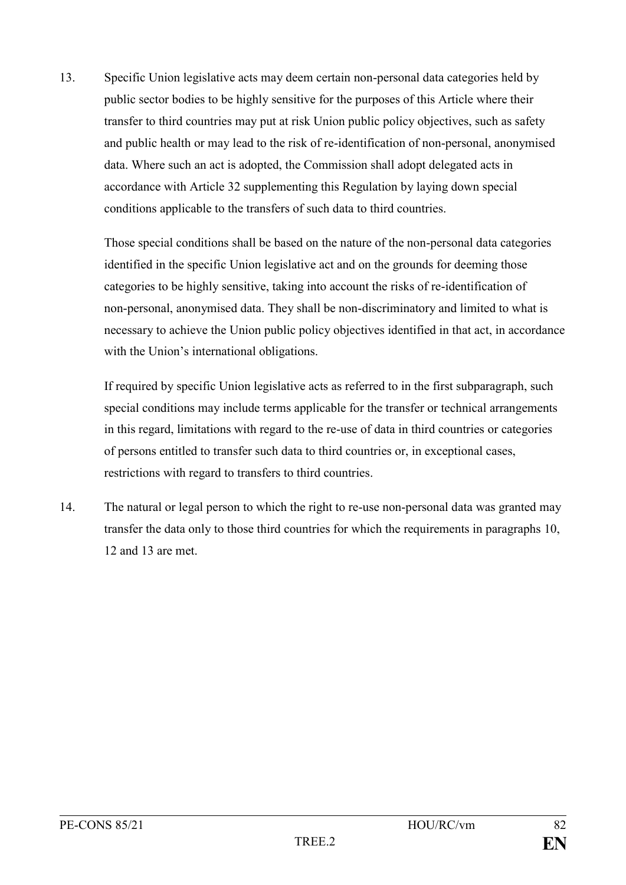13. Specific Union legislative acts may deem certain non-personal data categories held by public sector bodies to be highly sensitive for the purposes of this Article where their transfer to third countries may put at risk Union public policy objectives, such as safety and public health or may lead to the risk of re-identification of non-personal, anonymised data. Where such an act is adopted, the Commission shall adopt delegated acts in accordance with Article 32 supplementing this Regulation by laying down special conditions applicable to the transfers of such data to third countries.

    Those special conditions shall be based on the nature of the non-personal data categories identified in the specific Union legislative act and on the grounds for deeming those categories to be highly sensitive, taking into account the risks of re-identification of non-personal, anonymised data. They shall be non-discriminatory and limited to what is necessary to achieve the Union public policy objectives identified in that act, in accordance with the Union's international obligations.

    If required by specific Union legislative acts as referred to in the first subparagraph, such special conditions may include terms applicable for the transfer or technical arrangements in this regard, limitations with regard to the re-use of data in third countries or categories of persons entitled to transfer such data to third countries or, in exceptional cases, restrictions with regard to transfers to third countries.

14. The natural or legal person to which the right to re-use non-personal data was granted may transfer the data only to those third countries for which the requirements in paragraphs 10, 12 and 13 are met.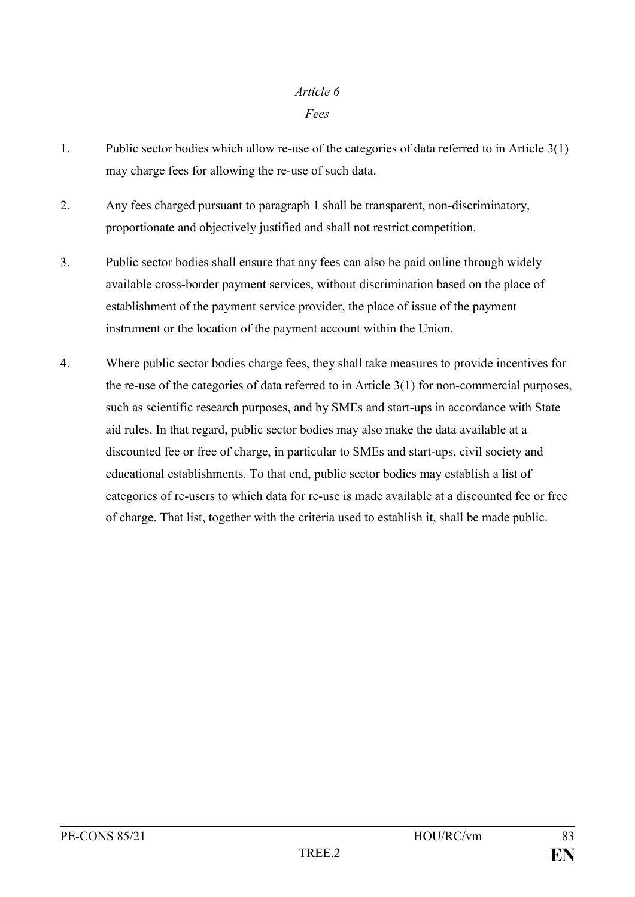*Article 6*

*Fees*

1. Public sector bodies which allow re-use of the categories of data referred to in Article 3(1) may charge fees for allowing the re-use of such data.

2. Any fees charged pursuant to paragraph 1 shall be transparent, non-discriminatory, proportionate and objectively justified and shall not restrict competition.

3. Public sector bodies shall ensure that any fees can also be paid online through widely available cross-border payment services, without discrimination based on the place of establishment of the payment service provider, the place of issue of the payment instrument or the location of the payment account within the Union.

4. Where public sector bodies charge fees, they shall take measures to provide incentives for the re-use of the categories of data referred to in Article 3(1) for non-commercial purposes, such as scientific research purposes, and by SMEs and start-ups in accordance with State aid rules. In that regard, public sector bodies may also make the data available at a discounted fee or free of charge, in particular to SMEs and start-ups, civil society and educational establishments. To that end, public sector bodies may establish a list of categories of re-users to which data for re-use is made available at a discounted fee or free of charge. That list, together with the criteria used to establish it, shall be made public.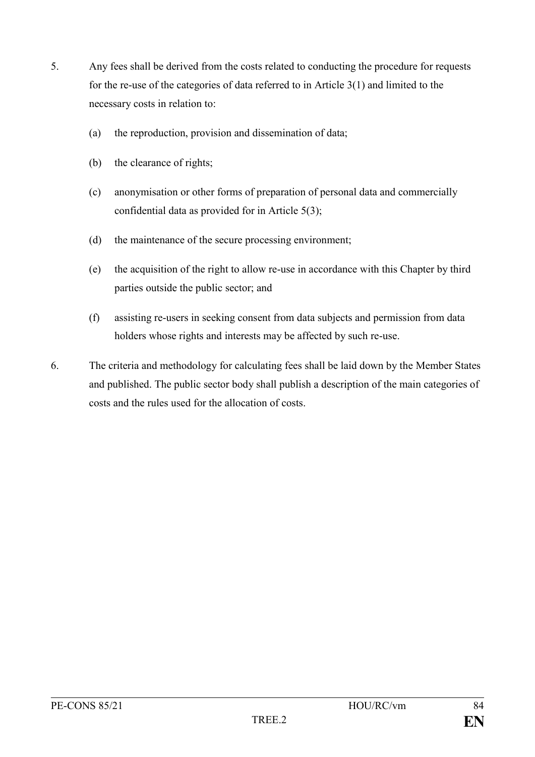5. Any fees shall be derived from the costs related to conducting the procedure for requests for the re-use of the categories of data referred to in Article 3(1) and limited to the necessary costs in relation to:

   (a) the reproduction, provision and dissemination of data;

   (b) the clearance of rights;

   (c) anonymisation or other forms of preparation of personal data and commercially confidential data as provided for in Article 5(3);

   (d) the maintenance of the secure processing environment;

   (e) the acquisition of the right to allow re-use in accordance with this Chapter by third parties outside the public sector; and

   (f) assisting re-users in seeking consent from data subjects and permission from data holders whose rights and interests may be affected by such re-use.

6. The criteria and methodology for calculating fees shall be laid down by the Member States and published. The public sector body shall publish a description of the main categories of costs and the rules used for the allocation of costs.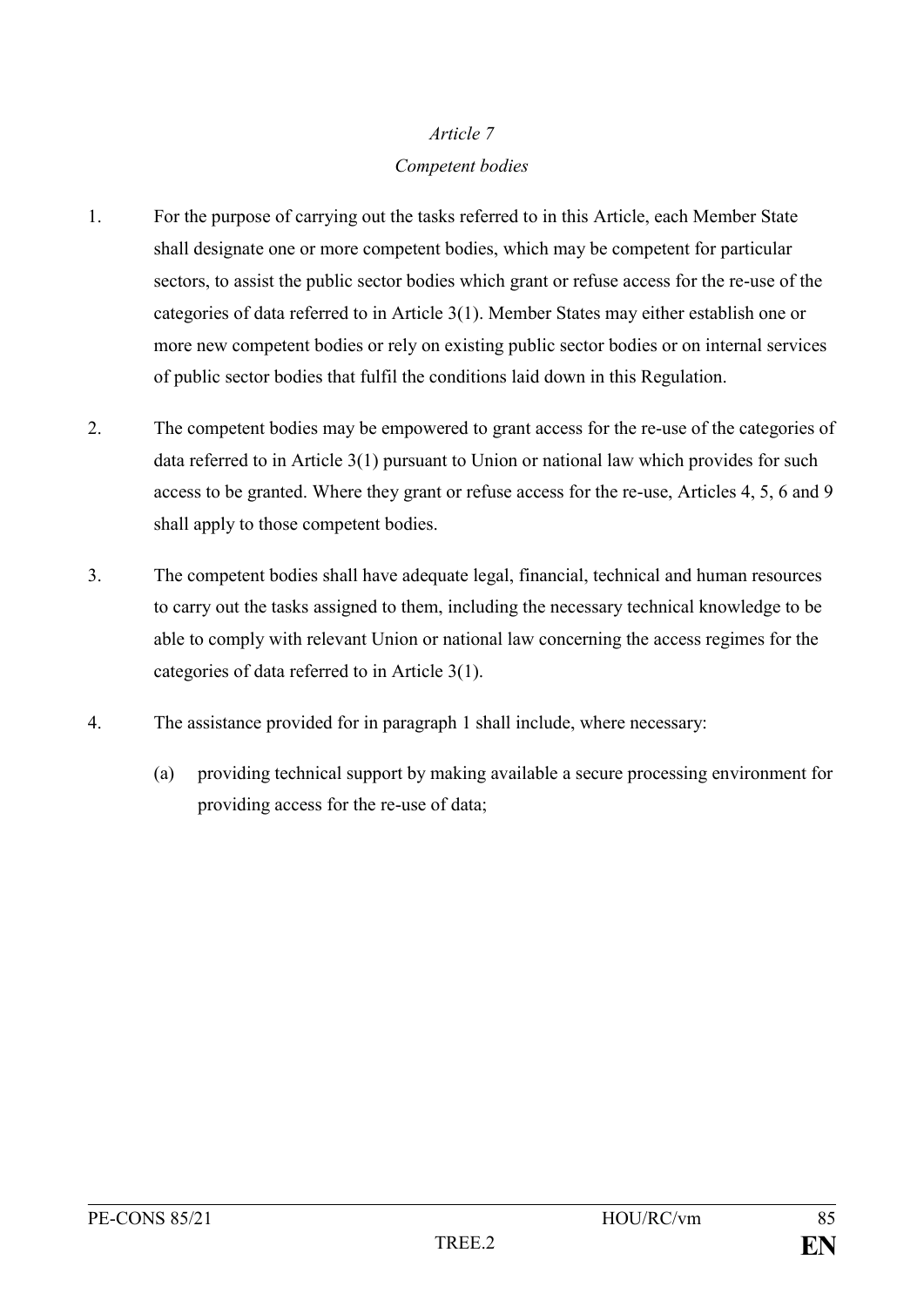*Article 7*

*Competent bodies*

1. For the purpose of carrying out the tasks referred to in this Article, each Member State shall designate one or more competent bodies, which may be competent for particular sectors, to assist the public sector bodies which grant or refuse access for the re-use of the categories of data referred to in Article 3(1). Member States may either establish one or more new competent bodies or rely on existing public sector bodies or on internal services of public sector bodies that fulfil the conditions laid down in this Regulation.

2. The competent bodies may be empowered to grant access for the re-use of the categories of data referred to in Article 3(1) pursuant to Union or national law which provides for such access to be granted. Where they grant or refuse access for the re-use, Articles 4, 5, 6 and 9 shall apply to those competent bodies.

3. The competent bodies shall have adequate legal, financial, technical and human resources to carry out the tasks assigned to them, including the necessary technical knowledge to be able to comply with relevant Union or national law concerning the access regimes for the categories of data referred to in Article 3(1).

4. The assistance provided for in paragraph 1 shall include, where necessary:

   (a) providing technical support by making available a secure processing environment for providing access for the re-use of data;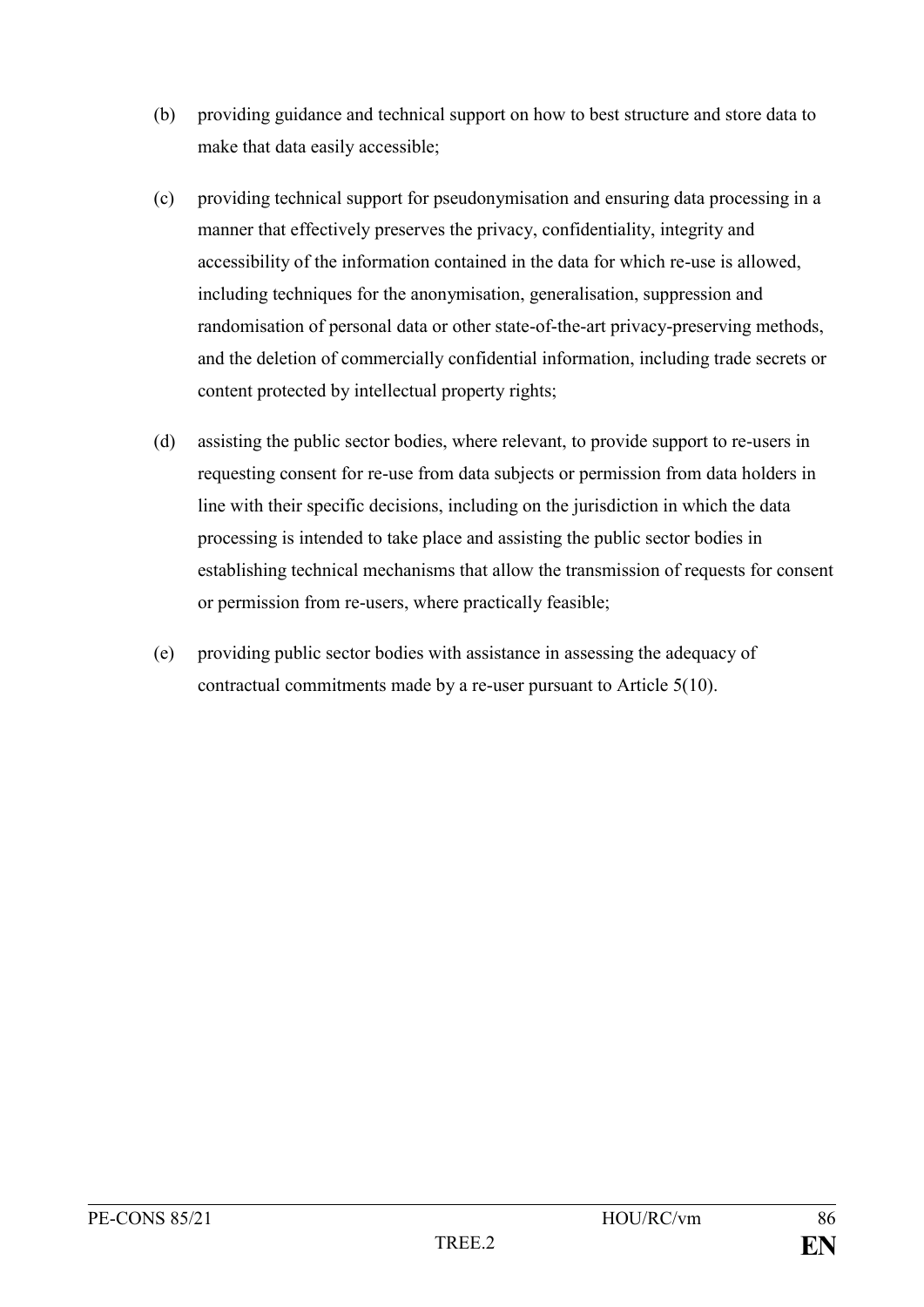(b) providing guidance and technical support on how to best structure and store data to make that data easily accessible;

(c) providing technical support for pseudonymisation and ensuring data processing in a manner that effectively preserves the privacy, confidentiality, integrity and accessibility of the information contained in the data for which re-use is allowed, including techniques for the anonymisation, generalisation, suppression and randomisation of personal data or other state-of-the-art privacy-preserving methods, and the deletion of commercially confidential information, including trade secrets or content protected by intellectual property rights;

(d) assisting the public sector bodies, where relevant, to provide support to re-users in requesting consent for re-use from data subjects or permission from data holders in line with their specific decisions, including on the jurisdiction in which the data processing is intended to take place and assisting the public sector bodies in establishing technical mechanisms that allow the transmission of requests for consent or permission from re-users, where practically feasible;

(e) providing public sector bodies with assistance in assessing the adequacy of contractual commitments made by a re-user pursuant to Article 5(10).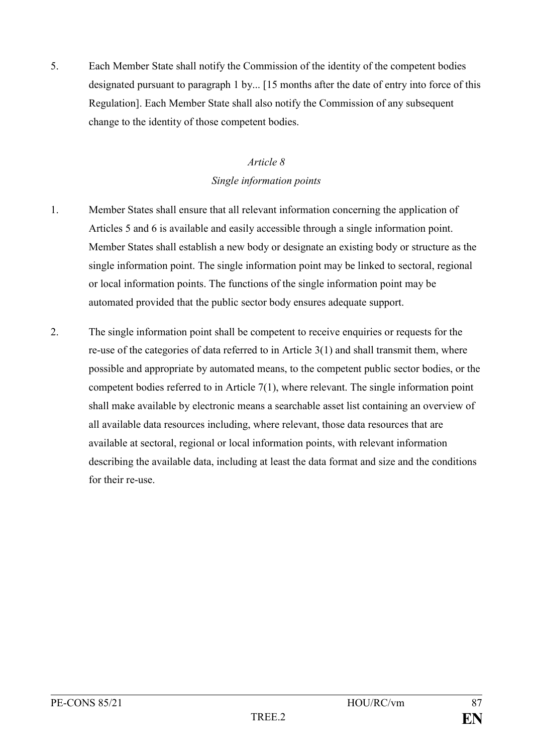5. Each Member State shall notify the Commission of the identity of the competent bodies designated pursuant to paragraph 1 by... [15 months after the date of entry into force of this Regulation]. Each Member State shall also notify the Commission of any subsequent change to the identity of those competent bodies.

*Article 8*

*Single information points*

1. Member States shall ensure that all relevant information concerning the application of Articles 5 and 6 is available and easily accessible through a single information point. Member States shall establish a new body or designate an existing body or structure as the single information point. The single information point may be linked to sectoral, regional or local information points. The functions of the single information point may be automated provided that the public sector body ensures adequate support.

2. The single information point shall be competent to receive enquiries or requests for the re-use of the categories of data referred to in Article 3(1) and shall transmit them, where possible and appropriate by automated means, to the competent public sector bodies, or the competent bodies referred to in Article 7(1), where relevant. The single information point shall make available by electronic means a searchable asset list containing an overview of all available data resources including, where relevant, those data resources that are available at sectoral, regional or local information points, with relevant information describing the available data, including at least the data format and size and the conditions for their re-use.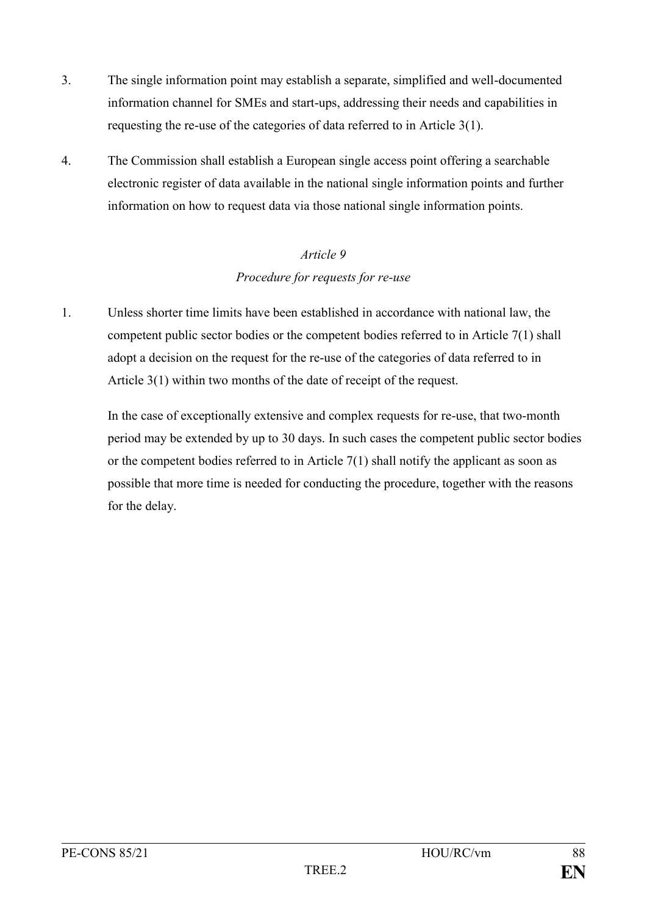3. The single information point may establish a separate, simplified and well-documented information channel for SMEs and start-ups, addressing their needs and capabilities in requesting the re-use of the categories of data referred to in Article 3(1).

4. The Commission shall establish a European single access point offering a searchable electronic register of data available in the national single information points and further information on how to request data via those national single information points.

*Article 9*

*Procedure for requests for re-use*

1. Unless shorter time limits have been established in accordance with national law, the competent public sector bodies or the competent bodies referred to in Article 7(1) shall adopt a decision on the request for the re-use of the categories of data referred to in Article 3(1) within two months of the date of receipt of the request.

   In the case of exceptionally extensive and complex requests for re-use, that two-month period may be extended by up to 30 days. In such cases the competent public sector bodies or the competent bodies referred to in Article 7(1) shall notify the applicant as soon as possible that more time is needed for conducting the procedure, together with the reasons for the delay.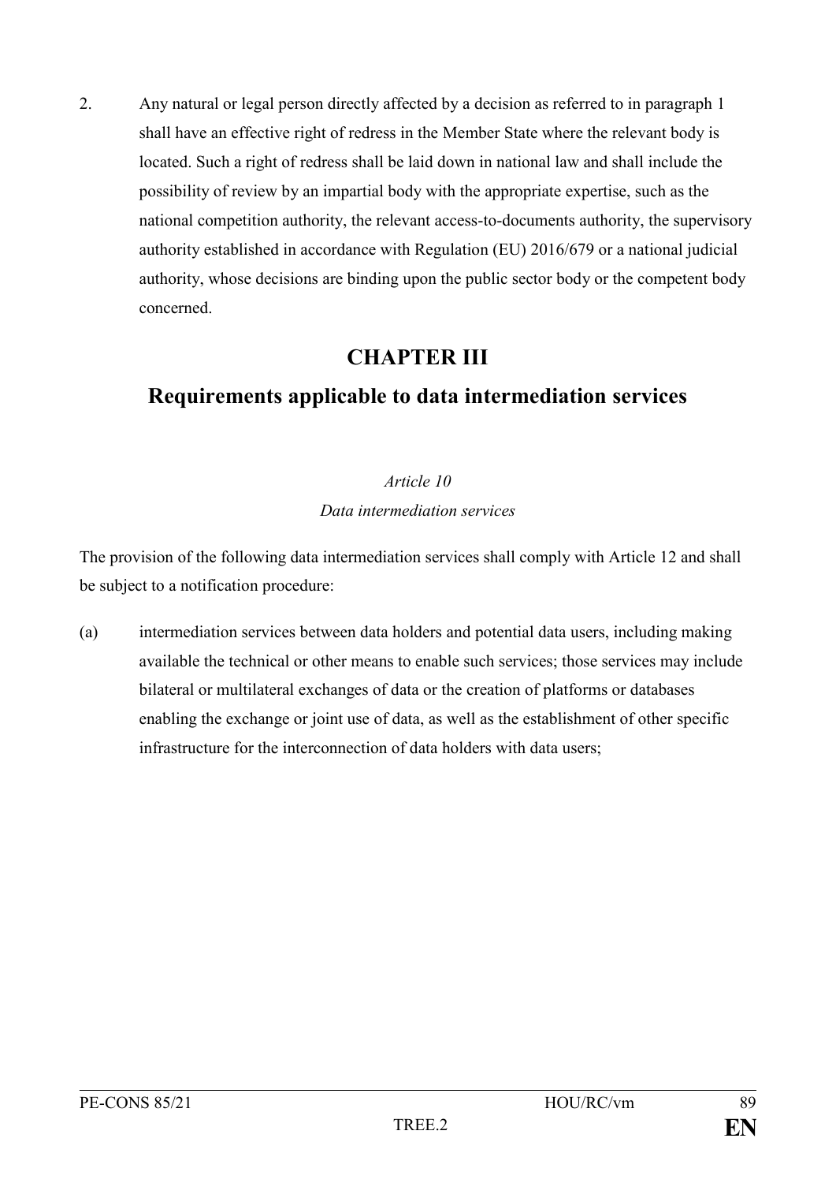2. Any natural or legal person directly affected by a decision as referred to in paragraph 1 shall have an effective right of redress in the Member State where the relevant body is located. Such a right of redress shall be laid down in national law and shall include the possibility of review by an impartial body with the appropriate expertise, such as the national competition authority, the relevant access-to-documents authority, the supervisory authority established in accordance with Regulation (EU) 2016/679 or a national judicial authority, whose decisions are binding upon the public sector body or the competent body concerned.

# CHAPTER III

# Requirements applicable to data intermediation services

*Article 10*

*Data intermediation services*

The provision of the following data intermediation services shall comply with Article 12 and shall be subject to a notification procedure:

(a) intermediation services between data holders and potential data users, including making available the technical or other means to enable such services; those services may include bilateral or multilateral exchanges of data or the creation of platforms or databases enabling the exchange or joint use of data, as well as the establishment of other specific infrastructure for the interconnection of data holders with data users;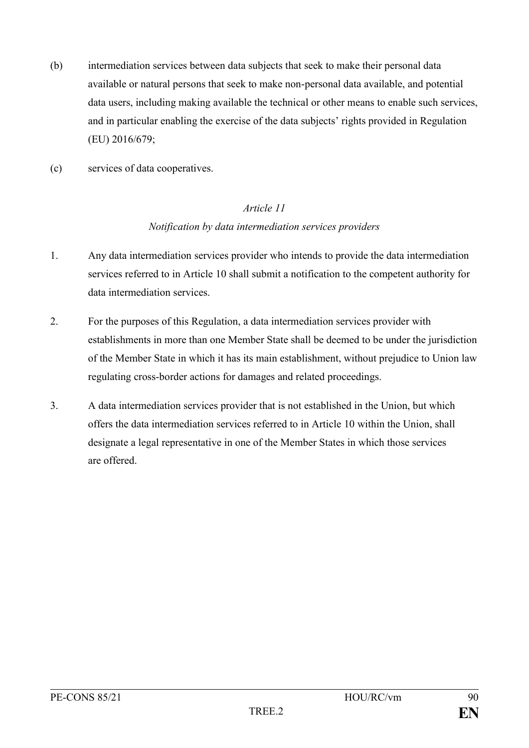(b) intermediation services between data subjects that seek to make their personal data available or natural persons that seek to make non-personal data available, and potential data users, including making available the technical or other means to enable such services, and in particular enabling the exercise of the data subjects' rights provided in Regulation (EU) 2016/679;

(c) services of data cooperatives.

*Article 11*

*Notification by data intermediation services providers*

1. Any data intermediation services provider who intends to provide the data intermediation services referred to in Article 10 shall submit a notification to the competent authority for data intermediation services.

2. For the purposes of this Regulation, a data intermediation services provider with establishments in more than one Member State shall be deemed to be under the jurisdiction of the Member State in which it has its main establishment, without prejudice to Union law regulating cross-border actions for damages and related proceedings.

3. A data intermediation services provider that is not established in the Union, but which offers the data intermediation services referred to in Article 10 within the Union, shall designate a legal representative in one of the Member States in which those services are offered.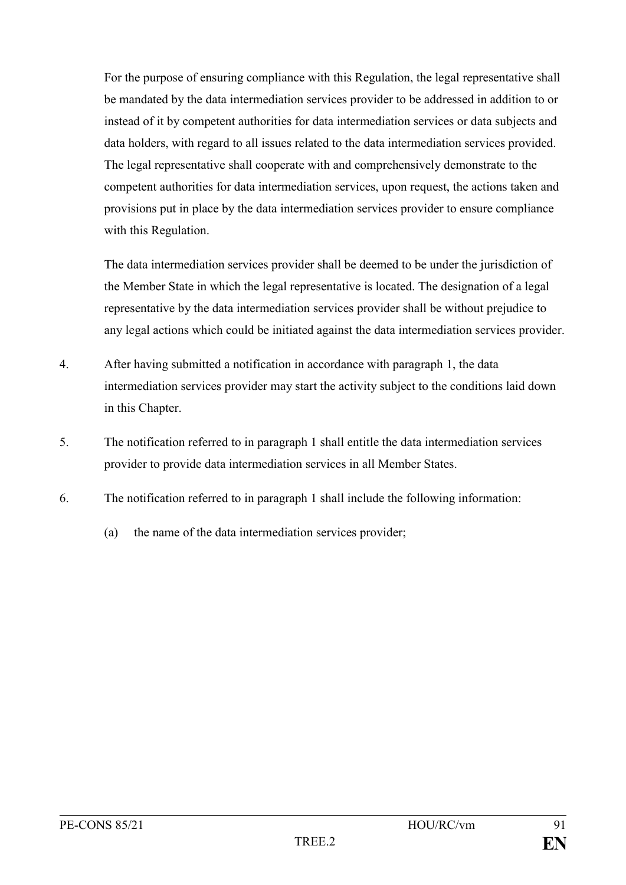For the purpose of ensuring compliance with this Regulation, the legal representative shall be mandated by the data intermediation services provider to be addressed in addition to or instead of it by competent authorities for data intermediation services or data subjects and data holders, with regard to all issues related to the data intermediation services provided. The legal representative shall cooperate with and comprehensively demonstrate to the competent authorities for data intermediation services, upon request, the actions taken and provisions put in place by the data intermediation services provider to ensure compliance with this Regulation.

The data intermediation services provider shall be deemed to be under the jurisdiction of the Member State in which the legal representative is located. The designation of a legal representative by the data intermediation services provider shall be without prejudice to any legal actions which could be initiated against the data intermediation services provider.

4. After having submitted a notification in accordance with paragraph 1, the data intermediation services provider may start the activity subject to the conditions laid down in this Chapter.

5. The notification referred to in paragraph 1 shall entitle the data intermediation services provider to provide data intermediation services in all Member States.

6. The notification referred to in paragraph 1 shall include the following information:

   (a) the name of the data intermediation services provider;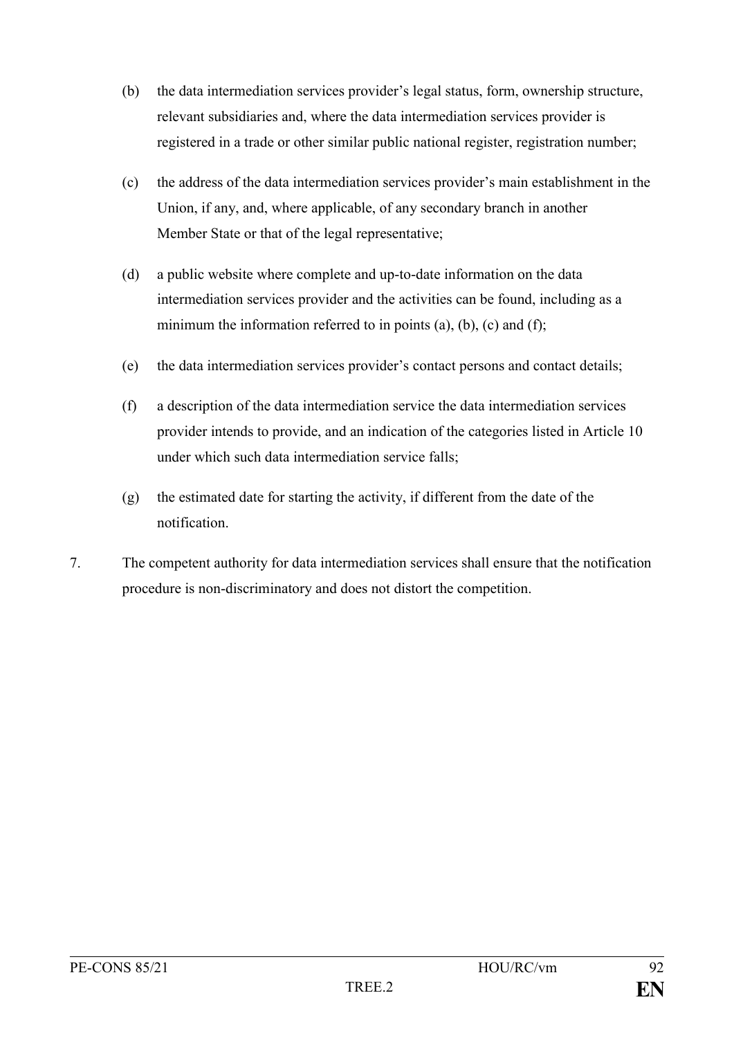(b) the data intermediation services provider's legal status, form, ownership structure, relevant subsidiaries and, where the data intermediation services provider is registered in a trade or other similar public national register, registration number;

(c) the address of the data intermediation services provider's main establishment in the Union, if any, and, where applicable, of any secondary branch in another Member State or that of the legal representative;

(d) a public website where complete and up-to-date information on the data intermediation services provider and the activities can be found, including as a minimum the information referred to in points (a), (b), (c) and (f);

(e) the data intermediation services provider's contact persons and contact details;

(f) a description of the data intermediation service the data intermediation services provider intends to provide, and an indication of the categories listed in Article 10 under which such data intermediation service falls;

(g) the estimated date for starting the activity, if different from the date of the notification.

7. The competent authority for data intermediation services shall ensure that the notification procedure is non-discriminatory and does not distort the competition.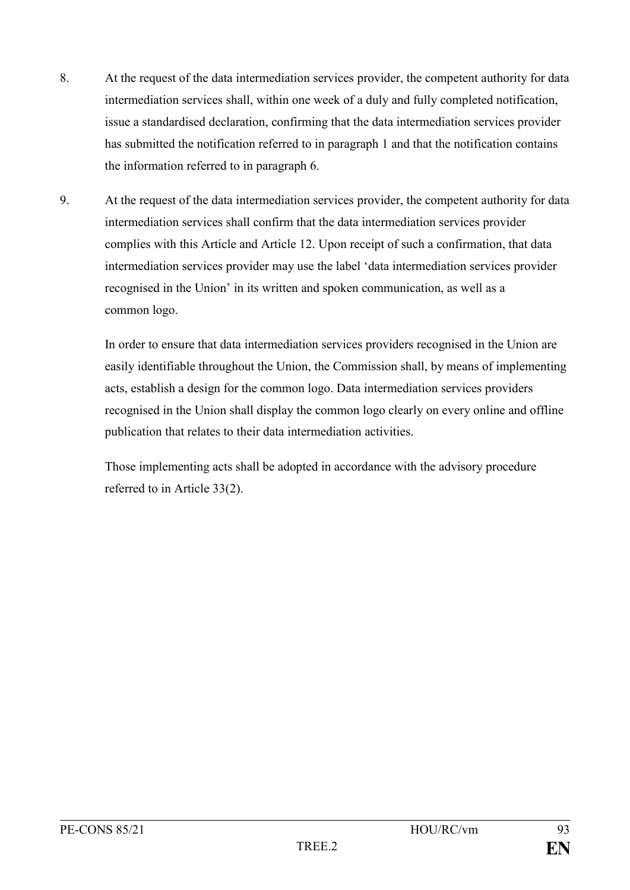8. At the request of the data intermediation services provider, the competent authority for data intermediation services shall, within one week of a duly and fully completed notification, issue a standardised declaration, confirming that the data intermediation services provider has submitted the notification referred to in paragraph 1 and that the notification contains the information referred to in paragraph 6.

9. At the request of the data intermediation services provider, the competent authority for data intermediation services shall confirm that the data intermediation services provider complies with this Article and Article 12. Upon receipt of such a confirmation, that data intermediation services provider may use the label 'data intermediation services provider recognised in the Union' in its written and spoken communication, as well as a common logo.

   In order to ensure that data intermediation services providers recognised in the Union are easily identifiable throughout the Union, the Commission shall, by means of implementing acts, establish a design for the common logo. Data intermediation services providers recognised in the Union shall display the common logo clearly on every online and offline publication that relates to their data intermediation activities.

   Those implementing acts shall be adopted in accordance with the advisory procedure referred to in Article 33(2).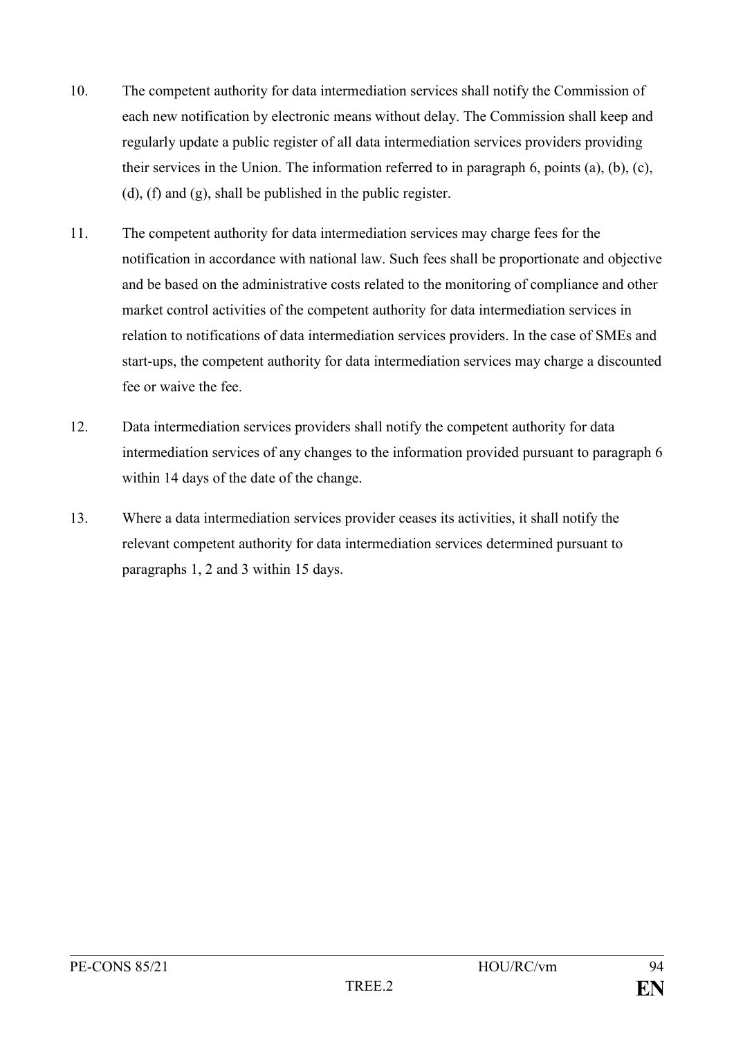10. The competent authority for data intermediation services shall notify the Commission of each new notification by electronic means without delay. The Commission shall keep and regularly update a public register of all data intermediation services providers providing their services in the Union. The information referred to in paragraph 6, points (a), (b), (c), (d), (f) and (g), shall be published in the public register.

11. The competent authority for data intermediation services may charge fees for the notification in accordance with national law. Such fees shall be proportionate and objective and be based on the administrative costs related to the monitoring of compliance and other market control activities of the competent authority for data intermediation services in relation to notifications of data intermediation services providers. In the case of SMEs and start-ups, the competent authority for data intermediation services may charge a discounted fee or waive the fee.

12. Data intermediation services providers shall notify the competent authority for data intermediation services of any changes to the information provided pursuant to paragraph 6 within 14 days of the date of the change.

13. Where a data intermediation services provider ceases its activities, it shall notify the relevant competent authority for data intermediation services determined pursuant to paragraphs 1, 2 and 3 within 15 days.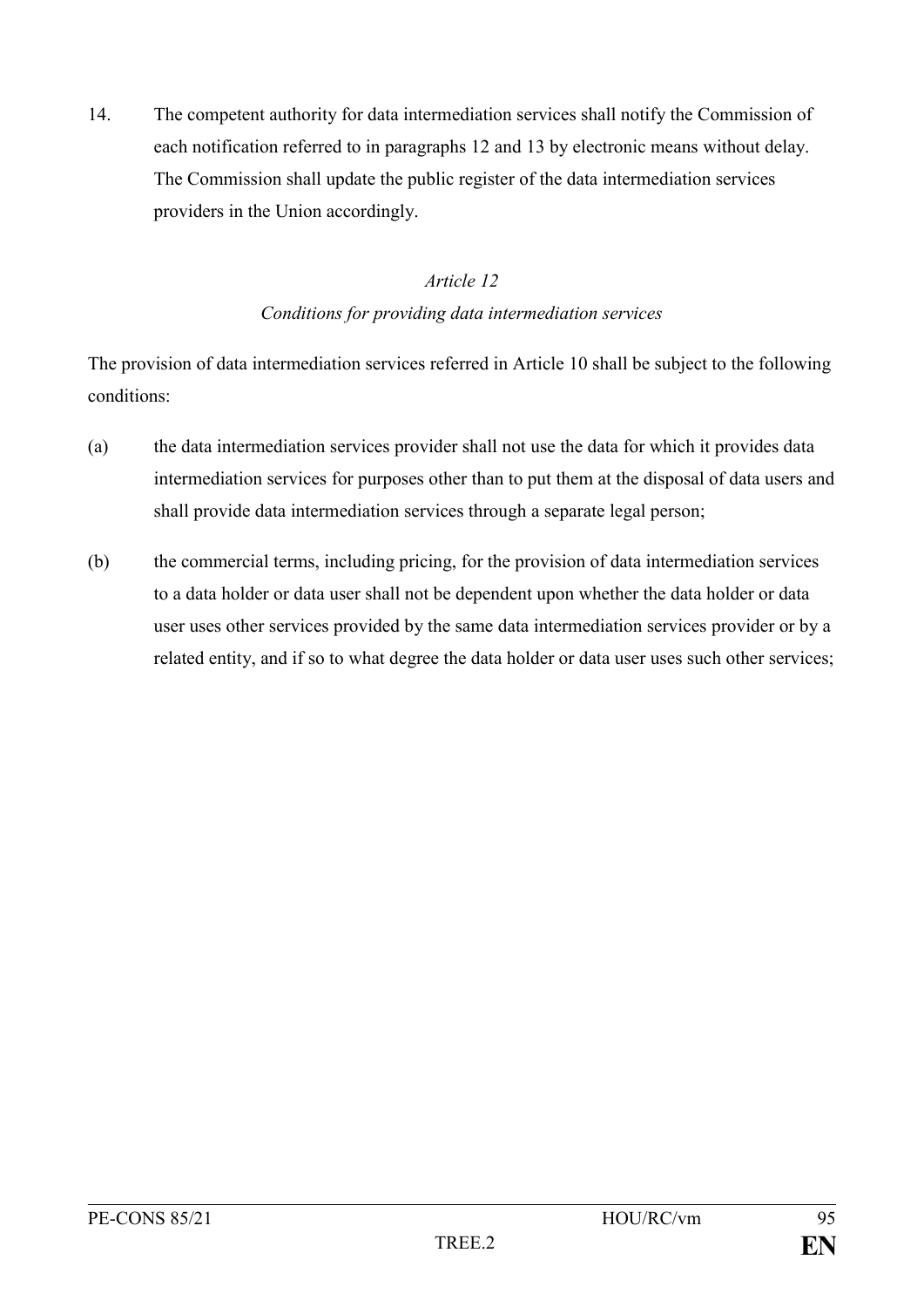14. The competent authority for data intermediation services shall notify the Commission of each notification referred to in paragraphs 12 and 13 by electronic means without delay. The Commission shall update the public register of the data intermediation services providers in the Union accordingly.

*Article 12*

*Conditions for providing data intermediation services*

The provision of data intermediation services referred in Article 10 shall be subject to the following conditions:

(a) the data intermediation services provider shall not use the data for which it provides data intermediation services for purposes other than to put them at the disposal of data users and shall provide data intermediation services through a separate legal person;

(b) the commercial terms, including pricing, for the provision of data intermediation services to a data holder or data user shall not be dependent upon whether the data holder or data user uses other services provided by the same data intermediation services provider or by a related entity, and if so to what degree the data holder or data user uses such other services;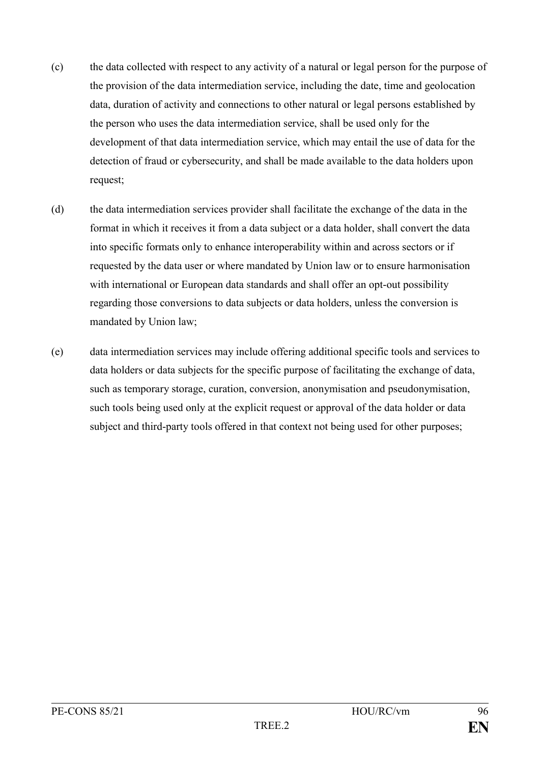(c) the data collected with respect to any activity of a natural or legal person for the purpose of the provision of the data intermediation service, including the date, time and geolocation data, duration of activity and connections to other natural or legal persons established by the person who uses the data intermediation service, shall be used only for the development of that data intermediation service, which may entail the use of data for the detection of fraud or cybersecurity, and shall be made available to the data holders upon request;

(d) the data intermediation services provider shall facilitate the exchange of the data in the format in which it receives it from a data subject or a data holder, shall convert the data into specific formats only to enhance interoperability within and across sectors or if requested by the data user or where mandated by Union law or to ensure harmonisation with international or European data standards and shall offer an opt-out possibility regarding those conversions to data subjects or data holders, unless the conversion is mandated by Union law;

(e) data intermediation services may include offering additional specific tools and services to data holders or data subjects for the specific purpose of facilitating the exchange of data, such as temporary storage, curation, conversion, anonymisation and pseudonymisation, such tools being used only at the explicit request or approval of the data holder or data subject and third-party tools offered in that context not being used for other purposes;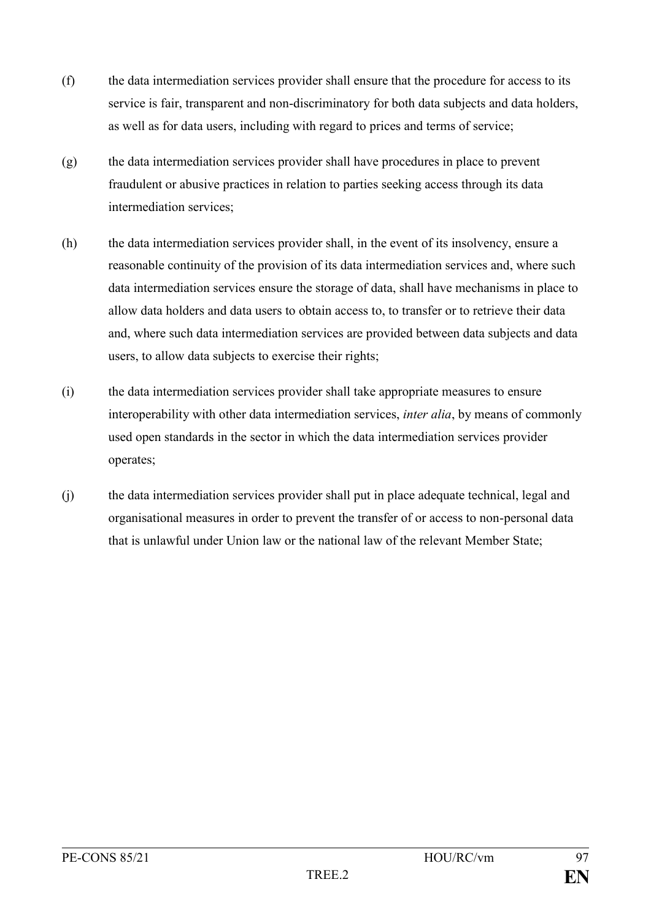(f) the data intermediation services provider shall ensure that the procedure for access to its service is fair, transparent and non-discriminatory for both data subjects and data holders, as well as for data users, including with regard to prices and terms of service;

(g) the data intermediation services provider shall have procedures in place to prevent fraudulent or abusive practices in relation to parties seeking access through its data intermediation services;

(h) the data intermediation services provider shall, in the event of its insolvency, ensure a reasonable continuity of the provision of its data intermediation services and, where such data intermediation services ensure the storage of data, shall have mechanisms in place to allow data holders and data users to obtain access to, to transfer or to retrieve their data and, where such data intermediation services are provided between data subjects and data users, to allow data subjects to exercise their rights;

(i) the data intermediation services provider shall take appropriate measures to ensure interoperability with other data intermediation services, *inter alia*, by means of commonly used open standards in the sector in which the data intermediation services provider operates;

(j) the data intermediation services provider shall put in place adequate technical, legal and organisational measures in order to prevent the transfer of or access to non-personal data that is unlawful under Union law or the national law of the relevant Member State;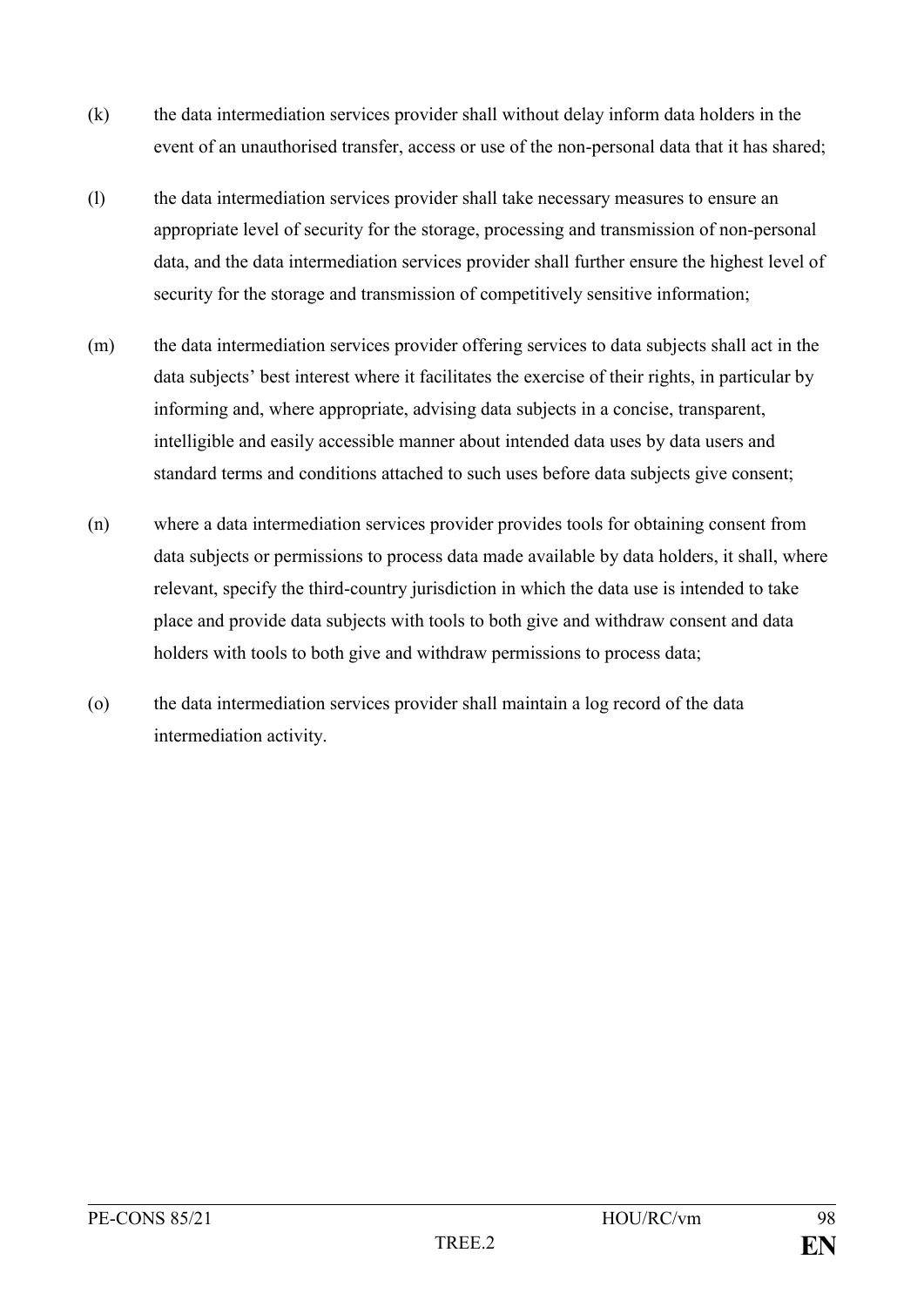(k) the data intermediation services provider shall without delay inform data holders in the event of an unauthorised transfer, access or use of the non-personal data that it has shared;

(l) the data intermediation services provider shall take necessary measures to ensure an appropriate level of security for the storage, processing and transmission of non-personal data, and the data intermediation services provider shall further ensure the highest level of security for the storage and transmission of competitively sensitive information;

(m) the data intermediation services provider offering services to data subjects shall act in the data subjects' best interest where it facilitates the exercise of their rights, in particular by informing and, where appropriate, advising data subjects in a concise, transparent, intelligible and easily accessible manner about intended data uses by data users and standard terms and conditions attached to such uses before data subjects give consent;

(n) where a data intermediation services provider provides tools for obtaining consent from data subjects or permissions to process data made available by data holders, it shall, where relevant, specify the third-country jurisdiction in which the data use is intended to take place and provide data subjects with tools to both give and withdraw consent and data holders with tools to both give and withdraw permissions to process data;

(o) the data intermediation services provider shall maintain a log record of the data intermediation activity.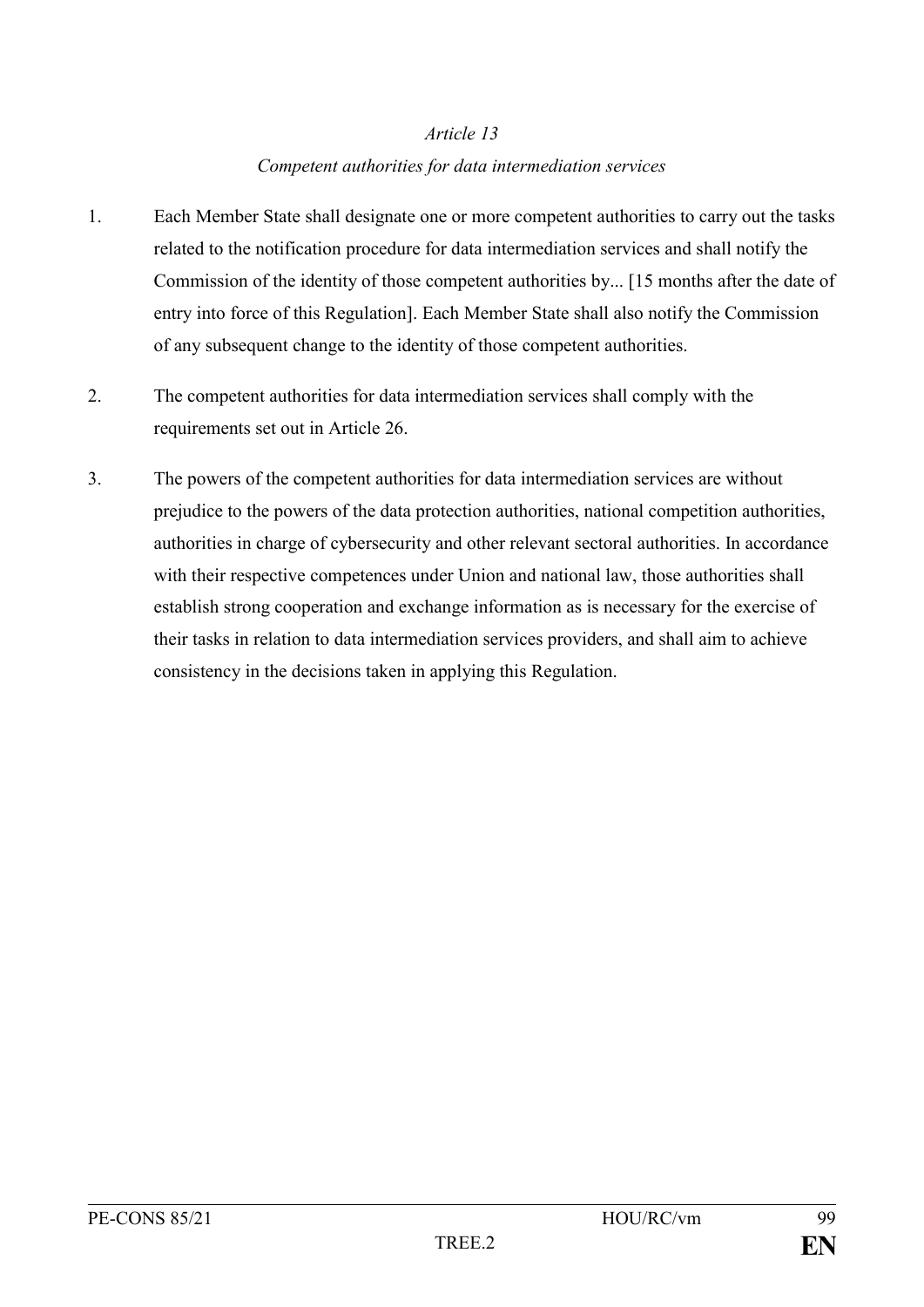*Article 13*

*Competent authorities for data intermediation services*

1. Each Member State shall designate one or more competent authorities to carry out the tasks related to the notification procedure for data intermediation services and shall notify the Commission of the identity of those competent authorities by... [15 months after the date of entry into force of this Regulation]. Each Member State shall also notify the Commission of any subsequent change to the identity of those competent authorities.

2. The competent authorities for data intermediation services shall comply with the requirements set out in Article 26.

3. The powers of the competent authorities for data intermediation services are without prejudice to the powers of the data protection authorities, national competition authorities, authorities in charge of cybersecurity and other relevant sectoral authorities. In accordance with their respective competences under Union and national law, those authorities shall establish strong cooperation and exchange information as is necessary for the exercise of their tasks in relation to data intermediation services providers, and shall aim to achieve consistency in the decisions taken in applying this Regulation.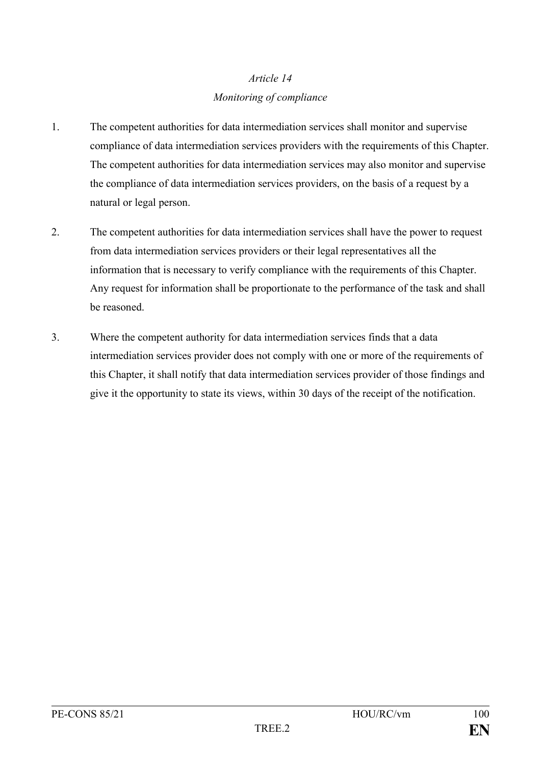*Article 14*

*Monitoring of compliance*

1. The competent authorities for data intermediation services shall monitor and supervise compliance of data intermediation services providers with the requirements of this Chapter. The competent authorities for data intermediation services may also monitor and supervise the compliance of data intermediation services providers, on the basis of a request by a natural or legal person.

2. The competent authorities for data intermediation services shall have the power to request from data intermediation services providers or their legal representatives all the information that is necessary to verify compliance with the requirements of this Chapter. Any request for information shall be proportionate to the performance of the task and shall be reasoned.

3. Where the competent authority for data intermediation services finds that a data intermediation services provider does not comply with one or more of the requirements of this Chapter, it shall notify that data intermediation services provider of those findings and give it the opportunity to state its views, within 30 days of the receipt of the notification.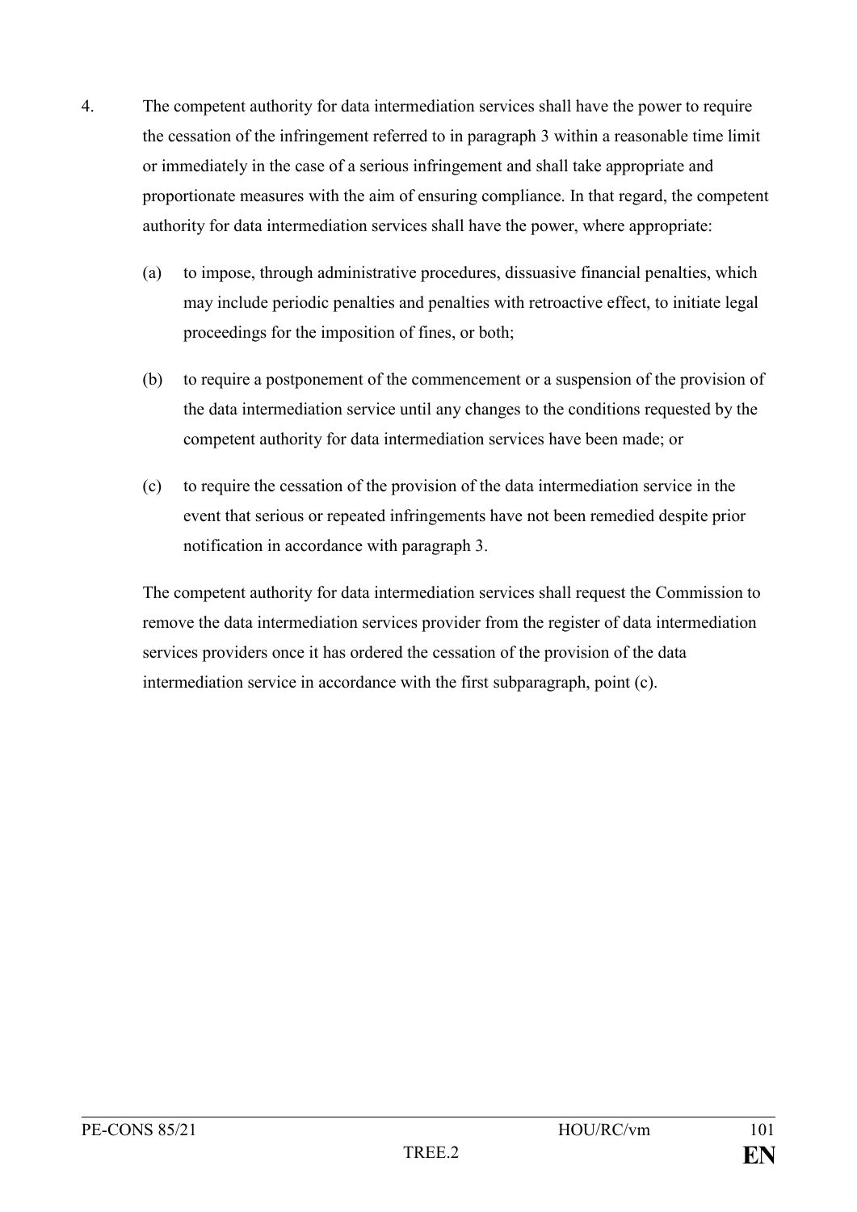4. The competent authority for data intermediation services shall have the power to require the cessation of the infringement referred to in paragraph 3 within a reasonable time limit or immediately in the case of a serious infringement and shall take appropriate and proportionate measures with the aim of ensuring compliance. In that regard, the competent authority for data intermediation services shall have the power, where appropriate:

   (a) to impose, through administrative procedures, dissuasive financial penalties, which may include periodic penalties and penalties with retroactive effect, to initiate legal proceedings for the imposition of fines, or both;

   (b) to require a postponement of the commencement or a suspension of the provision of the data intermediation service until any changes to the conditions requested by the competent authority for data intermediation services have been made; or

   (c) to require the cessation of the provision of the data intermediation service in the event that serious or repeated infringements have not been remedied despite prior notification in accordance with paragraph 3.

   The competent authority for data intermediation services shall request the Commission to remove the data intermediation services provider from the register of data intermediation services providers once it has ordered the cessation of the provision of the data intermediation service in accordance with the first subparagraph, point (c).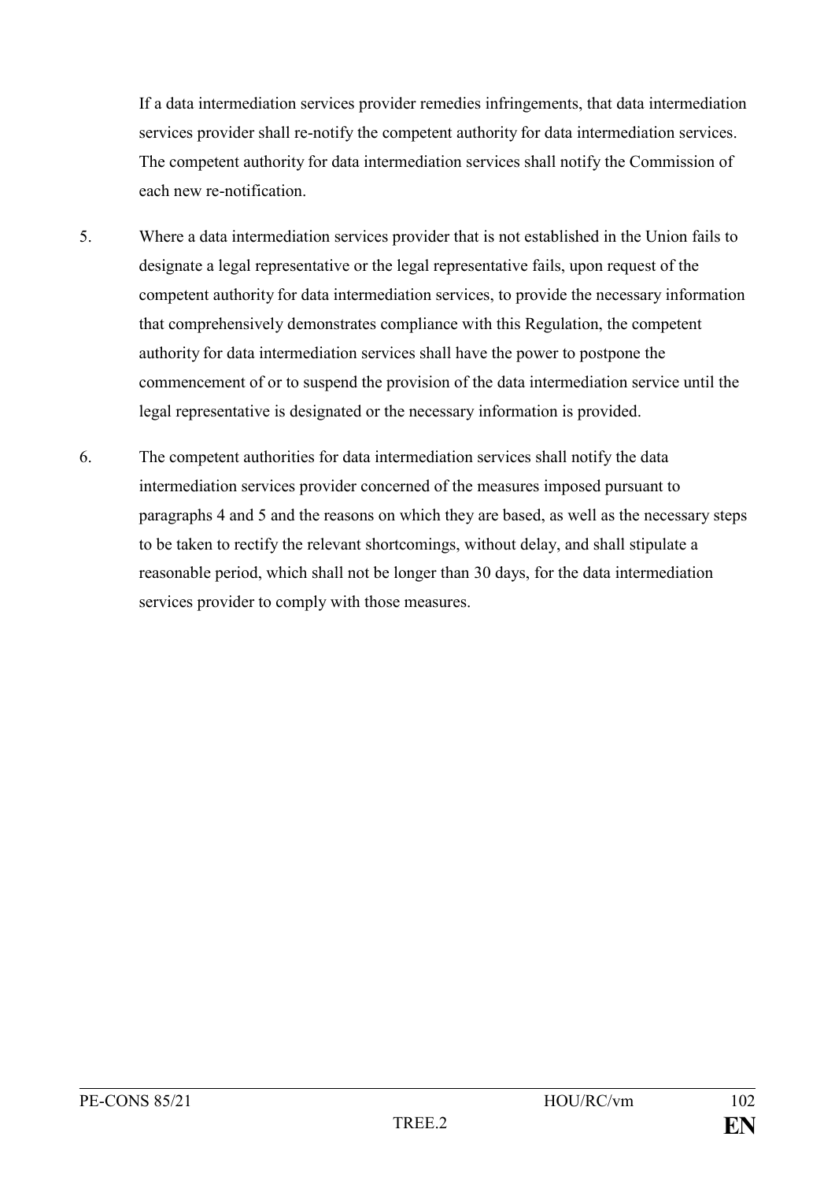If a data intermediation services provider remedies infringements, that data intermediation services provider shall re-notify the competent authority for data intermediation services. The competent authority for data intermediation services shall notify the Commission of each new re-notification.

5. Where a data intermediation services provider that is not established in the Union fails to designate a legal representative or the legal representative fails, upon request of the competent authority for data intermediation services, to provide the necessary information that comprehensively demonstrates compliance with this Regulation, the competent authority for data intermediation services shall have the power to postpone the commencement of or to suspend the provision of the data intermediation service until the legal representative is designated or the necessary information is provided.

6. The competent authorities for data intermediation services shall notify the data intermediation services provider concerned of the measures imposed pursuant to paragraphs 4 and 5 and the reasons on which they are based, as well as the necessary steps to be taken to rectify the relevant shortcomings, without delay, and shall stipulate a reasonable period, which shall not be longer than 30 days, for the data intermediation services provider to comply with those measures.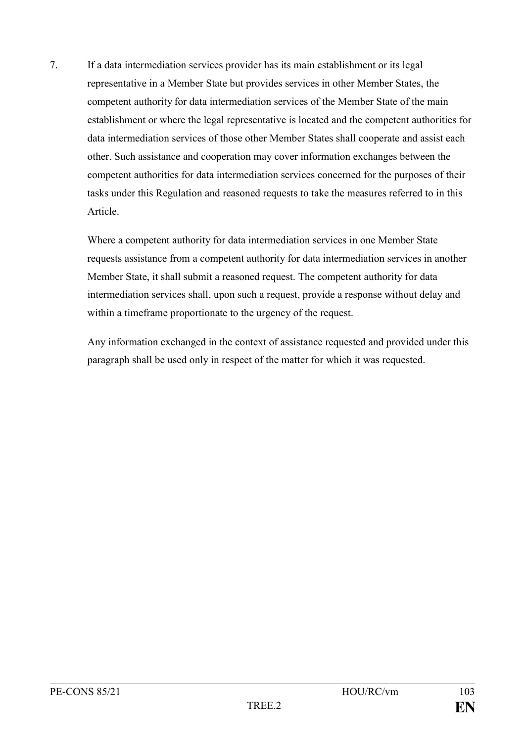7. If a data intermediation services provider has its main establishment or its legal representative in a Member State but provides services in other Member States, the competent authority for data intermediation services of the Member State of the main establishment or where the legal representative is located and the competent authorities for data intermediation services of those other Member States shall cooperate and assist each other. Such assistance and cooperation may cover information exchanges between the competent authorities for data intermediation services concerned for the purposes of their tasks under this Regulation and reasoned requests to take the measures referred to in this Article.

   Where a competent authority for data intermediation services in one Member State requests assistance from a competent authority for data intermediation services in another Member State, it shall submit a reasoned request. The competent authority for data intermediation services shall, upon such a request, provide a response without delay and within a timeframe proportionate to the urgency of the request.

   Any information exchanged in the context of assistance requested and provided under this paragraph shall be used only in respect of the matter for which it was requested.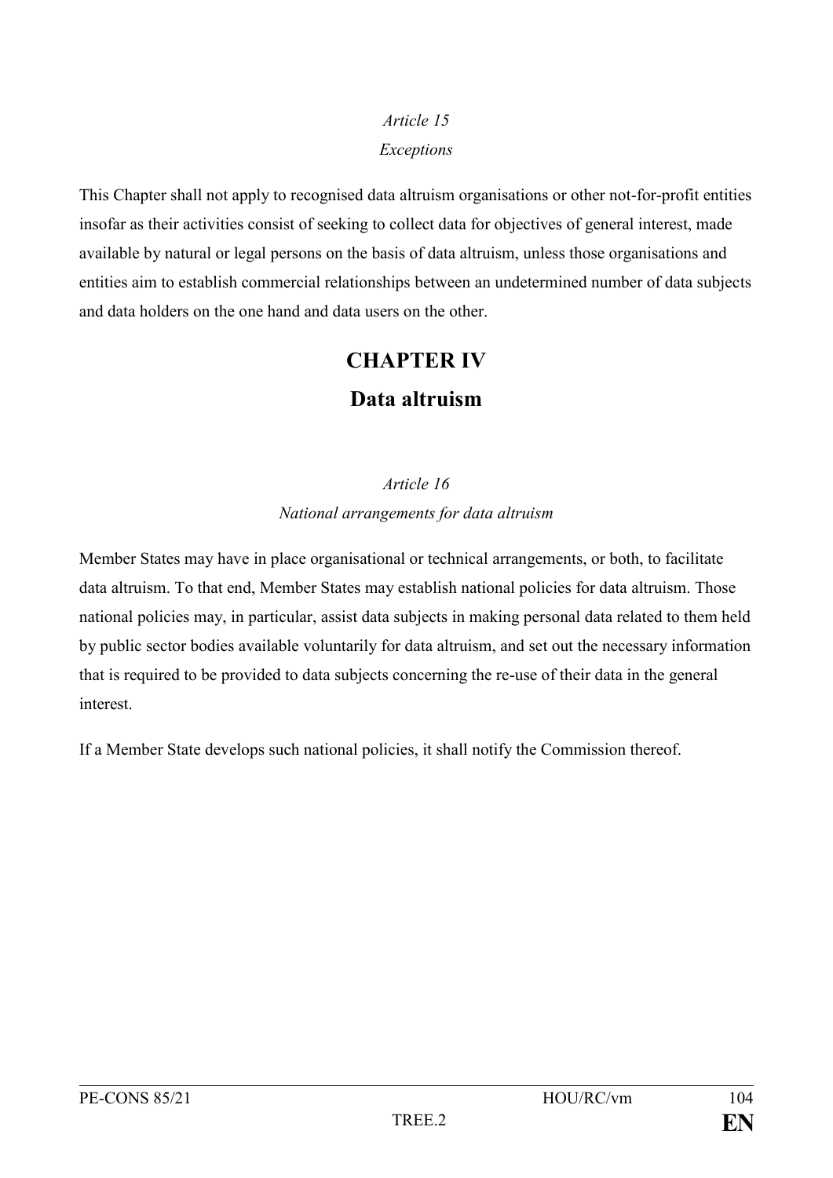*Article 15*

*Exceptions*

This Chapter shall not apply to recognised data altruism organisations or other not-for-profit entities insofar as their activities consist of seeking to collect data for objectives of general interest, made available by natural or legal persons on the basis of data altruism, unless those organisations and entities aim to establish commercial relationships between an undetermined number of data subjects and data holders on the one hand and data users on the other.

# CHAPTER IV

# Data altruism

*Article 16*

*National arrangements for data altruism*

Member States may have in place organisational or technical arrangements, or both, to facilitate data altruism. To that end, Member States may establish national policies for data altruism. Those national policies may, in particular, assist data subjects in making personal data related to them held by public sector bodies available voluntarily for data altruism, and set out the necessary information that is required to be provided to data subjects concerning the re-use of their data in the general interest.

If a Member State develops such national policies, it shall notify the Commission thereof.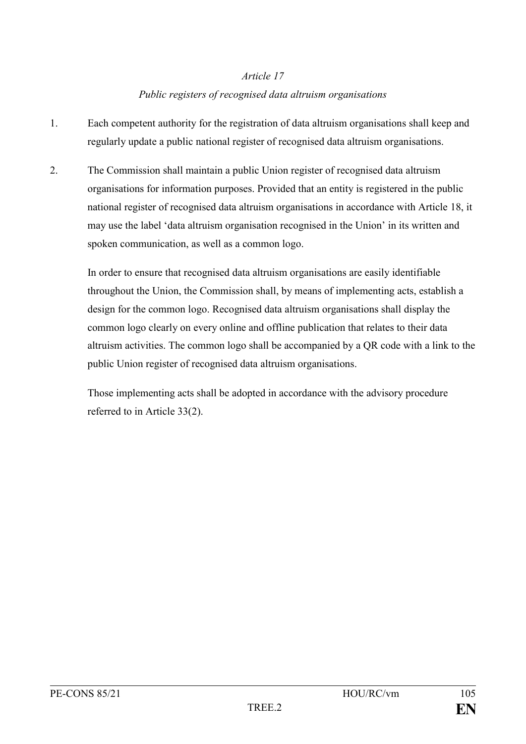*Article 17*

*Public registers of recognised data altruism organisations*

1. Each competent authority for the registration of data altruism organisations shall keep and regularly update a public national register of recognised data altruism organisations.

2. The Commission shall maintain a public Union register of recognised data altruism organisations for information purposes. Provided that an entity is registered in the public national register of recognised data altruism organisations in accordance with Article 18, it may use the label 'data altruism organisation recognised in the Union' in its written and spoken communication, as well as a common logo.

   In order to ensure that recognised data altruism organisations are easily identifiable throughout the Union, the Commission shall, by means of implementing acts, establish a design for the common logo. Recognised data altruism organisations shall display the common logo clearly on every online and offline publication that relates to their data altruism activities. The common logo shall be accompanied by a QR code with a link to the public Union register of recognised data altruism organisations.

   Those implementing acts shall be adopted in accordance with the advisory procedure referred to in Article 33(2).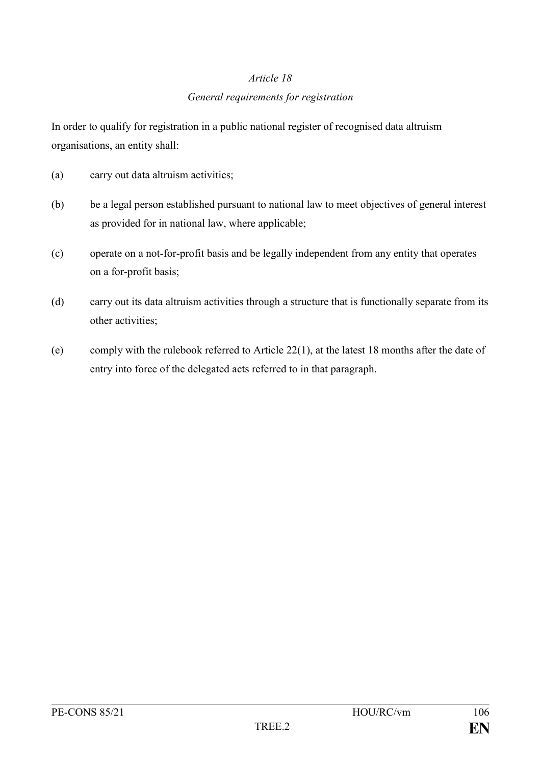*Article 18*

*General requirements for registration*

In order to qualify for registration in a public national register of recognised data altruism organisations, an entity shall:

(a) carry out data altruism activities;

(b) be a legal person established pursuant to national law to meet objectives of general interest as provided for in national law, where applicable;

(c) operate on a not-for-profit basis and be legally independent from any entity that operates on a for-profit basis;

(d) carry out its data altruism activities through a structure that is functionally separate from its other activities;

(e) comply with the rulebook referred to Article 22(1), at the latest 18 months after the date of entry into force of the delegated acts referred to in that paragraph.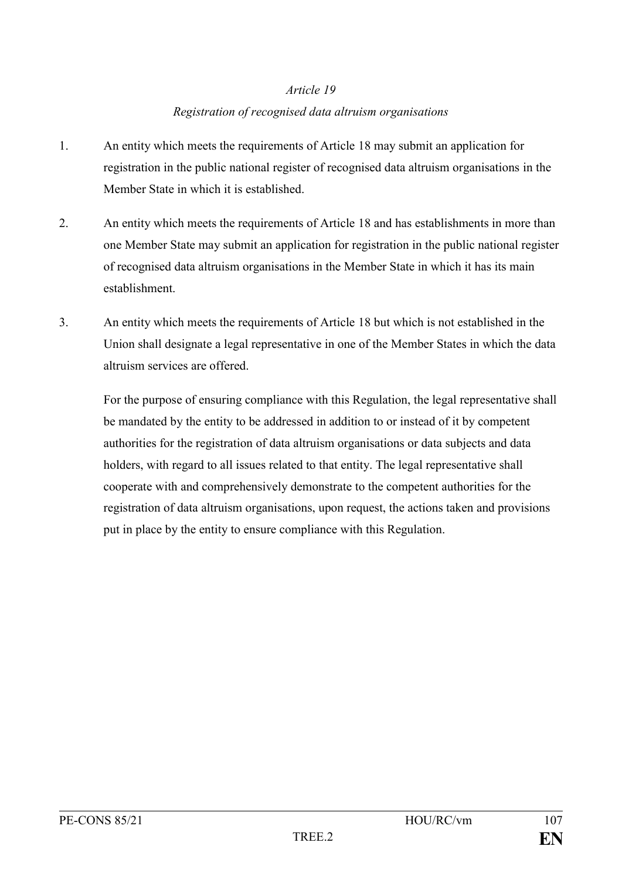*Article 19*

*Registration of recognised data altruism organisations*

1. An entity which meets the requirements of Article 18 may submit an application for registration in the public national register of recognised data altruism organisations in the Member State in which it is established.

2. An entity which meets the requirements of Article 18 and has establishments in more than one Member State may submit an application for registration in the public national register of recognised data altruism organisations in the Member State in which it has its main establishment.

3. An entity which meets the requirements of Article 18 but which is not established in the Union shall designate a legal representative in one of the Member States in which the data altruism services are offered.

   For the purpose of ensuring compliance with this Regulation, the legal representative shall be mandated by the entity to be addressed in addition to or instead of it by competent authorities for the registration of data altruism organisations or data subjects and data holders, with regard to all issues related to that entity. The legal representative shall cooperate with and comprehensively demonstrate to the competent authorities for the registration of data altruism organisations, upon request, the actions taken and provisions put in place by the entity to ensure compliance with this Regulation.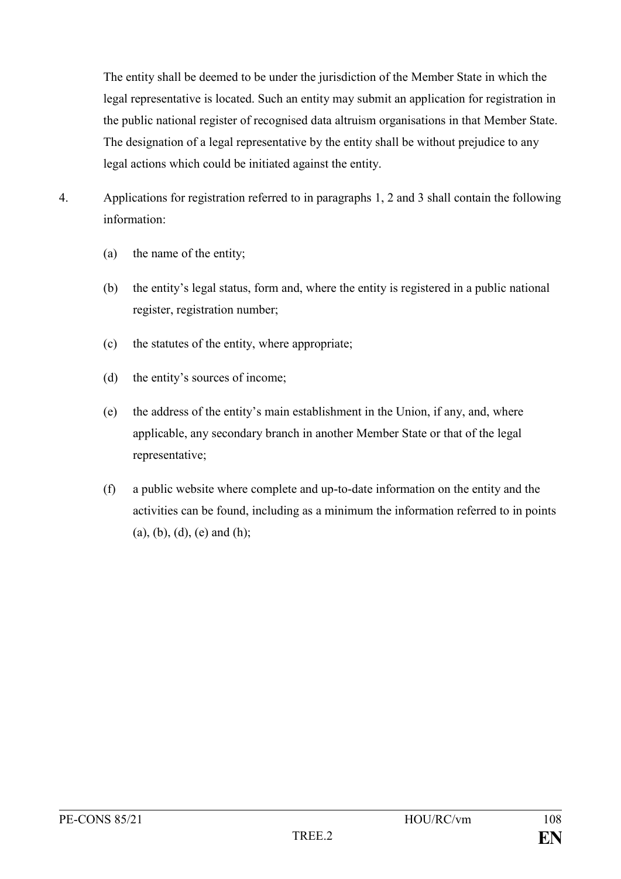The entity shall be deemed to be under the jurisdiction of the Member State in which the legal representative is located. Such an entity may submit an application for registration in the public national register of recognised data altruism organisations in that Member State. The designation of a legal representative by the entity shall be without prejudice to any legal actions which could be initiated against the entity.

4. Applications for registration referred to in paragraphs 1, 2 and 3 shall contain the following information:

   (a) the name of the entity;

   (b) the entity's legal status, form and, where the entity is registered in a public national register, registration number;

   (c) the statutes of the entity, where appropriate;

   (d) the entity's sources of income;

   (e) the address of the entity's main establishment in the Union, if any, and, where applicable, any secondary branch in another Member State or that of the legal representative;

   (f) a public website where complete and up-to-date information on the entity and the activities can be found, including as a minimum the information referred to in points (a), (b), (d), (e) and (h);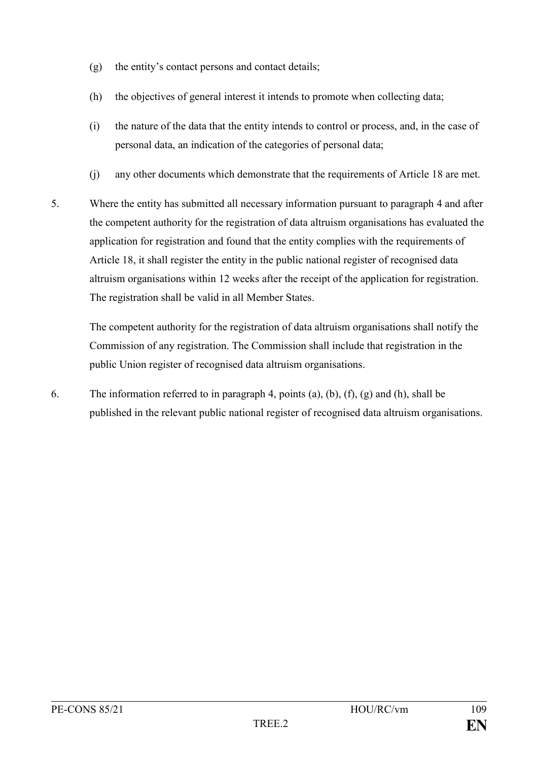(g) the entity's contact persons and contact details;

(h) the objectives of general interest it intends to promote when collecting data;

(i) the nature of the data that the entity intends to control or process, and, in the case of personal data, an indication of the categories of personal data;

(j) any other documents which demonstrate that the requirements of Article 18 are met.

5. Where the entity has submitted all necessary information pursuant to paragraph 4 and after the competent authority for the registration of data altruism organisations has evaluated the application for registration and found that the entity complies with the requirements of Article 18, it shall register the entity in the public national register of recognised data altruism organisations within 12 weeks after the receipt of the application for registration. The registration shall be valid in all Member States.

   The competent authority for the registration of data altruism organisations shall notify the Commission of any registration. The Commission shall include that registration in the public Union register of recognised data altruism organisations.

6. The information referred to in paragraph 4, points (a), (b), (f), (g) and (h), shall be published in the relevant public national register of recognised data altruism organisations.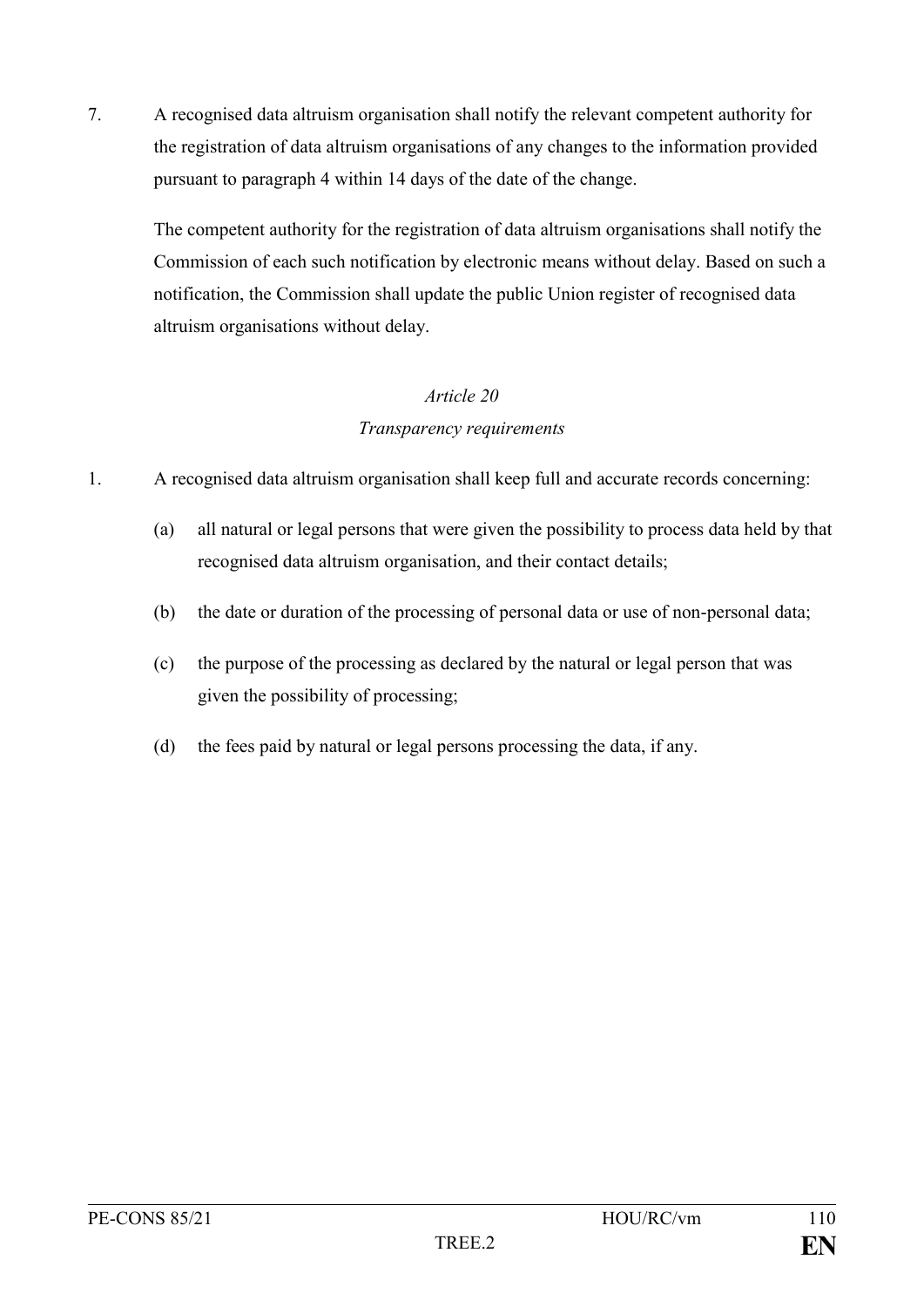7. A recognised data altruism organisation shall notify the relevant competent authority for the registration of data altruism organisations of any changes to the information provided pursuant to paragraph 4 within 14 days of the date of the change.

   The competent authority for the registration of data altruism organisations shall notify the Commission of each such notification by electronic means without delay. Based on such a notification, the Commission shall update the public Union register of recognised data altruism organisations without delay.

*Article 20*

*Transparency requirements*

1. A recognised data altruism organisation shall keep full and accurate records concerning:

   (a) all natural or legal persons that were given the possibility to process data held by that recognised data altruism organisation, and their contact details;

   (b) the date or duration of the processing of personal data or use of non-personal data;

   (c) the purpose of the processing as declared by the natural or legal person that was given the possibility of processing;

   (d) the fees paid by natural or legal persons processing the data, if any.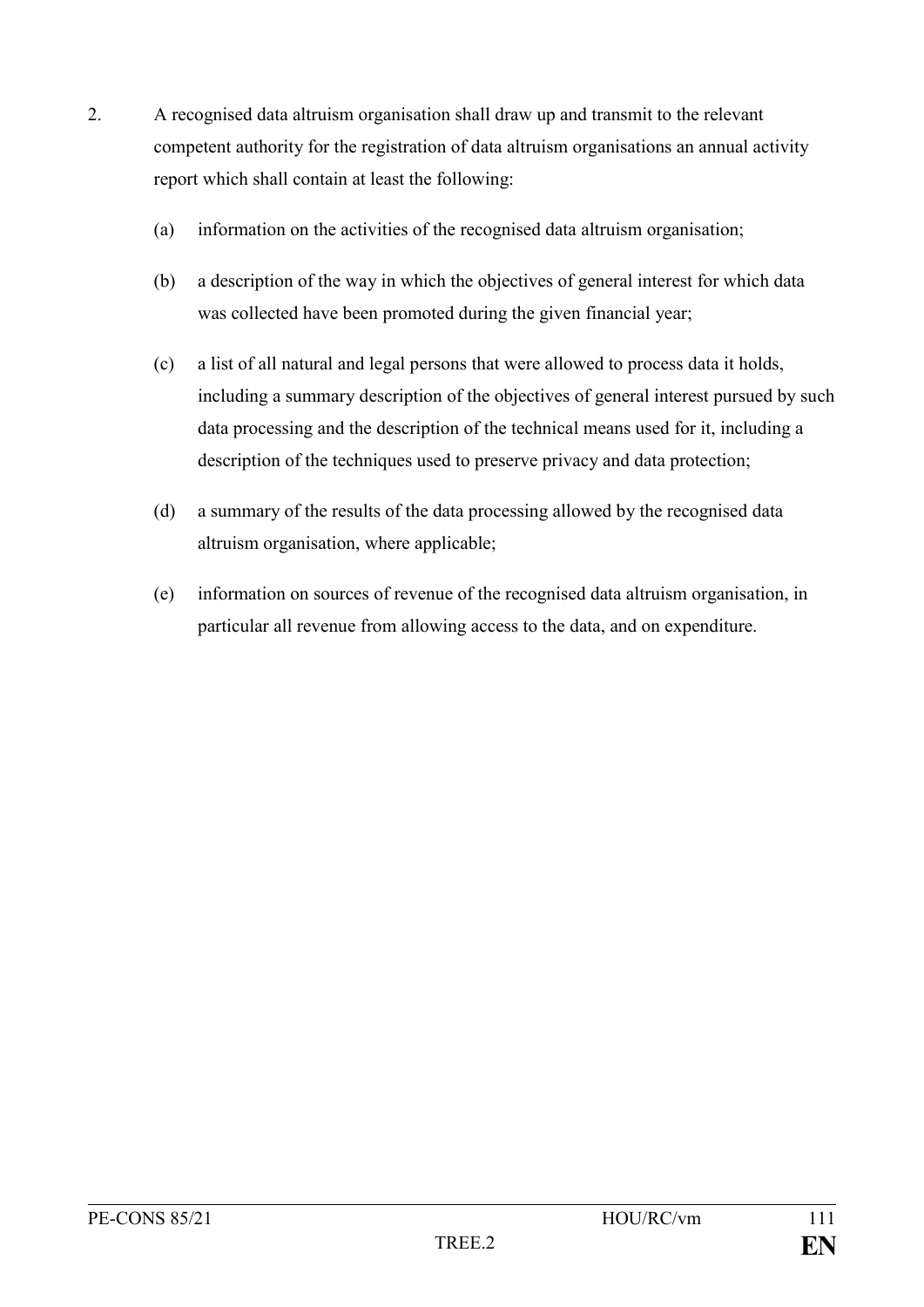2. A recognised data altruism organisation shall draw up and transmit to the relevant competent authority for the registration of data altruism organisations an annual activity report which shall contain at least the following:

   (a) information on the activities of the recognised data altruism organisation;

   (b) a description of the way in which the objectives of general interest for which data was collected have been promoted during the given financial year;

   (c) a list of all natural and legal persons that were allowed to process data it holds, including a summary description of the objectives of general interest pursued by such data processing and the description of the technical means used for it, including a description of the techniques used to preserve privacy and data protection;

   (d) a summary of the results of the data processing allowed by the recognised data altruism organisation, where applicable;

   (e) information on sources of revenue of the recognised data altruism organisation, in particular all revenue from allowing access to the data, and on expenditure.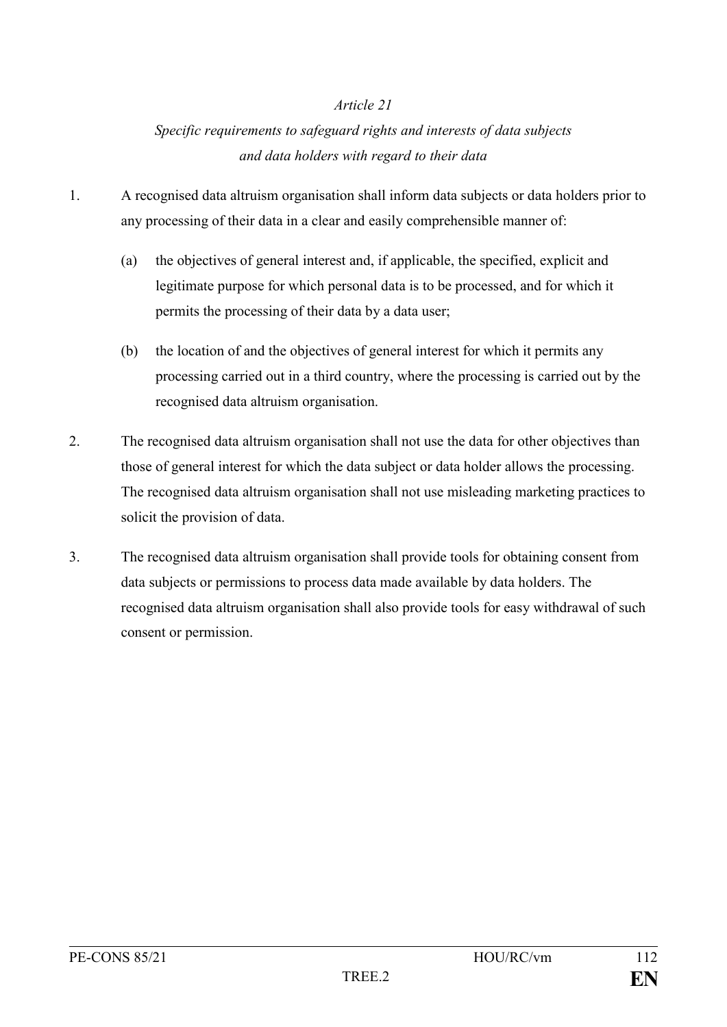*Article 21*

*Specific requirements to safeguard rights and interests of data subjects and data holders with regard to their data*

1. A recognised data altruism organisation shall inform data subjects or data holders prior to any processing of their data in a clear and easily comprehensible manner of:

   (a) the objectives of general interest and, if applicable, the specified, explicit and legitimate purpose for which personal data is to be processed, and for which it permits the processing of their data by a data user;

   (b) the location of and the objectives of general interest for which it permits any processing carried out in a third country, where the processing is carried out by the recognised data altruism organisation.

2. The recognised data altruism organisation shall not use the data for other objectives than those of general interest for which the data subject or data holder allows the processing. The recognised data altruism organisation shall not use misleading marketing practices to solicit the provision of data.

3. The recognised data altruism organisation shall provide tools for obtaining consent from data subjects or permissions to process data made available by data holders. The recognised data altruism organisation shall also provide tools for easy withdrawal of such consent or permission.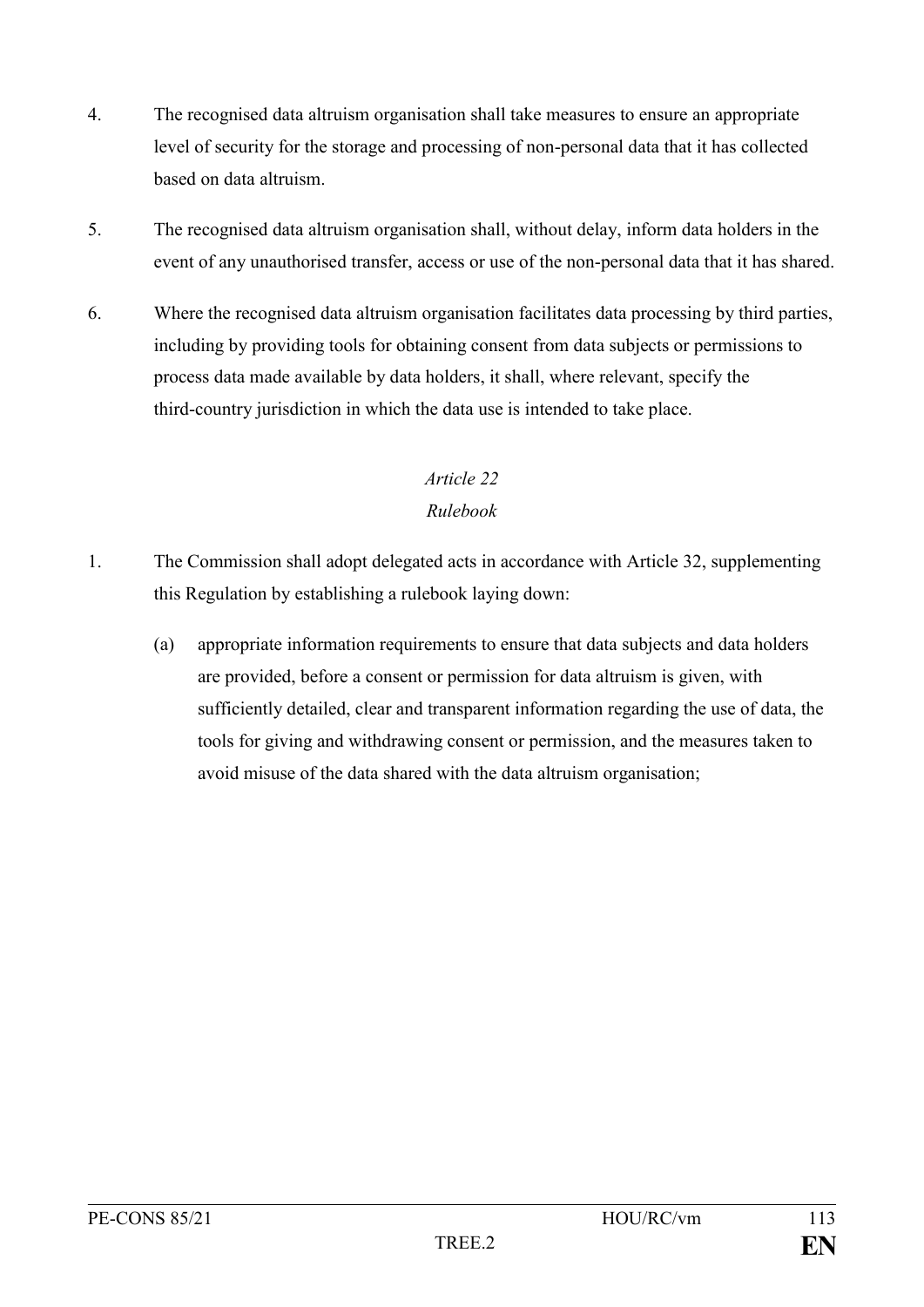4. The recognised data altruism organisation shall take measures to ensure an appropriate level of security for the storage and processing of non-personal data that it has collected based on data altruism.

5. The recognised data altruism organisation shall, without delay, inform data holders in the event of any unauthorised transfer, access or use of the non-personal data that it has shared.

6. Where the recognised data altruism organisation facilitates data processing by third parties, including by providing tools for obtaining consent from data subjects or permissions to process data made available by data holders, it shall, where relevant, specify the third-country jurisdiction in which the data use is intended to take place.

*Article 22*

*Rulebook*

1. The Commission shall adopt delegated acts in accordance with Article 32, supplementing this Regulation by establishing a rulebook laying down:

   (a) appropriate information requirements to ensure that data subjects and data holders are provided, before a consent or permission for data altruism is given, with sufficiently detailed, clear and transparent information regarding the use of data, the tools for giving and withdrawing consent or permission, and the measures taken to avoid misuse of the data shared with the data altruism organisation;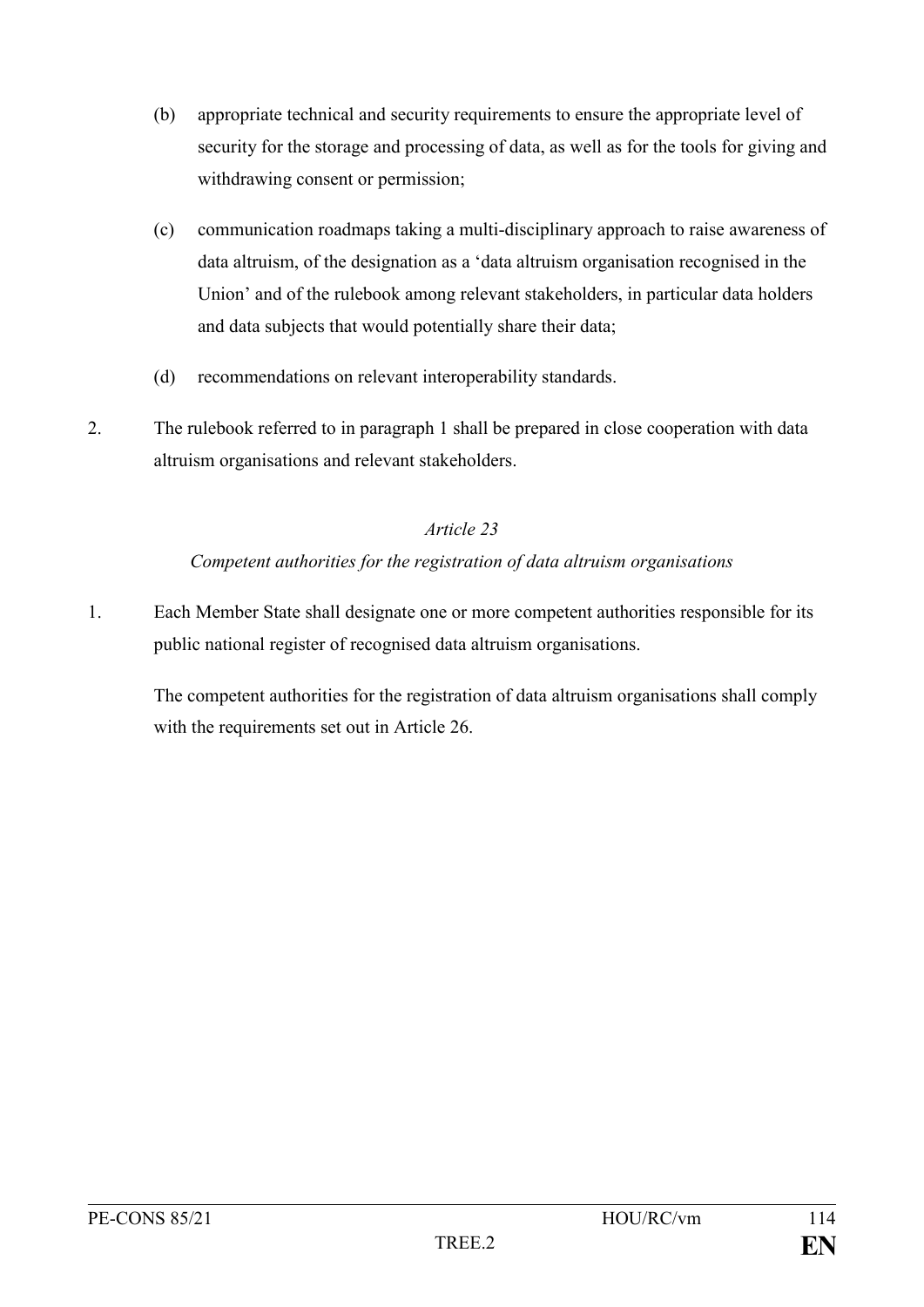(b) appropriate technical and security requirements to ensure the appropriate level of security for the storage and processing of data, as well as for the tools for giving and withdrawing consent or permission;

(c) communication roadmaps taking a multi-disciplinary approach to raise awareness of data altruism, of the designation as a 'data altruism organisation recognised in the Union' and of the rulebook among relevant stakeholders, in particular data holders and data subjects that would potentially share their data;

(d) recommendations on relevant interoperability standards.

2. The rulebook referred to in paragraph 1 shall be prepared in close cooperation with data altruism organisations and relevant stakeholders.

*Article 23*

*Competent authorities for the registration of data altruism organisations*

1. Each Member State shall designate one or more competent authorities responsible for its public national register of recognised data altruism organisations.

The competent authorities for the registration of data altruism organisations shall comply with the requirements set out in Article 26.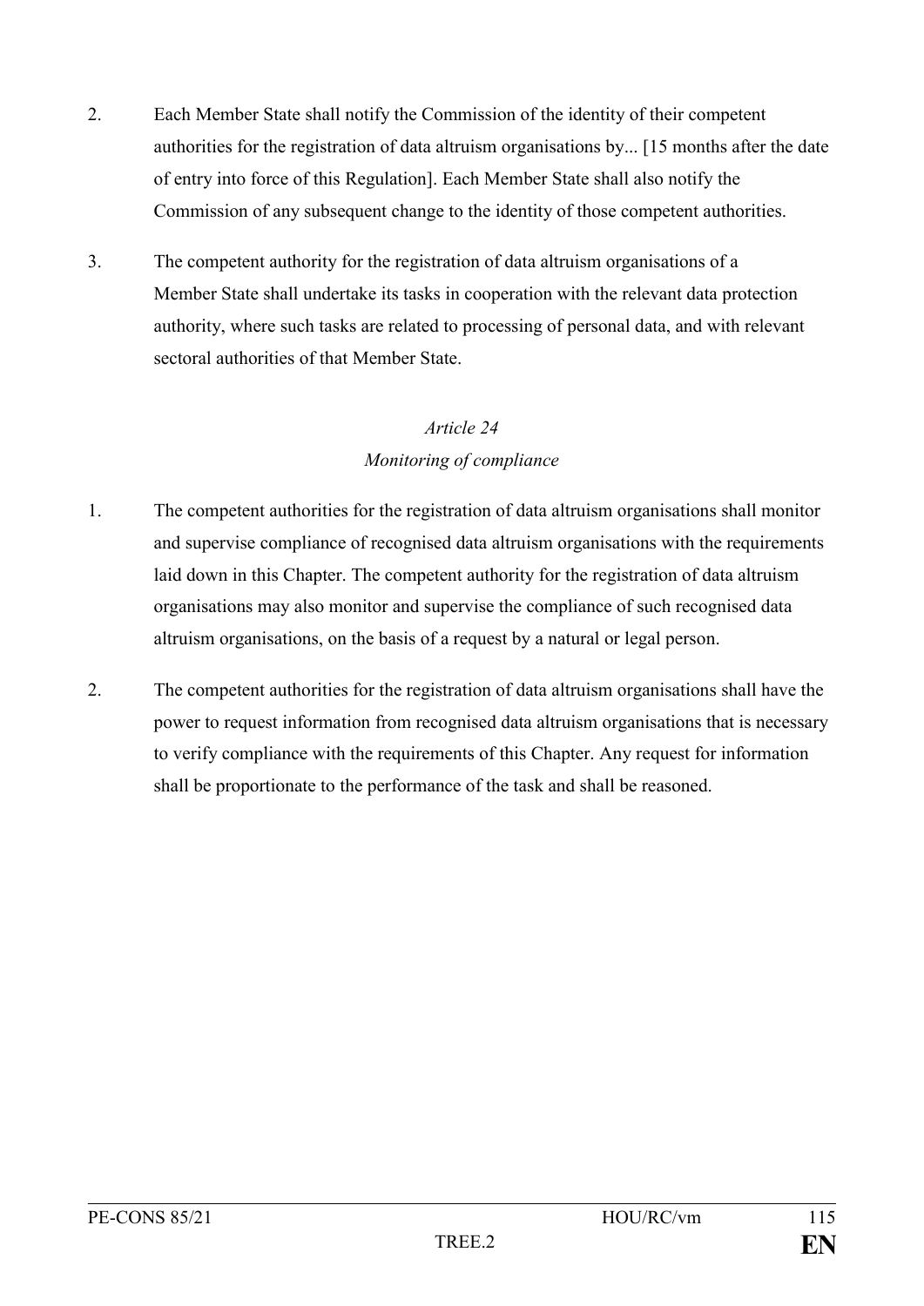2. Each Member State shall notify the Commission of the identity of their competent authorities for the registration of data altruism organisations by... [15 months after the date of entry into force of this Regulation]. Each Member State shall also notify the Commission of any subsequent change to the identity of those competent authorities.

3. The competent authority for the registration of data altruism organisations of a Member State shall undertake its tasks in cooperation with the relevant data protection authority, where such tasks are related to processing of personal data, and with relevant sectoral authorities of that Member State.

*Article 24*

*Monitoring of compliance*

1. The competent authorities for the registration of data altruism organisations shall monitor and supervise compliance of recognised data altruism organisations with the requirements laid down in this Chapter. The competent authority for the registration of data altruism organisations may also monitor and supervise the compliance of such recognised data altruism organisations, on the basis of a request by a natural or legal person.

2. The competent authorities for the registration of data altruism organisations shall have the power to request information from recognised data altruism organisations that is necessary to verify compliance with the requirements of this Chapter. Any request for information shall be proportionate to the performance of the task and shall be reasoned.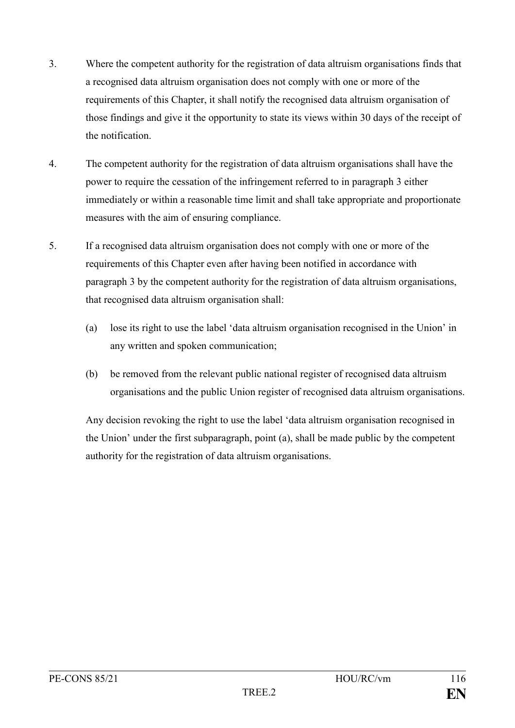3. Where the competent authority for the registration of data altruism organisations finds that a recognised data altruism organisation does not comply with one or more of the requirements of this Chapter, it shall notify the recognised data altruism organisation of those findings and give it the opportunity to state its views within 30 days of the receipt of the notification.

4. The competent authority for the registration of data altruism organisations shall have the power to require the cessation of the infringement referred to in paragraph 3 either immediately or within a reasonable time limit and shall take appropriate and proportionate measures with the aim of ensuring compliance.

5. If a recognised data altruism organisation does not comply with one or more of the requirements of this Chapter even after having been notified in accordance with paragraph 3 by the competent authority for the registration of data altruism organisations, that recognised data altruism organisation shall:

   (a) lose its right to use the label 'data altruism organisation recognised in the Union' in any written and spoken communication;

   (b) be removed from the relevant public national register of recognised data altruism organisations and the public Union register of recognised data altruism organisations.

   Any decision revoking the right to use the label 'data altruism organisation recognised in the Union' under the first subparagraph, point (a), shall be made public by the competent authority for the registration of data altruism organisations.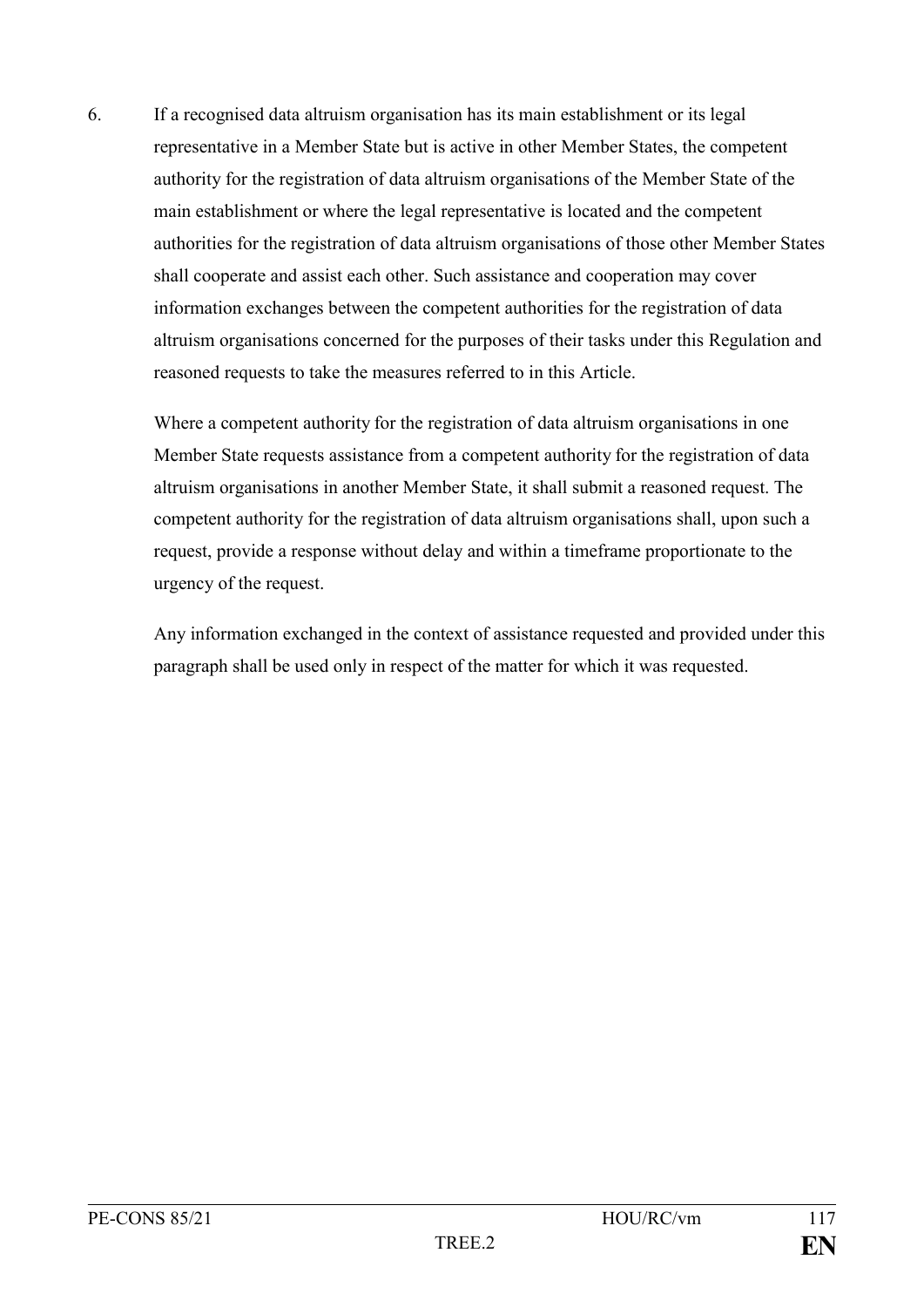6. If a recognised data altruism organisation has its main establishment or its legal representative in a Member State but is active in other Member States, the competent authority for the registration of data altruism organisations of the Member State of the main establishment or where the legal representative is located and the competent authorities for the registration of data altruism organisations of those other Member States shall cooperate and assist each other. Such assistance and cooperation may cover information exchanges between the competent authorities for the registration of data altruism organisations concerned for the purposes of their tasks under this Regulation and reasoned requests to take the measures referred to in this Article.

   Where a competent authority for the registration of data altruism organisations in one Member State requests assistance from a competent authority for the registration of data altruism organisations in another Member State, it shall submit a reasoned request. The competent authority for the registration of data altruism organisations shall, upon such a request, provide a response without delay and within a timeframe proportionate to the urgency of the request.

   Any information exchanged in the context of assistance requested and provided under this paragraph shall be used only in respect of the matter for which it was requested.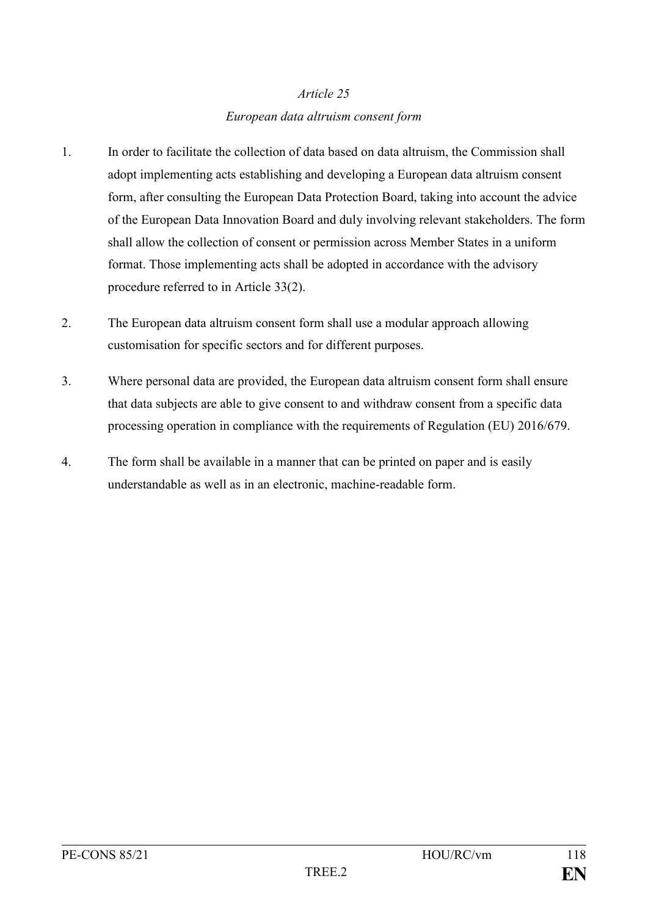*Article 25*

*European data altruism consent form*

1. In order to facilitate the collection of data based on data altruism, the Commission shall adopt implementing acts establishing and developing a European data altruism consent form, after consulting the European Data Protection Board, taking into account the advice of the European Data Innovation Board and duly involving relevant stakeholders. The form shall allow the collection of consent or permission across Member States in a uniform format. Those implementing acts shall be adopted in accordance with the advisory procedure referred to in Article 33(2).

2. The European data altruism consent form shall use a modular approach allowing customisation for specific sectors and for different purposes.

3. Where personal data are provided, the European data altruism consent form shall ensure that data subjects are able to give consent to and withdraw consent from a specific data processing operation in compliance with the requirements of Regulation (EU) 2016/679.

4. The form shall be available in a manner that can be printed on paper and is easily understandable as well as in an electronic, machine-readable form.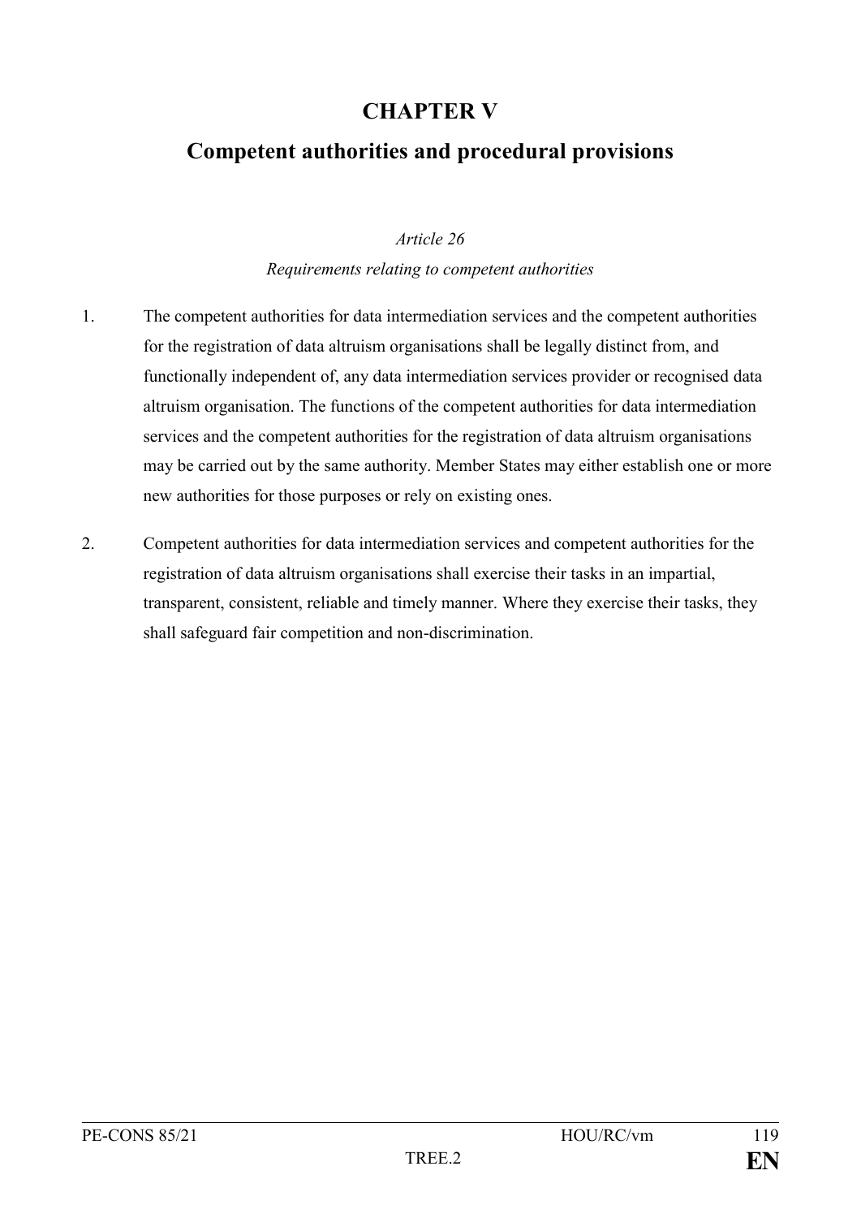# CHAPTER V

# Competent authorities and procedural provisions

*Article 26*

*Requirements relating to competent authorities*

1. The competent authorities for data intermediation services and the competent authorities for the registration of data altruism organisations shall be legally distinct from, and functionally independent of, any data intermediation services provider or recognised data altruism organisation. The functions of the competent authorities for data intermediation services and the competent authorities for the registration of data altruism organisations may be carried out by the same authority. Member States may either establish one or more new authorities for those purposes or rely on existing ones.

2. Competent authorities for data intermediation services and competent authorities for the registration of data altruism organisations shall exercise their tasks in an impartial, transparent, consistent, reliable and timely manner. Where they exercise their tasks, they shall safeguard fair competition and non-discrimination.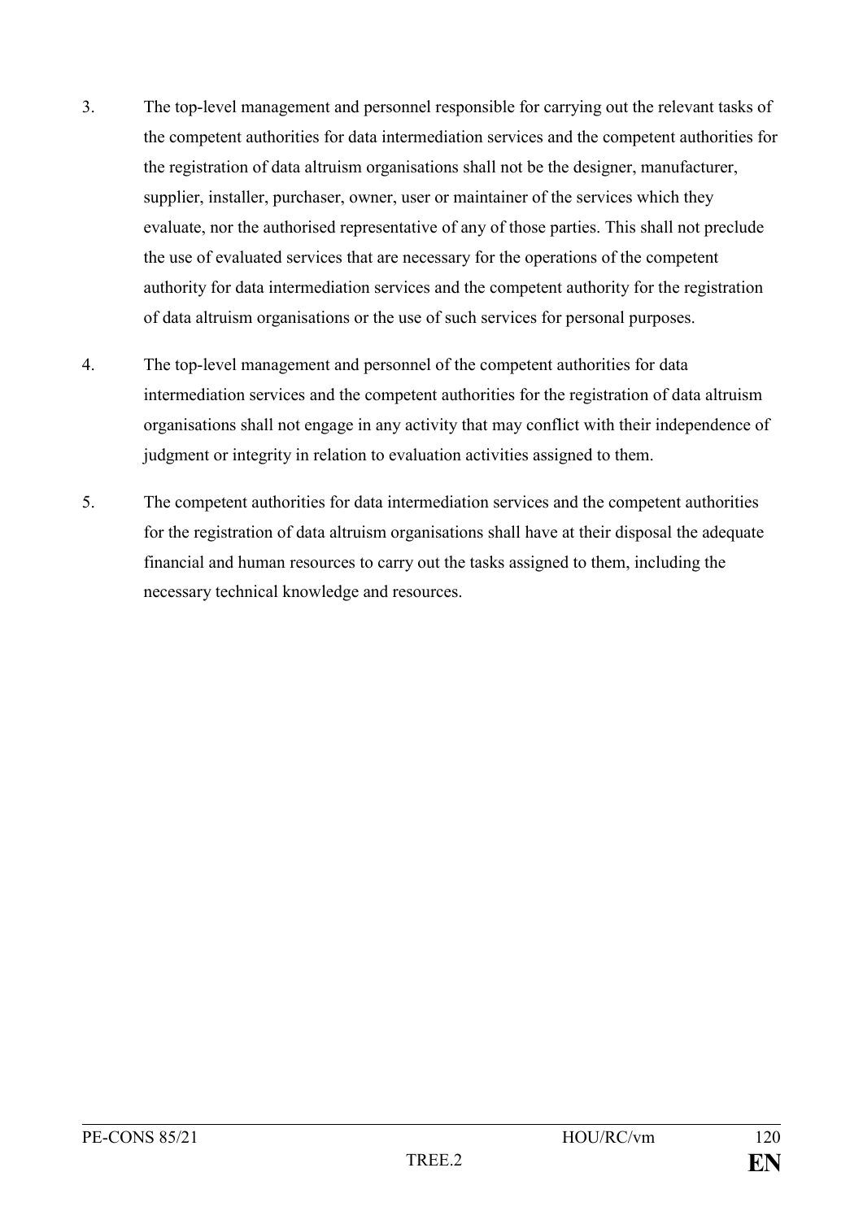3. The top-level management and personnel responsible for carrying out the relevant tasks of the competent authorities for data intermediation services and the competent authorities for the registration of data altruism organisations shall not be the designer, manufacturer, supplier, installer, purchaser, owner, user or maintainer of the services which they evaluate, nor the authorised representative of any of those parties. This shall not preclude the use of evaluated services that are necessary for the operations of the competent authority for data intermediation services and the competent authority for the registration of data altruism organisations or the use of such services for personal purposes.

4. The top-level management and personnel of the competent authorities for data intermediation services and the competent authorities for the registration of data altruism organisations shall not engage in any activity that may conflict with their independence of judgment or integrity in relation to evaluation activities assigned to them.

5. The competent authorities for data intermediation services and the competent authorities for the registration of data altruism organisations shall have at their disposal the adequate financial and human resources to carry out the tasks assigned to them, including the necessary technical knowledge and resources.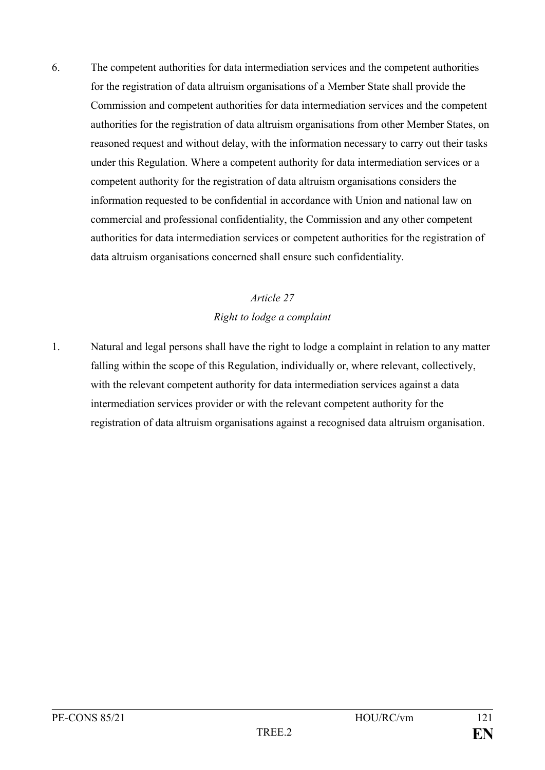6. The competent authorities for data intermediation services and the competent authorities for the registration of data altruism organisations of a Member State shall provide the Commission and competent authorities for data intermediation services and the competent authorities for the registration of data altruism organisations from other Member States, on reasoned request and without delay, with the information necessary to carry out their tasks under this Regulation. Where a competent authority for data intermediation services or a competent authority for the registration of data altruism organisations considers the information requested to be confidential in accordance with Union and national law on commercial and professional confidentiality, the Commission and any other competent authorities for data intermediation services or competent authorities for the registration of data altruism organisations concerned shall ensure such confidentiality.

*Article 27*

*Right to lodge a complaint*

1. Natural and legal persons shall have the right to lodge a complaint in relation to any matter falling within the scope of this Regulation, individually or, where relevant, collectively, with the relevant competent authority for data intermediation services against a data intermediation services provider or with the relevant competent authority for the registration of data altruism organisations against a recognised data altruism organisation.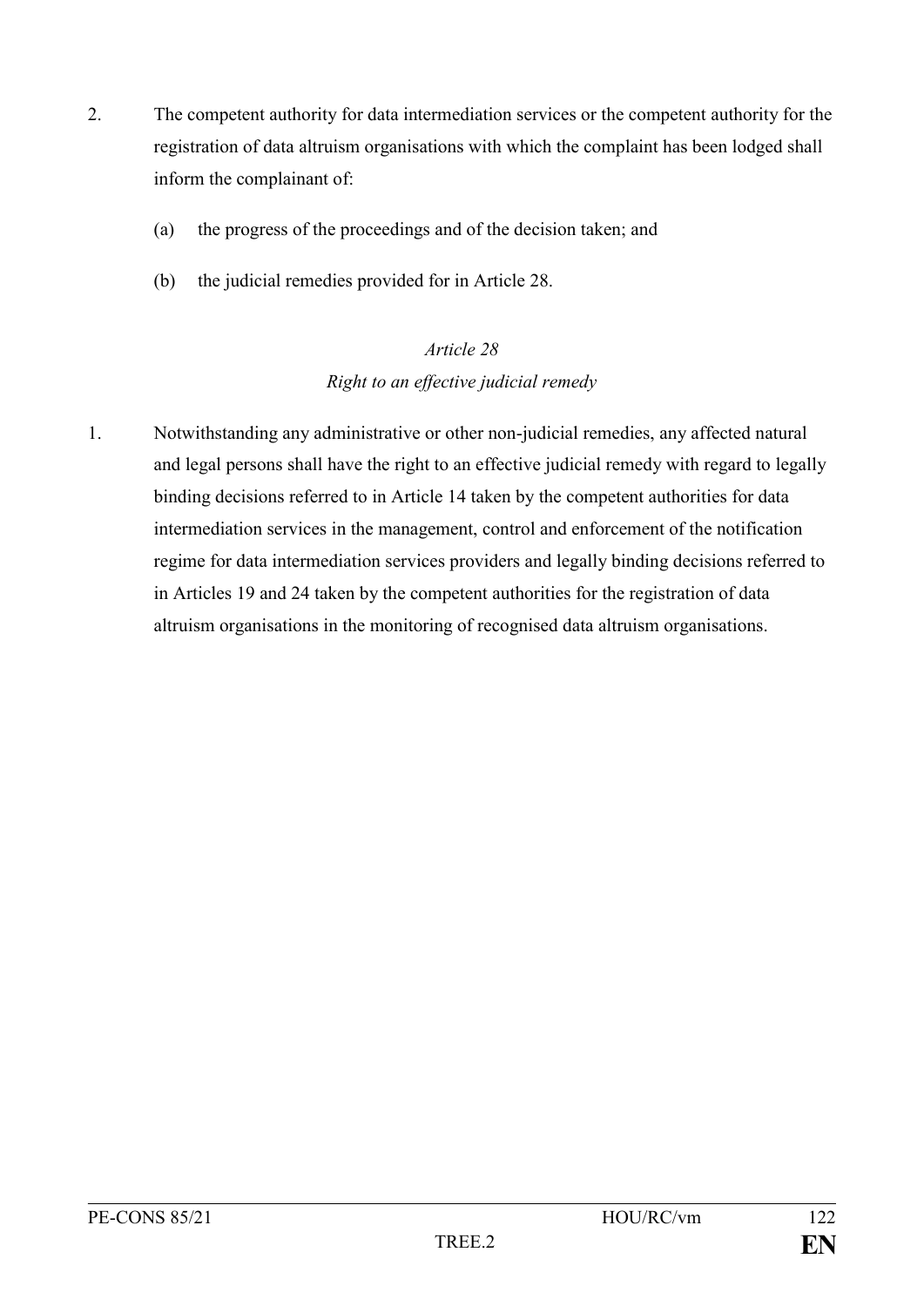2. The competent authority for data intermediation services or the competent authority for the registration of data altruism organisations with which the complaint has been lodged shall inform the complainant of:

   (a) the progress of the proceedings and of the decision taken; and

   (b) the judicial remedies provided for in Article 28.

*Article 28*

*Right to an effective judicial remedy*

1. Notwithstanding any administrative or other non-judicial remedies, any affected natural and legal persons shall have the right to an effective judicial remedy with regard to legally binding decisions referred to in Article 14 taken by the competent authorities for data intermediation services in the management, control and enforcement of the notification regime for data intermediation services providers and legally binding decisions referred to in Articles 19 and 24 taken by the competent authorities for the registration of data altruism organisations in the monitoring of recognised data altruism organisations.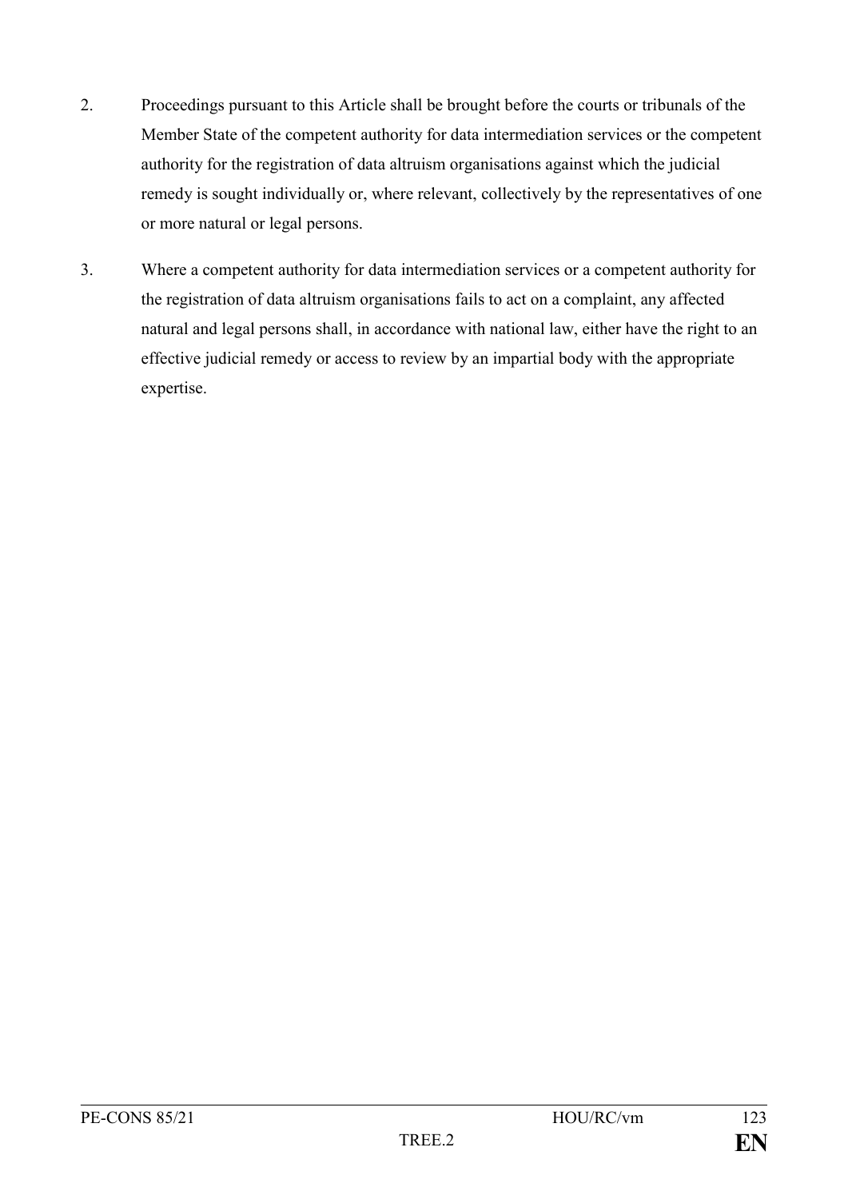2. Proceedings pursuant to this Article shall be brought before the courts or tribunals of the Member State of the competent authority for data intermediation services or the competent authority for the registration of data altruism organisations against which the judicial remedy is sought individually or, where relevant, collectively by the representatives of one or more natural or legal persons.

3. Where a competent authority for data intermediation services or a competent authority for the registration of data altruism organisations fails to act on a complaint, any affected natural and legal persons shall, in accordance with national law, either have the right to an effective judicial remedy or access to review by an impartial body with the appropriate expertise.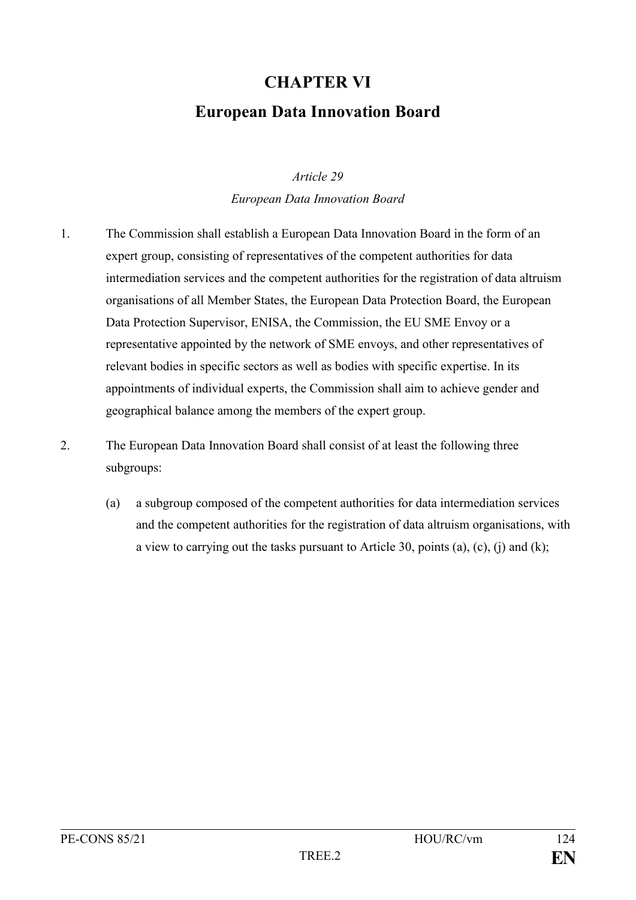# CHAPTER VI

# European Data Innovation Board

*Article 29*

*European Data Innovation Board*

1. The Commission shall establish a European Data Innovation Board in the form of an expert group, consisting of representatives of the competent authorities for data intermediation services and the competent authorities for the registration of data altruism organisations of all Member States, the European Data Protection Board, the European Data Protection Supervisor, ENISA, the Commission, the EU SME Envoy or a representative appointed by the network of SME envoys, and other representatives of relevant bodies in specific sectors as well as bodies with specific expertise. In its appointments of individual experts, the Commission shall aim to achieve gender and geographical balance among the members of the expert group.

2. The European Data Innovation Board shall consist of at least the following three subgroups:

   (a) a subgroup composed of the competent authorities for data intermediation services and the competent authorities for the registration of data altruism organisations, with a view to carrying out the tasks pursuant to Article 30, points (a), (c), (j) and (k);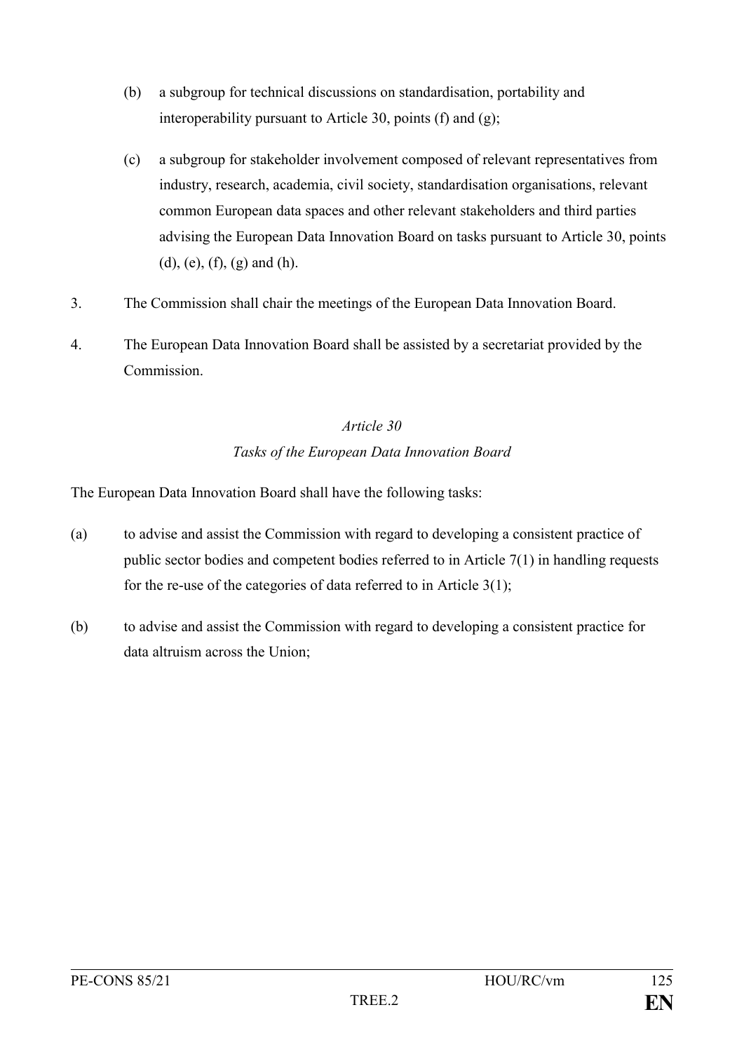(b) a subgroup for technical discussions on standardisation, portability and interoperability pursuant to Article 30, points (f) and (g);

(c) a subgroup for stakeholder involvement composed of relevant representatives from industry, research, academia, civil society, standardisation organisations, relevant common European data spaces and other relevant stakeholders and third parties advising the European Data Innovation Board on tasks pursuant to Article 30, points (d), (e), (f), (g) and (h).

3. The Commission shall chair the meetings of the European Data Innovation Board.

4. The European Data Innovation Board shall be assisted by a secretariat provided by the Commission.

*Article 30*

*Tasks of the European Data Innovation Board*

The European Data Innovation Board shall have the following tasks:

(a) to advise and assist the Commission with regard to developing a consistent practice of public sector bodies and competent bodies referred to in Article 7(1) in handling requests for the re-use of the categories of data referred to in Article 3(1);

(b) to advise and assist the Commission with regard to developing a consistent practice for data altruism across the Union;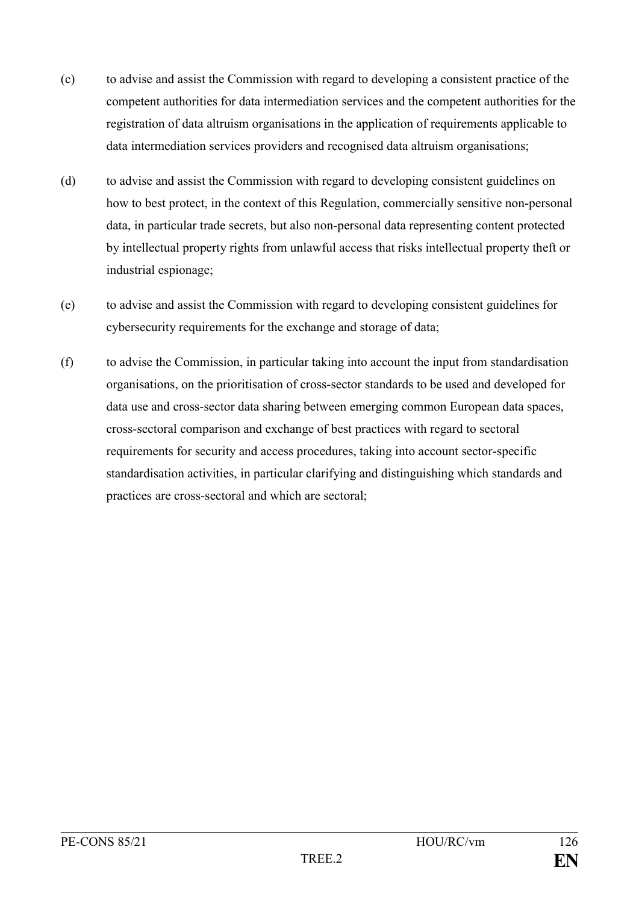(c) to advise and assist the Commission with regard to developing a consistent practice of the competent authorities for data intermediation services and the competent authorities for the registration of data altruism organisations in the application of requirements applicable to data intermediation services providers and recognised data altruism organisations;

(d) to advise and assist the Commission with regard to developing consistent guidelines on how to best protect, in the context of this Regulation, commercially sensitive non-personal data, in particular trade secrets, but also non-personal data representing content protected by intellectual property rights from unlawful access that risks intellectual property theft or industrial espionage;

(e) to advise and assist the Commission with regard to developing consistent guidelines for cybersecurity requirements for the exchange and storage of data;

(f) to advise the Commission, in particular taking into account the input from standardisation organisations, on the prioritisation of cross-sector standards to be used and developed for data use and cross-sector data sharing between emerging common European data spaces, cross-sectoral comparison and exchange of best practices with regard to sectoral requirements for security and access procedures, taking into account sector-specific standardisation activities, in particular clarifying and distinguishing which standards and practices are cross-sectoral and which are sectoral;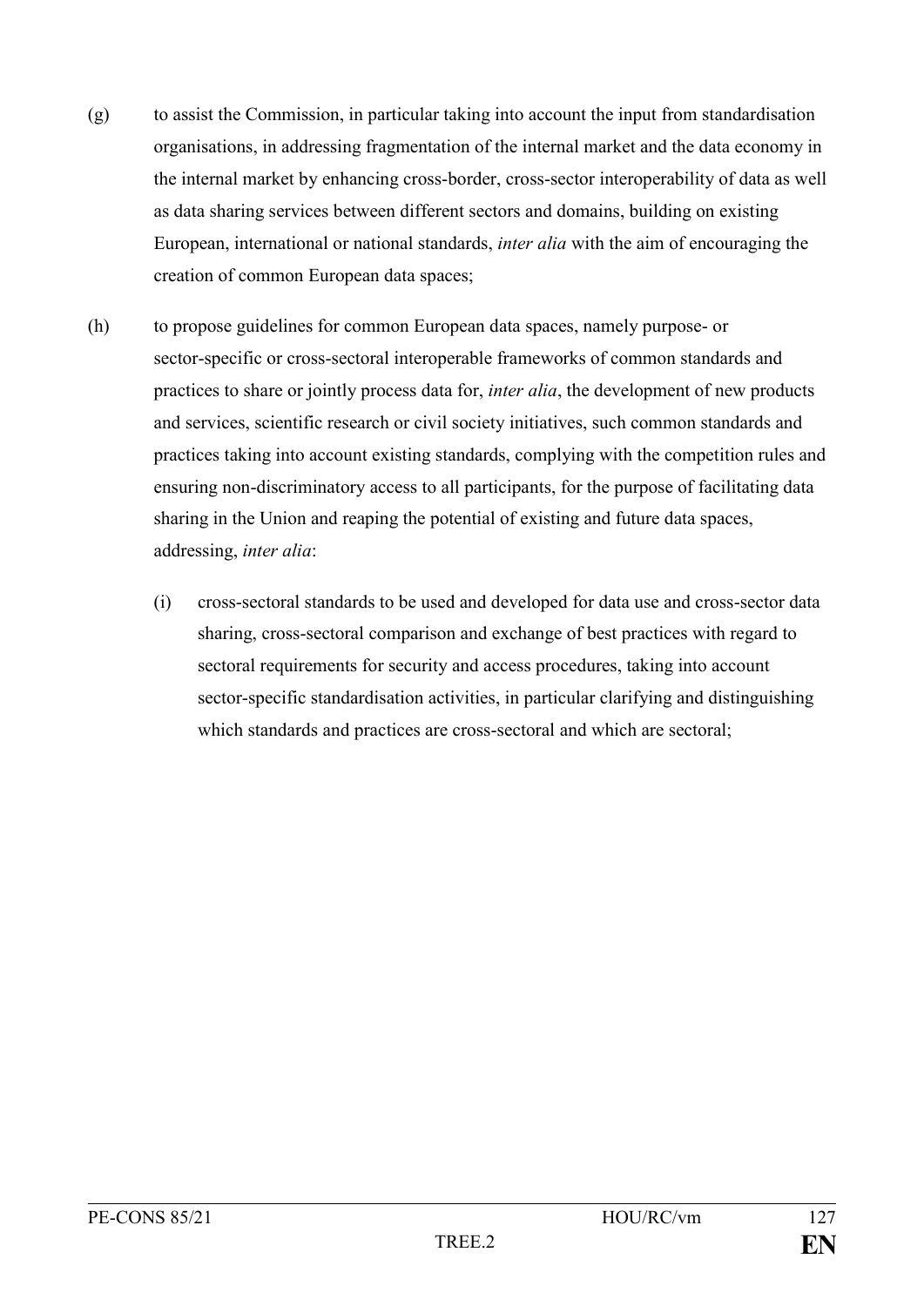(g) to assist the Commission, in particular taking into account the input from standardisation organisations, in addressing fragmentation of the internal market and the data economy in the internal market by enhancing cross-border, cross-sector interoperability of data as well as data sharing services between different sectors and domains, building on existing European, international or national standards, *inter alia* with the aim of encouraging the creation of common European data spaces;

(h) to propose guidelines for common European data spaces, namely purpose- or sector-specific or cross-sectoral interoperable frameworks of common standards and practices to share or jointly process data for, *inter alia*, the development of new products and services, scientific research or civil society initiatives, such common standards and practices taking into account existing standards, complying with the competition rules and ensuring non-discriminatory access to all participants, for the purpose of facilitating data sharing in the Union and reaping the potential of existing and future data spaces, addressing, *inter alia*:

   (i) cross-sectoral standards to be used and developed for data use and cross-sector data sharing, cross-sectoral comparison and exchange of best practices with regard to sectoral requirements for security and access procedures, taking into account sector-specific standardisation activities, in particular clarifying and distinguishing which standards and practices are cross-sectoral and which are sectoral;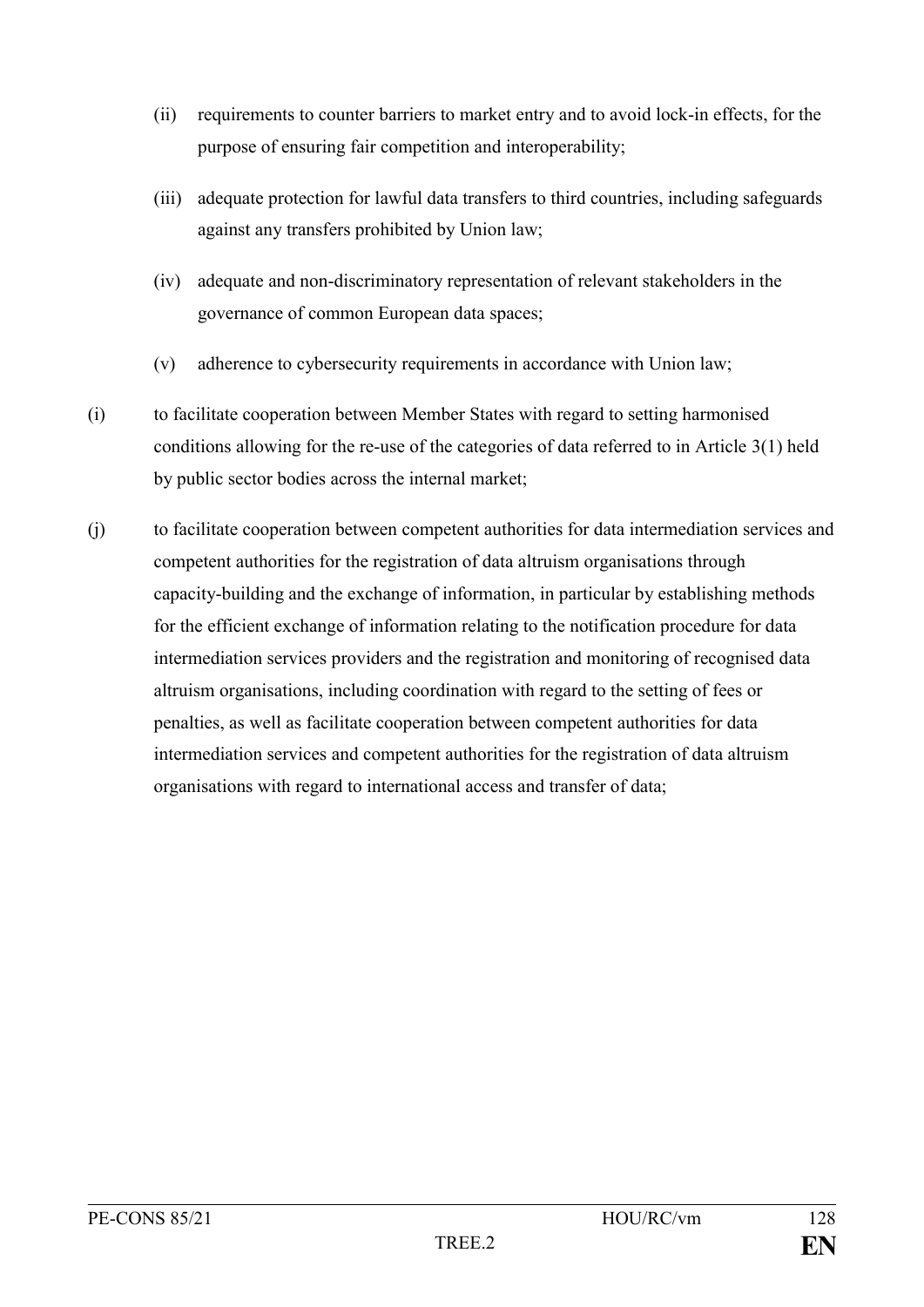(ii) requirements to counter barriers to market entry and to avoid lock-in effects, for the purpose of ensuring fair competition and interoperability;

(iii) adequate protection for lawful data transfers to third countries, including safeguards against any transfers prohibited by Union law;

(iv) adequate and non-discriminatory representation of relevant stakeholders in the governance of common European data spaces;

(v) adherence to cybersecurity requirements in accordance with Union law;

(i) to facilitate cooperation between Member States with regard to setting harmonised conditions allowing for the re-use of the categories of data referred to in Article 3(1) held by public sector bodies across the internal market;

(j) to facilitate cooperation between competent authorities for data intermediation services and competent authorities for the registration of data altruism organisations through capacity-building and the exchange of information, in particular by establishing methods for the efficient exchange of information relating to the notification procedure for data intermediation services providers and the registration and monitoring of recognised data altruism organisations, including coordination with regard to the setting of fees or penalties, as well as facilitate cooperation between competent authorities for data intermediation services and competent authorities for the registration of data altruism organisations with regard to international access and transfer of data;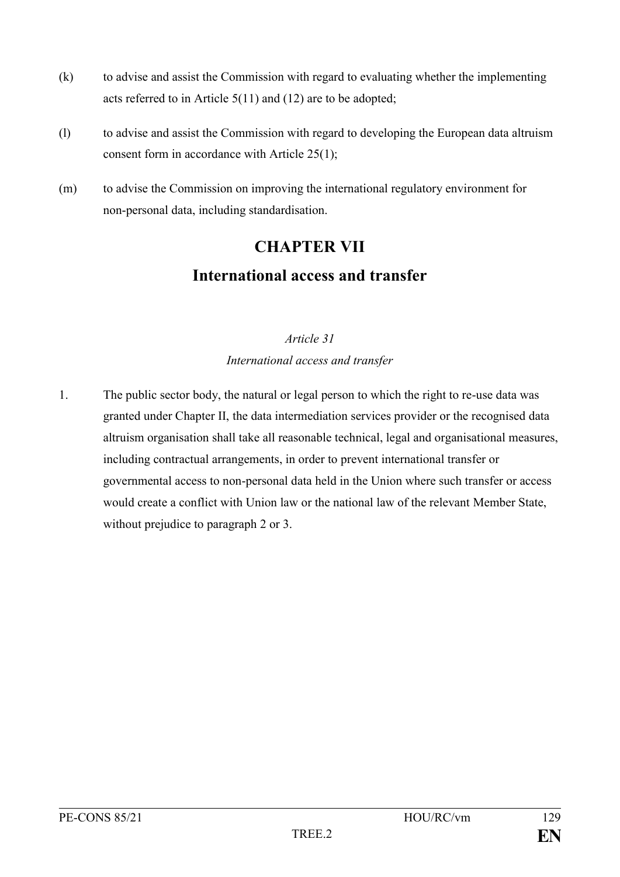(k) to advise and assist the Commission with regard to evaluating whether the implementing acts referred to in Article 5(11) and (12) are to be adopted;

(l) to advise and assist the Commission with regard to developing the European data altruism consent form in accordance with Article 25(1);

(m) to advise the Commission on improving the international regulatory environment for non-personal data, including standardisation.

## CHAPTER VII

## International access and transfer

*Article 31*

*International access and transfer*

1. The public sector body, the natural or legal person to which the right to re-use data was granted under Chapter II, the data intermediation services provider or the recognised data altruism organisation shall take all reasonable technical, legal and organisational measures, including contractual arrangements, in order to prevent international transfer or governmental access to non-personal data held in the Union where such transfer or access would create a conflict with Union law or the national law of the relevant Member State, without prejudice to paragraph 2 or 3.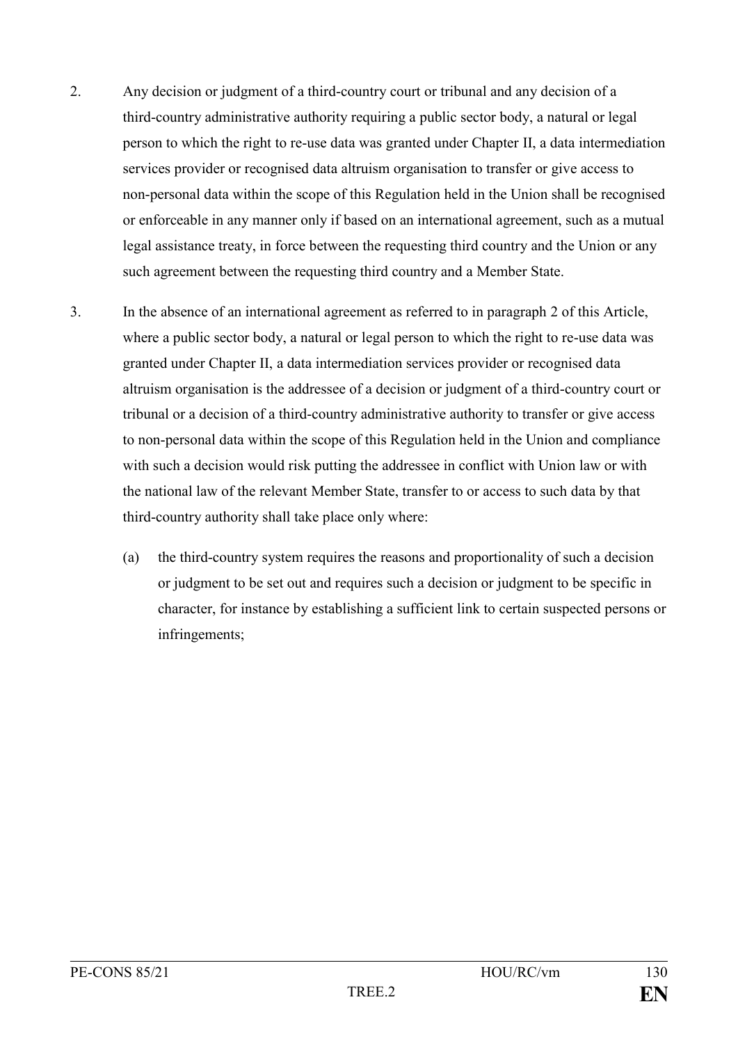2. Any decision or judgment of a third-country court or tribunal and any decision of a third-country administrative authority requiring a public sector body, a natural or legal person to which the right to re-use data was granted under Chapter II, a data intermediation services provider or recognised data altruism organisation to transfer or give access to non-personal data within the scope of this Regulation held in the Union shall be recognised or enforceable in any manner only if based on an international agreement, such as a mutual legal assistance treaty, in force between the requesting third country and the Union or any such agreement between the requesting third country and a Member State.

3. In the absence of an international agreement as referred to in paragraph 2 of this Article, where a public sector body, a natural or legal person to which the right to re-use data was granted under Chapter II, a data intermediation services provider or recognised data altruism organisation is the addressee of a decision or judgment of a third-country court or tribunal or a decision of a third-country administrative authority to transfer or give access to non-personal data within the scope of this Regulation held in the Union and compliance with such a decision would risk putting the addressee in conflict with Union law or with the national law of the relevant Member State, transfer to or access to such data by that third-country authority shall take place only where:

   (a) the third-country system requires the reasons and proportionality of such a decision or judgment to be set out and requires such a decision or judgment to be specific in character, for instance by establishing a sufficient link to certain suspected persons or infringements;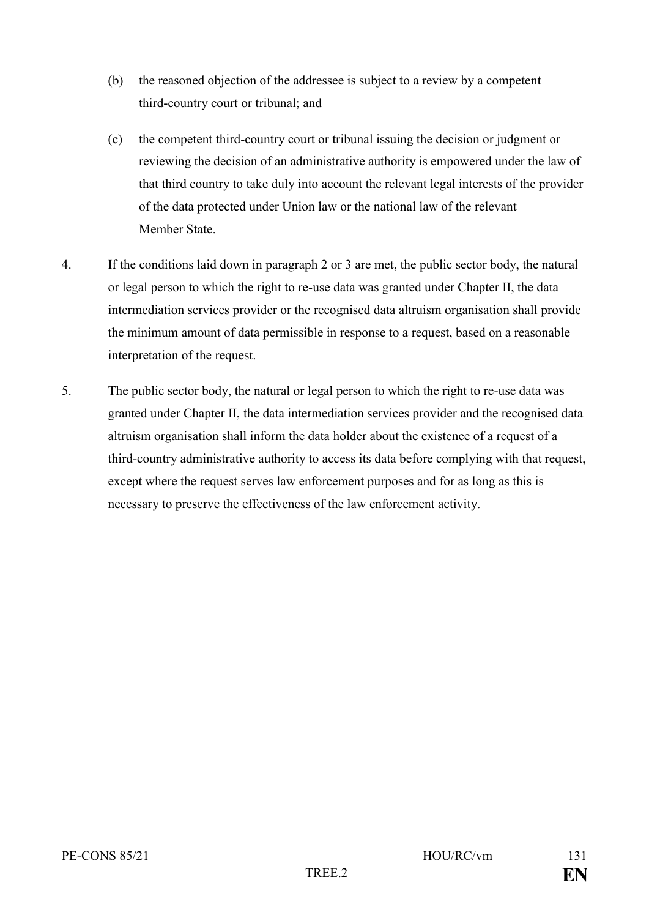(b) the reasoned objection of the addressee is subject to a review by a competent third-country court or tribunal; and

(c) the competent third-country court or tribunal issuing the decision or judgment or reviewing the decision of an administrative authority is empowered under the law of that third country to take duly into account the relevant legal interests of the provider of the data protected under Union law or the national law of the relevant Member State.

4. If the conditions laid down in paragraph 2 or 3 are met, the public sector body, the natural or legal person to which the right to re-use data was granted under Chapter II, the data intermediation services provider or the recognised data altruism organisation shall provide the minimum amount of data permissible in response to a request, based on a reasonable interpretation of the request.

5. The public sector body, the natural or legal person to which the right to re-use data was granted under Chapter II, the data intermediation services provider and the recognised data altruism organisation shall inform the data holder about the existence of a request of a third-country administrative authority to access its data before complying with that request, except where the request serves law enforcement purposes and for as long as this is necessary to preserve the effectiveness of the law enforcement activity.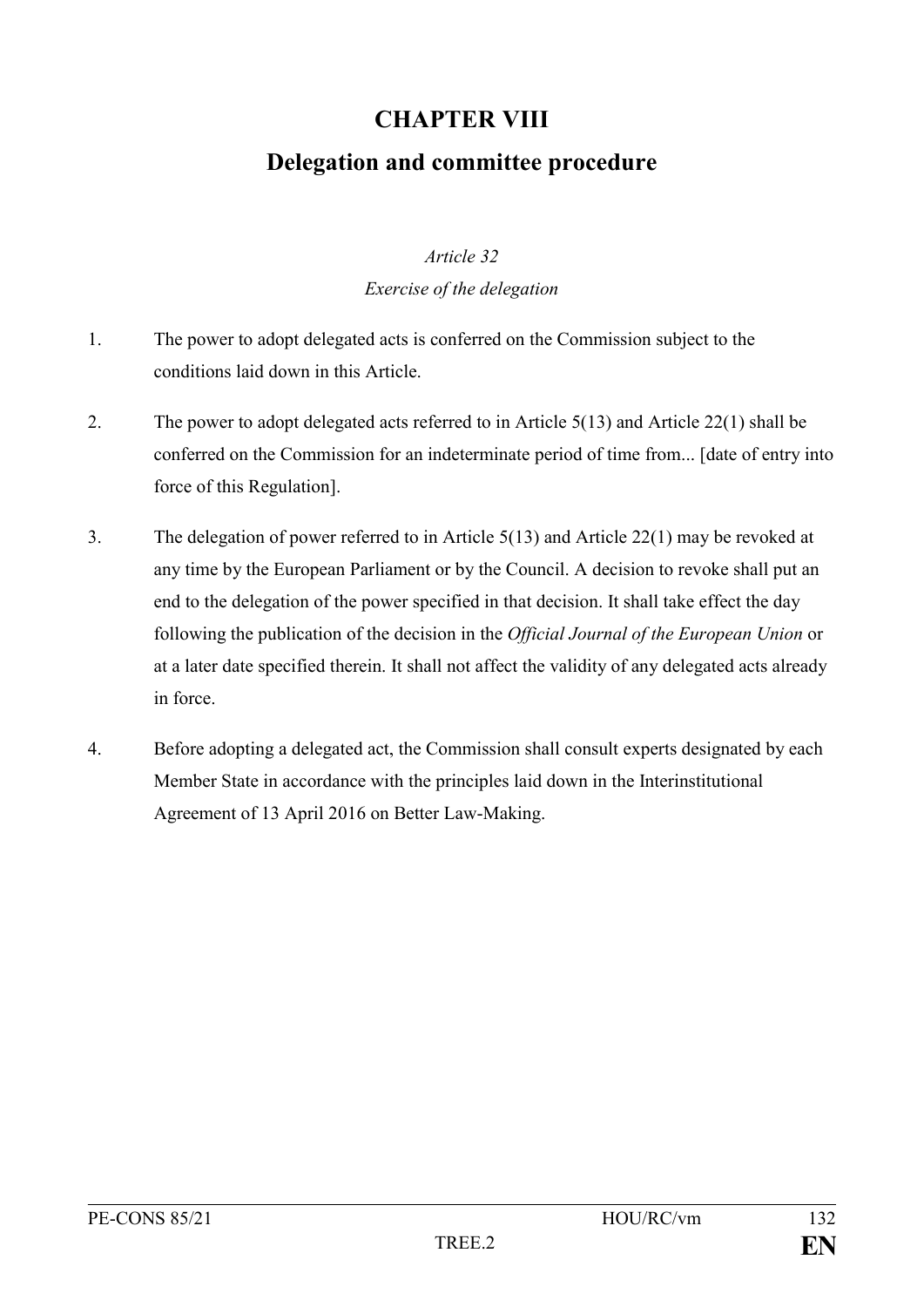# CHAPTER VIII

# Delegation and committee procedure

*Article 32*

*Exercise of the delegation*

1. The power to adopt delegated acts is conferred on the Commission subject to the conditions laid down in this Article.

2. The power to adopt delegated acts referred to in Article 5(13) and Article 22(1) shall be conferred on the Commission for an indeterminate period of time from... [date of entry into force of this Regulation].

3. The delegation of power referred to in Article 5(13) and Article 22(1) may be revoked at any time by the European Parliament or by the Council. A decision to revoke shall put an end to the delegation of the power specified in that decision. It shall take effect the day following the publication of the decision in the *Official Journal of the European Union* or at a later date specified therein. It shall not affect the validity of any delegated acts already in force.

4. Before adopting a delegated act, the Commission shall consult experts designated by each Member State in accordance with the principles laid down in the Interinstitutional Agreement of 13 April 2016 on Better Law-Making.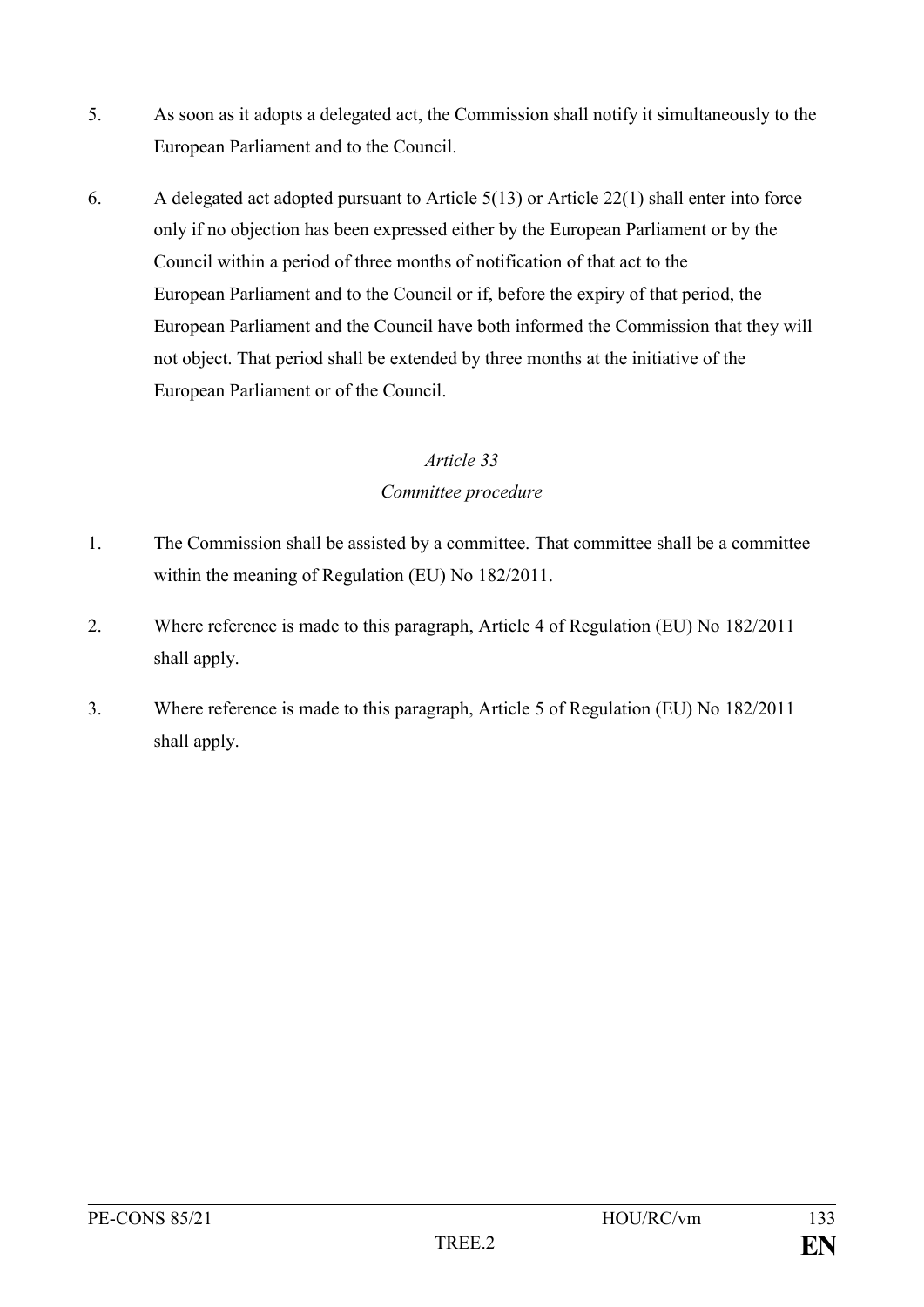5. As soon as it adopts a delegated act, the Commission shall notify it simultaneously to the European Parliament and to the Council.

6. A delegated act adopted pursuant to Article 5(13) or Article 22(1) shall enter into force only if no objection has been expressed either by the European Parliament or by the Council within a period of three months of notification of that act to the European Parliament and to the Council or if, before the expiry of that period, the European Parliament and the Council have both informed the Commission that they will not object. That period shall be extended by three months at the initiative of the European Parliament or of the Council.

*Article 33*

*Committee procedure*

1. The Commission shall be assisted by a committee. That committee shall be a committee within the meaning of Regulation (EU) No 182/2011.

2. Where reference is made to this paragraph, Article 4 of Regulation (EU) No 182/2011 shall apply.

3. Where reference is made to this paragraph, Article 5 of Regulation (EU) No 182/2011 shall apply.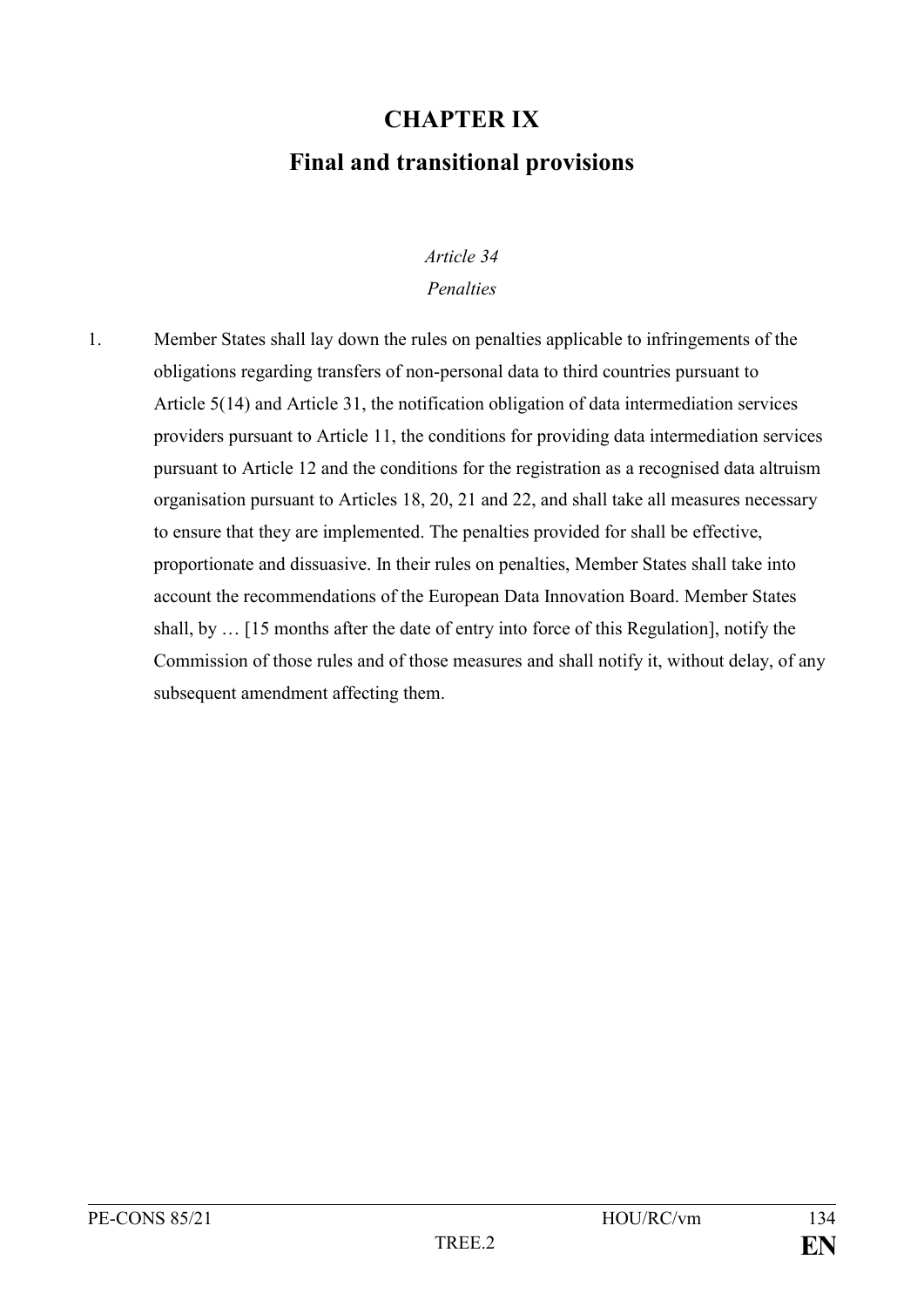# CHAPTER IX

# Final and transitional provisions

*Article 34*

*Penalties*

1. Member States shall lay down the rules on penalties applicable to infringements of the obligations regarding transfers of non-personal data to third countries pursuant to Article 5(14) and Article 31, the notification obligation of data intermediation services providers pursuant to Article 11, the conditions for providing data intermediation services pursuant to Article 12 and the conditions for the registration as a recognised data altruism organisation pursuant to Articles 18, 20, 21 and 22, and shall take all measures necessary to ensure that they are implemented. The penalties provided for shall be effective, proportionate and dissuasive. In their rules on penalties, Member States shall take into account the recommendations of the European Data Innovation Board. Member States shall, by … [15 months after the date of entry into force of this Regulation], notify the Commission of those rules and of those measures and shall notify it, without delay, of any subsequent amendment affecting them.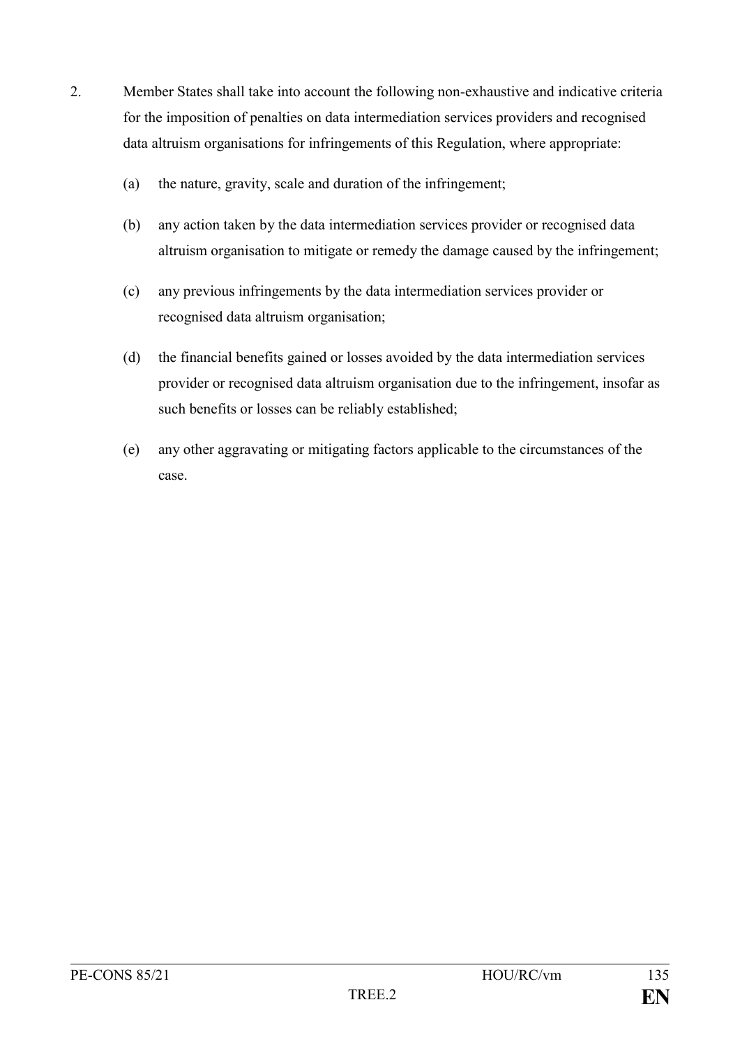2. Member States shall take into account the following non-exhaustive and indicative criteria for the imposition of penalties on data intermediation services providers and recognised data altruism organisations for infringements of this Regulation, where appropriate:

   (a) the nature, gravity, scale and duration of the infringement;

   (b) any action taken by the data intermediation services provider or recognised data altruism organisation to mitigate or remedy the damage caused by the infringement;

   (c) any previous infringements by the data intermediation services provider or recognised data altruism organisation;

   (d) the financial benefits gained or losses avoided by the data intermediation services provider or recognised data altruism organisation due to the infringement, insofar as such benefits or losses can be reliably established;

   (e) any other aggravating or mitigating factors applicable to the circumstances of the case.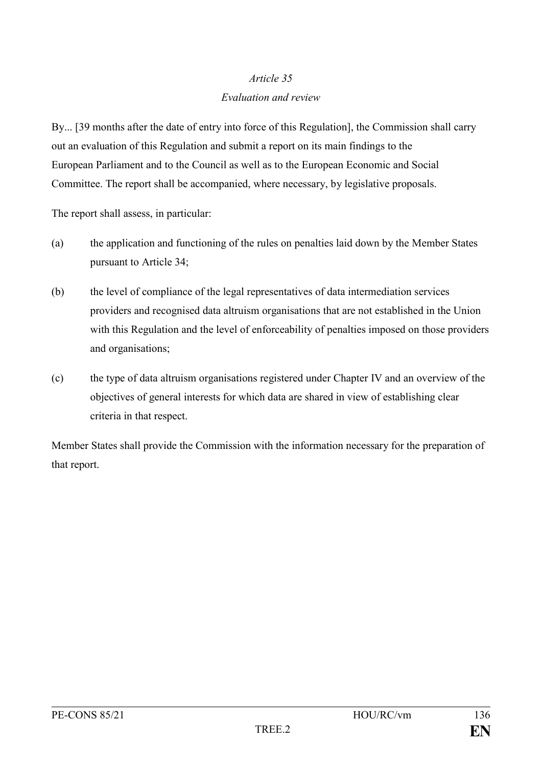*Article 35*

*Evaluation and review*

By... [39 months after the date of entry into force of this Regulation], the Commission shall carry out an evaluation of this Regulation and submit a report on its main findings to the European Parliament and to the Council as well as to the European Economic and Social Committee. The report shall be accompanied, where necessary, by legislative proposals.

The report shall assess, in particular:

(a) the application and functioning of the rules on penalties laid down by the Member States pursuant to Article 34;

(b) the level of compliance of the legal representatives of data intermediation services providers and recognised data altruism organisations that are not established in the Union with this Regulation and the level of enforceability of penalties imposed on those providers and organisations;

(c) the type of data altruism organisations registered under Chapter IV and an overview of the objectives of general interests for which data are shared in view of establishing clear criteria in that respect.

Member States shall provide the Commission with the information necessary for the preparation of that report.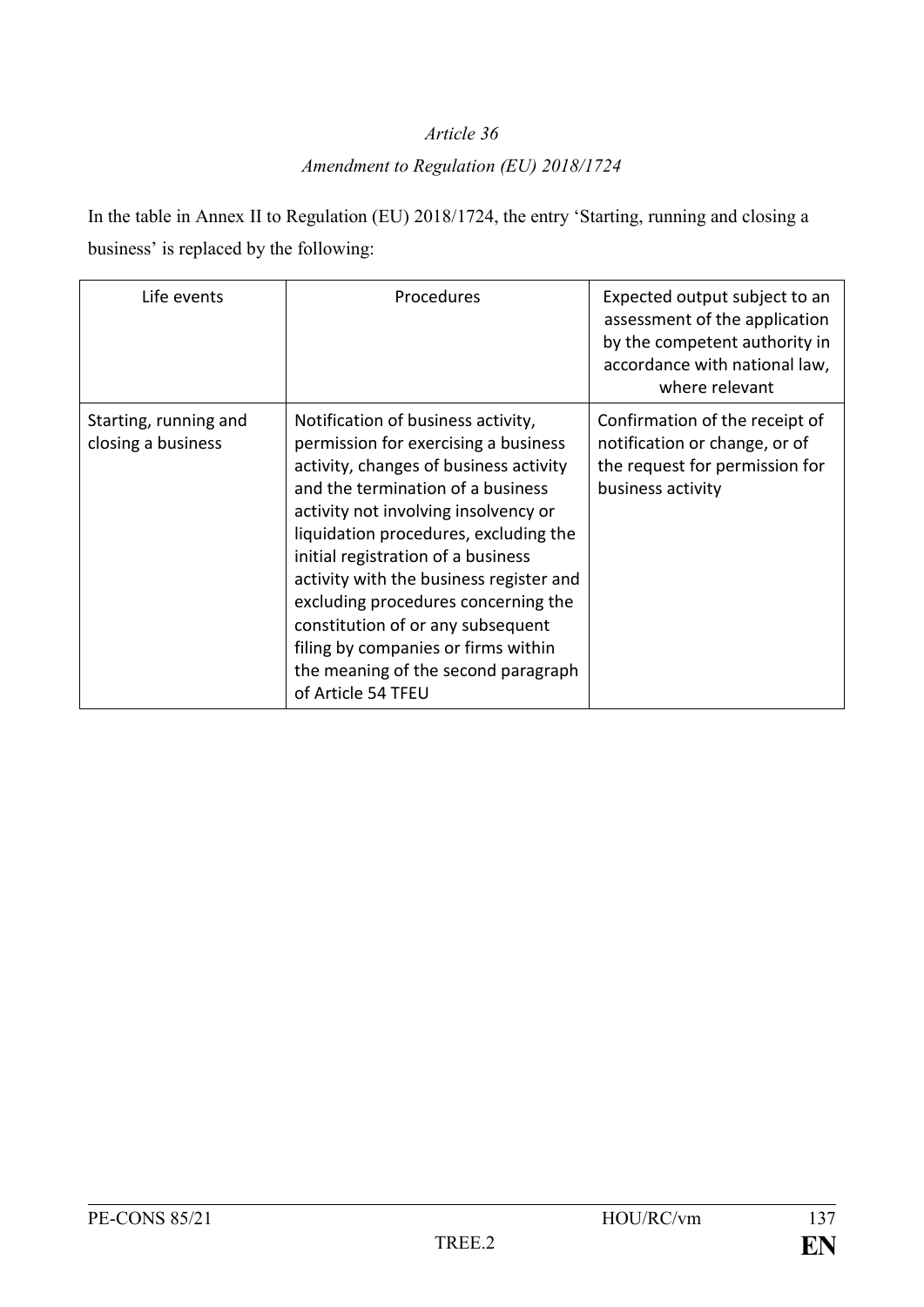*Article 36*

*Amendment to Regulation (EU) 2018/1724*

In the table in Annex II to Regulation (EU) 2018/1724, the entry 'Starting, running and closing a business' is replaced by the following:

| Life events | Procedures | Expected output subject to an assessment of the application by the competent authority in accordance with national law, where relevant |
|---|---|---|
| Starting, running and closing a business | Notification of business activity, permission for exercising a business activity, changes of business activity and the termination of a business activity not involving insolvency or liquidation procedures, excluding the initial registration of a business activity with the business register and excluding procedures concerning the constitution of or any subsequent filing by companies or firms within the meaning of the second paragraph of Article 54 TFEU | Confirmation of the receipt of notification or change, or of the request for permission for business activity |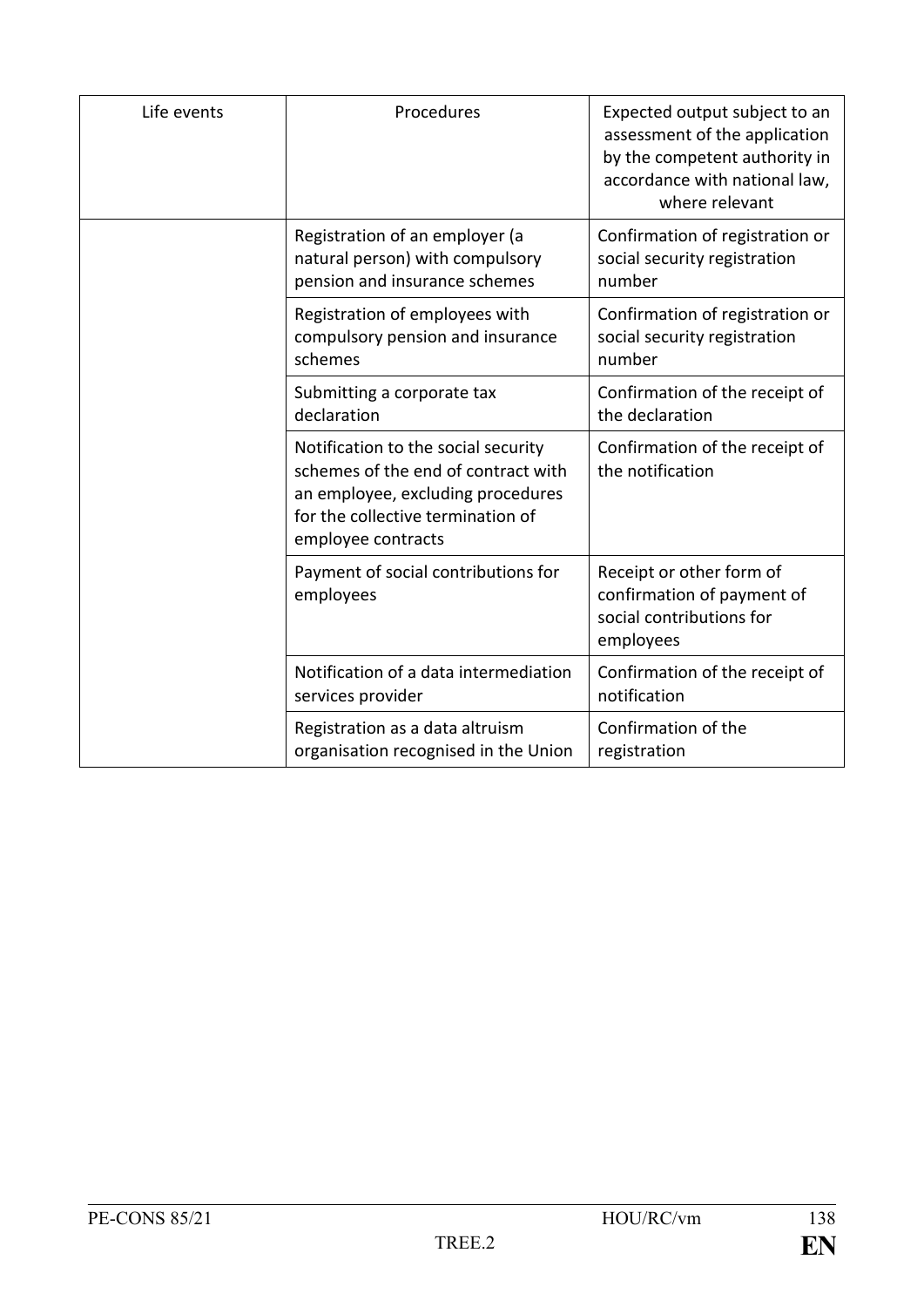| Life events | Procedures | Expected output subject to an assessment of the application by the competent authority in accordance with national law, where relevant |
|---|---|---|
| | Registration of an employer (a natural person) with compulsory pension and insurance schemes | Confirmation of registration or social security registration number |
| | Registration of employees with compulsory pension and insurance schemes | Confirmation of registration or social security registration number |
| | Submitting a corporate tax declaration | Confirmation of the receipt of the declaration |
| | Notification to the social security schemes of the end of contract with an employee, excluding procedures for the collective termination of employee contracts | Confirmation of the receipt of the notification |
| | Payment of social contributions for employees | Receipt or other form of confirmation of payment of social contributions for employees |
| | Notification of a data intermediation services provider | Confirmation of the receipt of notification |
| | Registration as a data altruism organisation recognised in the Union | Confirmation of the registration |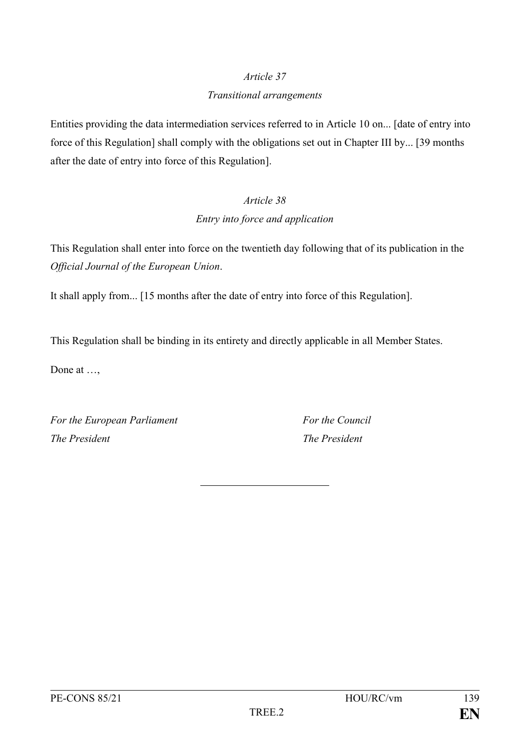*Article 37*

*Transitional arrangements*

Entities providing the data intermediation services referred to in Article 10 on... [date of entry into force of this Regulation] shall comply with the obligations set out in Chapter III by... [39 months after the date of entry into force of this Regulation].

*Article 38*

*Entry into force and application*

This Regulation shall enter into force on the twentieth day following that of its publication in the *Official Journal of the European Union*.

It shall apply from... [15 months after the date of entry into force of this Regulation].

This Regulation shall be binding in its entirety and directly applicable in all Member States.

Done at …,

*For the European Parliament*
*The President*

*For the Council*
*The President*